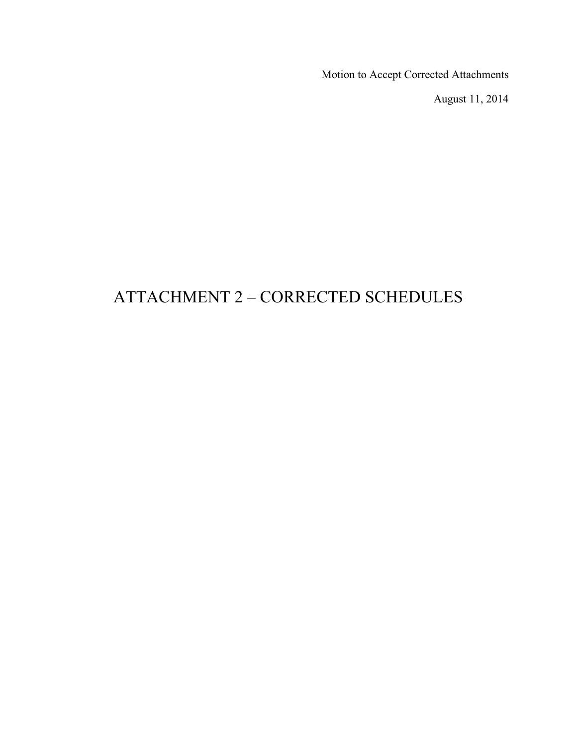Motion to Accept Corrected Attachments

August 11, 2014

# ATTACHMENT 2 – CORRECTED SCHEDULES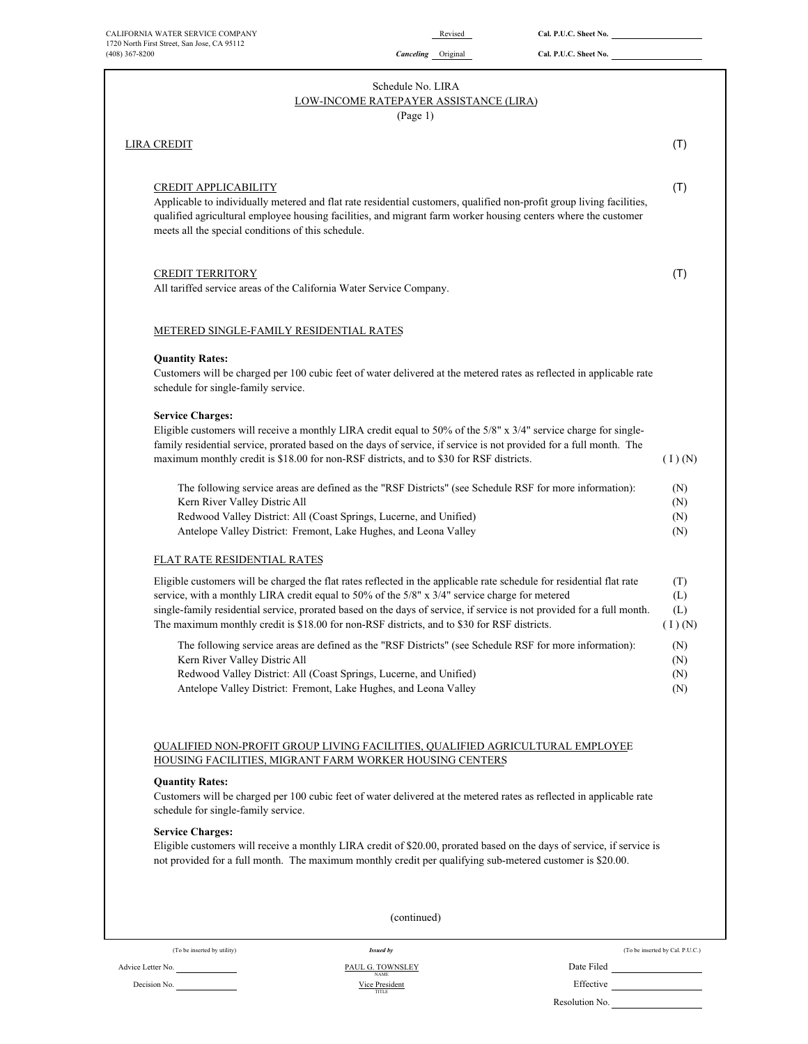CALIFORNIA WATER SERVICE COMPANY
1720 North First Street, San Jose, CA 95112
(408) 367-8200

Revised — Cal. P.U.C. Sheet No.
Canceling Original — Cal. P.U.C. Sheet No.

Schedule No. LIRA
LOW-INCOME RATEPAYER ASSISTANCE (LIRA)
(Page 1)

## LIRA CREDIT (T)

### CREDIT APPLICABILITY (T)

Applicable to individually metered and flat rate residential customers, qualified non-profit group living facilities, qualified agricultural employee housing facilities, and migrant farm worker housing centers where the customer meets all the special conditions of this schedule.

### CREDIT TERRITORY (T)

All tariffed service areas of the California Water Service Company.

### METERED SINGLE-FAMILY RESIDENTIAL RATES

**Quantity Rates:**
Customers will be charged per 100 cubic feet of water delivered at the metered rates as reflected in applicable rate schedule for single-family service.

**Service Charges:**
Eligible customers will receive a monthly LIRA credit equal to 50% of the 5/8" x 3/4" service charge for single-family residential service, prorated based on the days of service, if service is not provided for a full month. The maximum monthly credit is $18.00 for non-RSF districts, and to $30 for RSF districts. (I) (N)

The following service areas are defined as the "RSF Districts" (see Schedule RSF for more information): (N)
Kern River Valley Distric All (N)
Redwood Valley District: All (Coast Springs, Lucerne, and Unified) (N)
Antelope Valley District: Fremont, Lake Hughes, and Leona Valley (N)

### FLAT RATE RESIDENTIAL RATES

Eligible customers will be charged the flat rates reflected in the applicable rate schedule for residential flat rate service, with a monthly LIRA credit equal to 50% of the 5/8" x 3/4" service charge for metered single-family residential service, prorated based on the days of service, if service is not provided for a full month. The maximum monthly credit is $18.00 for non-RSF districts, and to $30 for RSF districts. (T) (L) (L) (I) (N)

The following service areas are defined as the "RSF Districts" (see Schedule RSF for more information): (N)
Kern River Valley Distric All (N)
Redwood Valley District: All (Coast Springs, Lucerne, and Unified) (N)
Antelope Valley District: Fremont, Lake Hughes, and Leona Valley (N)

### QUALIFIED NON-PROFIT GROUP LIVING FACILITIES, QUALIFIED AGRICULTURAL EMPLOYEE HOUSING FACILITIES, MIGRANT FARM WORKER HOUSING CENTERS

**Quantity Rates:**
Customers will be charged per 100 cubic feet of water delivered at the metered rates as reflected in applicable rate schedule for single-family service.

**Service Charges:**
Eligible customers will receive a monthly LIRA credit of $20.00, prorated based on the days of service, if service is not provided for a full month. The maximum monthly credit per qualifying sub-metered customer is $20.00.

(continued)

(To be inserted by utility) Advice Letter No. — Decision No.
*Issued by* PAUL G. TOWNSLEY, NAME — Vice President, TITLE
(To be inserted by Cal. P.U.C.) Date Filed — Effective — Resolution No.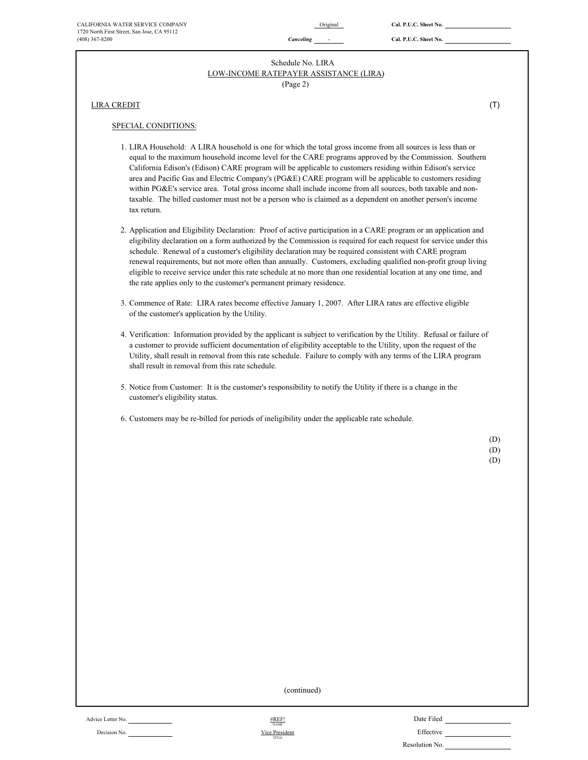CALIFORNIA WATER SERVICE COMPANY
1720 North First Street, San Jose, CA 95112
(408) 367-8200

Original — Cal. P.U.C. Sheet No.

*Canceling* - — Cal. P.U.C. Sheet No.

Schedule No. LIRA

LOW-INCOME RATEPAYER ASSISTANCE (LIRA)

(Page 2)

LIRA CREDIT (T)

SPECIAL CONDITIONS:

1. LIRA Household: A LIRA household is one for which the total gross income from all sources is less than or equal to the maximum household income level for the CARE programs approved by the Commission. Southern California Edison's (Edison) CARE program will be applicable to customers residing within Edison's service area and Pacific Gas and Electric Company's (PG&E) CARE program will be applicable to customers residing within PG&E's service area. Total gross income shall include income from all sources, both taxable and non-taxable. The billed customer must not be a person who is claimed as a dependent on another person's income tax return.

2. Application and Eligibility Declaration: Proof of active participation in a CARE program or an application and eligibility declaration on a form authorized by the Commission is required for each request for service under this schedule. Renewal of a customer's eligibility declaration may be required consistent with CARE program renewal requirements, but not more often than annually. Customers, excluding qualified non-profit group living eligible to receive service under this rate schedule at no more than one residential location at any one time, and the rate applies only to the customer's permanent primary residence.

3. Commence of Rate: LIRA rates become effective January 1, 2007. After LIRA rates are effective eligible of the customer's application by the Utility.

4. Verification: Information provided by the applicant is subject to verification by the Utility. Refusal or failure of a customer to provide sufficient documentation of eligibility acceptable to the Utility, upon the request of the Utility, shall result in removal from this rate schedule. Failure to comply with any terms of the LIRA program shall result in removal from this rate schedule.

5. Notice from Customer: It is the customer's responsibility to notify the Utility if there is a change in the customer's eligibility status.

6. Customers may be re-billed for periods of ineligibility under the applicable rate schedule.

(D)
(D)
(D)

(continued)

Advice Letter No. — #REF! (NAME) — Date Filed

Decision No. — Vice President (TITLE) — Effective

Resolution No.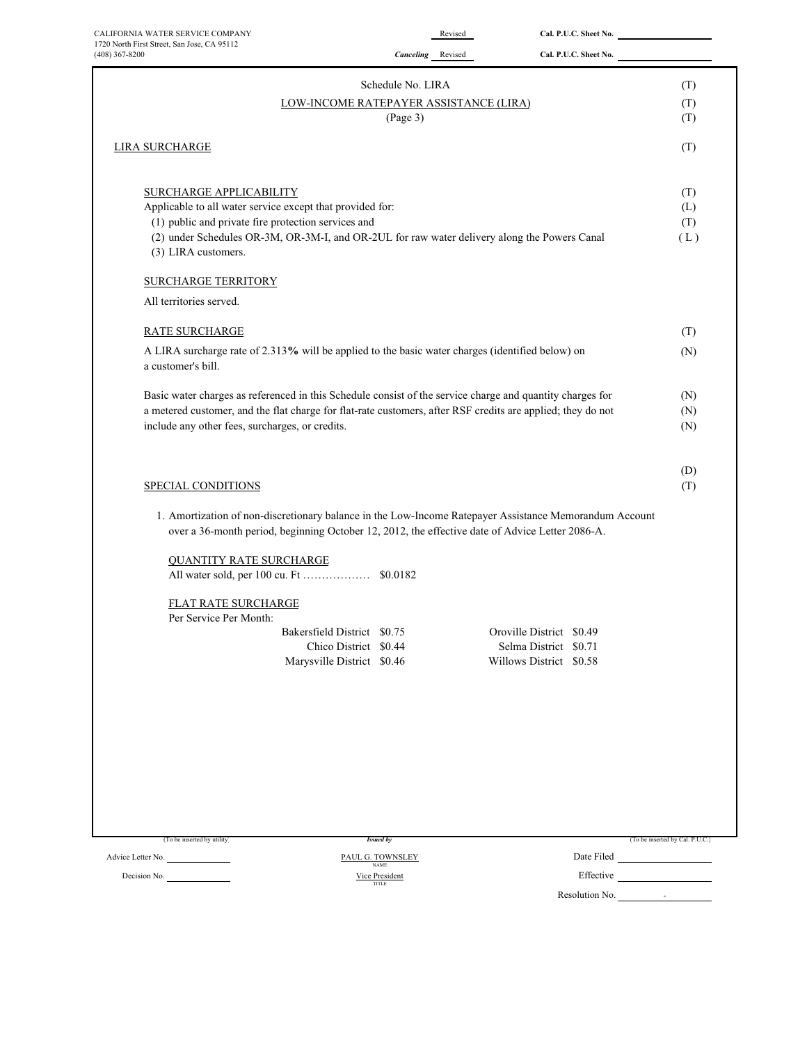CALIFORNIA WATER SERVICE COMPANY
1720 North First Street, San Jose, CA 95112
(408) 367-8200

Revised Cal. P.U.C. Sheet No.
*Canceling* Revised Cal. P.U.C. Sheet No.

Schedule No. LIRA (T)

LOW-INCOME RATEPAYER ASSISTANCE (LIRA) (T)

(Page 3) (T)

LIRA SURCHARGE (T)

SURCHARGE APPLICABILITY (T)

Applicable to all water service except that provided for: (L)

(1) public and private fire protection services and (T)

(2) under Schedules OR-3M, OR-3M-I, and OR-2UL for raw water delivery along the Powers Canal (L)

(3) LIRA customers.

SURCHARGE TERRITORY

All territories served.

RATE SURCHARGE (T)

A LIRA surcharge rate of 2.313**%** will be applied to the basic water charges (identified below) on a customer's bill. (N)

Basic water charges as referenced in this Schedule consist of the service charge and quantity charges for a metered customer, and the flat charge for flat-rate customers, after RSF credits are applied; they do not include any other fees, surcharges, or credits. (N) (N) (N)

(D)

SPECIAL CONDITIONS (T)

1. Amortization of non-discretionary balance in the Low-Income Ratepayer Assistance Memorandum Account over a 36-month period, beginning October 12, 2012, the effective date of Advice Letter 2086-A.

QUANTITY RATE SURCHARGE

All water sold, per 100 cu. Ft ……………… $0.0182

FLAT RATE SURCHARGE

Per Service Per Month:

| District | Amount | District | Amount |
|---|---|---|---|
| Bakersfield District | $0.75 | Oroville District | $0.49 |
| Chico District | $0.44 | Selma District | $0.71 |
| Marysville District | $0.46 | Willows District | $0.58 |

(To be inserted by utility) *Issued by* (To be inserted by Cal. P.U.C.)

Advice Letter No. PAUL G. TOWNSLEY (NAME) Date Filed

Decision No. Vice President (TITLE) Effective

Resolution No. -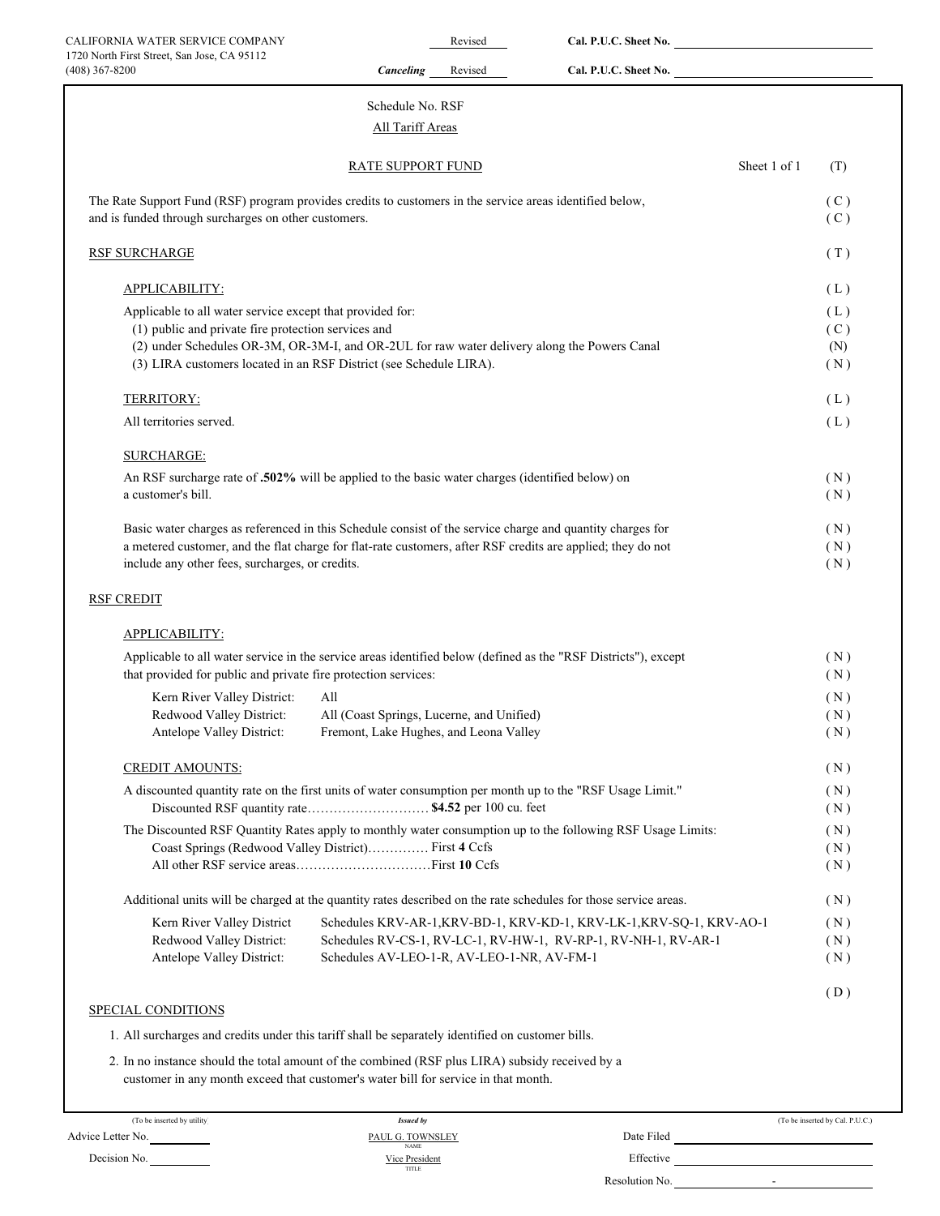CALIFORNIA WATER SERVICE COMPANY
1720 North First Street, San Jose, CA 95112
(408) 367-8200

Revised — **Cal. P.U.C. Sheet No.**

***Canceling*** Revised — **Cal. P.U.C. Sheet No.**

Schedule No. RSF

All Tariff Areas

## RATE SUPPORT FUND

Sheet 1 of 1 (T)

The Rate Support Fund (RSF) program provides credits to customers in the service areas identified below, and is funded through surcharges on other customers. (C)

### RSF SURCHARGE (T)

APPLICABILITY: (L)

Applicable to all water service except that provided for: (L)

(1) public and private fire protection services and (C)

(2) under Schedules OR-3M, OR-3M-I, and OR-2UL for raw water delivery along the Powers Canal (N)

(3) LIRA customers located in an RSF District (see Schedule LIRA). (N)

TERRITORY: (L)

All territories served. (L)

SURCHARGE:

An RSF surcharge rate of **.502%** will be applied to the basic water charges (identified below) on a customer's bill. (N)

Basic water charges as referenced in this Schedule consist of the service charge and quantity charges for a metered customer, and the flat charge for flat-rate customers, after RSF credits are applied; they do not include any other fees, surcharges, or credits. (N)

### RSF CREDIT

APPLICABILITY:

Applicable to all water service in the service areas identified below (defined as the "RSF Districts"), except that provided for public and private fire protection services: (N)

| | | |
|---|---|---|
| Kern River Valley District: | All | (N) |
| Redwood Valley District: | All (Coast Springs, Lucerne, and Unified) | (N) |
| Antelope Valley District: | Fremont, Lake Hughes, and Leona Valley | (N) |

CREDIT AMOUNTS: (N)

A discounted quantity rate on the first units of water consumption per month up to the "RSF Usage Limit." (N)

Discounted RSF quantity rate………………………. **$4.52** per 100 cu. feet (N)

The Discounted RSF Quantity Rates apply to monthly water consumption up to the following RSF Usage Limits: (N)

Coast Springs (Redwood Valley District)…………. First **4** Ccfs (N)

All other RSF service areas…………………………First **10** Ccfs (N)

Additional units will be charged at the quantity rates described on the rate schedules for those service areas. (N)

| | | |
|---|---|---|
| Kern River Valley District | Schedules KRV-AR-1,KRV-BD-1, KRV-KD-1, KRV-LK-1,KRV-SQ-1, KRV-AO-1 | (N) |
| Redwood Valley District: | Schedules RV-CS-1, RV-LC-1, RV-HW-1, RV-RP-1, RV-NH-1, RV-AR-1 | (N) |
| Antelope Valley District: | Schedules AV-LEO-1-R, AV-LEO-1-NR, AV-FM-1 | (N) |

(D)

### SPECIAL CONDITIONS

1. All surcharges and credits under this tariff shall be separately identified on customer bills.
2. In no instance should the total amount of the combined (RSF plus LIRA) subsidy received by a customer in any month exceed that customer's water bill for service in that month.

(To be inserted by utility) — Advice Letter No. — Decision No.

*Issued by* PAUL G. TOWNSLEY, NAME — Vice President, TITLE

(To be inserted by Cal. P.U.C.) — Date Filed — Effective — Resolution No. -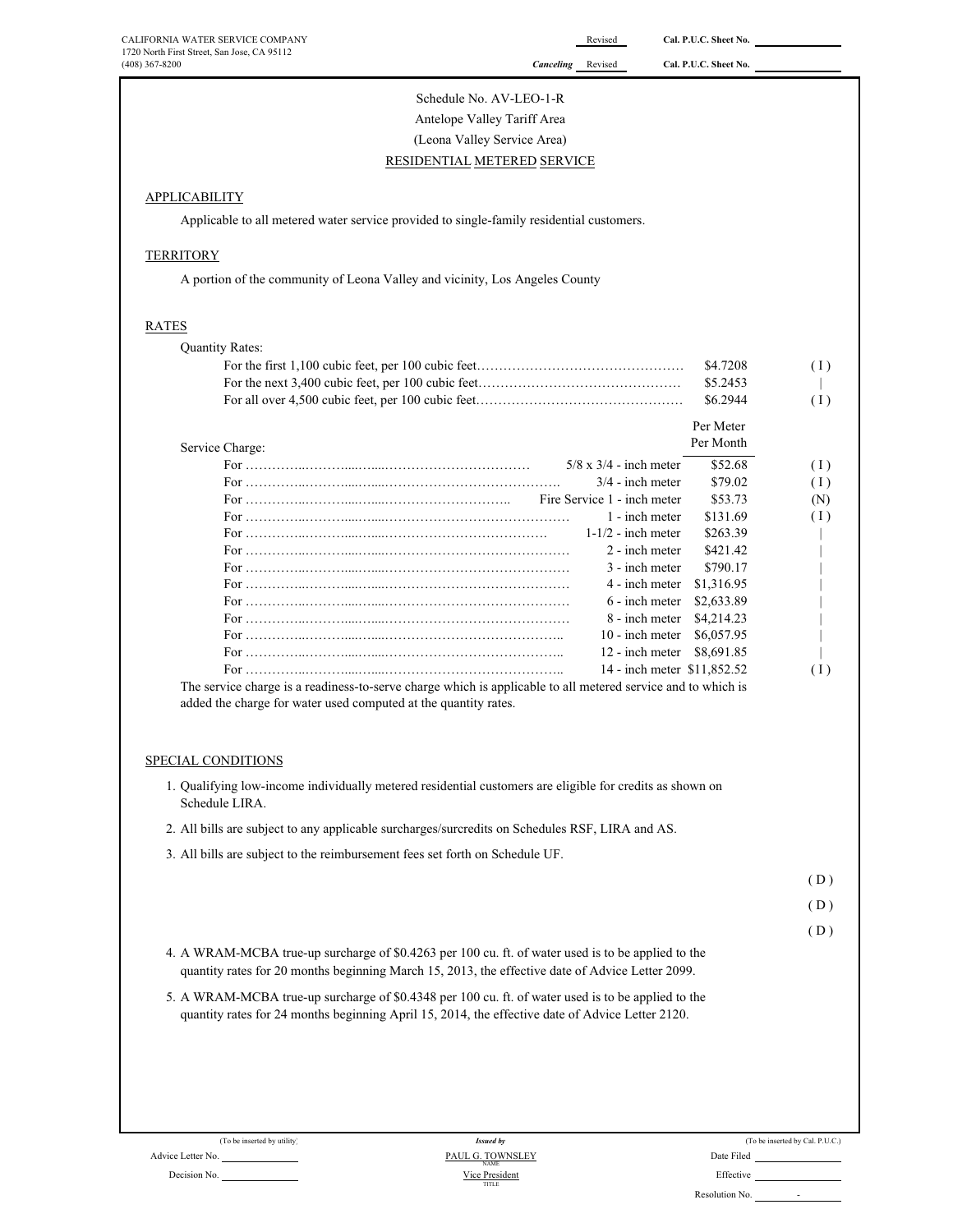CALIFORNIA WATER SERVICE COMPANY
1720 North First Street, San Jose, CA 95112
(408) 367-8200

Revised — Cal. P.U.C. Sheet No. ____
*Canceling* Revised — Cal. P.U.C. Sheet No. ____

Schedule No. AV-LEO-1-R
Antelope Valley Tariff Area
(Leona Valley Service Area)
RESIDENTIAL METERED SERVICE

## APPLICABILITY

Applicable to all metered water service provided to single-family residential customers.

## TERRITORY

A portion of the community of Leona Valley and vicinity, Los Angeles County

## RATES

Quantity Rates:

| | | |
|---|---|---|
| For the first 1,100 cubic feet, per 100 cubic feet………………………………………… | $4.7208 | ( I ) |
| For the next 3,400 cubic feet, per 100 cubic feet……………………………………… | $5.2453 | \| |
| For all over 4,500 cubic feet, per 100 cubic feet………………………………………… | $6.2944 | ( I ) |

Service Charge:

| | | Per Meter Per Month | |
|---|---|---|---|
| For ………………………………………………… | 5/8 x 3/4 - inch meter | $52.68 | ( I ) |
| For ………………………………………………… | 3/4 - inch meter | $79.02 | ( I ) |
| For ………………………………………………… | Fire Service 1 - inch meter | $53.73 | (N) |
| For ………………………………………………… | 1 - inch meter | $131.69 | ( I ) |
| For ………………………………………………… | 1-1/2 - inch meter | $263.39 | \| |
| For ………………………………………………… | 2 - inch meter | $421.42 | \| |
| For ………………………………………………… | 3 - inch meter | $790.17 | \| |
| For ………………………………………………… | 4 - inch meter | $1,316.95 | \| |
| For ………………………………………………… | 6 - inch meter | $2,633.89 | \| |
| For ………………………………………………… | 8 - inch meter | $4,214.23 | \| |
| For ………………………………………………… | 10 - inch meter | $6,057.95 | \| |
| For ………………………………………………… | 12 - inch meter | $8,691.85 | \| |
| For ………………………………………………… | 14 - inch meter | $11,852.52 | ( I ) |

The service charge is a readiness-to-serve charge which is applicable to all metered service and to which is added the charge for water used computed at the quantity rates.

## SPECIAL CONDITIONS

1. Qualifying low-income individually metered residential customers are eligible for credits as shown on Schedule LIRA.
2. All bills are subject to any applicable surcharges/surcredits on Schedules RSF, LIRA and AS.
3. All bills are subject to the reimbursement fees set forth on Schedule UF.

( D )
( D )
( D )

4. A WRAM-MCBA true-up surcharge of $0.4263 per 100 cu. ft. of water used is to be applied to the quantity rates for 20 months beginning March 15, 2013, the effective date of Advice Letter 2099.
5. A WRAM-MCBA true-up surcharge of $0.4348 per 100 cu. ft. of water used is to be applied to the quantity rates for 24 months beginning April 15, 2014, the effective date of Advice Letter 2120.

(To be inserted by utility)
Advice Letter No. ____
Decision No. ____

*Issued by*
PAUL G. TOWNSLEY
NAME
Vice President
TITLE

(To be inserted by Cal. P.U.C.)
Date Filed ____
Effective ____
Resolution No. ____ -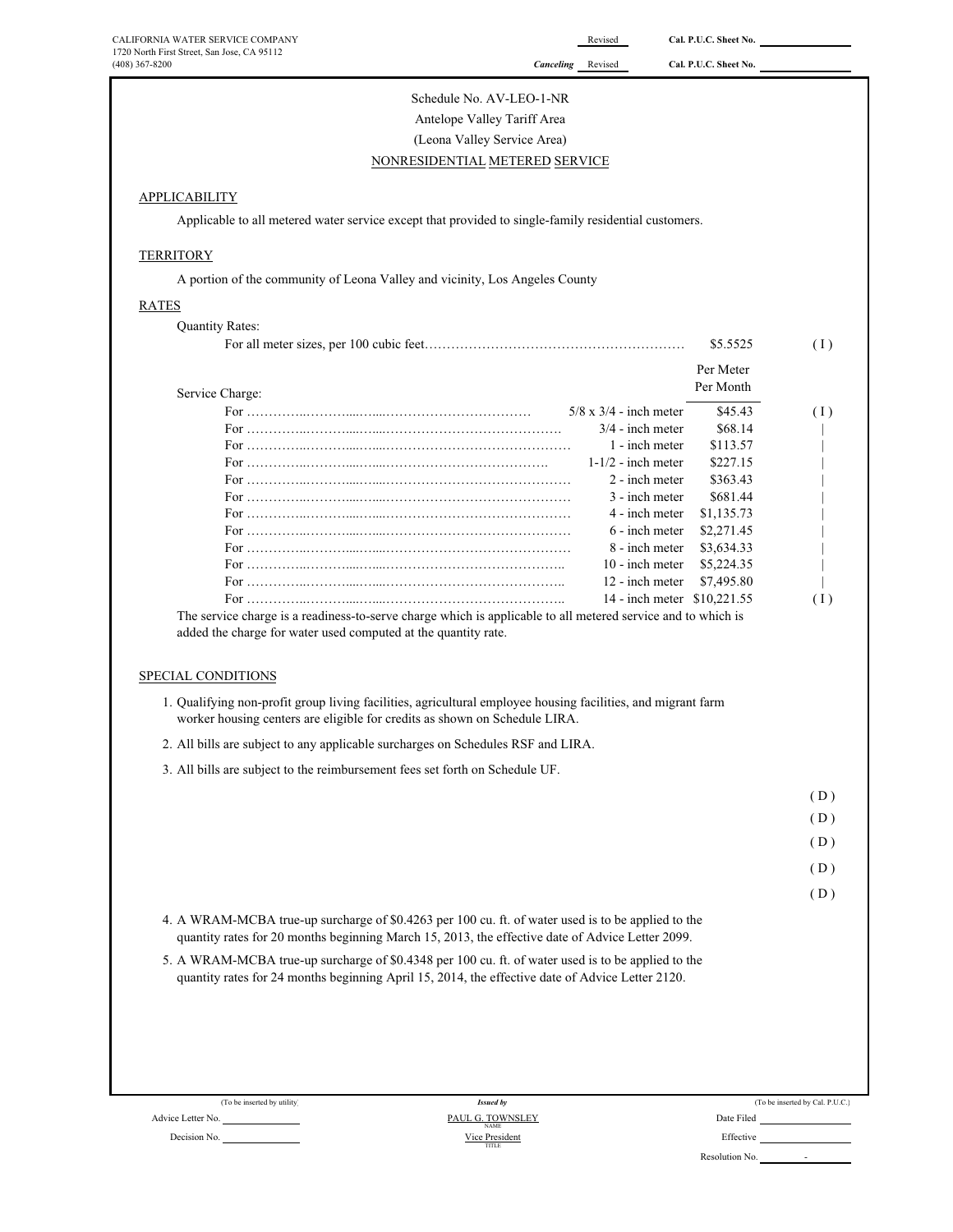CALIFORNIA WATER SERVICE COMPANY
1720 North First Street, San Jose, CA 95112
(408) 367-8200

Revised Cal. P.U.C. Sheet No.
Canceling Revised Cal. P.U.C. Sheet No.

Schedule No. AV-LEO-1-NR
Antelope Valley Tariff Area
(Leona Valley Service Area)
NONRESIDENTIAL METERED SERVICE

## APPLICABILITY

Applicable to all metered water service except that provided to single-family residential customers.

## TERRITORY

A portion of the community of Leona Valley and vicinity, Los Angeles County

## RATES

Quantity Rates:

For all meter sizes, per 100 cubic feet………………………………………………… $5.5525 (I)

Service Charge:

| | | Per Meter Per Month | |
|---|---|---|---|
| For ……………………………… | 5/8 x 3/4 - inch meter | $45.43 | (I) |
| For ……………………………… | 3/4 - inch meter | $68.14 | \| |
| For ……………………………… | 1 - inch meter | $113.57 | \| |
| For ……………………………… | 1-1/2 - inch meter | $227.15 | \| |
| For ……………………………… | 2 - inch meter | $363.43 | \| |
| For ……………………………… | 3 - inch meter | $681.44 | \| |
| For ……………………………… | 4 - inch meter | $1,135.73 | \| |
| For ……………………………… | 6 - inch meter | $2,271.45 | \| |
| For ……………………………… | 8 - inch meter | $3,634.33 | \| |
| For ……………………………… | 10 - inch meter | $5,224.35 | \| |
| For ……………………………… | 12 - inch meter | $7,495.80 | \| |
| For ……………………………… | 14 - inch meter | $10,221.55 | (I) |

The service charge is a readiness-to-serve charge which is applicable to all metered service and to which is added the charge for water used computed at the quantity rate.

## SPECIAL CONDITIONS

1. Qualifying non-profit group living facilities, agricultural employee housing facilities, and migrant farm worker housing centers are eligible for credits as shown on Schedule LIRA.
2. All bills are subject to any applicable surcharges on Schedules RSF and LIRA.
3. All bills are subject to the reimbursement fees set forth on Schedule UF.

(D)
(D)
(D)
(D)
(D)

4. A WRAM-MCBA true-up surcharge of $0.4263 per 100 cu. ft. of water used is to be applied to the quantity rates for 20 months beginning March 15, 2013, the effective date of Advice Letter 2099.
5. A WRAM-MCBA true-up surcharge of $0.4348 per 100 cu. ft. of water used is to be applied to the quantity rates for 24 months beginning April 15, 2014, the effective date of Advice Letter 2120.

(To be inserted by utility) Advice Letter No. ______ Decision No. ______

*Issued by* PAUL G. TOWNSLEY, NAME; Vice President, TITLE

(To be inserted by Cal. P.U.C.) Date Filed ______ Effective ______ Resolution No. -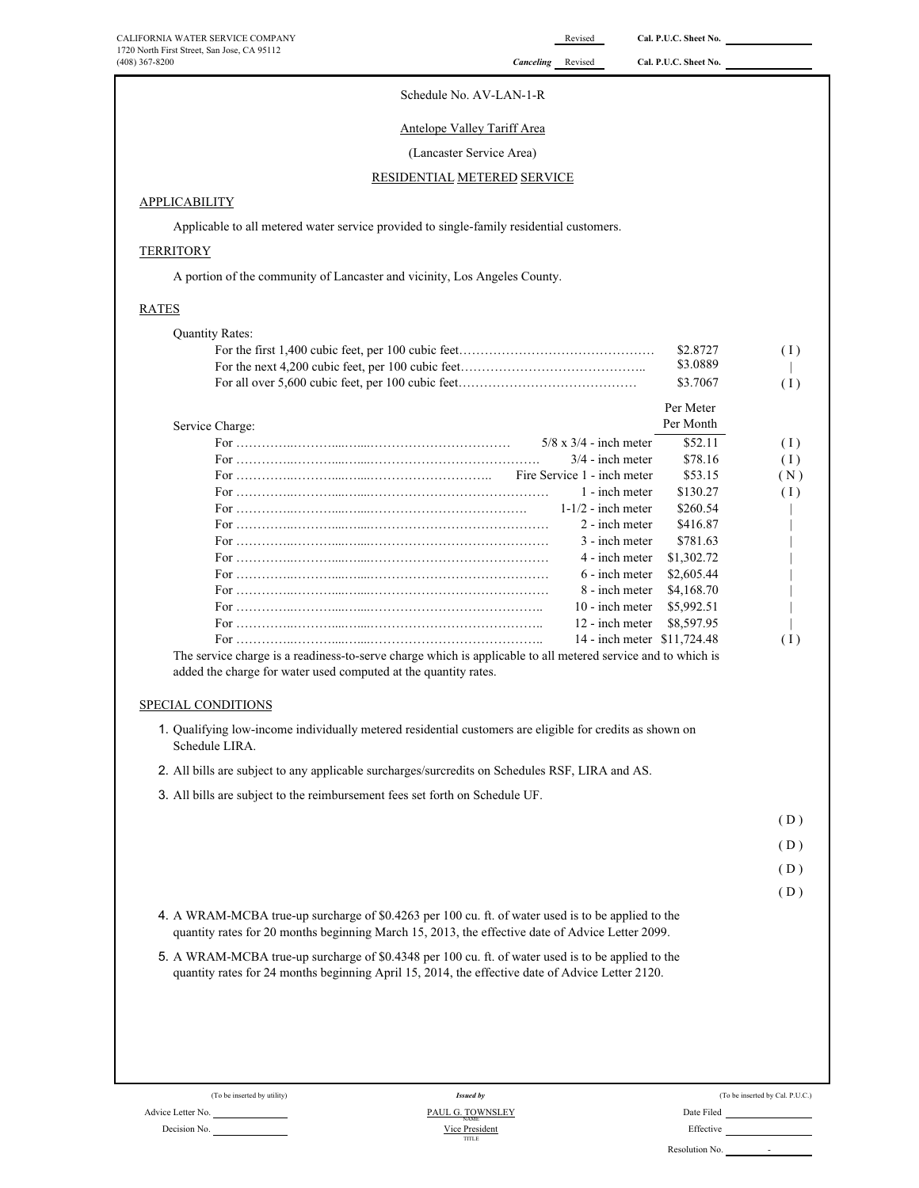CALIFORNIA WATER SERVICE COMPANY
1720 North First Street, San Jose, CA 95112
(408) 367-8200

Revised — Cal. P.U.C. Sheet No. ______

*Canceling* Revised — Cal. P.U.C. Sheet No. ______

Schedule No. AV-LAN-1-R

Antelope Valley Tariff Area

(Lancaster Service Area)

RESIDENTIAL METERED SERVICE

## APPLICABILITY

Applicable to all metered water service provided to single-family residential customers.

## TERRITORY

A portion of the community of Lancaster and vicinity, Los Angeles County.

## RATES

Quantity Rates:

| | Rate | |
|---|---|---|
| For the first 1,400 cubic feet, per 100 cubic feet | $2.8727 | ( I ) |
| For the next 4,200 cubic feet, per 100 cubic feet | $3.0889 | \| |
| For all over 5,600 cubic feet, per 100 cubic feet | $3.7067 | ( I ) |

Service Charge:

| For | Meter | Per Meter Per Month | |
|---|---|---|---|
| For | 5/8 x 3/4 - inch meter | $52.11 | ( I ) |
| For | 3/4 - inch meter | $78.16 | ( I ) |
| For | Fire Service 1 - inch meter | $53.15 | ( N ) |
| For | 1 - inch meter | $130.27 | ( I ) |
| For | 1-1/2 - inch meter | $260.54 | \| |
| For | 2 - inch meter | $416.87 | \| |
| For | 3 - inch meter | $781.63 | \| |
| For | 4 - inch meter | $1,302.72 | \| |
| For | 6 - inch meter | $2,605.44 | \| |
| For | 8 - inch meter | $4,168.70 | \| |
| For | 10 - inch meter | $5,992.51 | \| |
| For | 12 - inch meter | $8,597.95 | \| |
| For | 14 - inch meter | $11,724.48 | ( I ) |

The service charge is a readiness-to-serve charge which is applicable to all metered service and to which is added the charge for water used computed at the quantity rates.

## SPECIAL CONDITIONS

1. Qualifying low-income individually metered residential customers are eligible for credits as shown on Schedule LIRA.
2. All bills are subject to any applicable surcharges/surcredits on Schedules RSF, LIRA and AS.
3. All bills are subject to the reimbursement fees set forth on Schedule UF.

( D )

( D )

( D )

( D )

4. A WRAM-MCBA true-up surcharge of $0.4263 per 100 cu. ft. of water used is to be applied to the quantity rates for 20 months beginning March 15, 2013, the effective date of Advice Letter 2099.
5. A WRAM-MCBA true-up surcharge of $0.4348 per 100 cu. ft. of water used is to be applied to the quantity rates for 24 months beginning April 15, 2014, the effective date of Advice Letter 2120.

(To be inserted by utility)
Advice Letter No. ______
Decision No. ______

*Issued by*
PAUL G. TOWNSLEY
NAME
Vice President
TITLE

(To be inserted by Cal. P.U.C.)
Date Filed ______
Effective ______
Resolution No. ______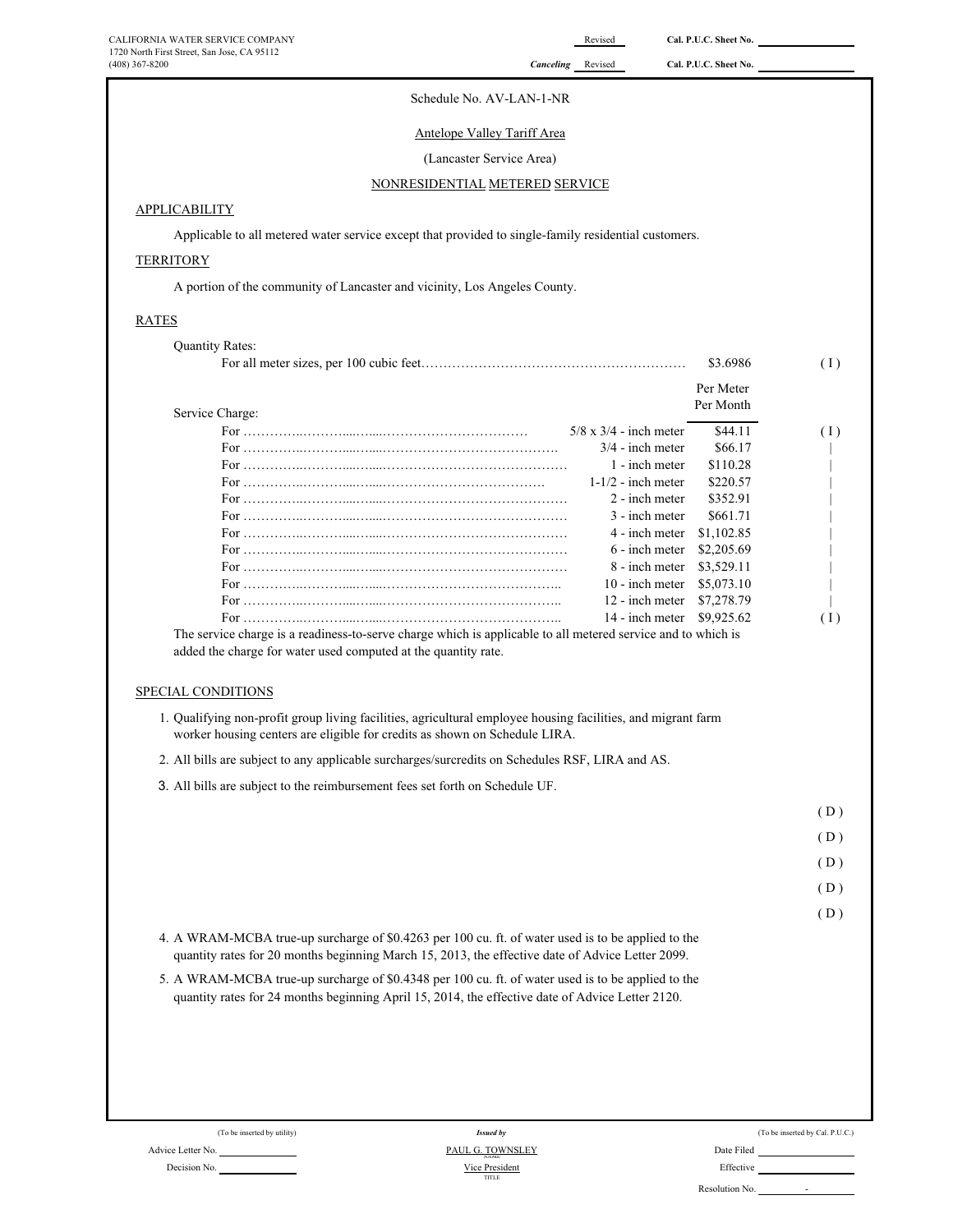CALIFORNIA WATER SERVICE COMPANY
1720 North First Street, San Jose, CA 95112
(408) 367-8200

Revised Cal. P.U.C. Sheet No. ____
*Canceling* Revised Cal. P.U.C. Sheet No. ____

Schedule No. AV-LAN-1-NR

Antelope Valley Tariff Area

(Lancaster Service Area)

NONRESIDENTIAL METERED SERVICE

## APPLICABILITY

Applicable to all metered water service except that provided to single-family residential customers.

## TERRITORY

A portion of the community of Lancaster and vicinity, Los Angeles County.

## RATES

Quantity Rates:

For all meter sizes, per 100 cubic feet…………………………………………………… $3.6986 (I)

Service Charge:

| | Meter Size | Per Meter Per Month | |
|---|---|---|---|
| For | 5/8 x 3/4 - inch meter | $44.11 | (I) |
| For | 3/4 - inch meter | $66.17 | \| |
| For | 1 - inch meter | $110.28 | \| |
| For | 1-1/2 - inch meter | $220.57 | \| |
| For | 2 - inch meter | $352.91 | \| |
| For | 3 - inch meter | $661.71 | \| |
| For | 4 - inch meter | $1,102.85 | \| |
| For | 6 - inch meter | $2,205.69 | \| |
| For | 8 - inch meter | $3,529.11 | \| |
| For | 10 - inch meter | $5,073.10 | \| |
| For | 12 - inch meter | $7,278.79 | \| |
| For | 14 - inch meter | $9,925.62 | (I) |

The service charge is a readiness-to-serve charge which is applicable to all metered service and to which is added the charge for water used computed at the quantity rate.

## SPECIAL CONDITIONS

1. Qualifying non-profit group living facilities, agricultural employee housing facilities, and migrant farm worker housing centers are eligible for credits as shown on Schedule LIRA.
2. All bills are subject to any applicable surcharges/surcredits on Schedules RSF, LIRA and AS.
3. All bills are subject to the reimbursement fees set forth on Schedule UF.

(D)
(D)
(D)
(D)
(D)

4. A WRAM-MCBA true-up surcharge of $0.4263 per 100 cu. ft. of water used is to be applied to the quantity rates for 20 months beginning March 15, 2013, the effective date of Advice Letter 2099.
5. A WRAM-MCBA true-up surcharge of $0.4348 per 100 cu. ft. of water used is to be applied to the quantity rates for 24 months beginning April 15, 2014, the effective date of Advice Letter 2120.

(To be inserted by utility) Advice Letter No. ____ Decision No. ____

*Issued by* PAUL G. TOWNSLEY (NAME), Vice President (TITLE)

(To be inserted by Cal. P.U.C.) Date Filed ____ Effective ____ Resolution No. -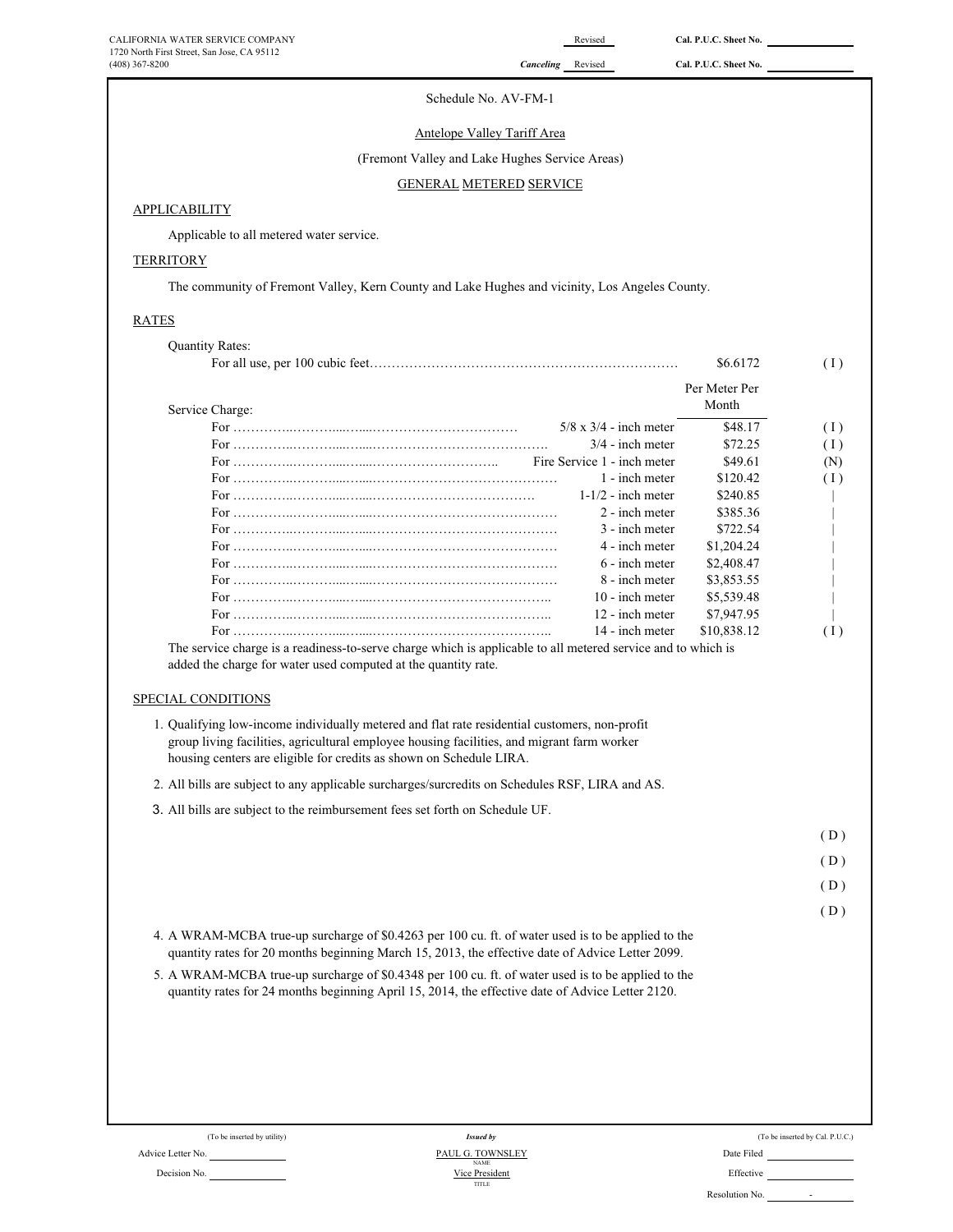CALIFORNIA WATER SERVICE COMPANY
1720 North First Street, San Jose, CA 95112
(408) 367-8200

Revised — Cal. P.U.C. Sheet No.

*Canceling* Revised — Cal. P.U.C. Sheet No.

Schedule No. AV-FM-1

Antelope Valley Tariff Area

(Fremont Valley and Lake Hughes Service Areas)

GENERAL METERED SERVICE

## APPLICABILITY

Applicable to all metered water service.

## TERRITORY

The community of Fremont Valley, Kern County and Lake Hughes and vicinity, Los Angeles County.

## RATES

Quantity Rates:

| | | |
|---|---|---|
| For all use, per 100 cubic feet………………………………………………………… | $6.6172 | ( I ) |

Service Charge:

| | | Per Meter Per Month | |
|---|---|---|---|
| For ………………………………………………… | 5/8 x 3/4 - inch meter | $48.17 | ( I ) |
| For ………………………………………………… | 3/4 - inch meter | $72.25 | ( I ) |
| For ………………………………………………… | Fire Service 1 - inch meter | $49.61 | (N) |
| For ………………………………………………… | 1 - inch meter | $120.42 | ( I ) |
| For ………………………………………………… | 1-1/2 - inch meter | $240.85 | \| |
| For ………………………………………………… | 2 - inch meter | $385.36 | \| |
| For ………………………………………………… | 3 - inch meter | $722.54 | \| |
| For ………………………………………………… | 4 - inch meter | $1,204.24 | \| |
| For ………………………………………………… | 6 - inch meter | $2,408.47 | \| |
| For ………………………………………………… | 8 - inch meter | $3,853.55 | \| |
| For ………………………………………………… | 10 - inch meter | $5,539.48 | \| |
| For ………………………………………………… | 12 - inch meter | $7,947.95 | \| |
| For ………………………………………………… | 14 - inch meter | $10,838.12 | ( I ) |

The service charge is a readiness-to-serve charge which is applicable to all metered service and to which is added the charge for water used computed at the quantity rate.

## SPECIAL CONDITIONS

1. Qualifying low-income individually metered and flat rate residential customers, non-profit group living facilities, agricultural employee housing facilities, and migrant farm worker housing centers are eligible for credits as shown on Schedule LIRA.
2. All bills are subject to any applicable surcharges/surcredits on Schedules RSF, LIRA and AS.
3. All bills are subject to the reimbursement fees set forth on Schedule UF.

( D )
( D )
( D )
( D )

4. A WRAM-MCBA true-up surcharge of $0.4263 per 100 cu. ft. of water used is to be applied to the quantity rates for 20 months beginning March 15, 2013, the effective date of Advice Letter 2099.
5. A WRAM-MCBA true-up surcharge of $0.4348 per 100 cu. ft. of water used is to be applied to the quantity rates for 24 months beginning April 15, 2014, the effective date of Advice Letter 2120.

(To be inserted by utility)
Advice Letter No.
Decision No.

*Issued by*
PAUL G. TOWNSLEY
NAME
Vice President
TITLE

(To be inserted by Cal. P.U.C.)
Date Filed
Effective
Resolution No. -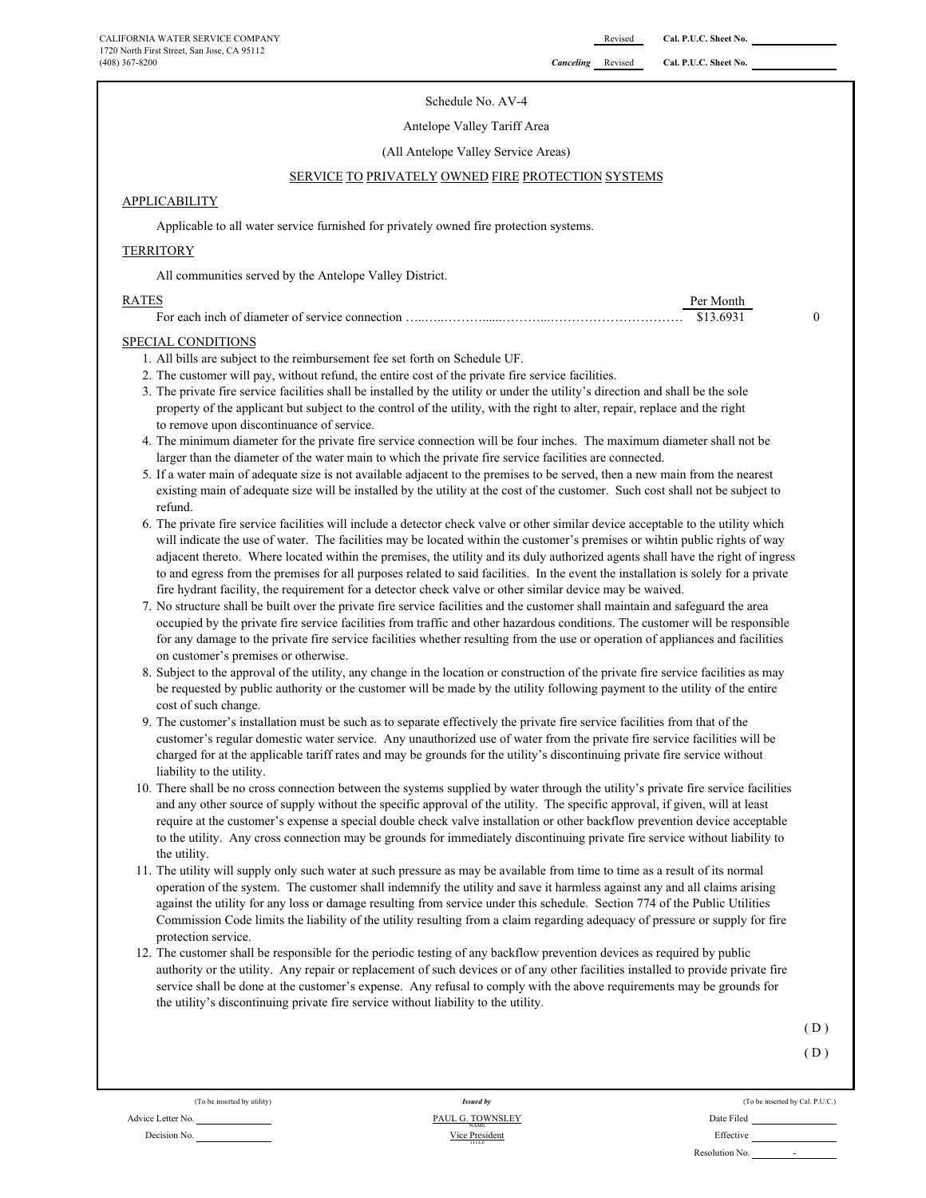CALIFORNIA WATER SERVICE COMPANY
1720 North First Street, San Jose, CA 95112
(408) 367-8200

Revised **Cal. P.U.C. Sheet No.** ______
*Canceling* Revised **Cal. P.U.C. Sheet No.** ______

Schedule No. AV-4

Antelope Valley Tariff Area

(All Antelope Valley Service Areas)

SERVICE TO PRIVATELY OWNED FIRE PROTECTION SYSTEMS

APPLICABILITY

Applicable to all water service furnished for privately owned fire protection systems.

TERRITORY

All communities served by the Antelope Valley District.

RATES

| | Per Month | |
|---|---|---|
| For each inch of diameter of service connection …..…..………......………...………………………… | $13.6931 | 0 |

SPECIAL CONDITIONS

1. All bills are subject to the reimbursement fee set forth on Schedule UF.
2. The customer will pay, without refund, the entire cost of the private fire service facilities.
3. The private fire service facilities shall be installed by the utility or under the utility's direction and shall be the sole property of the applicant but subject to the control of the utility, with the right to alter, repair, replace and the right to remove upon discontinuance of service.
4. The minimum diameter for the private fire service connection will be four inches. The maximum diameter shall not be larger than the diameter of the water main to which the private fire service facilities are connected.
5. If a water main of adequate size is not available adjacent to the premises to be served, then a new main from the nearest existing main of adequate size will be installed by the utility at the cost of the customer. Such cost shall not be subject to refund.
6. The private fire service facilities will include a detector check valve or other similar device acceptable to the utility which will indicate the use of water. The facilities may be located within the customer's premises or wihtin public rights of way adjacent thereto. Where located within the premises, the utility and its duly authorized agents shall have the right of ingress to and egress from the premises for all purposes related to said facilities. In the event the installation is solely for a private fire hydrant facility, the requirement for a detector check valve or other similar device may be waived.
7. No structure shall be built over the private fire service facilities and the customer shall maintain and safeguard the area occupied by the private fire service facilities from traffic and other hazardous conditions. The customer will be responsible for any damage to the private fire service facilities whether resulting from the use or operation of appliances and facilities on customer's premises or otherwise.
8. Subject to the approval of the utility, any change in the location or construction of the private fire service facilities as may be requested by public authority or the customer will be made by the utility following payment to the utility of the entire cost of such change.
9. The customer's installation must be such as to separate effectively the private fire service facilities from that of the customer's regular domestic water service. Any unauthorized use of water from the private fire service facilities will be charged for at the applicable tariff rates and may be grounds for the utility's discontinuing private fire service without liability to the utility.
10. There shall be no cross connection between the systems supplied by water through the utility's private fire service facilities and any other source of supply without the specific approval of the utility. The specific approval, if given, will at least require at the customer's expense a special double check valve installation or other backflow prevention device acceptable to the utility. Any cross connection may be grounds for immediately discontinuing private fire service without liability to the utility.
11. The utility will supply only such water at such pressure as may be available from time to time as a result of its normal operation of the system. The customer shall indemnify the utility and save it harmless against any and all claims arising against the utility for any loss or damage resulting from service under this schedule. Section 774 of the Public Utilities Commission Code limits the liability of the utility resulting from a claim regarding adequacy of pressure or supply for fire protection service.
12. The customer shall be responsible for the periodic testing of any backflow prevention devices as required by public authority or the utility. Any repair or replacement of such devices or of any other facilities installed to provide private fire service shall be done at the customer's expense. Any refusal to comply with the above requirements may be grounds for the utility's discontinuing private fire service without liability to the utility.

( D )

( D )

(To be inserted by utility)
Advice Letter No. ______
Decision No. ______

*Issued by*
PAUL G. TOWNSLEY
NAME
Vice President
TITLE

(To be inserted by Cal. P.U.C.)
Date Filed ______
Effective ______
Resolution No. -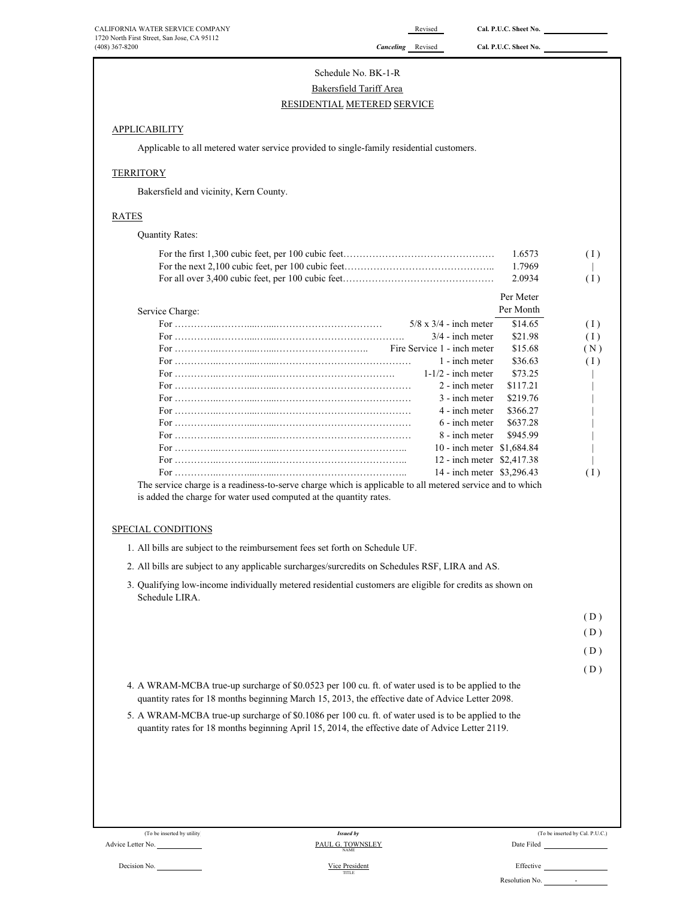CALIFORNIA WATER SERVICE COMPANY
1720 North First Street, San Jose, CA 95112
(408) 367-8200

Revised — Cal. P.U.C. Sheet No.
*Canceling* Revised — Cal. P.U.C. Sheet No.

Schedule No. BK-1-R

Bakersfield Tariff Area

RESIDENTIAL METERED SERVICE

## APPLICABILITY

Applicable to all metered water service provided to single-family residential customers.

## TERRITORY

Bakersfield and vicinity, Kern County.

## RATES

Quantity Rates:

| | | |
|---|---|---|
| For the first 1,300 cubic feet, per 100 cubic feet…… | 1.6573 | (I) |
| For the next 2,100 cubic feet, per 100 cubic feet…… | 1.7969 | \| |
| For all over 3,400 cubic feet, per 100 cubic feet…… | 2.0934 | (I) |

| Service Charge: | | Per Meter Per Month | |
|---|---|---|---|
| For …… | 5/8 x 3/4 - inch meter | $14.65 | (I) |
| For …… | 3/4 - inch meter | $21.98 | (I) |
| For …… | Fire Service 1 - inch meter | $15.68 | (N) |
| For …… | 1 - inch meter | $36.63 | (I) |
| For …… | 1-1/2 - inch meter | $73.25 | \| |
| For …… | 2 - inch meter | $117.21 | \| |
| For …… | 3 - inch meter | $219.76 | \| |
| For …… | 4 - inch meter | $366.27 | \| |
| For …… | 6 - inch meter | $637.28 | \| |
| For …… | 8 - inch meter | $945.99 | \| |
| For …… | 10 - inch meter | $1,684.84 | \| |
| For …… | 12 - inch meter | $2,417.38 | \| |
| For …… | 14 - inch meter | $3,296.43 | (I) |

The service charge is a readiness-to-serve charge which is applicable to all metered service and to which is added the charge for water used computed at the quantity rates.

## SPECIAL CONDITIONS

1. All bills are subject to the reimbursement fees set forth on Schedule UF.
2. All bills are subject to any applicable surcharges/surcredits on Schedules RSF, LIRA and AS.
3. Qualifying low-income individually metered residential customers are eligible for credits as shown on Schedule LIRA.

(D)
(D)
(D)
(D)

4. A WRAM-MCBA true-up surcharge of $0.0523 per 100 cu. ft. of water used is to be applied to the quantity rates for 18 months beginning March 15, 2013, the effective date of Advice Letter 2098.
5. A WRAM-MCBA true-up surcharge of $0.1086 per 100 cu. ft. of water used is to be applied to the quantity rates for 18 months beginning April 15, 2014, the effective date of Advice Letter 2119.

(To be inserted by utility) — *Issued by* — (To be inserted by Cal. P.U.C.)

Advice Letter No. — PAUL G. TOWNSLEY (NAME) — Date Filed

Decision No. — Vice President (TITLE) — Effective

Resolution No. -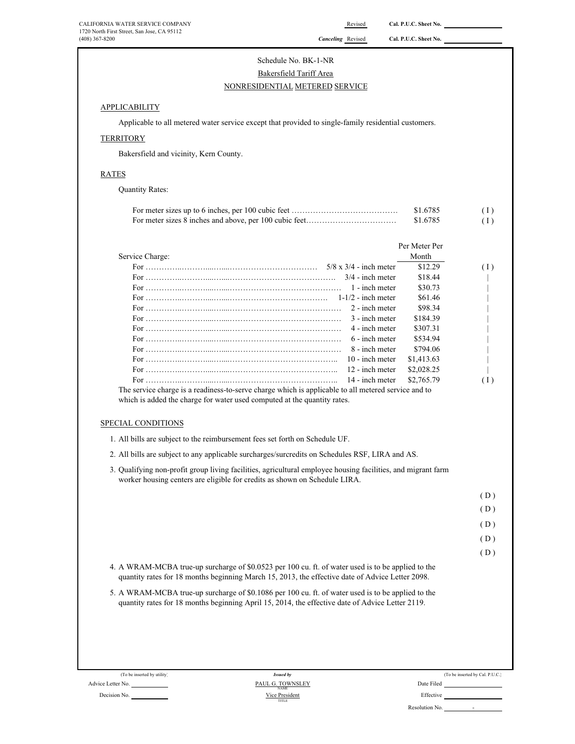CALIFORNIA WATER SERVICE COMPANY
1720 North First Street, San Jose, CA 95112
(408) 367-8200

Revised — Cal. P.U.C. Sheet No.
*Canceling* Revised — Cal. P.U.C. Sheet No.

# Schedule No. BK-1-NR

## Bakersfield Tariff Area

## NONRESIDENTIAL METERED SERVICE

### APPLICABILITY

Applicable to all metered water service except that provided to single-family residential customers.

### TERRITORY

Bakersfield and vicinity, Kern County.

### RATES

Quantity Rates:

| | | |
|---|---|---|
| For meter sizes up to 6 inches, per 100 cubic feet | $1.6785 | (I) |
| For meter sizes 8 inches and above, per 100 cubic feet | $1.6785 | (I) |

| Service Charge: | Per Meter Per Month | |
|---|---|---|
| For 5/8 x 3/4 - inch meter | $12.29 | (I) |
| For 3/4 - inch meter | $18.44 | \| |
| For 1 - inch meter | $30.73 | \| |
| For 1-1/2 - inch meter | $61.46 | \| |
| For 2 - inch meter | $98.34 | \| |
| For 3 - inch meter | $184.39 | \| |
| For 4 - inch meter | $307.31 | \| |
| For 6 - inch meter | $534.94 | \| |
| For 8 - inch meter | $794.06 | \| |
| For 10 - inch meter | $1,413.63 | \| |
| For 12 - inch meter | $2,028.25 | \| |
| For 14 - inch meter | $2,765.79 | (I) |

The service charge is a readiness-to-serve charge which is applicable to all metered service and to which is added the charge for water used computed at the quantity rates.

### SPECIAL CONDITIONS

1. All bills are subject to the reimbursement fees set forth on Schedule UF.
2. All bills are subject to any applicable surcharges/surcredits on Schedules RSF, LIRA and AS.
3. Qualifying non-profit group living facilities, agricultural employee housing facilities, and migrant farm worker housing centers are eligible for credits as shown on Schedule LIRA.

(D)
(D)
(D)
(D)
(D)

4. A WRAM-MCBA true-up surcharge of $0.0523 per 100 cu. ft. of water used is to be applied to the quantity rates for 18 months beginning March 15, 2013, the effective date of Advice Letter 2098.
5. A WRAM-MCBA true-up surcharge of $0.1086 per 100 cu. ft. of water used is to be applied to the quantity rates for 18 months beginning April 15, 2014, the effective date of Advice Letter 2119.

(To be inserted by utility)
Advice Letter No.
Decision No.

*Issued by*
PAUL G. TOWNSLEY
NAME
Vice President
TITLE

(To be inserted by Cal. P.U.C.)
Date Filed
Effective
Resolution No. -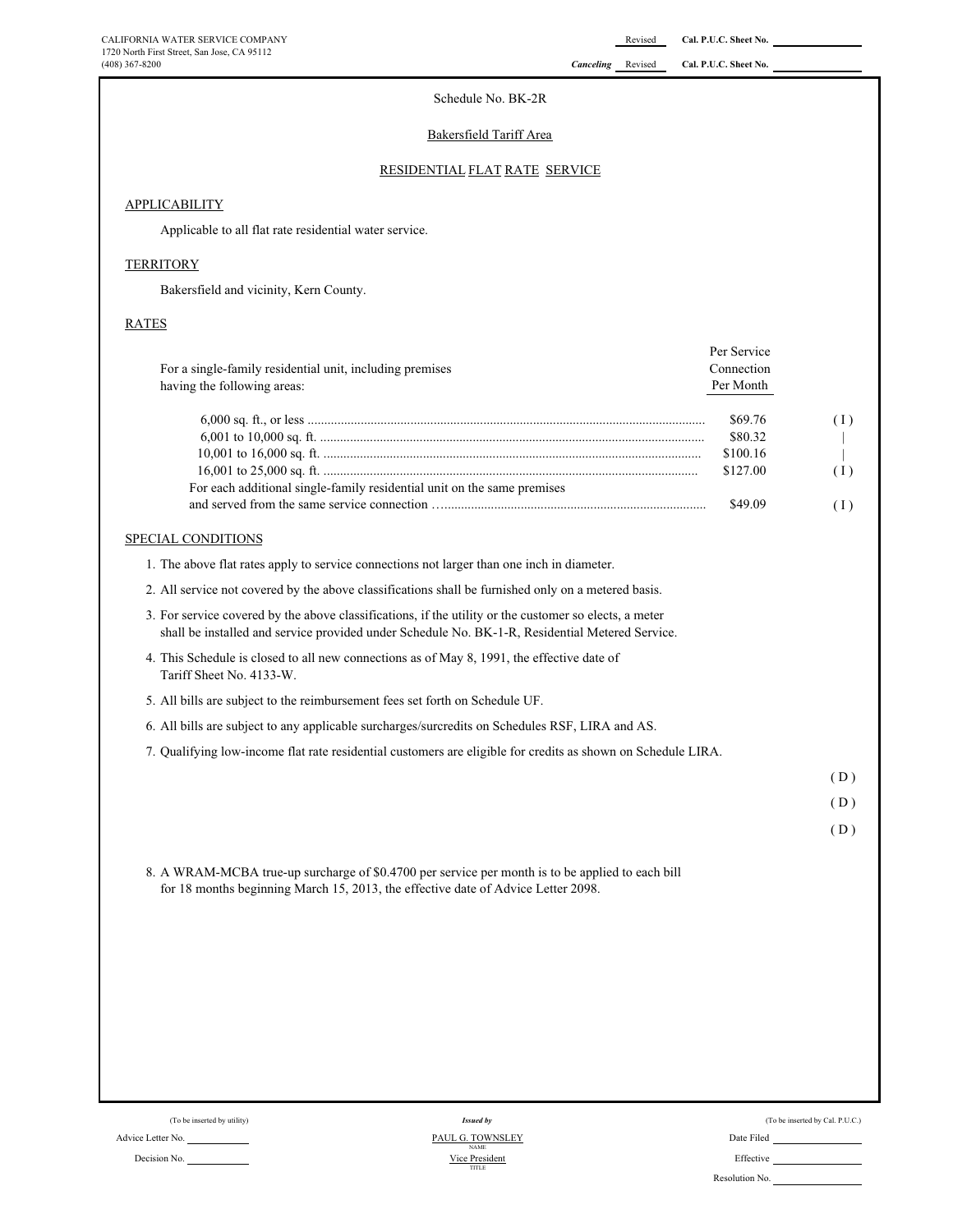CALIFORNIA WATER SERVICE COMPANY
1720 North First Street, San Jose, CA 95112
(408) 367-8200

Revised Cal. P.U.C. Sheet No. ________
*Canceling* Revised Cal. P.U.C. Sheet No. ________

Schedule No. BK-2R

Bakersfield Tariff Area

RESIDENTIAL FLAT RATE SERVICE

## APPLICABILITY

Applicable to all flat rate residential water service.

## TERRITORY

Bakersfield and vicinity, Kern County.

## RATES

| For a single-family residential unit, including premises having the following areas: | Per Service Connection Per Month | |
|---|---|---|
| 6,000 sq. ft., or less | $69.76 | ( I ) |
| 6,001 to 10,000 sq. ft. | $80.32 | \| |
| 10,001 to 16,000 sq. ft. | $100.16 | \| |
| 16,001 to 25,000 sq. ft. | $127.00 | ( I ) |
| For each additional single-family residential unit on the same premises and served from the same service connection | $49.09 | ( I ) |

## SPECIAL CONDITIONS

1. The above flat rates apply to service connections not larger than one inch in diameter.
2. All service not covered by the above classifications shall be furnished only on a metered basis.
3. For service covered by the above classifications, if the utility or the customer so elects, a meter shall be installed and service provided under Schedule No. BK-1-R, Residential Metered Service.
4. This Schedule is closed to all new connections as of May 8, 1991, the effective date of Tariff Sheet No. 4133-W.
5. All bills are subject to the reimbursement fees set forth on Schedule UF.
6. All bills are subject to any applicable surcharges/surcredits on Schedules RSF, LIRA and AS.
7. Qualifying low-income flat rate residential customers are eligible for credits as shown on Schedule LIRA.

( D )

( D )

( D )

8. A WRAM-MCBA true-up surcharge of $0.4700 per service per month is to be applied to each bill for 18 months beginning March 15, 2013, the effective date of Advice Letter 2098.

(To be inserted by utility)
Advice Letter No. ________
Decision No. ________

*Issued by*
PAUL G. TOWNSLEY
NAME
Vice President
TITLE

(To be inserted by Cal. P.U.C.)
Date Filed ________
Effective ________
Resolution No. ________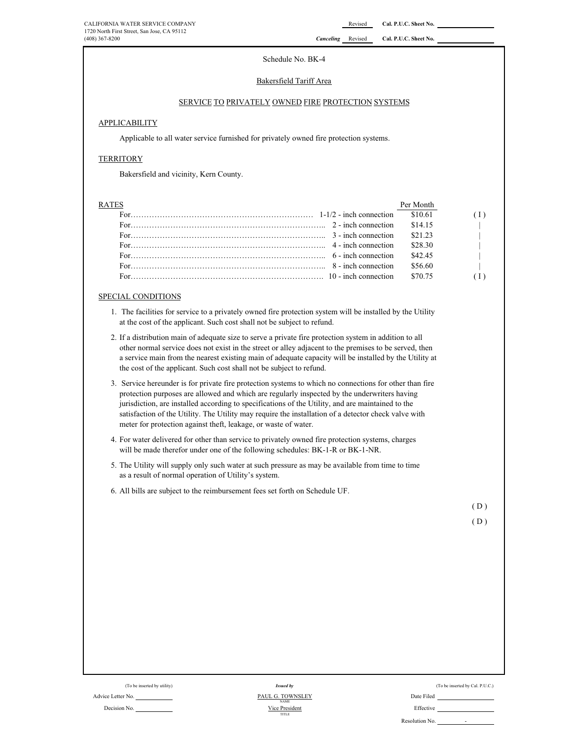CALIFORNIA WATER SERVICE COMPANY
1720 North First Street, San Jose, CA 95112
(408) 367-8200

Revised Cal. P.U.C. Sheet No. ____________

*Canceling* Revised Cal. P.U.C. Sheet No. ____________

Schedule No. BK-4

Bakersfield Tariff Area

SERVICE TO PRIVATELY OWNED FIRE PROTECTION SYSTEMS

## APPLICABILITY

Applicable to all water service furnished for privately owned fire protection systems.

## TERRITORY

Bakersfield and vicinity, Kern County.

## RATES

| | | Per Month | |
|---|---|---|---|
| For…………………………………………………………… | 1-1/2 - inch connection | $10.61 | ( I ) |
| For…………………………………………………………… | 2 - inch connection | $14.15 | \| |
| For…………………………………………………………… | 3 - inch connection | $21.23 | \| |
| For…………………………………………………………… | 4 - inch connection | $28.30 | \| |
| For…………………………………………………………… | 6 - inch connection | $42.45 | \| |
| For…………………………………………………………… | 8 - inch connection | $56.60 | \| |
| For…………………………………………………………… | 10 - inch connection | $70.75 | ( I ) |

## SPECIAL CONDITIONS

1. The facilities for service to a privately owned fire protection system will be installed by the Utility at the cost of the applicant. Such cost shall not be subject to refund.
2. If a distribution main of adequate size to serve a private fire protection system in addition to all other normal service does not exist in the street or alley adjacent to the premises to be served, then a service main from the nearest existing main of adequate capacity will be installed by the Utility at the cost of the applicant. Such cost shall not be subject to refund.
3. Service hereunder is for private fire protection systems to which no connections for other than fire protection purposes are allowed and which are regularly inspected by the underwriters having jurisdiction, are installed according to specifications of the Utility, and are maintained to the satisfaction of the Utility. The Utility may require the installation of a detector check valve with meter for protection against theft, leakage, or waste of water.
4. For water delivered for other than service to privately owned fire protection systems, charges will be made therefor under one of the following schedules: BK-1-R or BK-1-NR.
5. The Utility will supply only such water at such pressure as may be available from time to time as a result of normal operation of Utility's system.
6. All bills are subject to the reimbursement fees set forth on Schedule UF.

( D )

( D )

| (To be inserted by utility) | *Issued by* | (To be inserted by Cal. P.U.C.) |
|---|---|---|
| Advice Letter No. ________ | PAUL G. TOWNSLEY (NAME) | Date Filed ________ |
| Decision No. ________ | Vice President (TITLE) | Effective ________ |
| | | Resolution No. ________ - |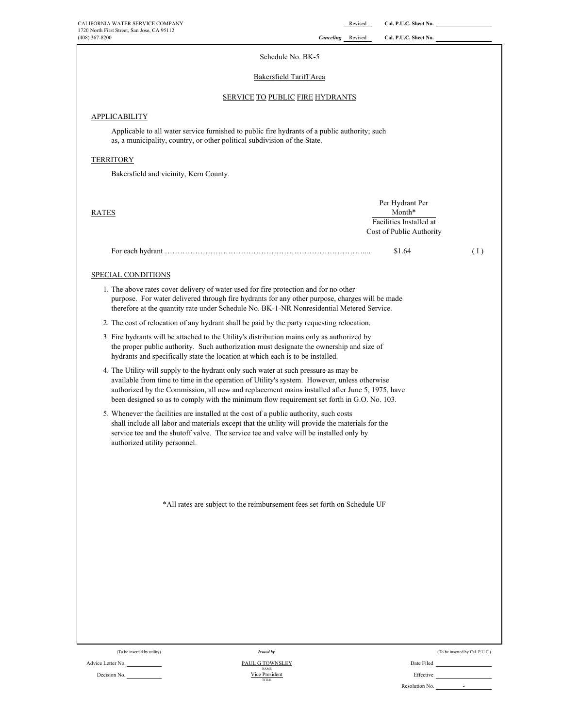CALIFORNIA WATER SERVICE COMPANY
1720 North First Street, San Jose, CA 95112
(408) 367-8200

Revised Cal. P.U.C. Sheet No.
Canceling Revised Cal. P.U.C. Sheet No.

Schedule No. BK-5

Bakersfield Tariff Area

SERVICE TO PUBLIC FIRE HYDRANTS

APPLICABILITY

Applicable to all water service furnished to public fire hydrants of a public authority; such as, a municipality, country, or other political subdivision of the State.

TERRITORY

Bakersfield and vicinity, Kern County.

| RATES | Per Hydrant Per Month* Facilities Installed at Cost of Public Authority | |
|---|---|---|
| For each hydrant ……………………………………………………………………….... | $1.64 | ( I ) |

SPECIAL CONDITIONS

1. The above rates cover delivery of water used for fire protection and for no other purpose. For water delivered through fire hydrants for any other purpose, charges will be made therefore at the quantity rate under Schedule No. BK-1-NR Nonresidential Metered Service.
2. The cost of relocation of any hydrant shall be paid by the party requesting relocation.
3. Fire hydrants will be attached to the Utility's distribution mains only as authorized by the proper public authority. Such authorization must designate the ownership and size of hydrants and specifically state the location at which each is to be installed.
4. The Utility will supply to the hydrant only such water at such pressure as may be available from time to time in the operation of Utility's system. However, unless otherwise authorized by the Commission, all new and replacement mains installed after June 5, 1975, have been designed so as to comply with the minimum flow requirement set forth in G.O. No. 103.
5. Whenever the facilities are installed at the cost of a public authority, such costs shall include all labor and materials except that the utility will provide the materials for the service tee and the shutoff valve. The service tee and valve will be installed only by authorized utility personnel.

*All rates are subject to the reimbursement fees set forth on Schedule UF

(To be inserted by utility) | Issued by | (To be inserted by Cal. P.U.C.)

Advice Letter No. | PAUL G TOWNSLEY (NAME) | Date Filed

Decision No. | Vice President (TITLE) | Effective

Resolution No. -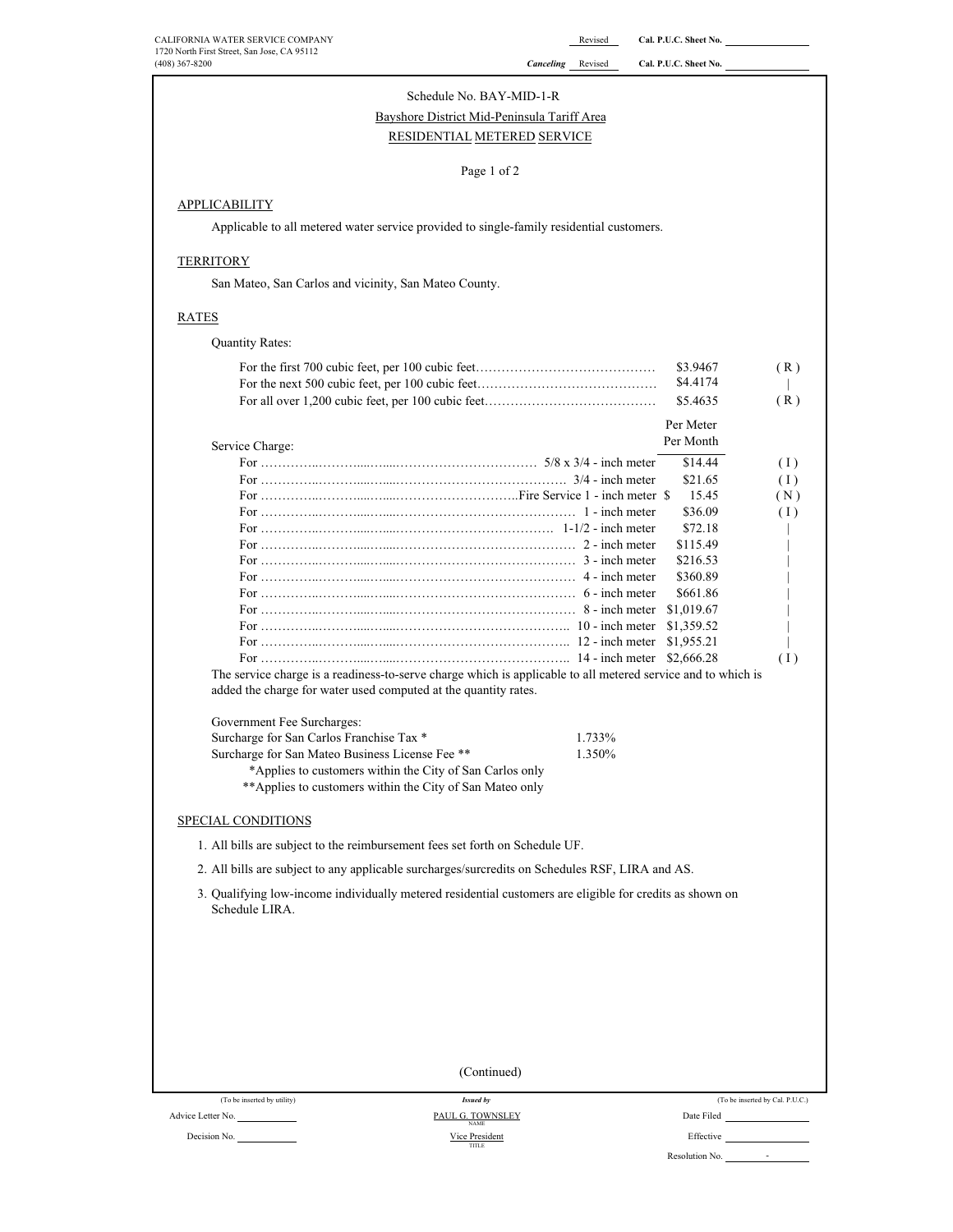CALIFORNIA WATER SERVICE COMPANY
1720 North First Street, San Jose, CA 95112
(408) 367-8200

Revised Cal. P.U.C. Sheet No.

*Canceling* Revised Cal. P.U.C. Sheet No.

Schedule No. BAY-MID-1-R

Bayshore District Mid-Peninsula Tariff Area

RESIDENTIAL METERED SERVICE

Page 1 of 2

## APPLICABILITY

Applicable to all metered water service provided to single-family residential customers.

## TERRITORY

San Mateo, San Carlos and vicinity, San Mateo County.

## RATES

Quantity Rates:

| | | |
|---|---|---|
| For the first 700 cubic feet, per 100 cubic feet | $3.9467 | (R) |
| For the next 500 cubic feet, per 100 cubic feet | $4.4174 | \| |
| For all over 1,200 cubic feet, per 100 cubic feet | $5.4635 | (R) |

Service Charge:

| | Per Meter Per Month | |
|---|---|---|
| For 5/8 x 3/4 - inch meter | $14.44 | (I) |
| For 3/4 - inch meter | $21.65 | (I) |
| For Fire Service 1 - inch meter | $ 15.45 | (N) |
| For 1 - inch meter | $36.09 | (I) |
| For 1-1/2 - inch meter | $72.18 | \| |
| For 2 - inch meter | $115.49 | \| |
| For 3 - inch meter | $216.53 | \| |
| For 4 - inch meter | $360.89 | \| |
| For 6 - inch meter | $661.86 | \| |
| For 8 - inch meter | $1,019.67 | \| |
| For 10 - inch meter | $1,359.52 | \| |
| For 12 - inch meter | $1,955.21 | \| |
| For 14 - inch meter | $2,666.28 | (I) |

The service charge is a readiness-to-serve charge which is applicable to all metered service and to which is added the charge for water used computed at the quantity rates.

Government Fee Surcharges:

| | |
|---|---|
| Surcharge for San Carlos Franchise Tax * | 1.733% |
| Surcharge for San Mateo Business License Fee ** | 1.350% |

*Applies to customers within the City of San Carlos only
**Applies to customers within the City of San Mateo only

## SPECIAL CONDITIONS

1. All bills are subject to the reimbursement fees set forth on Schedule UF.
2. All bills are subject to any applicable surcharges/surcredits on Schedules RSF, LIRA and AS.
3. Qualifying low-income individually metered residential customers are eligible for credits as shown on Schedule LIRA.

(Continued)

(To be inserted by utility) — Advice Letter No. — Decision No.

*Issued by* PAUL G. TOWNSLEY, NAME — Vice President, TITLE

(To be inserted by Cal. P.U.C.) — Date Filed — Effective — Resolution No. -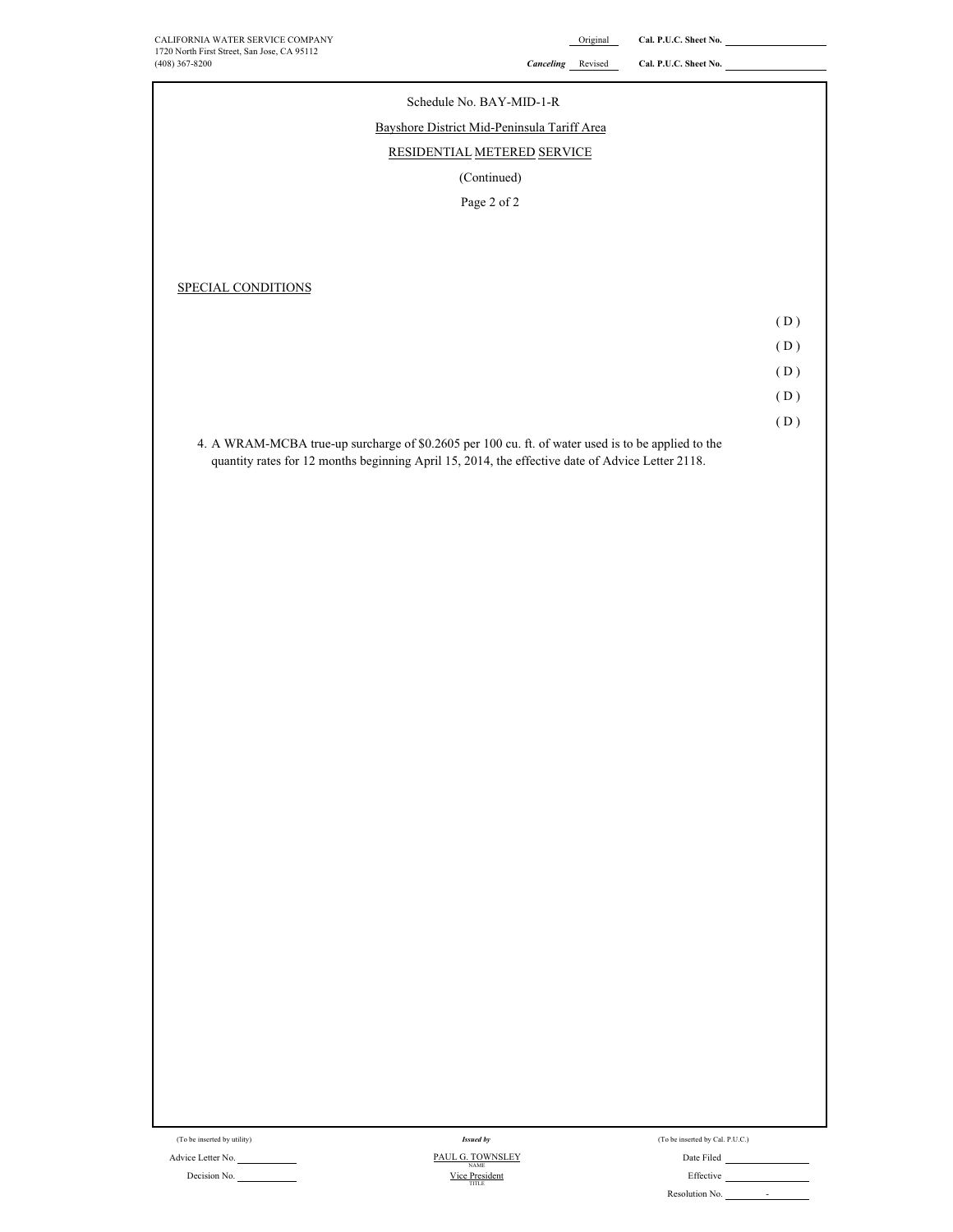CALIFORNIA WATER SERVICE COMPANY
1720 North First Street, San Jose, CA 95112
(408) 367-8200

Original Cal. P.U.C. Sheet No.

*Canceling* Revised Cal. P.U.C. Sheet No.

Schedule No. BAY-MID-1-R

Bayshore District Mid-Peninsula Tariff Area

RESIDENTIAL METERED SERVICE

(Continued)

Page 2 of 2

SPECIAL CONDITIONS

( D )
( D )
( D )
( D )
( D )

4. A WRAM-MCBA true-up surcharge of $0.2605 per 100 cu. ft. of water used is to be applied to the quantity rates for 12 months beginning April 15, 2014, the effective date of Advice Letter 2118.

(To be inserted by utility)

Advice Letter No.

Decision No.

*Issued by*

PAUL G. TOWNSLEY
NAME

Vice President
TITLE

(To be inserted by Cal. P.U.C.)

Date Filed

Effective

Resolution No. -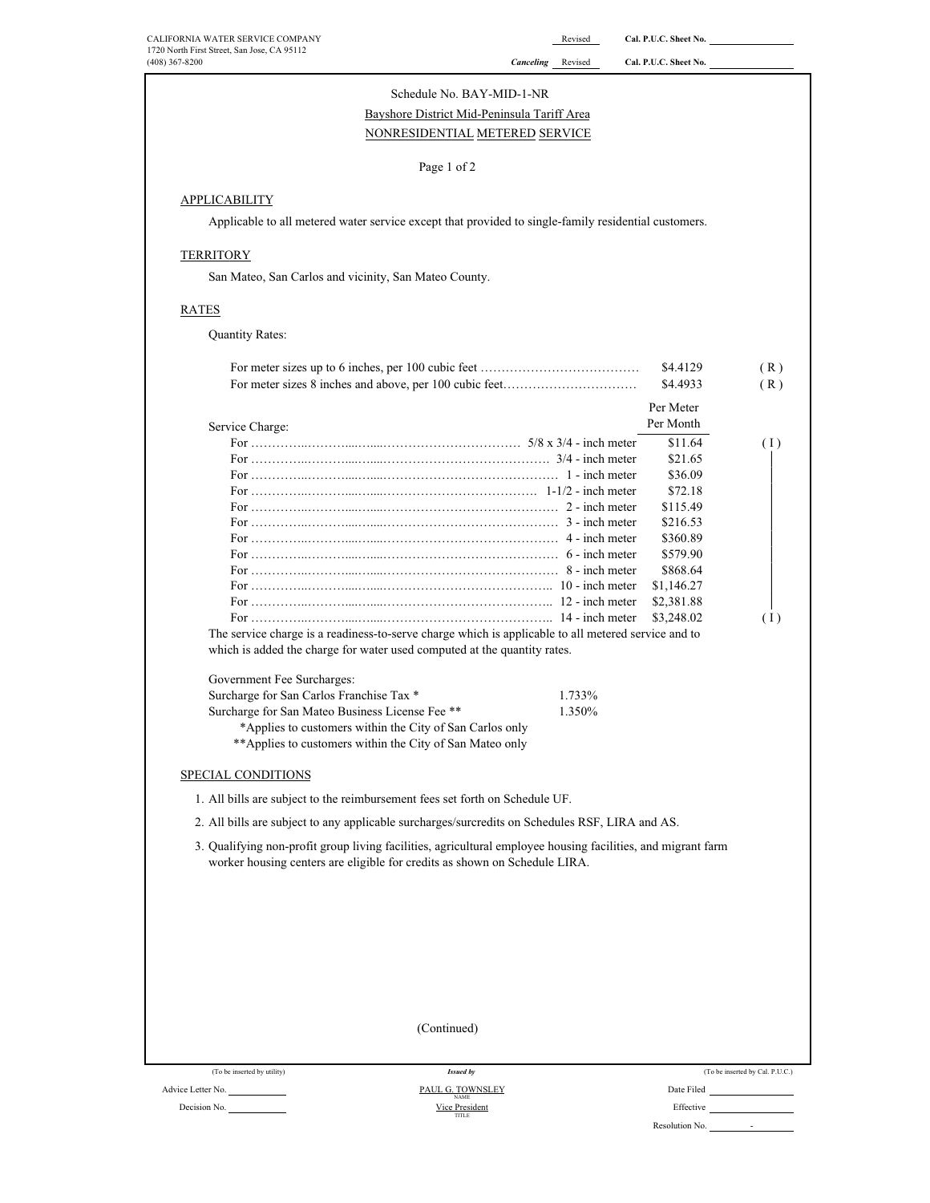CALIFORNIA WATER SERVICE COMPANY
1720 North First Street, San Jose, CA 95112
(408) 367-8200

Revised — Cal. P.U.C. Sheet No. ______
*Canceling* Revised — Cal. P.U.C. Sheet No. ______

Schedule No. BAY-MID-1-NR

Bayshore District Mid-Peninsula Tariff Area

NONRESIDENTIAL METERED SERVICE

Page 1 of 2

## APPLICABILITY

Applicable to all metered water service except that provided to single-family residential customers.

## TERRITORY

San Mateo, San Carlos and vicinity, San Mateo County.

## RATES

Quantity Rates:

| | | |
|---|---|---|
| For meter sizes up to 6 inches, per 100 cubic feet | $4.4129 | (R) |
| For meter sizes 8 inches and above, per 100 cubic feet | $4.4933 | (R) |

| Service Charge: | Per Meter Per Month | |
|---|---|---|
| For 5/8 x 3/4 - inch meter | $11.64 | (I) |
| For 3/4 - inch meter | $21.65 | |
| For 1 - inch meter | $36.09 | |
| For 1-1/2 - inch meter | $72.18 | |
| For 2 - inch meter | $115.49 | |
| For 3 - inch meter | $216.53 | |
| For 4 - inch meter | $360.89 | |
| For 6 - inch meter | $579.90 | |
| For 8 - inch meter | $868.64 | |
| For 10 - inch meter | $1,146.27 | |
| For 12 - inch meter | $2,381.88 | |
| For 14 - inch meter | $3,248.02 | (I) |

The service charge is a readiness-to-serve charge which is applicable to all metered service and to which is added the charge for water used computed at the quantity rates.

Government Fee Surcharges:

| | |
|---|---|
| Surcharge for San Carlos Franchise Tax * | 1.733% |
| Surcharge for San Mateo Business License Fee ** | 1.350% |

*Applies to customers within the City of San Carlos only

**Applies to customers within the City of San Mateo only

## SPECIAL CONDITIONS

1. All bills are subject to the reimbursement fees set forth on Schedule UF.
2. All bills are subject to any applicable surcharges/surcredits on Schedules RSF, LIRA and AS.
3. Qualifying non-profit group living facilities, agricultural employee housing facilities, and migrant farm worker housing centers are eligible for credits as shown on Schedule LIRA.

(Continued)

(To be inserted by utility) — *Issued by* — (To be inserted by Cal. P.U.C.)

Advice Letter No. ______ — PAUL G. TOWNSLEY (NAME) — Date Filed ______

Decision No. ______ — Vice President (TITLE) — Effective ______

Resolution No. -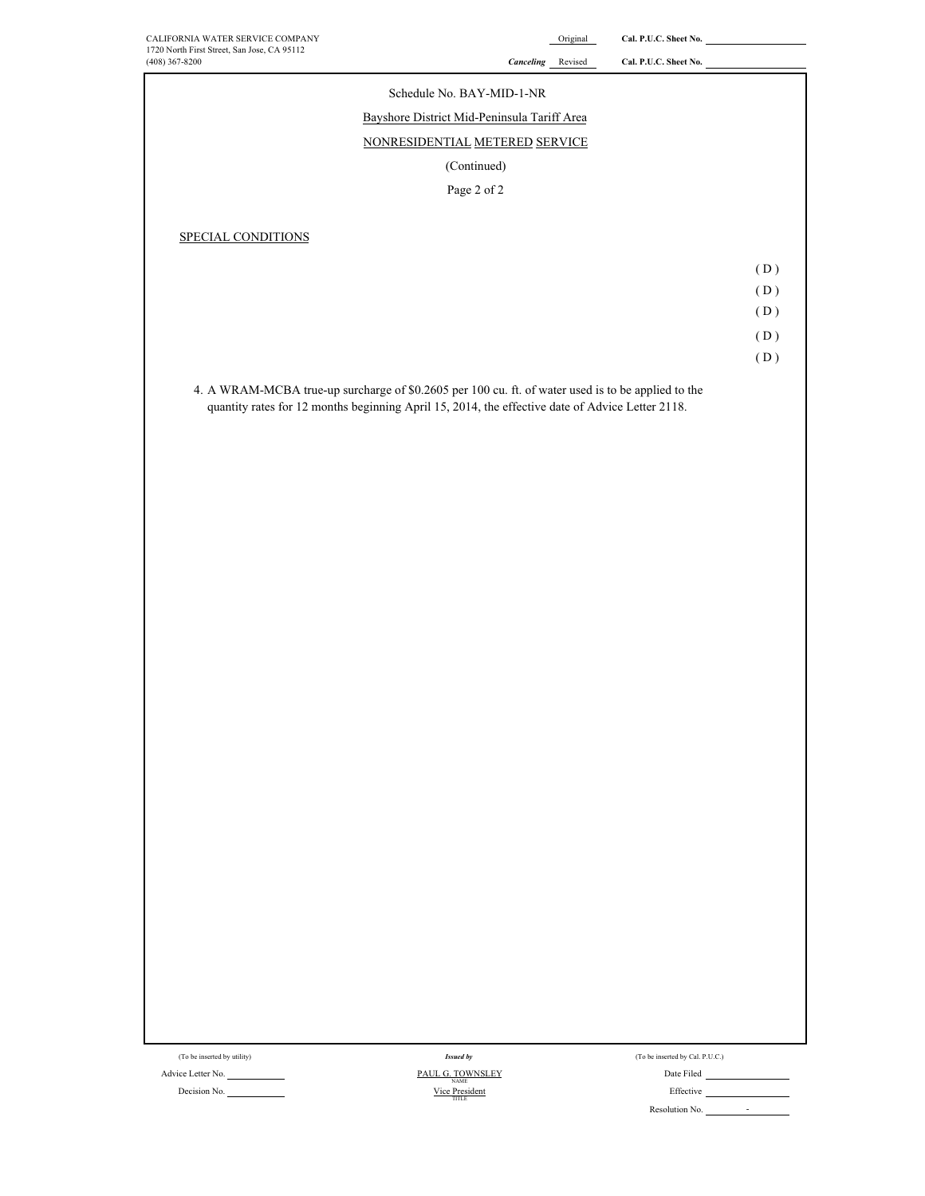CALIFORNIA WATER SERVICE COMPANY
1720 North First Street, San Jose, CA 95112
(408) 367-8200

Original Cal. P.U.C. Sheet No.

*Canceling* Revised Cal. P.U.C. Sheet No.

Schedule No. BAY-MID-1-NR

Bayshore District Mid-Peninsula Tariff Area

NONRESIDENTIAL METERED SERVICE

(Continued)

Page 2 of 2

SPECIAL CONDITIONS

( D )
( D )
( D )
( D )
( D )

4. A WRAM-MCBA true-up surcharge of $0.2605 per 100 cu. ft. of water used is to be applied to the quantity rates for 12 months beginning April 15, 2014, the effective date of Advice Letter 2118.

(To be inserted by utility)

Advice Letter No.

Decision No.

*Issued by*

PAUL G. TOWNSLEY
NAME

Vice President
TITLE

(To be inserted by Cal. P.U.C.)

Date Filed

Effective

Resolution No. -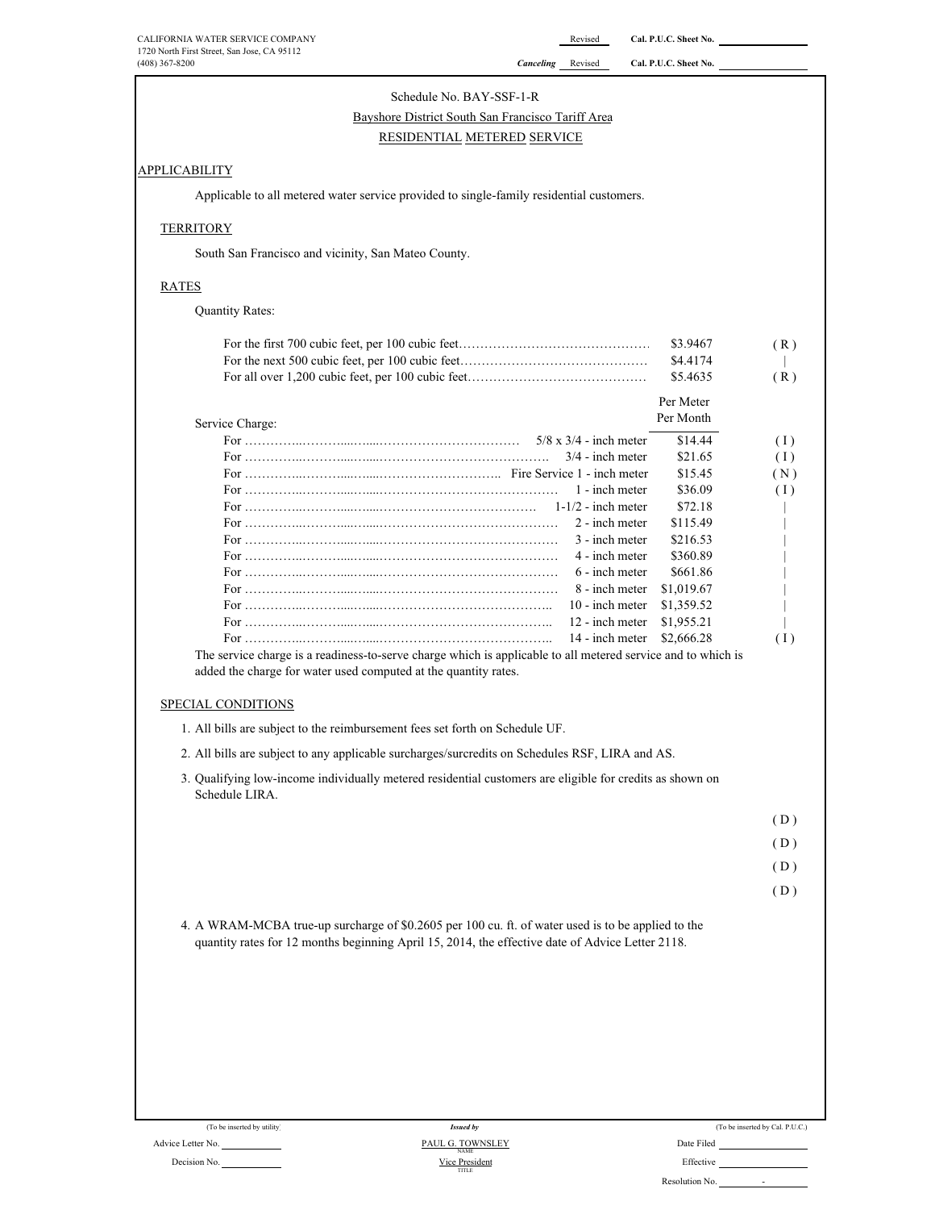CALIFORNIA WATER SERVICE COMPANY
1720 North First Street, San Jose, CA 95112
(408) 367-8200

Revised **Cal. P.U.C. Sheet No.** ______

***Canceling*** Revised **Cal. P.U.C. Sheet No.** ______

Schedule No. BAY-SSF-1-R

Bayshore District South San Francisco Tariff Area

RESIDENTIAL METERED SERVICE

## APPLICABILITY

Applicable to all metered water service provided to single-family residential customers.

## TERRITORY

South San Francisco and vicinity, San Mateo County.

## RATES

Quantity Rates:

| | | |
|---|---|---|
| For the first 700 cubic feet, per 100 cubic feet…………………………………… | $3.9467 | ( R ) |
| For the next 500 cubic feet, per 100 cubic feet…………………………………… | $4.4174 | \| |
| For all over 1,200 cubic feet, per 100 cubic feet………………………………… | $5.4635 | ( R ) |

Service Charge:

| | | Per Meter Per Month | |
|---|---|---|---|
| For ……………………………………………… | 5/8 x 3/4 - inch meter | $14.44 | ( I ) |
| For ……………………………………………… | 3/4 - inch meter | $21.65 | ( I ) |
| For ……………………………………………… | Fire Service 1 - inch meter | $15.45 | ( N ) |
| For ……………………………………………… | 1 - inch meter | $36.09 | ( I ) |
| For ……………………………………………… | 1-1/2 - inch meter | $72.18 | \| |
| For ……………………………………………… | 2 - inch meter | $115.49 | \| |
| For ……………………………………………… | 3 - inch meter | $216.53 | \| |
| For ……………………………………………… | 4 - inch meter | $360.89 | \| |
| For ……………………………………………… | 6 - inch meter | $661.86 | \| |
| For ……………………………………………… | 8 - inch meter | $1,019.67 | \| |
| For ……………………………………………… | 10 - inch meter | $1,359.52 | \| |
| For ……………………………………………… | 12 - inch meter | $1,955.21 | \| |
| For ……………………………………………… | 14 - inch meter | $2,666.28 | ( I ) |

The service charge is a readiness-to-serve charge which is applicable to all metered service and to which is added the charge for water used computed at the quantity rates.

## SPECIAL CONDITIONS

1. All bills are subject to the reimbursement fees set forth on Schedule UF.
2. All bills are subject to any applicable surcharges/surcredits on Schedules RSF, LIRA and AS.
3. Qualifying low-income individually metered residential customers are eligible for credits as shown on Schedule LIRA.

( D )

( D )

( D )

( D )

4. A WRAM-MCBA true-up surcharge of $0.2605 per 100 cu. ft. of water used is to be applied to the quantity rates for 12 months beginning April 15, 2014, the effective date of Advice Letter 2118.

(To be inserted by utility) — ***Issued by*** — (To be inserted by Cal. P.U.C.)

Advice Letter No. ______ | PAUL G. TOWNSLEY (NAME) | Date Filed ______

Decision No. ______ | Vice President (TITLE) | Effective ______

Resolution No. ______ -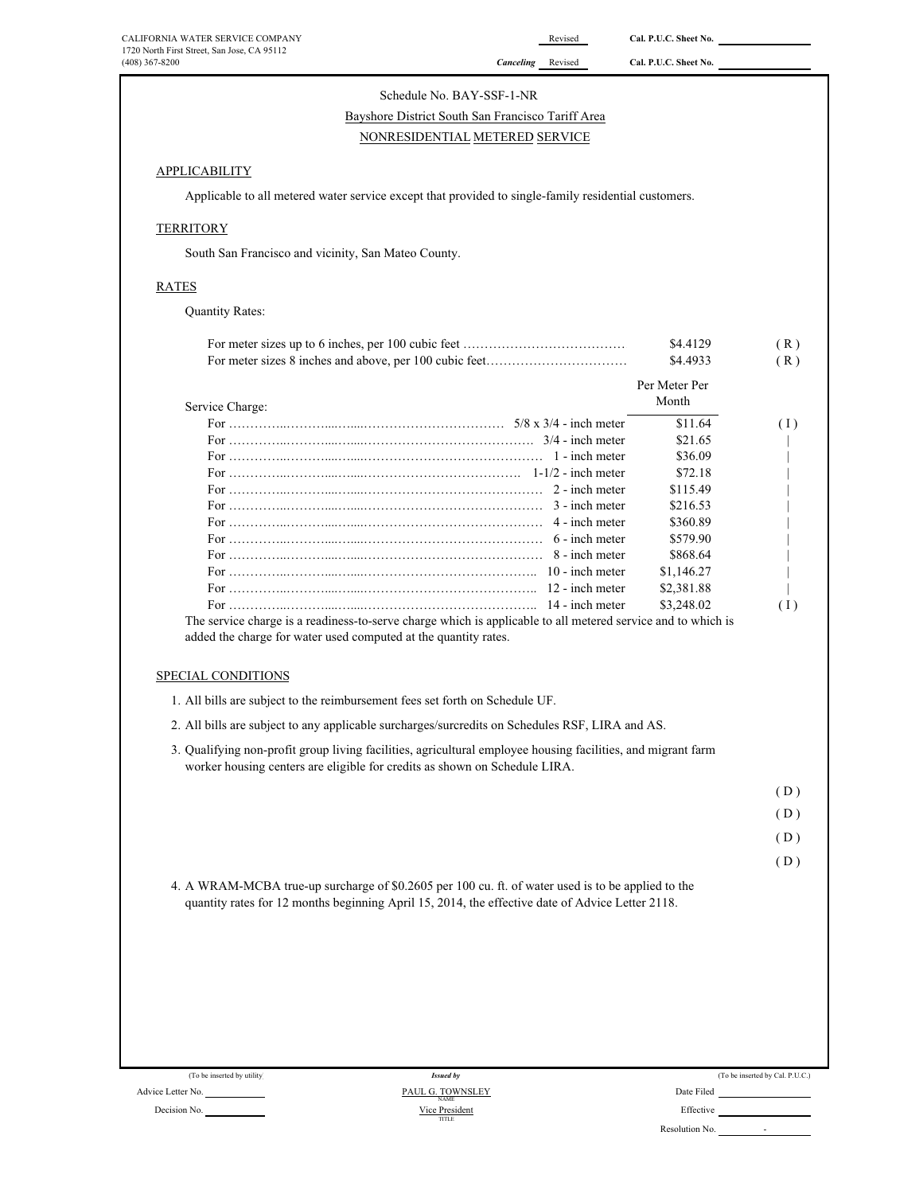CALIFORNIA WATER SERVICE COMPANY
1720 North First Street, San Jose, CA 95112
(408) 367-8200

Revised — Cal. P.U.C. Sheet No. ______
*Canceling* Revised — Cal. P.U.C. Sheet No. ______

Schedule No. BAY-SSF-1-NR

Bayshore District South San Francisco Tariff Area

NONRESIDENTIAL METERED SERVICE

## APPLICABILITY

Applicable to all metered water service except that provided to single-family residential customers.

## TERRITORY

South San Francisco and vicinity, San Mateo County.

## RATES

Quantity Rates:

| | | |
|---|---|---|
| For meter sizes up to 6 inches, per 100 cubic feet | $4.4129 | (R) |
| For meter sizes 8 inches and above, per 100 cubic feet | $4.4933 | (R) |

Service Charge:

| | Per Meter Per Month | |
|---|---|---|
| For 5/8 x 3/4 - inch meter | $11.64 | (I) |
| For 3/4 - inch meter | $21.65 | \| |
| For 1 - inch meter | $36.09 | \| |
| For 1-1/2 - inch meter | $72.18 | \| |
| For 2 - inch meter | $115.49 | \| |
| For 3 - inch meter | $216.53 | \| |
| For 4 - inch meter | $360.89 | \| |
| For 6 - inch meter | $579.90 | \| |
| For 8 - inch meter | $868.64 | \| |
| For 10 - inch meter | $1,146.27 | \| |
| For 12 - inch meter | $2,381.88 | \| |
| For 14 - inch meter | $3,248.02 | (I) |

The service charge is a readiness-to-serve charge which is applicable to all metered service and to which is added the charge for water used computed at the quantity rates.

## SPECIAL CONDITIONS

1. All bills are subject to the reimbursement fees set forth on Schedule UF.
2. All bills are subject to any applicable surcharges/surcredits on Schedules RSF, LIRA and AS.
3. Qualifying non-profit group living facilities, agricultural employee housing facilities, and migrant farm worker housing centers are eligible for credits as shown on Schedule LIRA.

(D)
(D)
(D)
(D)

4. A WRAM-MCBA true-up surcharge of $0.2605 per 100 cu. ft. of water used is to be applied to the quantity rates for 12 months beginning April 15, 2014, the effective date of Advice Letter 2118.

(To be inserted by utility)
Advice Letter No. ______
Decision No. ______

*Issued by*
PAUL G. TOWNSLEY
NAME
Vice President
TITLE

(To be inserted by Cal. P.U.C.)
Date Filed ______
Effective ______
Resolution No. ______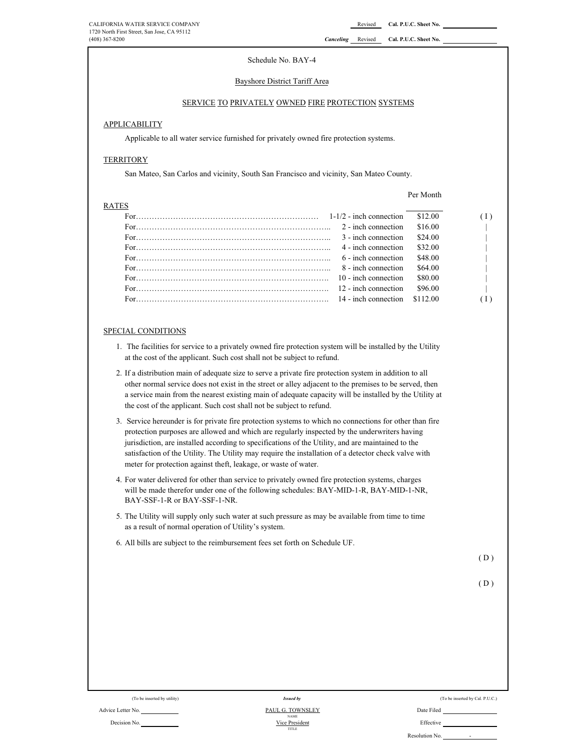CALIFORNIA WATER SERVICE COMPANY
1720 North First Street, San Jose, CA 95112
(408) 367-8200

Revised Cal. P.U.C. Sheet No.

*Canceling* Revised Cal. P.U.C. Sheet No.

Schedule No. BAY-4

Bayshore District Tariff Area

SERVICE TO PRIVATELY OWNED FIRE PROTECTION SYSTEMS

## APPLICABILITY

Applicable to all water service furnished for privately owned fire protection systems.

## TERRITORY

San Mateo, San Carlos and vicinity, South San Francisco and vicinity, San Mateo County.

## RATES

| | | Per Month | |
|---|---|---|---|
| For……………………………………………………………… | 1-1/2 - inch connection | $12.00 | ( I ) |
| For……………………………………………………………….. | 2 - inch connection | $16.00 | \| |
| For……………………………………………………………….. | 3 - inch connection | $24.00 | \| |
| For……………………………………………………………….. | 4 - inch connection | $32.00 | \| |
| For……………………………………………………………….. | 6 - inch connection | $48.00 | \| |
| For……………………………………………………………….. | 8 - inch connection | $64.00 | \| |
| For………………………………………………………………. | 10 - inch connection | $80.00 | \| |
| For………………………………………………………………. | 12 - inch connection | $96.00 | \| |
| For………………………………………………………………. | 14 - inch connection | $112.00 | ( I ) |

## SPECIAL CONDITIONS

1. The facilities for service to a privately owned fire protection system will be installed by the Utility at the cost of the applicant. Such cost shall not be subject to refund.
2. If a distribution main of adequate size to serve a private fire protection system in addition to all other normal service does not exist in the street or alley adjacent to the premises to be served, then a service main from the nearest existing main of adequate capacity will be installed by the Utility at the cost of the applicant. Such cost shall not be subject to refund.
3. Service hereunder is for private fire protection systems to which no connections for other than fire protection purposes are allowed and which are regularly inspected by the underwriters having jurisdiction, are installed according to specifications of the Utility, and are maintained to the satisfaction of the Utility. The Utility may require the installation of a detector check valve with meter for protection against theft, leakage, or waste of water.
4. For water delivered for other than service to privately owned fire protection systems, charges will be made therefor under one of the following schedules: BAY-MID-1-R, BAY-MID-1-NR, BAY-SSF-1-R or BAY-SSF-1-NR.
5. The Utility will supply only such water at such pressure as may be available from time to time as a result of normal operation of Utility's system.
6. All bills are subject to the reimbursement fees set forth on Schedule UF.

( D )

( D )

(To be inserted by utility) | *Issued by* | (To be inserted by Cal. P.U.C.)

Advice Letter No. | PAUL G. TOWNSLEY (NAME) | Date Filed

Decision No. | Vice President (TITLE) | Effective

Resolution No. -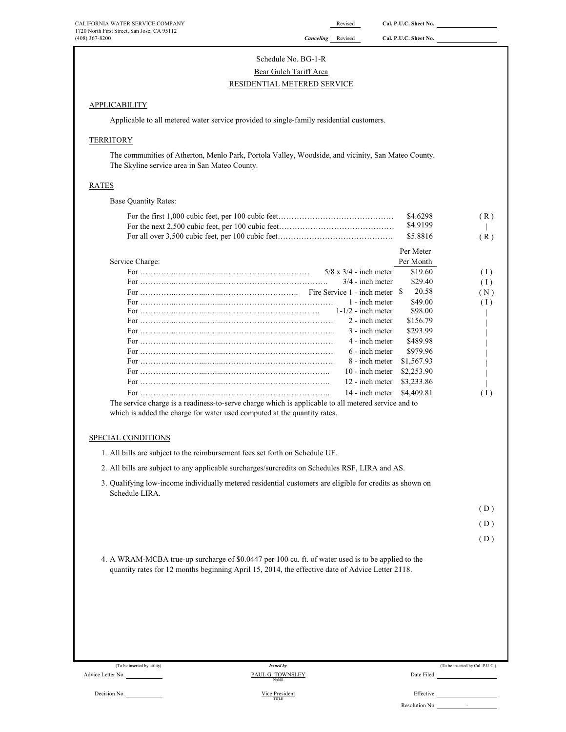CALIFORNIA WATER SERVICE COMPANY
1720 North First Street, San Jose, CA 95112
(408) 367-8200

Revised — Cal. P.U.C. Sheet No. ______
*Canceling* Revised — Cal. P.U.C. Sheet No. ______

Schedule No. BG-1-R

Bear Gulch Tariff Area

RESIDENTIAL METERED SERVICE

## APPLICABILITY

Applicable to all metered water service provided to single-family residential customers.

## TERRITORY

The communities of Atherton, Menlo Park, Portola Valley, Woodside, and vicinity, San Mateo County. The Skyline service area in San Mateo County.

## RATES

Base Quantity Rates:

| | | |
|---|---|---|
| For the first 1,000 cubic feet, per 100 cubic feet…………………………………… | $4.6298 | ( R ) |
| For the next 2,500 cubic feet, per 100 cubic feet…………………………………… | $4.9199 | \| |
| For all over 3,500 cubic feet, per 100 cubic feet…………………………………… | $5.8816 | ( R ) |

Service Charge:

| | | Per Meter Per Month | |
|---|---|---|---|
| For ……………………………………………… | 5/8 x 3/4 - inch meter | $19.60 | ( I ) |
| For ……………………………………………… | 3/4 - inch meter | $29.40 | ( I ) |
| For ……………………………………………… | Fire Service 1 - inch meter | $ 20.58 | ( N ) |
| For ……………………………………………… | 1 - inch meter | $49.00 | ( I ) |
| For ……………………………………………… | 1-1/2 - inch meter | $98.00 | \| |
| For ……………………………………………… | 2 - inch meter | $156.79 | \| |
| For ……………………………………………… | 3 - inch meter | $293.99 | \| |
| For ……………………………………………… | 4 - inch meter | $489.98 | \| |
| For ……………………………………………… | 6 - inch meter | $979.96 | \| |
| For ……………………………………………… | 8 - inch meter | $1,567.93 | \| |
| For ……………………………………………… | 10 - inch meter | $2,253.90 | \| |
| For ……………………………………………… | 12 - inch meter | $3,233.86 | \| |
| For ……………………………………………… | 14 - inch meter | $4,409.81 | ( I ) |

The service charge is a readiness-to-serve charge which is applicable to all metered service and to which is added the charge for water used computed at the quantity rates.

## SPECIAL CONDITIONS

1. All bills are subject to the reimbursement fees set forth on Schedule UF.
2. All bills are subject to any applicable surcharges/surcredits on Schedules RSF, LIRA and AS.
3. Qualifying low-income individually metered residential customers are eligible for credits as shown on Schedule LIRA.

( D )

( D )

( D )

4. A WRAM-MCBA true-up surcharge of $0.0447 per 100 cu. ft. of water used is to be applied to the quantity rates for 12 months beginning April 15, 2014, the effective date of Advice Letter 2118.

(To be inserted by utility) — *Issued by* — (To be inserted by Cal. P.U.C.)

Advice Letter No. ______ — PAUL G. TOWNSLEY (NAME) — Date Filed ______

Decision No. ______ — Vice President (TITLE) — Effective ______

Resolution No. ______ -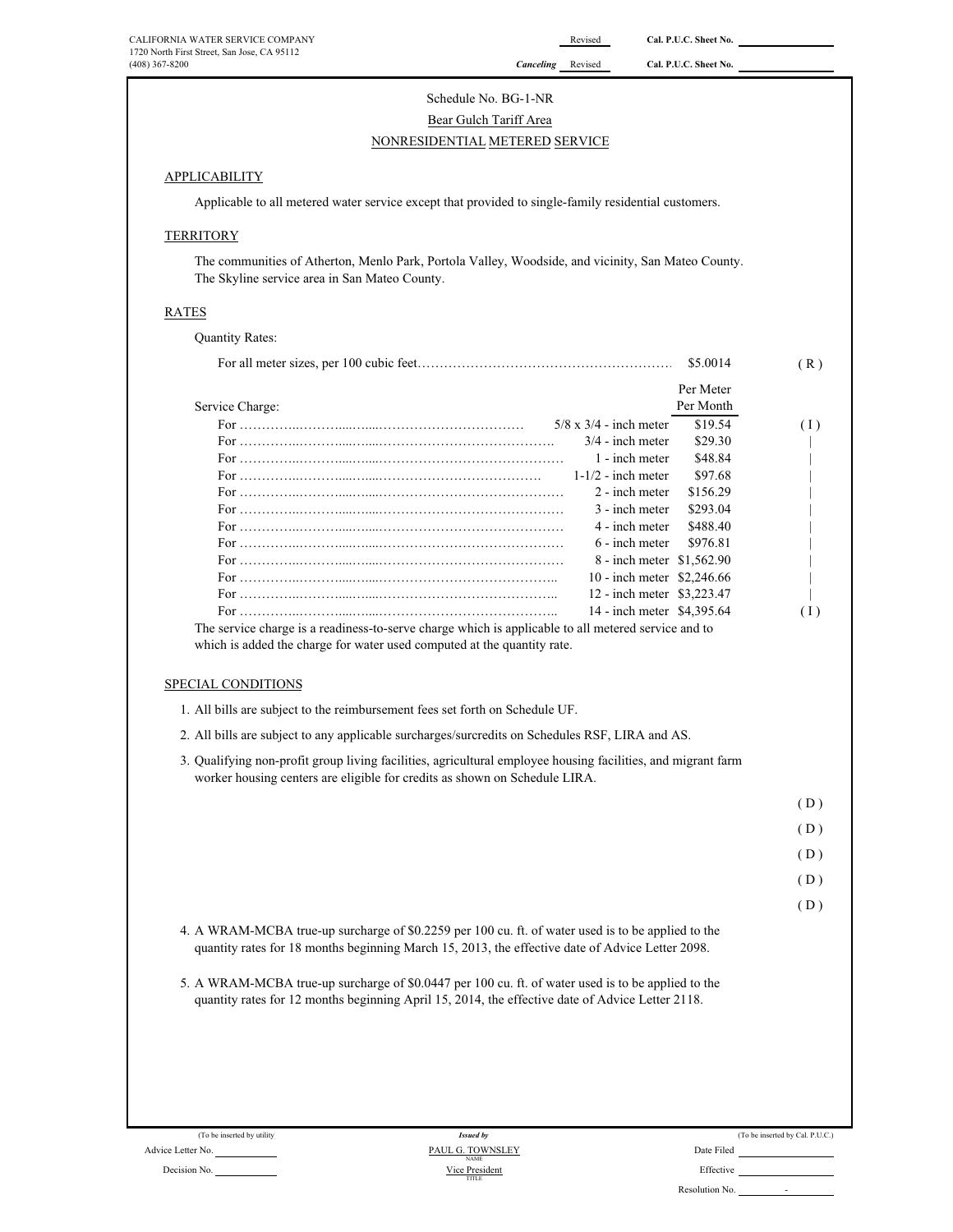CALIFORNIA WATER SERVICE COMPANY
1720 North First Street, San Jose, CA 95112
(408) 367-8200

Revised Cal. P.U.C. Sheet No. \_\_\_\_\_\_\_\_

*Canceling* Revised Cal. P.U.C. Sheet No. \_\_\_\_\_\_\_\_

Schedule No. BG-1-NR

Bear Gulch Tariff Area

NONRESIDENTIAL METERED SERVICE

## APPLICABILITY

Applicable to all metered water service except that provided to single-family residential customers.

## TERRITORY

The communities of Atherton, Menlo Park, Portola Valley, Woodside, and vicinity, San Mateo County. The Skyline service area in San Mateo County.

## RATES

Quantity Rates:

For all meter sizes, per 100 cubic feet………………………………………………… $5.0014 (R)

Service Charge:

| | Meter | Per Meter Per Month | |
|---|---|---|---|
| For …………………………………… | 5/8 x 3/4 - inch meter | $19.54 | (I) |
| For …………………………………… | 3/4 - inch meter | $29.30 | \| |
| For …………………………………… | 1 - inch meter | $48.84 | \| |
| For …………………………………… | 1-1/2 - inch meter | $97.68 | \| |
| For …………………………………… | 2 - inch meter | $156.29 | \| |
| For …………………………………… | 3 - inch meter | $293.04 | \| |
| For …………………………………… | 4 - inch meter | $488.40 | \| |
| For …………………………………… | 6 - inch meter | $976.81 | \| |
| For …………………………………… | 8 - inch meter | $1,562.90 | \| |
| For …………………………………… | 10 - inch meter | $2,246.66 | \| |
| For …………………………………… | 12 - inch meter | $3,223.47 | \| |
| For …………………………………… | 14 - inch meter | $4,395.64 | (I) |

The service charge is a readiness-to-serve charge which is applicable to all metered service and to which is added the charge for water used computed at the quantity rate.

## SPECIAL CONDITIONS

1. All bills are subject to the reimbursement fees set forth on Schedule UF.
2. All bills are subject to any applicable surcharges/surcredits on Schedules RSF, LIRA and AS.
3. Qualifying non-profit group living facilities, agricultural employee housing facilities, and migrant farm worker housing centers are eligible for credits as shown on Schedule LIRA.

(D)
(D)
(D)
(D)
(D)

4. A WRAM-MCBA true-up surcharge of $0.2259 per 100 cu. ft. of water used is to be applied to the quantity rates for 18 months beginning March 15, 2013, the effective date of Advice Letter 2098.
5. A WRAM-MCBA true-up surcharge of $0.0447 per 100 cu. ft. of water used is to be applied to the quantity rates for 12 months beginning April 15, 2014, the effective date of Advice Letter 2118.

(To be inserted by utility)
Advice Letter No. \_\_\_\_\_\_\_\_
Decision No. \_\_\_\_\_\_\_\_

*Issued by*
PAUL G. TOWNSLEY
NAME
Vice President
TITLE

(To be inserted by Cal. P.U.C.)
Date Filed \_\_\_\_\_\_\_\_
Effective \_\_\_\_\_\_\_\_
Resolution No. \_\_\_\_ - \_\_\_\_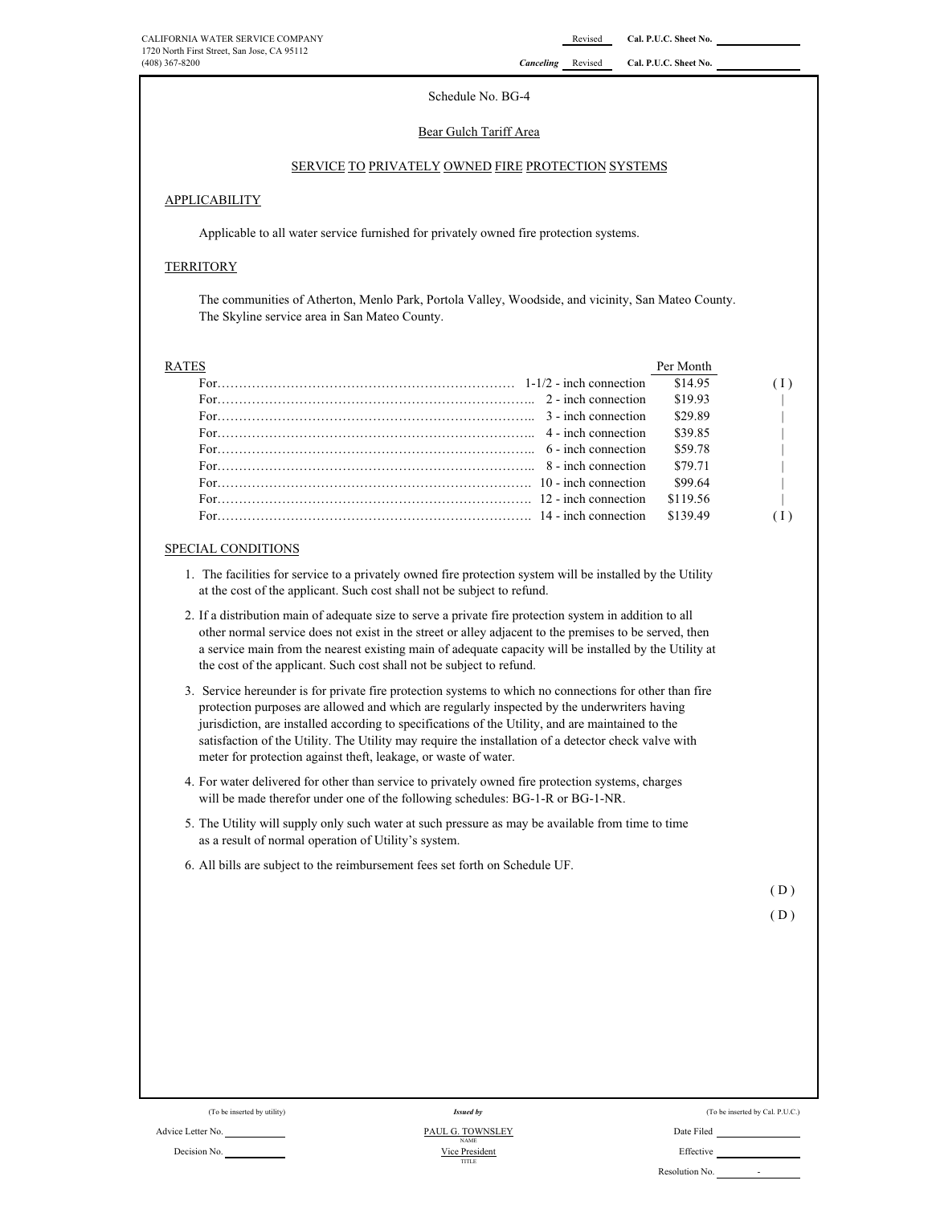CALIFORNIA WATER SERVICE COMPANY
1720 North First Street, San Jose, CA 95112
(408) 367-8200

Revised Cal. P.U.C. Sheet No.
*Canceling* Revised Cal. P.U.C. Sheet No.

Schedule No. BG-4

Bear Gulch Tariff Area

SERVICE TO PRIVATELY OWNED FIRE PROTECTION SYSTEMS

## APPLICABILITY

Applicable to all water service furnished for privately owned fire protection systems.

## TERRITORY

The communities of Atherton, Menlo Park, Portola Valley, Woodside, and vicinity, San Mateo County.
The Skyline service area in San Mateo County.

## RATES

| | | Per Month | |
|---|---|---|---|
| For………………………………………………………………… | 1-1/2 - inch connection | $14.95 | ( I ) |
| For………………………………………………………………… | 2 - inch connection | $19.93 | \| |
| For………………………………………………………………… | 3 - inch connection | $29.89 | \| |
| For………………………………………………………………… | 4 - inch connection | $39.85 | \| |
| For………………………………………………………………… | 6 - inch connection | $59.78 | \| |
| For………………………………………………………………… | 8 - inch connection | $79.71 | \| |
| For………………………………………………………………… | 10 - inch connection | $99.64 | \| |
| For………………………………………………………………… | 12 - inch connection | $119.56 | \| |
| For………………………………………………………………… | 14 - inch connection | $139.49 | ( I ) |

## SPECIAL CONDITIONS

1. The facilities for service to a privately owned fire protection system will be installed by the Utility at the cost of the applicant. Such cost shall not be subject to refund.
2. If a distribution main of adequate size to serve a private fire protection system in addition to all other normal service does not exist in the street or alley adjacent to the premises to be served, then a service main from the nearest existing main of adequate capacity will be installed by the Utility at the cost of the applicant. Such cost shall not be subject to refund.
3. Service hereunder is for private fire protection systems to which no connections for other than fire protection purposes are allowed and which are regularly inspected by the underwriters having jurisdiction, are installed according to specifications of the Utility, and are maintained to the satisfaction of the Utility. The Utility may require the installation of a detector check valve with meter for protection against theft, leakage, or waste of water.
4. For water delivered for other than service to privately owned fire protection systems, charges will be made therefor under one of the following schedules: BG-1-R or BG-1-NR.
5. The Utility will supply only such water at such pressure as may be available from time to time as a result of normal operation of Utility's system.
6. All bills are subject to the reimbursement fees set forth on Schedule UF.

( D )

( D )

(To be inserted by utility) | *Issued by* | (To be inserted by Cal. P.U.C.)

Advice Letter No. | PAUL G. TOWNSLEY (NAME) | Date Filed

Decision No. | Vice President (TITLE) | Effective

Resolution No. -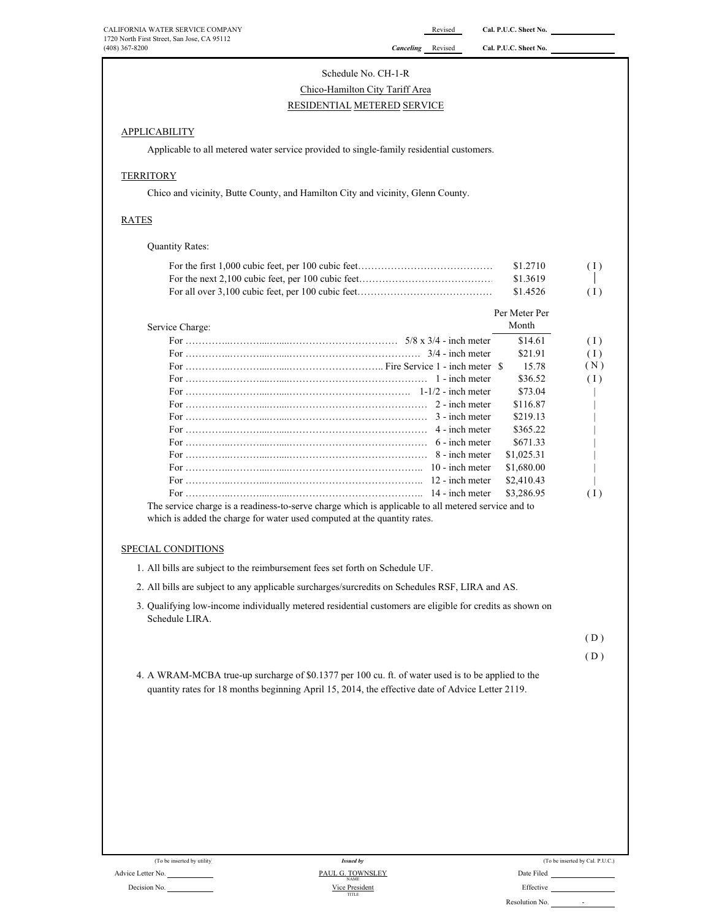CALIFORNIA WATER SERVICE COMPANY
1720 North First Street, San Jose, CA 95112
(408) 367-8200

Revised Cal. P.U.C. Sheet No.
*Canceling* Revised Cal. P.U.C. Sheet No.

Schedule No. CH-1-R

Chico-Hamilton City Tariff Area

RESIDENTIAL METERED SERVICE

## APPLICABILITY

Applicable to all metered water service provided to single-family residential customers.

## TERRITORY

Chico and vicinity, Butte County, and Hamilton City and vicinity, Glenn County.

## RATES

Quantity Rates:

| | | |
|---|---|---|
| For the first 1,000 cubic feet, per 100 cubic feet…… | $1.2710 | ( I ) |
| For the next 2,100 cubic feet, per 100 cubic feet…… | $1.3619 | \| |
| For all over 3,100 cubic feet, per 100 cubic feet…… | $1.4526 | ( I ) |

| Service Charge: | Per Meter Per Month | |
|---|---|---|
| For …… 5/8 x 3/4 - inch meter | $14.61 | ( I ) |
| For …… 3/4 - inch meter | $21.91 | ( I ) |
| For …… Fire Service 1 - inch meter | $ 15.78 | ( N ) |
| For …… 1 - inch meter | $36.52 | ( I ) |
| For …… 1-1/2 - inch meter | $73.04 | \| |
| For …… 2 - inch meter | $116.87 | \| |
| For …… 3 - inch meter | $219.13 | \| |
| For …… 4 - inch meter | $365.22 | \| |
| For …… 6 - inch meter | $671.33 | \| |
| For …… 8 - inch meter | $1,025.31 | \| |
| For …… 10 - inch meter | $1,680.00 | \| |
| For …… 12 - inch meter | $2,410.43 | \| |
| For …… 14 - inch meter | $3,286.95 | ( I ) |

The service charge is a readiness-to-serve charge which is applicable to all metered service and to which is added the charge for water used computed at the quantity rates.

## SPECIAL CONDITIONS

1. All bills are subject to the reimbursement fees set forth on Schedule UF.
2. All bills are subject to any applicable surcharges/surcredits on Schedules RSF, LIRA and AS.
3. Qualifying low-income individually metered residential customers are eligible for credits as shown on Schedule LIRA.

( D )

( D )

4. A WRAM-MCBA true-up surcharge of $0.1377 per 100 cu. ft. of water used is to be applied to the quantity rates for 18 months beginning April 15, 2014, the effective date of Advice Letter 2119.

(To be inserted by utility) | *Issued by* | (To be inserted by Cal. P.U.C.)

Advice Letter No. | PAUL G. TOWNSLEY (NAME) | Date Filed

Decision No. | Vice President (TITLE) | Effective

Resolution No. -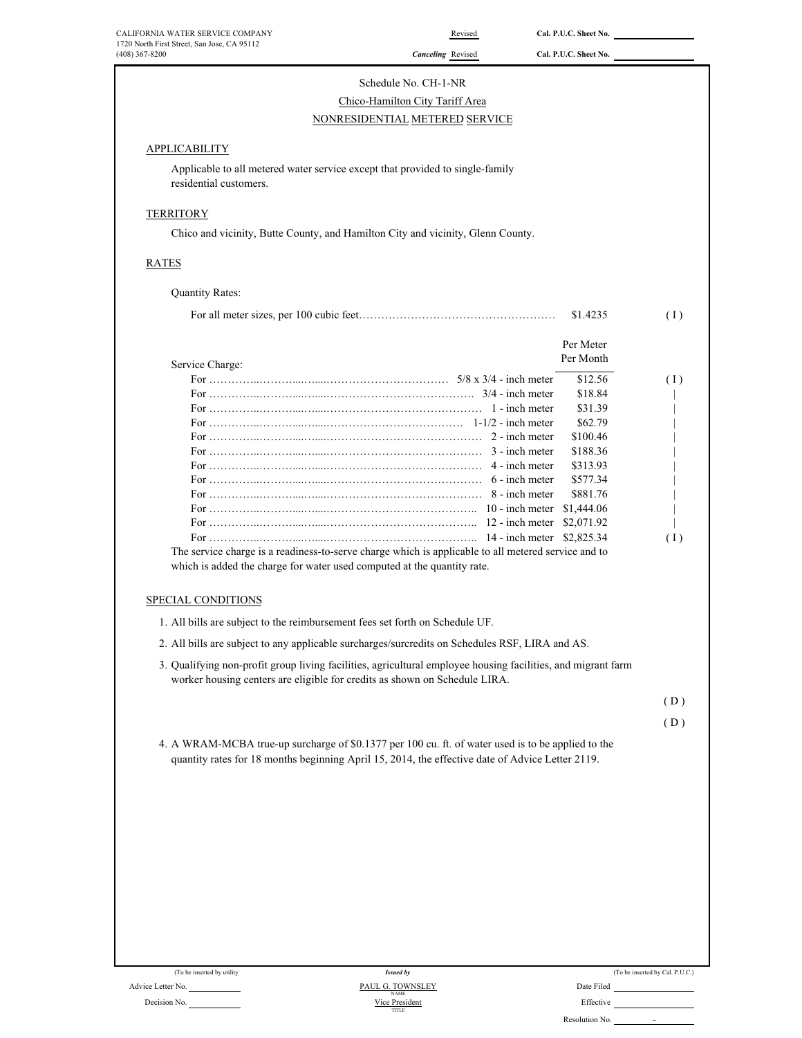CALIFORNIA WATER SERVICE COMPANY
1720 North First Street, San Jose, CA 95112
(408) 367-8200

Revised — Cal. P.U.C. Sheet No.
*Canceling* Revised — Cal. P.U.C. Sheet No.

Schedule No. CH-1-NR

Chico-Hamilton City Tariff Area

NONRESIDENTIAL METERED SERVICE

## APPLICABILITY

Applicable to all metered water service except that provided to single-family residential customers.

## TERRITORY

Chico and vicinity, Butte County, and Hamilton City and vicinity, Glenn County.

## RATES

Quantity Rates:

For all meter sizes, per 100 cubic feet………………………………………………… $1.4235 (I)

Service Charge:

| Service Charge | Per Meter Per Month | |
|---|---|---|
| For 5/8 x 3/4 - inch meter | $12.56 | (I) |
| For 3/4 - inch meter | $18.84 | \| |
| For 1 - inch meter | $31.39 | \| |
| For 1-1/2 - inch meter | $62.79 | \| |
| For 2 - inch meter | $100.46 | \| |
| For 3 - inch meter | $188.36 | \| |
| For 4 - inch meter | $313.93 | \| |
| For 6 - inch meter | $577.34 | \| |
| For 8 - inch meter | $881.76 | \| |
| For 10 - inch meter | $1,444.06 | \| |
| For 12 - inch meter | $2,071.92 | \| |
| For 14 - inch meter | $2,825.34 | (I) |

The service charge is a readiness-to-serve charge which is applicable to all metered service and to which is added the charge for water used computed at the quantity rate.

## SPECIAL CONDITIONS

1. All bills are subject to the reimbursement fees set forth on Schedule UF.
2. All bills are subject to any applicable surcharges/surcredits on Schedules RSF, LIRA and AS.
3. Qualifying non-profit group living facilities, agricultural employee housing facilities, and migrant farm worker housing centers are eligible for credits as shown on Schedule LIRA.

(D)

(D)

4. A WRAM-MCBA true-up surcharge of $0.1377 per 100 cu. ft. of water used is to be applied to the quantity rates for 18 months beginning April 15, 2014, the effective date of Advice Letter 2119.

(To be inserted by utility) — *Issued by* — (To be inserted by Cal. P.U.C.)

Advice Letter No. — PAUL G. TOWNSLEY (NAME) — Date Filed

Decision No. — Vice President (TITLE) — Effective

Resolution No. -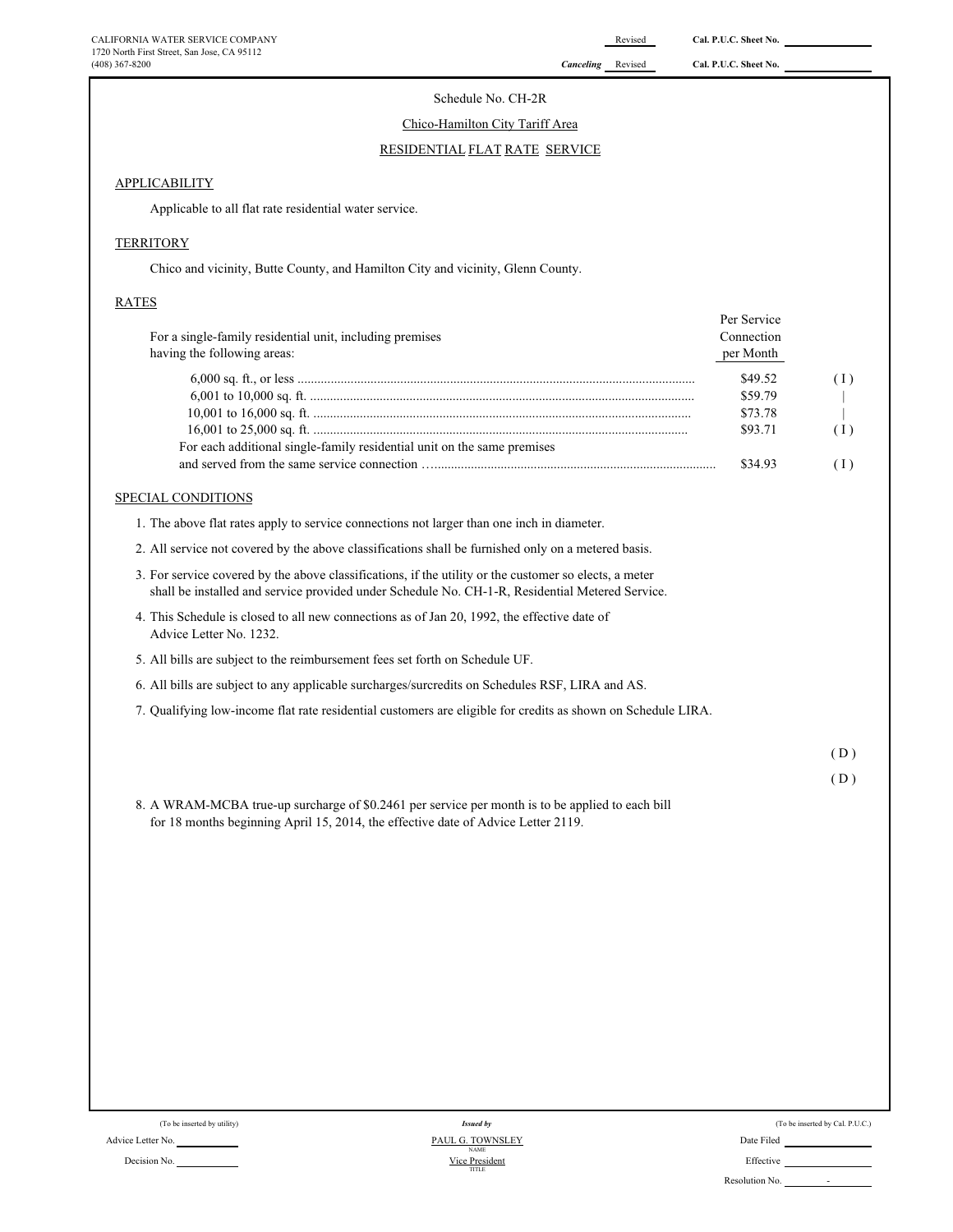CALIFORNIA WATER SERVICE COMPANY
1720 North First Street, San Jose, CA 95112
(408) 367-8200

Revised — Cal. P.U.C. Sheet No.

*Canceling* Revised — Cal. P.U.C. Sheet No.

Schedule No. CH-2R

Chico-Hamilton City Tariff Area

RESIDENTIAL FLAT RATE SERVICE

## APPLICABILITY

Applicable to all flat rate residential water service.

## TERRITORY

Chico and vicinity, Butte County, and Hamilton City and vicinity, Glenn County.

## RATES

| For a single-family residential unit, including premises having the following areas: | Per Service Connection per Month | |
|---|---|---|
| 6,000 sq. ft., or less | $49.52 | (I) |
| 6,001 to 10,000 sq. ft. | $59.79 | \| |
| 10,001 to 16,000 sq. ft. | $73.78 | \| |
| 16,001 to 25,000 sq. ft. | $93.71 | (I) |
| For each additional single-family residential unit on the same premises and served from the same service connection | $34.93 | (I) |

## SPECIAL CONDITIONS

1. The above flat rates apply to service connections not larger than one inch in diameter.
2. All service not covered by the above classifications shall be furnished only on a metered basis.
3. For service covered by the above classifications, if the utility or the customer so elects, a meter shall be installed and service provided under Schedule No. CH-1-R, Residential Metered Service.
4. This Schedule is closed to all new connections as of Jan 20, 1992, the effective date of Advice Letter No. 1232.
5. All bills are subject to the reimbursement fees set forth on Schedule UF.
6. All bills are subject to any applicable surcharges/surcredits on Schedules RSF, LIRA and AS.
7. Qualifying low-income flat rate residential customers are eligible for credits as shown on Schedule LIRA.

(D)

(D)

8. A WRAM-MCBA true-up surcharge of $0.2461 per service per month is to be applied to each bill for 18 months beginning April 15, 2014, the effective date of Advice Letter 2119.

(To be inserted by utility)
Advice Letter No.
Decision No.

*Issued by*
PAUL G. TOWNSLEY
NAME
Vice President
TITLE

(To be inserted by Cal. P.U.C.)
Date Filed
Effective
Resolution No. -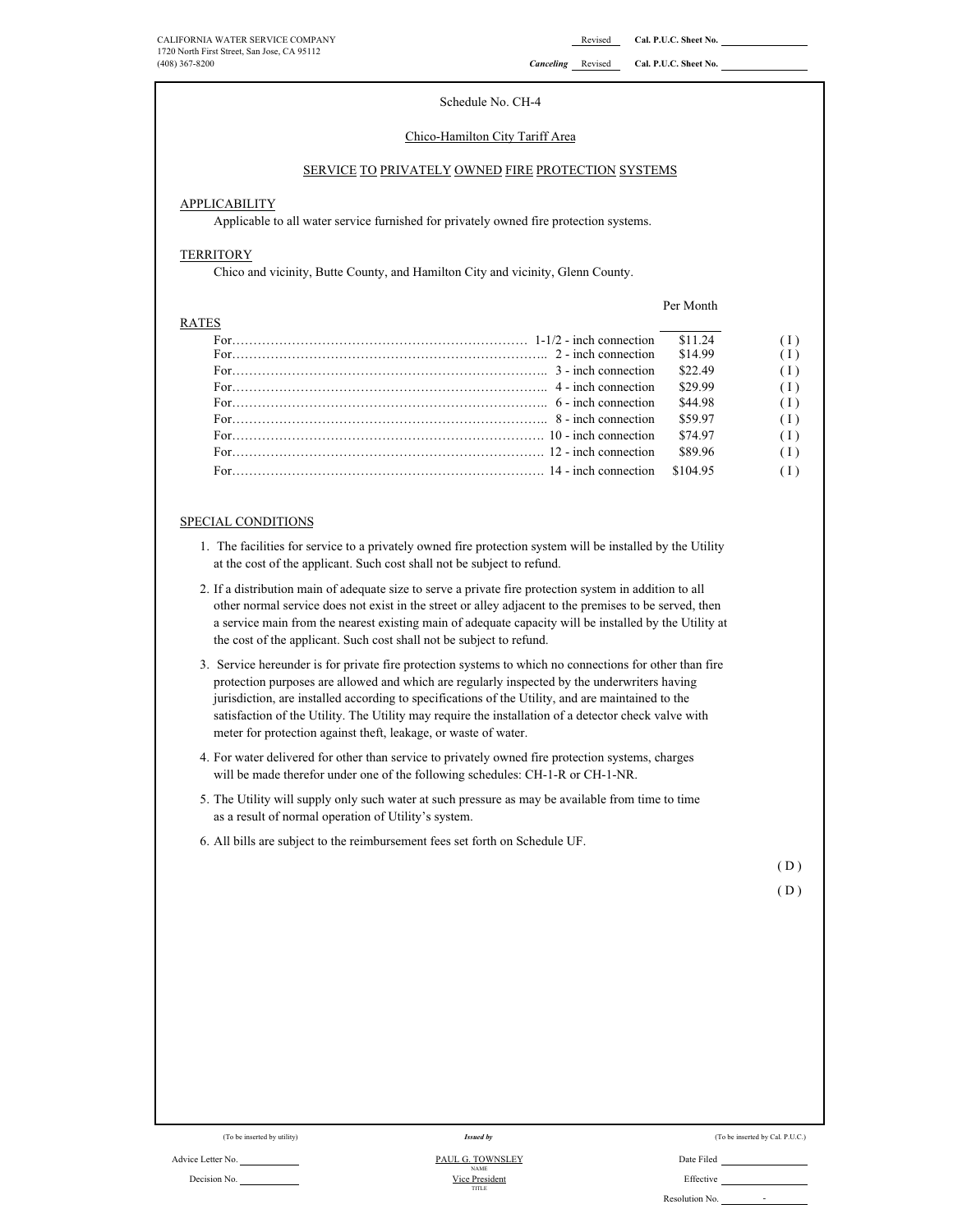CALIFORNIA WATER SERVICE COMPANY
1720 North First Street, San Jose, CA 95112
(408) 367-8200

Revised **Cal. P.U.C. Sheet No.**

***Canceling*** Revised **Cal. P.U.C. Sheet No.**

Schedule No. CH-4

Chico-Hamilton City Tariff Area

SERVICE TO PRIVATELY OWNED FIRE PROTECTION SYSTEMS

APPLICABILITY

Applicable to all water service furnished for privately owned fire protection systems.

TERRITORY

Chico and vicinity, Butte County, and Hamilton City and vicinity, Glenn County.

RATES

| | | Per Month | |
|---|---|---|---|
| For…………………………………………………………… | 1-1/2 - inch connection | $11.24 | ( I ) |
| For…………………………………………………………… | 2 - inch connection | $14.99 | ( I ) |
| For…………………………………………………………… | 3 - inch connection | $22.49 | ( I ) |
| For…………………………………………………………… | 4 - inch connection | $29.99 | ( I ) |
| For…………………………………………………………… | 6 - inch connection | $44.98 | ( I ) |
| For…………………………………………………………… | 8 - inch connection | $59.97 | ( I ) |
| For…………………………………………………………… | 10 - inch connection | $74.97 | ( I ) |
| For…………………………………………………………… | 12 - inch connection | $89.96 | ( I ) |
| For…………………………………………………………… | 14 - inch connection | $104.95 | ( I ) |

SPECIAL CONDITIONS

1. The facilities for service to a privately owned fire protection system will be installed by the Utility at the cost of the applicant. Such cost shall not be subject to refund.
2. If a distribution main of adequate size to serve a private fire protection system in addition to all other normal service does not exist in the street or alley adjacent to the premises to be served, then a service main from the nearest existing main of adequate capacity will be installed by the Utility at the cost of the applicant. Such cost shall not be subject to refund.
3. Service hereunder is for private fire protection systems to which no connections for other than fire protection purposes are allowed and which are regularly inspected by the underwriters having jurisdiction, are installed according to specifications of the Utility, and are maintained to the satisfaction of the Utility. The Utility may require the installation of a detector check valve with meter for protection against theft, leakage, or waste of water.
4. For water delivered for other than service to privately owned fire protection systems, charges will be made therefor under one of the following schedules: CH-1-R or CH-1-NR.
5. The Utility will supply only such water at such pressure as may be available from time to time as a result of normal operation of Utility's system.
6. All bills are subject to the reimbursement fees set forth on Schedule UF.

( D )

( D )

(To be inserted by utility)

Advice Letter No.

Decision No.

*Issued by*

PAUL G. TOWNSLEY
NAME

Vice President
TITLE

(To be inserted by Cal. P.U.C.)

Date Filed

Effective

Resolution No. -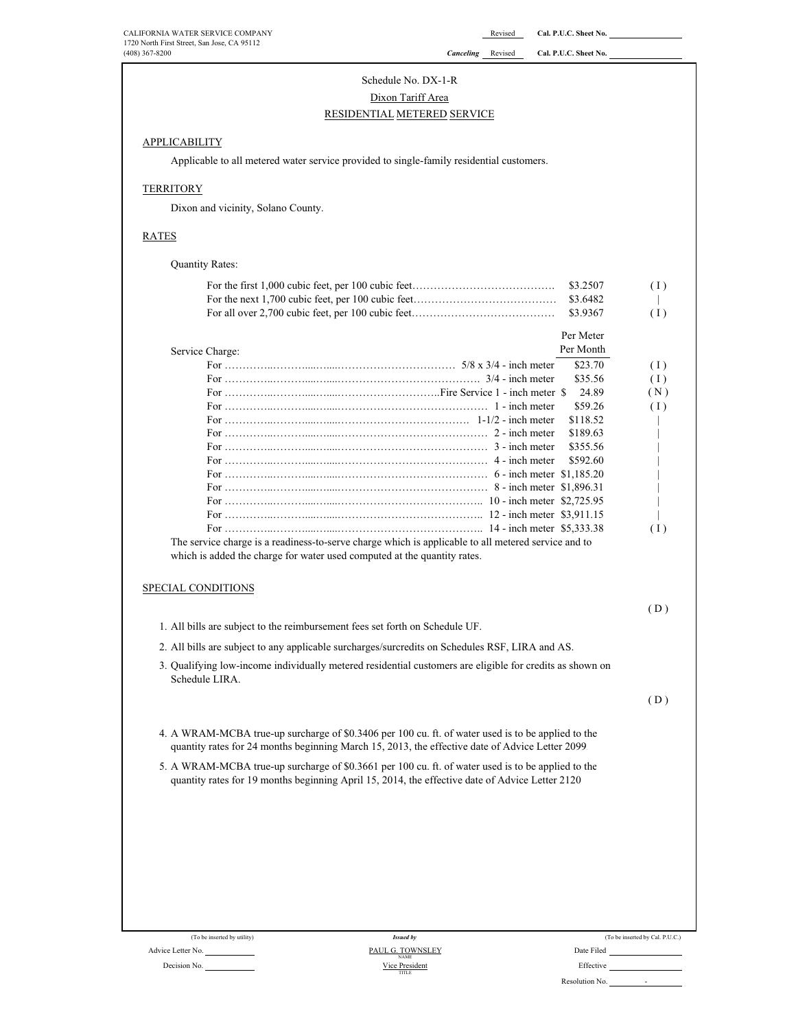CALIFORNIA WATER SERVICE COMPANY
1720 North First Street, San Jose, CA 95112
(408) 367-8200

Revised Cal. P.U.C. Sheet No.
*Canceling* Revised Cal. P.U.C. Sheet No.

Schedule No. DX-1-R

Dixon Tariff Area

RESIDENTIAL METERED SERVICE

## APPLICABILITY

Applicable to all metered water service provided to single-family residential customers.

## TERRITORY

Dixon and vicinity, Solano County.

## RATES

Quantity Rates:

| | | |
|---|---|---|
| For the first 1,000 cubic feet, per 100 cubic feet | $3.2507 | ( I ) |
| For the next 1,700 cubic feet, per 100 cubic feet | $3.6482 | \| |
| For all over 2,700 cubic feet, per 100 cubic feet | $3.9367 | ( I ) |

| Service Charge: | Per Meter Per Month | |
|---|---|---|
| For 5/8 x 3/4 - inch meter | $23.70 | ( I ) |
| For 3/4 - inch meter | $35.56 | ( I ) |
| For Fire Service 1 - inch meter | $ 24.89 | ( N ) |
| For 1 - inch meter | $59.26 | ( I ) |
| For 1-1/2 - inch meter | $118.52 | \| |
| For 2 - inch meter | $189.63 | \| |
| For 3 - inch meter | $355.56 | \| |
| For 4 - inch meter | $592.60 | \| |
| For 6 - inch meter | $1,185.20 | \| |
| For 8 - inch meter | $1,896.31 | \| |
| For 10 - inch meter | $2,725.95 | \| |
| For 12 - inch meter | $3,911.15 | \| |
| For 14 - inch meter | $5,333.38 | ( I ) |

The service charge is a readiness-to-serve charge which is applicable to all metered service and to which is added the charge for water used computed at the quantity rates.

## SPECIAL CONDITIONS

( D )

1. All bills are subject to the reimbursement fees set forth on Schedule UF.
2. All bills are subject to any applicable surcharges/surcredits on Schedules RSF, LIRA and AS.
3. Qualifying low-income individually metered residential customers are eligible for credits as shown on Schedule LIRA.

( D )

4. A WRAM-MCBA true-up surcharge of $0.3406 per 100 cu. ft. of water used is to be applied to the quantity rates for 24 months beginning March 15, 2013, the effective date of Advice Letter 2099.
5. A WRAM-MCBA true-up surcharge of $0.3661 per 100 cu. ft. of water used is to be applied to the quantity rates for 19 months beginning April 15, 2014, the effective date of Advice Letter 2120

(To be inserted by utility)
Advice Letter No.
Decision No.

*Issued by*
PAUL G. TOWNSLEY
NAME
Vice President
TITLE

(To be inserted by Cal. P.U.C.)
Date Filed
Effective
Resolution No. -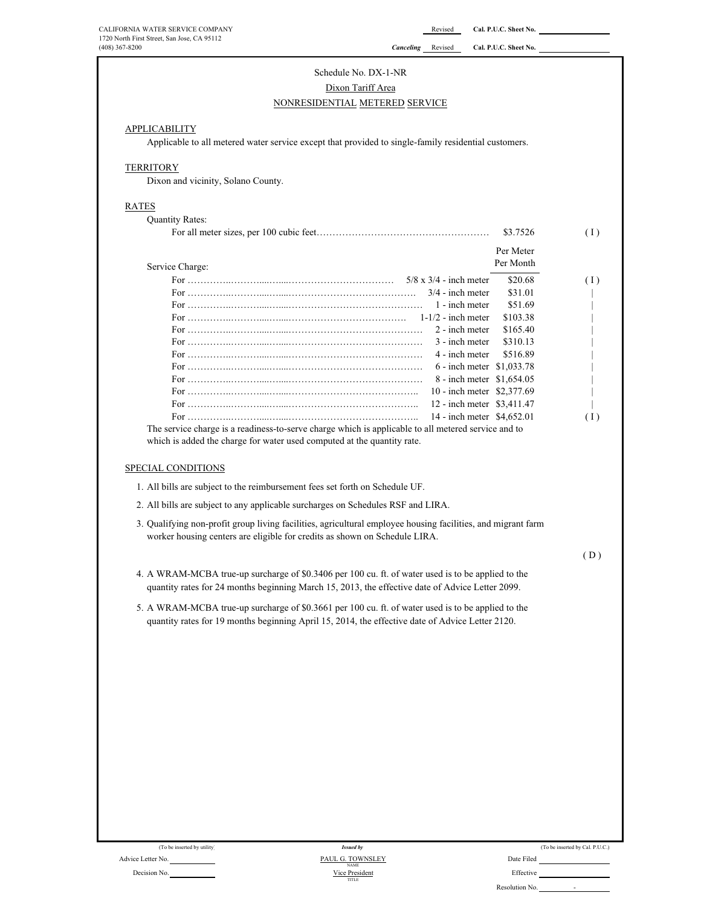CALIFORNIA WATER SERVICE COMPANY
1720 North First Street, San Jose, CA 95112
(408) 367-8200

Revised Cal. P.U.C. Sheet No.
*Canceling* Revised Cal. P.U.C. Sheet No.

Schedule No. DX-1-NR
Dixon Tariff Area
NONRESIDENTIAL METERED SERVICE

## APPLICABILITY

Applicable to all metered water service except that provided to single-family residential customers.

## TERRITORY

Dixon and vicinity, Solano County.

## RATES

Quantity Rates:

| | | |
|---|---|---|
| For all meter sizes, per 100 cubic feet | $3.7526 | ( I ) |

Service Charge:

| | Per Meter Per Month | |
|---|---|---|
| For 5/8 x 3/4 - inch meter | $20.68 | ( I ) |
| For 3/4 - inch meter | $31.01 | \| |
| For 1 - inch meter | $51.69 | \| |
| For 1-1/2 - inch meter | $103.38 | \| |
| For 2 - inch meter | $165.40 | \| |
| For 3 - inch meter | $310.13 | \| |
| For 4 - inch meter | $516.89 | \| |
| For 6 - inch meter | $1,033.78 | \| |
| For 8 - inch meter | $1,654.05 | \| |
| For 10 - inch meter | $2,377.69 | \| |
| For 12 - inch meter | $3,411.47 | \| |
| For 14 - inch meter | $4,652.01 | ( I ) |

The service charge is a readiness-to-serve charge which is applicable to all metered service and to which is added the charge for water used computed at the quantity rate.

## SPECIAL CONDITIONS

1. All bills are subject to the reimbursement fees set forth on Schedule UF.
2. All bills are subject to any applicable surcharges on Schedules RSF and LIRA.
3. Qualifying non-profit group living facilities, agricultural employee housing facilities, and migrant farm worker housing centers are eligible for credits as shown on Schedule LIRA.

( D )

4. A WRAM-MCBA true-up surcharge of $0.3406 per 100 cu. ft. of water used is to be applied to the quantity rates for 24 months beginning March 15, 2013, the effective date of Advice Letter 2099.
5. A WRAM-MCBA true-up surcharge of $0.3661 per 100 cu. ft. of water used is to be applied to the quantity rates for 19 months beginning April 15, 2014, the effective date of Advice Letter 2120.

(To be inserted by utility) | *Issued by* | (To be inserted by Cal. P.U.C.)

Advice Letter No. | PAUL G. TOWNSLEY (NAME) | Date Filed

Decision No. | Vice President (TITLE) | Effective

Resolution No.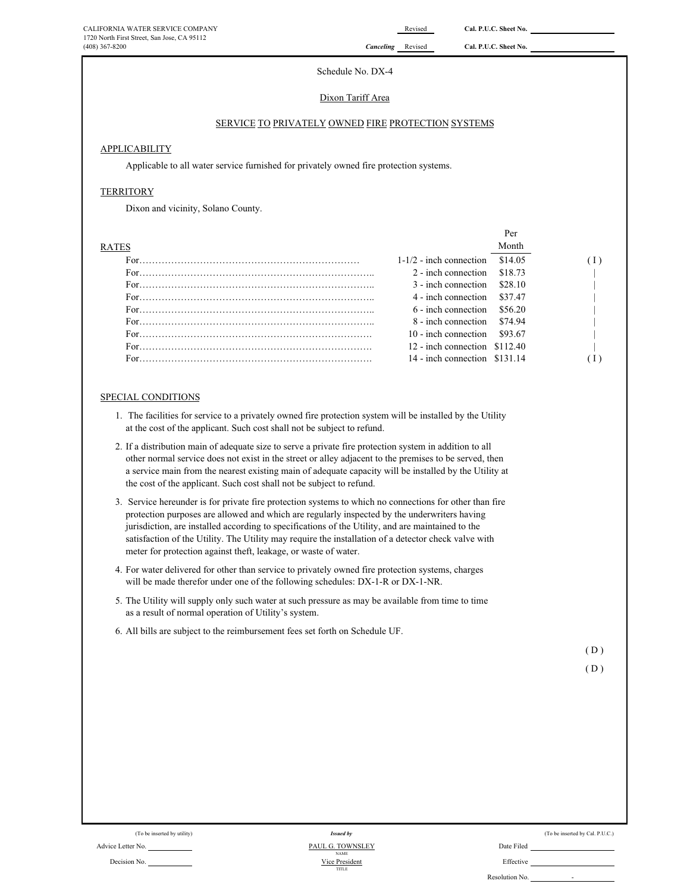CALIFORNIA WATER SERVICE COMPANY
1720 North First Street, San Jose, CA 95112
(408) 367-8200

Revised — Cal. P.U.C. Sheet No. ____
Canceling Revised — Cal. P.U.C. Sheet No. ____

Schedule No. DX-4

Dixon Tariff Area

## SERVICE TO PRIVATELY OWNED FIRE PROTECTION SYSTEMS

### APPLICABILITY

Applicable to all water service furnished for privately owned fire protection systems.

### TERRITORY

Dixon and vicinity, Solano County.

### RATES

| | | Per Month | |
|---|---|---|---|
| For……………………………………………………………… | 1-1/2 - inch connection | $14.05 | ( I ) |
| For……………………………………………………………….. | 2 - inch connection | $18.73 | \| |
| For……………………………………………………………….. | 3 - inch connection | $28.10 | \| |
| For……………………………………………………………….. | 4 - inch connection | $37.47 | \| |
| For……………………………………………………………….. | 6 - inch connection | $56.20 | \| |
| For……………………………………………………………….. | 8 - inch connection | $74.94 | \| |
| For………………………………………………………………. | 10 - inch connection | $93.67 | \| |
| For………………………………………………………………. | 12 - inch connection | $112.40 | \| |
| For………………………………………………………………. | 14 - inch connection | $131.14 | ( I ) |

### SPECIAL CONDITIONS

1. The facilities for service to a privately owned fire protection system will be installed by the Utility at the cost of the applicant. Such cost shall not be subject to refund.
2. If a distribution main of adequate size to serve a private fire protection system in addition to all other normal service does not exist in the street or alley adjacent to the premises to be served, then a service main from the nearest existing main of adequate capacity will be installed by the Utility at the cost of the applicant. Such cost shall not be subject to refund.
3. Service hereunder is for private fire protection systems to which no connections for other than fire protection purposes are allowed and which are regularly inspected by the underwriters having jurisdiction, are installed according to specifications of the Utility, and are maintained to the satisfaction of the Utility. The Utility may require the installation of a detector check valve with meter for protection against theft, leakage, or waste of water.
4. For water delivered for other than service to privately owned fire protection systems, charges will be made therefor under one of the following schedules: DX-1-R or DX-1-NR.
5. The Utility will supply only such water at such pressure as may be available from time to time as a result of normal operation of Utility's system.
6. All bills are subject to the reimbursement fees set forth on Schedule UF.

( D )

( D )

(To be inserted by utility)
Advice Letter No. ____
Decision No. ____

Issued by
PAUL G. TOWNSLEY
NAME
Vice President
TITLE

(To be inserted by Cal. P.U.C.)
Date Filed ____
Effective ____
Resolution No. ____ -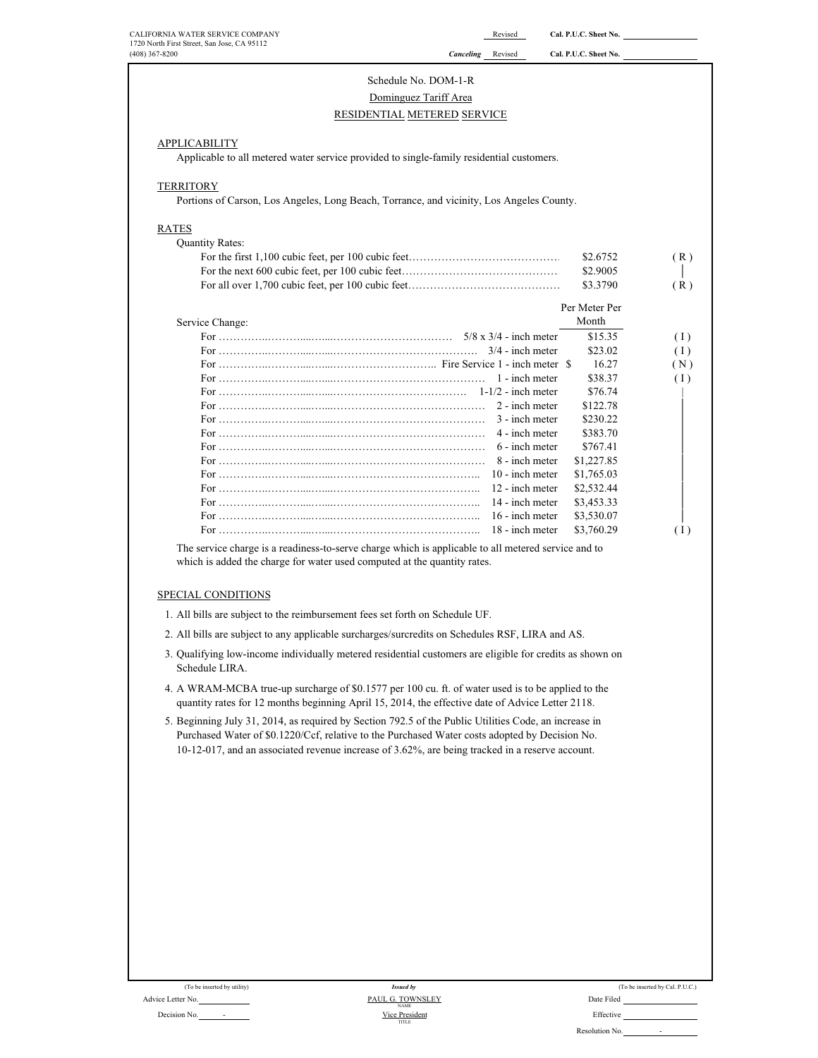CALIFORNIA WATER SERVICE COMPANY
1720 North First Street, San Jose, CA 95112
(408) 367-8200

Revised Cal. P.U.C. Sheet No.
*Canceling* Revised Cal. P.U.C. Sheet No.

# Schedule No. DOM-1-R

## Dominguez Tariff Area

## RESIDENTIAL METERED SERVICE

### APPLICABILITY

Applicable to all metered water service provided to single-family residential customers.

### TERRITORY

Portions of Carson, Los Angeles, Long Beach, Torrance, and vicinity, Los Angeles County.

### RATES

Quantity Rates:

| | | |
|---|---|---|
| For the first 1,100 cubic feet, per 100 cubic feet | $2.6752 | (R) |
| For the next 600 cubic feet, per 100 cubic feet | $2.9005 | │ |
| For all over 1,700 cubic feet, per 100 cubic feet | $3.3790 | (R) |

| Service Change: | Per Meter Per Month | |
|---|---|---|
| For 5/8 x 3/4 - inch meter | $15.35 | (I) |
| For 3/4 - inch meter | $23.02 | (I) |
| For Fire Service 1 - inch meter | $ 16.27 | (N) |
| For 1 - inch meter | $38.37 | (I) |
| For 1-1/2 - inch meter | $76.74 | │ |
| For 2 - inch meter | $122.78 | │ |
| For 3 - inch meter | $230.22 | │ |
| For 4 - inch meter | $383.70 | │ |
| For 6 - inch meter | $767.41 | │ |
| For 8 - inch meter | $1,227.85 | │ |
| For 10 - inch meter | $1,765.03 | │ |
| For 12 - inch meter | $2,532.44 | │ |
| For 14 - inch meter | $3,453.33 | │ |
| For 16 - inch meter | $3,530.07 | │ |
| For 18 - inch meter | $3,760.29 | (I) |

The service charge is a readiness-to-serve charge which is applicable to all metered service and to which is added the charge for water used computed at the quantity rates.

### SPECIAL CONDITIONS

1. All bills are subject to the reimbursement fees set forth on Schedule UF.
2. All bills are subject to any applicable surcharges/surcredits on Schedules RSF, LIRA and AS.
3. Qualifying low-income individually metered residential customers are eligible for credits as shown on Schedule LIRA.
4. A WRAM-MCBA true-up surcharge of $0.1577 per 100 cu. ft. of water used is to be applied to the quantity rates for 12 months beginning April 15, 2014, the effective date of Advice Letter 2118.
5. Beginning July 31, 2014, as required by Section 792.5 of the Public Utilities Code, an increase in Purchased Water of $0.1220/Ccf, relative to the Purchased Water costs adopted by Decision No. 10-12-017, and an associated revenue increase of 3.62%, are being tracked in a reserve account.

(To be inserted by utility)
Advice Letter No.
Decision No. -

*Issued by*
PAUL G. TOWNSLEY
NAME
Vice President
TITLE

(To be inserted by Cal. P.U.C.)
Date Filed
Effective
Resolution No. -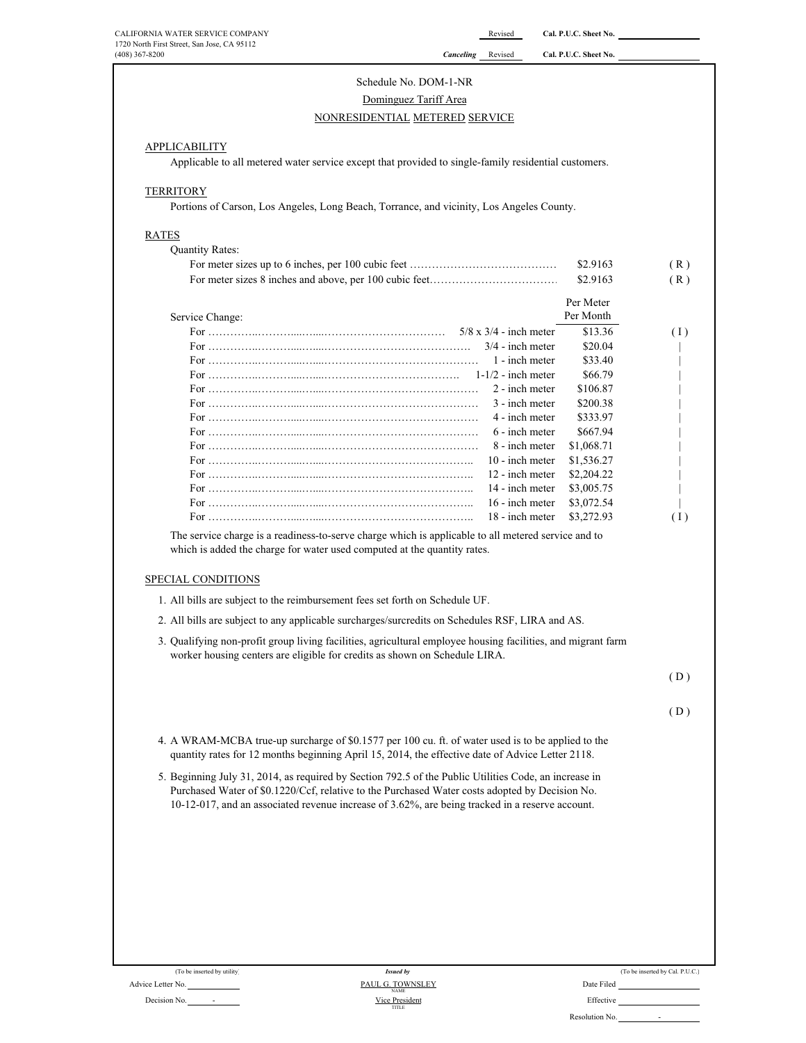CALIFORNIA WATER SERVICE COMPANY
1720 North First Street, San Jose, CA 95112
(408) 367-8200

Revised Cal. P.U.C. Sheet No. ____________
*Canceling* Revised Cal. P.U.C. Sheet No. ____________

Schedule No. DOM-1-NR

Dominguez Tariff Area

NONRESIDENTIAL METERED SERVICE

## APPLICABILITY

Applicable to all metered water service except that provided to single-family residential customers.

## TERRITORY

Portions of Carson, Los Angeles, Long Beach, Torrance, and vicinity, Los Angeles County.

## RATES

Quantity Rates:

| | | |
|---|---|---|
| For meter sizes up to 6 inches, per 100 cubic feet …………………………………… | $2.9163 | ( R ) |
| For meter sizes 8 inches and above, per 100 cubic feet……………………………… | $2.9163 | ( R ) |

Service Change:

| | | Per Meter Per Month | |
|---|---|---|---|
| For ……………………………………………………… | 5/8 x 3/4 - inch meter | $13.36 | ( I ) |
| For ……………………………………………………… | 3/4 - inch meter | $20.04 | \| |
| For ……………………………………………………… | 1 - inch meter | $33.40 | \| |
| For ……………………………………………………… | 1-1/2 - inch meter | $66.79 | \| |
| For ……………………………………………………… | 2 - inch meter | $106.87 | \| |
| For ……………………………………………………… | 3 - inch meter | $200.38 | \| |
| For ……………………………………………………… | 4 - inch meter | $333.97 | \| |
| For ……………………………………………………… | 6 - inch meter | $667.94 | \| |
| For ……………………………………………………… | 8 - inch meter | $1,068.71 | \| |
| For ……………………………………………………… | 10 - inch meter | $1,536.27 | \| |
| For ……………………………………………………… | 12 - inch meter | $2,204.22 | \| |
| For ……………………………………………………… | 14 - inch meter | $3,005.75 | \| |
| For ……………………………………………………… | 16 - inch meter | $3,072.54 | \| |
| For ……………………………………………………… | 18 - inch meter | $3,272.93 | ( I ) |

The service charge is a readiness-to-serve charge which is applicable to all metered service and to which is added the charge for water used computed at the quantity rates.

## SPECIAL CONDITIONS

1. All bills are subject to the reimbursement fees set forth on Schedule UF.
2. All bills are subject to any applicable surcharges/surcredits on Schedules RSF, LIRA and AS.
3. Qualifying non-profit group living facilities, agricultural employee housing facilities, and migrant farm worker housing centers are eligible for credits as shown on Schedule LIRA.

( D )

( D )

4. A WRAM-MCBA true-up surcharge of $0.1577 per 100 cu. ft. of water used is to be applied to the quantity rates for 12 months beginning April 15, 2014, the effective date of Advice Letter 2118.
5. Beginning July 31, 2014, as required by Section 792.5 of the Public Utilities Code, an increase in Purchased Water of $0.1220/Ccf, relative to the Purchased Water costs adopted by Decision No. 10-12-017, and an associated revenue increase of 3.62%, are being tracked in a reserve account.

(To be inserted by utility) — *Issued by* — (To be inserted by Cal. P.U.C.)

Advice Letter No. ____________ — PAUL G. TOWNSLEY (NAME) — Date Filed ____________

Decision No. - — Vice President (TITLE) — Effective ____________

Resolution No. -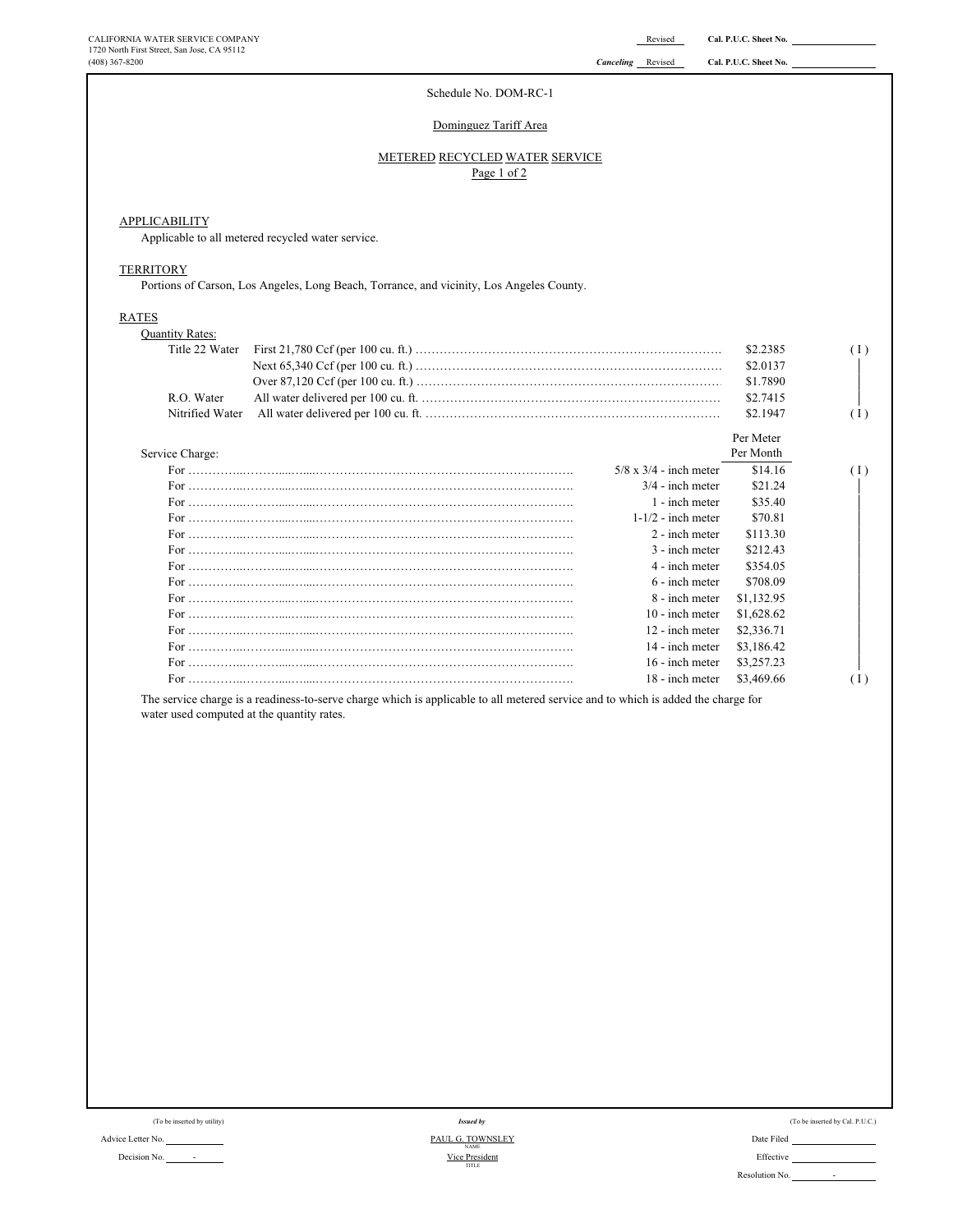CALIFORNIA WATER SERVICE COMPANY
1720 North First Street, San Jose, CA 95112
(408) 367-8200

Revised — **Cal. P.U.C. Sheet No.**

***Canceling*** Revised — **Cal. P.U.C. Sheet No.**

Schedule No. DOM-RC-1

Dominguez Tariff Area

METERED RECYCLED WATER SERVICE
Page 1 of 2

## APPLICABILITY

Applicable to all metered recycled water service.

## TERRITORY

Portions of Carson, Los Angeles, Long Beach, Torrance, and vicinity, Los Angeles County.

## RATES

Quantity Rates:

| | | | |
|---|---|---|---|
| Title 22 Water | First 21,780 Ccf (per 100 cu. ft.) | $2.2385 | ( I ) |
| | Next 65,340 Ccf (per 100 cu. ft.) | $2.0137 | │ |
| | Over 87,120 Ccf (per 100 cu. ft.) | $1.7890 | │ |
| R.O. Water | All water delivered per 100 cu. ft. | $2.7415 | │ |
| Nitrified Water | All water delivered per 100 cu. ft. | $2.1947 | ( I ) |

Service Charge:

| | | Per Meter Per Month | |
|---|---|---|---|
| For | 5/8 x 3/4 - inch meter | $14.16 | ( I ) |
| For | 3/4 - inch meter | $21.24 | │ |
| For | 1 - inch meter | $35.40 | │ |
| For | 1-1/2 - inch meter | $70.81 | │ |
| For | 2 - inch meter | $113.30 | │ |
| For | 3 - inch meter | $212.43 | │ |
| For | 4 - inch meter | $354.05 | │ |
| For | 6 - inch meter | $708.09 | │ |
| For | 8 - inch meter | $1,132.95 | │ |
| For | 10 - inch meter | $1,628.62 | │ |
| For | 12 - inch meter | $2,336.71 | │ |
| For | 14 - inch meter | $3,186.42 | │ |
| For | 16 - inch meter | $3,257.23 | │ |
| For | 18 - inch meter | $3,469.66 | ( I ) |

The service charge is a readiness-to-serve charge which is applicable to all metered service and to which is added the charge for water used computed at the quantity rates.

(To be inserted by utility)
Advice Letter No.
Decision No. -

*Issued by*
PAUL G. TOWNSLEY
NAME
Vice President
TITLE

(To be inserted by Cal. P.U.C.)
Date Filed
Effective
Resolution No. -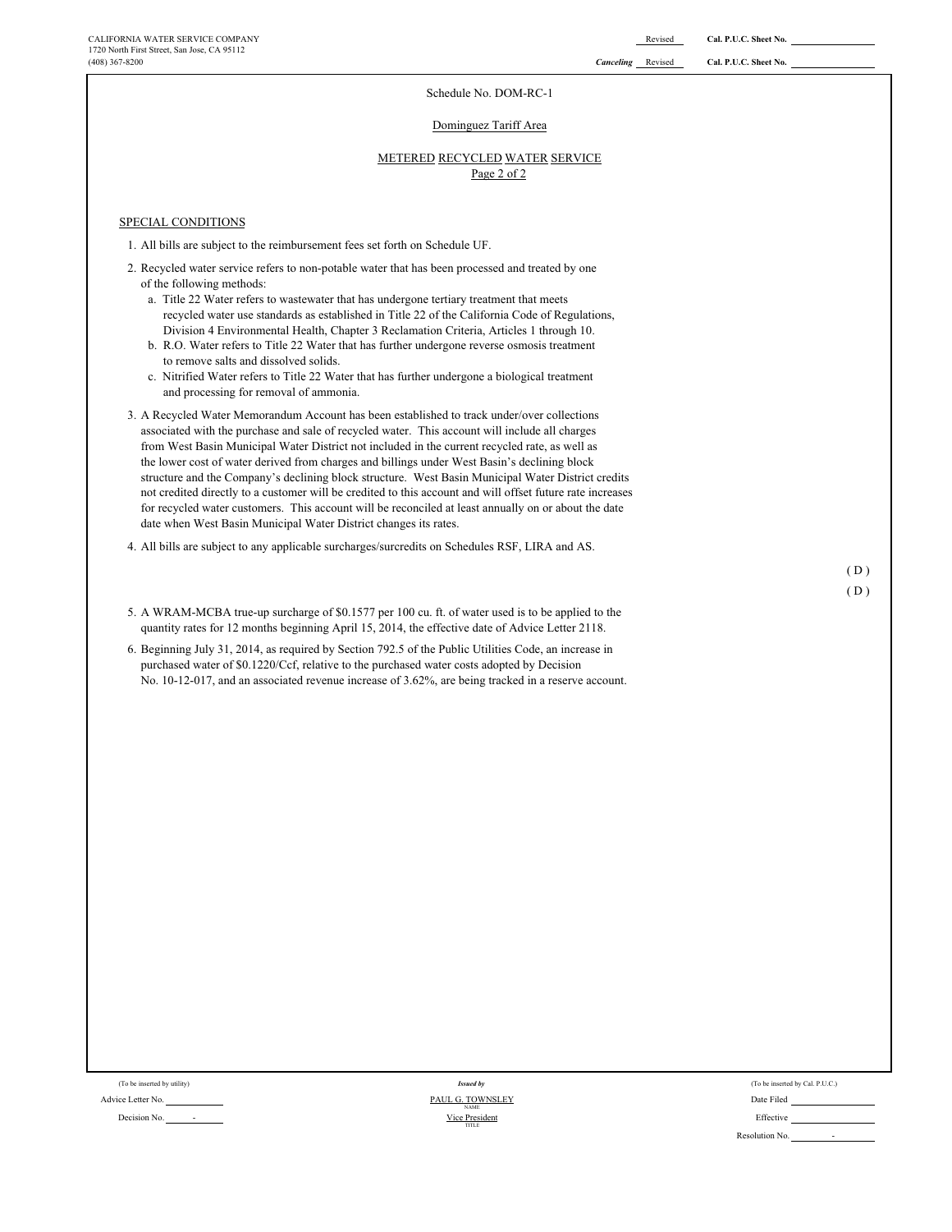CALIFORNIA WATER SERVICE COMPANY
1720 North First Street, San Jose, CA 95112
(408) 367-8200

Revised Cal. P.U.C. Sheet No.
*Canceling* Revised Cal. P.U.C. Sheet No.

Schedule No. DOM-RC-1

Dominguez Tariff Area

METERED RECYCLED WATER SERVICE
Page 2 of 2

SPECIAL CONDITIONS

1. All bills are subject to the reimbursement fees set forth on Schedule UF.
2. Recycled water service refers to non-potable water that has been processed and treated by one of the following methods:
   a. Title 22 Water refers to wastewater that has undergone tertiary treatment that meets recycled water use standards as established in Title 22 of the California Code of Regulations, Division 4 Environmental Health, Chapter 3 Reclamation Criteria, Articles 1 through 10.
   b. R.O. Water refers to Title 22 Water that has further undergone reverse osmosis treatment to remove salts and dissolved solids.
   c. Nitrified Water refers to Title 22 Water that has further undergone a biological treatment and processing for removal of ammonia.
3. A Recycled Water Memorandum Account has been established to track under/over collections associated with the purchase and sale of recycled water. This account will include all charges from West Basin Municipal Water District not included in the current recycled rate, as well as the lower cost of water derived from charges and billings under West Basin's declining block structure and the Company's declining block structure. West Basin Municipal Water District credits not credited directly to a customer will be credited to this account and will offset future rate increases for recycled water customers. This account will be reconciled at least annually on or about the date date when West Basin Municipal Water District changes its rates.
4. All bills are subject to any applicable surcharges/surcredits on Schedules RSF, LIRA and AS.

( D )
( D )

5. A WRAM-MCBA true-up surcharge of $0.1577 per 100 cu. ft. of water used is to be applied to the quantity rates for 12 months beginning April 15, 2014, the effective date of Advice Letter 2118.
6. Beginning July 31, 2014, as required by Section 792.5 of the Public Utilities Code, an increase in purchased water of $0.1220/Ccf, relative to the purchased water costs adopted by Decision No. 10-12-017, and an associated revenue increase of 3.62%, are being tracked in a reserve account.

(To be inserted by utility)
Advice Letter No.
Decision No. -

*Issued by*
PAUL G. TOWNSLEY
NAME
Vice President
TITLE

(To be inserted by Cal. P.U.C.)
Date Filed
Effective
Resolution No. -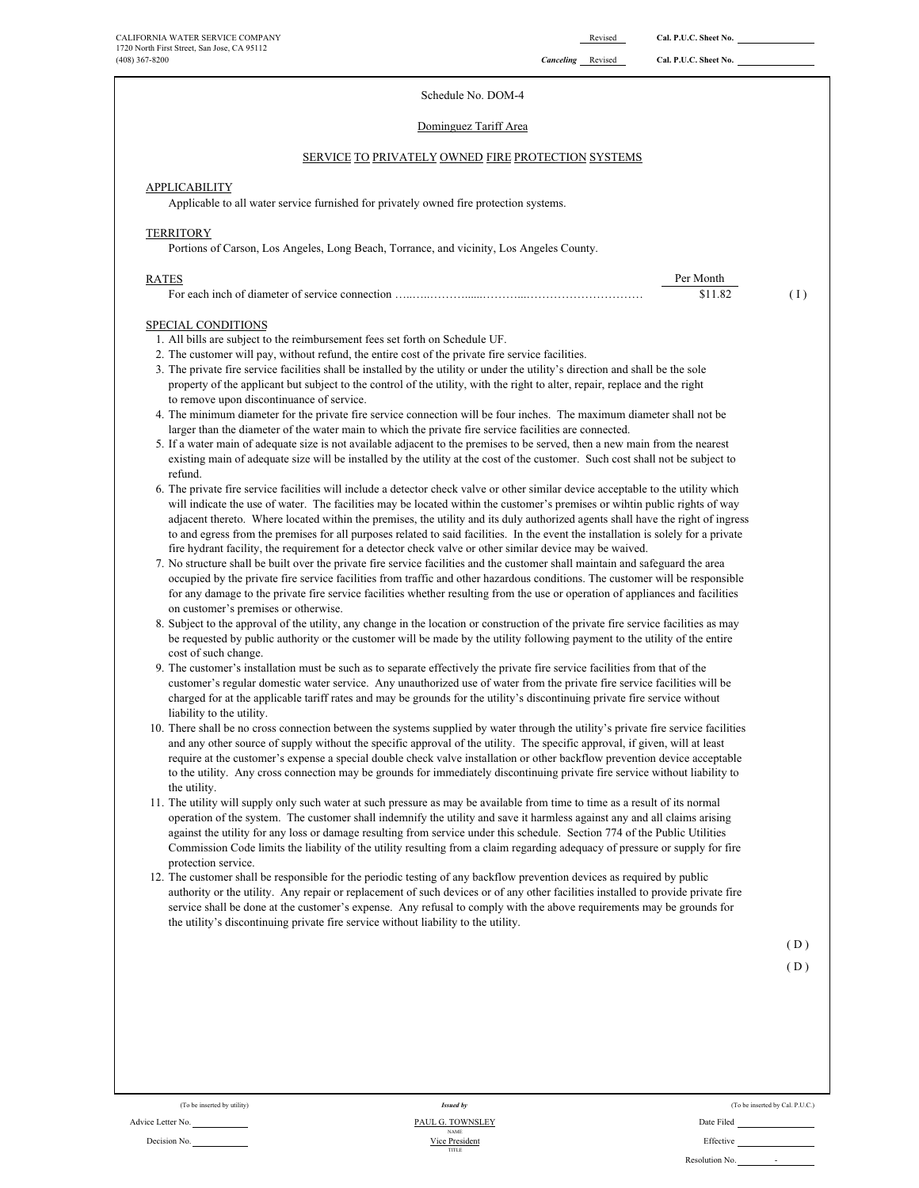CALIFORNIA WATER SERVICE COMPANY
1720 North First Street, San Jose, CA 95112
(408) 367-8200

Revised Cal. P.U.C. Sheet No.
*Canceling* Revised Cal. P.U.C. Sheet No.

Schedule No. DOM-4

Dominguez Tariff Area

SERVICE TO PRIVATELY OWNED FIRE PROTECTION SYSTEMS

## APPLICABILITY

Applicable to all water service furnished for privately owned fire protection systems.

## TERRITORY

Portions of Carson, Los Angeles, Long Beach, Torrance, and vicinity, Los Angeles County.

## RATES

| | Per Month | |
|---|---|---|
| For each inch of diameter of service connection …………………………………………………… | $11.82 | ( I ) |

## SPECIAL CONDITIONS

1. All bills are subject to the reimbursement fees set forth on Schedule UF.
2. The customer will pay, without refund, the entire cost of the private fire service facilities.
3. The private fire service facilities shall be installed by the utility or under the utility's direction and shall be the sole property of the applicant but subject to the control of the utility, with the right to alter, repair, replace and the right to remove upon discontinuance of service.
4. The minimum diameter for the private fire service connection will be four inches. The maximum diameter shall not be larger than the diameter of the water main to which the private fire service facilities are connected.
5. If a water main of adequate size is not available adjacent to the premises to be served, then a new main from the nearest existing main of adequate size will be installed by the utility at the cost of the customer. Such cost shall not be subject to refund.
6. The private fire service facilities will include a detector check valve or other similar device acceptable to the utility which will indicate the use of water. The facilities may be located within the customer's premises or wihtin public rights of way adjacent thereto. Where located within the premises, the utility and its duly authorized agents shall have the right of ingress to and egress from the premises for all purposes related to said facilities. In the event the installation is solely for a private fire hydrant facility, the requirement for a detector check valve or other similar device may be waived.
7. No structure shall be built over the private fire service facilities and the customer shall maintain and safeguard the area occupied by the private fire service facilities from traffic and other hazardous conditions. The customer will be responsible for any damage to the private fire service facilities whether resulting from the use or operation of appliances and facilities on customer's premises or otherwise.
8. Subject to the approval of the utility, any change in the location or construction of the private fire service facilities as may be requested by public authority or the customer will be made by the utility following payment to the utility of the entire cost of such change.
9. The customer's installation must be such as to separate effectively the private fire service facilities from that of the customer's regular domestic water service. Any unauthorized use of water from the private fire service facilities will be charged for at the applicable tariff rates and may be grounds for the utility's discontinuing private fire service without liability to the utility.
10. There shall be no cross connection between the systems supplied by water through the utility's private fire service facilities and any other source of supply without the specific approval of the utility. The specific approval, if given, will at least require at the customer's expense a special double check valve installation or other backflow prevention device acceptable to the utility. Any cross connection may be grounds for immediately discontinuing private fire service without liability to the utility.
11. The utility will supply only such water at such pressure as may be available from time to time as a result of its normal operation of the system. The customer shall indemnify the utility and save it harmless against any and all claims arising against the utility for any loss or damage resulting from service under this schedule. Section 774 of the Public Utilities Commission Code limits the liability of the utility resulting from a claim regarding adequacy of pressure or supply for fire protection service.
12. The customer shall be responsible for the periodic testing of any backflow prevention devices as required by public authority or the utility. Any repair or replacement of such devices or of any other facilities installed to provide private fire service shall be done at the customer's expense. Any refusal to comply with the above requirements may be grounds for the utility's discontinuing private fire service without liability to the utility.

( D )

( D )

(To be inserted by utility)
Advice Letter No.
Decision No.

*Issued by*
PAUL G. TOWNSLEY
NAME
Vice President
TITLE

(To be inserted by Cal. P.U.C.)
Date Filed
Effective
Resolution No. -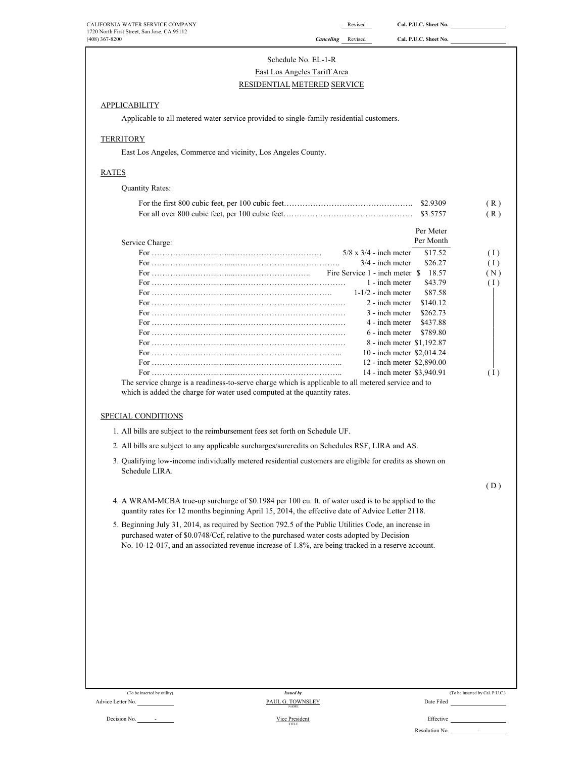CALIFORNIA WATER SERVICE COMPANY
1720 North First Street, San Jose, CA 95112
(408) 367-8200

Revised — Cal. P.U.C. Sheet No.
*Canceling* Revised — Cal. P.U.C. Sheet No.

# Schedule No. EL-1-R

## East Los Angeles Tariff Area

## RESIDENTIAL METERED SERVICE

### APPLICABILITY

Applicable to all metered water service provided to single-family residential customers.

### TERRITORY

East Los Angeles, Commerce and vicinity, Los Angeles County.

### RATES

Quantity Rates:

| | | |
|---|---|---|
| For the first 800 cubic feet, per 100 cubic feet…………………………………………… | $2.9309 | (R) |
| For all over 800 cubic feet, per 100 cubic feet…………………………………………… | $3.5757 | (R) |

Service Charge:

| | Meter Size | Per Meter Per Month | |
|---|---|---|---|
| For ……………………………………………… | 5/8 x 3/4 - inch meter | $17.52 | (I) |
| For ……………………………………………… | 3/4 - inch meter | $26.27 | (I) |
| For ……………………………………………… | Fire Service 1 - inch meter | $ 18.57 | (N) |
| For ……………………………………………… | 1 - inch meter | $43.79 | (I) |
| For ……………………………………………… | 1-1/2 - inch meter | $87.58 | |
| For ……………………………………………… | 2 - inch meter | $140.12 | |
| For ……………………………………………… | 3 - inch meter | $262.73 | |
| For ……………………………………………… | 4 - inch meter | $437.88 | |
| For ……………………………………………… | 6 - inch meter | $789.80 | |
| For ……………………………………………… | 8 - inch meter | $1,192.87 | |
| For ……………………………………………… | 10 - inch meter | $2,014.24 | |
| For ……………………………………………… | 12 - inch meter | $2,890.00 | |
| For ……………………………………………… | 14 - inch meter | $3,940.91 | (I) |

The service charge is a readiness-to-serve charge which is applicable to all metered service and to which is added the charge for water used computed at the quantity rates.

### SPECIAL CONDITIONS

1. All bills are subject to the reimbursement fees set forth on Schedule UF.
2. All bills are subject to any applicable surcharges/surcredits on Schedules RSF, LIRA and AS.
3. Qualifying low-income individually metered residential customers are eligible for credits as shown on Schedule LIRA.

(D)

4. A WRAM-MCBA true-up surcharge of $0.1984 per 100 cu. ft. of water used is to be applied to the quantity rates for 12 months beginning April 15, 2014, the effective date of Advice Letter 2118.
5. Beginning July 31, 2014, as required by Section 792.5 of the Public Utilities Code, an increase in purchased water of $0.0748/Ccf, relative to the purchased water costs adopted by Decision No. 10-12-017, and an associated revenue increase of 1.8%, are being tracked in a reserve account.

(To be inserted by utility) — Advice Letter No. — Decision No. -

*Issued by* PAUL G. TOWNSLEY (NAME) — Vice President (TITLE)

(To be inserted by Cal. P.U.C.) — Date Filed — Effective — Resolution No. -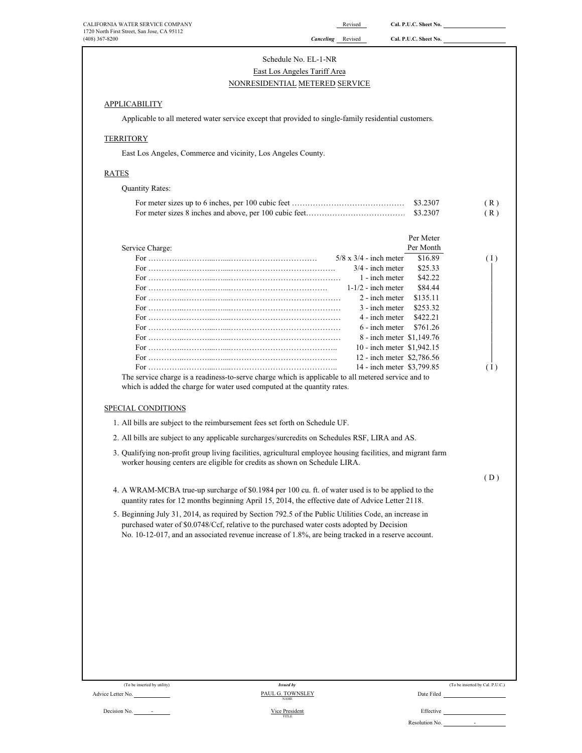CALIFORNIA WATER SERVICE COMPANY
1720 North First Street, San Jose, CA 95112
(408) 367-8200

Revised — Cal. P.U.C. Sheet No. ____________
*Canceling* Revised — Cal. P.U.C. Sheet No. ____________

Schedule No. EL-1-NR

East Los Angeles Tariff Area

NONRESIDENTIAL METERED SERVICE

## APPLICABILITY

Applicable to all metered water service except that provided to single-family residential customers.

## TERRITORY

East Los Angeles, Commerce and vicinity, Los Angeles County.

## RATES

Quantity Rates:

| | | |
|---|---|---|
| For meter sizes up to 6 inches, per 100 cubic feet | $3.2307 | (R) |
| For meter sizes 8 inches and above, per 100 cubic feet | $3.2307 | (R) |

Service Charge:

| | | Per Meter Per Month | |
|---|---|---|---|
| For | 5/8 x 3/4 - inch meter | $16.89 | (I) |
| For | 3/4 - inch meter | $25.33 | |
| For | 1 - inch meter | $42.22 | |
| For | 1-1/2 - inch meter | $84.44 | |
| For | 2 - inch meter | $135.11 | |
| For | 3 - inch meter | $253.32 | |
| For | 4 - inch meter | $422.21 | |
| For | 6 - inch meter | $761.26 | |
| For | 8 - inch meter | $1,149.76 | |
| For | 10 - inch meter | $1,942.15 | |
| For | 12 - inch meter | $2,786.56 | |
| For | 14 - inch meter | $3,799.85 | (I) |

The service charge is a readiness-to-serve charge which is applicable to all metered service and to which is added the charge for water used computed at the quantity rates.

## SPECIAL CONDITIONS

1. All bills are subject to the reimbursement fees set forth on Schedule UF.
2. All bills are subject to any applicable surcharges/surcredits on Schedules RSF, LIRA and AS.
3. Qualifying non-profit group living facilities, agricultural employee housing facilities, and migrant farm worker housing centers are eligible for credits as shown on Schedule LIRA.

(D)

4. A WRAM-MCBA true-up surcharge of $0.1984 per 100 cu. ft. of water used is to be applied to the quantity rates for 12 months beginning April 15, 2014, the effective date of Advice Letter 2118.
5. Beginning July 31, 2014, as required by Section 792.5 of the Public Utilities Code, an increase in purchased water of $0.0748/Ccf, relative to the purchased water costs adopted by Decision No. 10-12-017, and an associated revenue increase of 1.8%, are being tracked in a reserve account.

(To be inserted by utility) — Advice Letter No. ________ — Decision No. -

*Issued by* PAUL G. TOWNSLEY (NAME) — Vice President (TITLE)

(To be inserted by Cal. P.U.C.) — Date Filed ________ — Effective ________ — Resolution No. -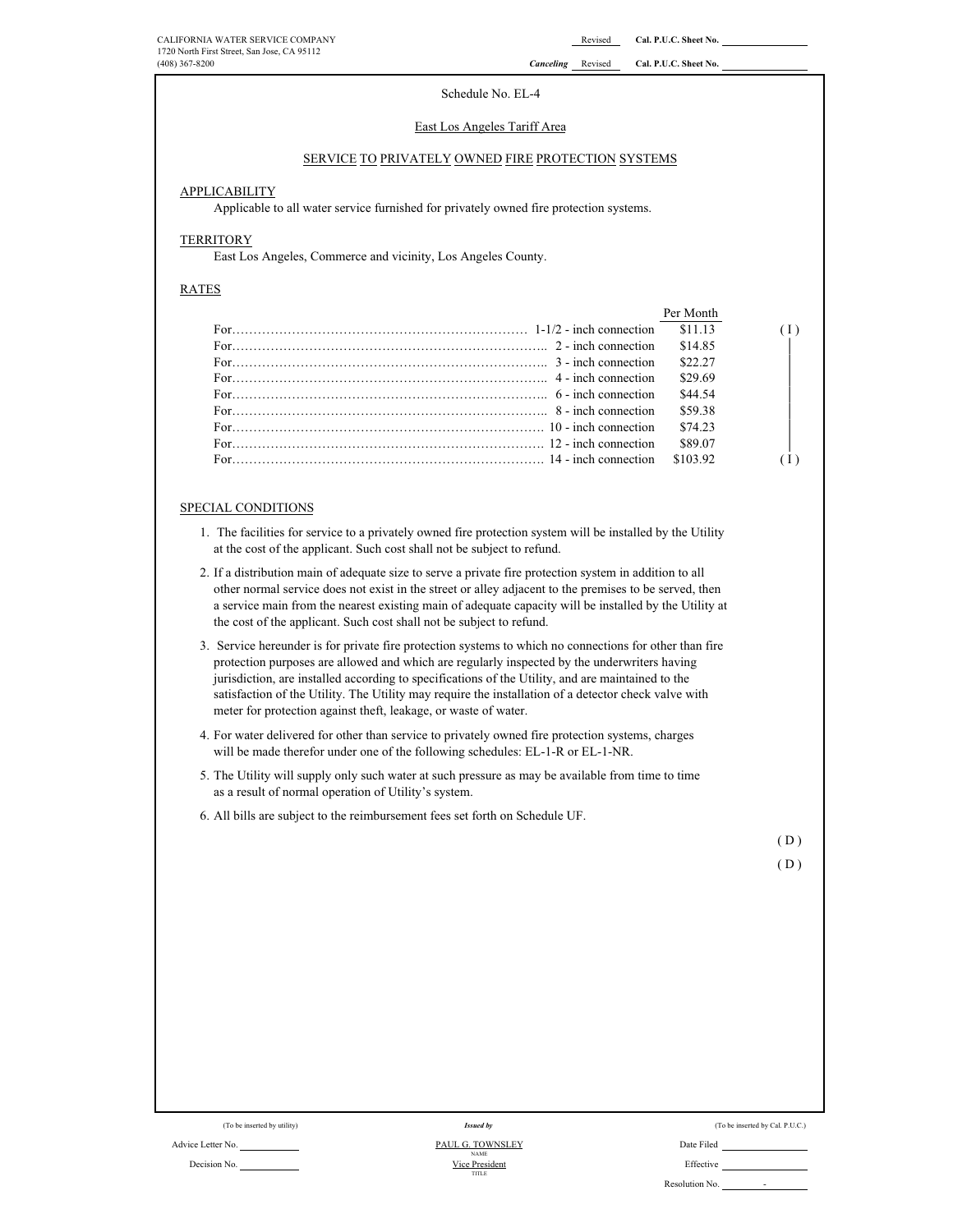CALIFORNIA WATER SERVICE COMPANY
1720 North First Street, San Jose, CA 95112
(408) 367-8200

Revised Cal. P.U.C. Sheet No.
*Canceling* Revised Cal. P.U.C. Sheet No.

Schedule No. EL-4

East Los Angeles Tariff Area

SERVICE TO PRIVATELY OWNED FIRE PROTECTION SYSTEMS

## APPLICABILITY

Applicable to all water service furnished for privately owned fire protection systems.

## TERRITORY

East Los Angeles, Commerce and vicinity, Los Angeles County.

## RATES

| | Per Month | |
|---|---|---|
| For……………………………… 1-1/2 - inch connection | $11.13 | ( I ) |
| For……………………………… 2 - inch connection | $14.85 | |
| For……………………………… 3 - inch connection | $22.27 | |
| For……………………………… 4 - inch connection | $29.69 | |
| For……………………………… 6 - inch connection | $44.54 | |
| For……………………………… 8 - inch connection | $59.38 | |
| For……………………………… 10 - inch connection | $74.23 | |
| For……………………………… 12 - inch connection | $89.07 | |
| For……………………………… 14 - inch connection | $103.92 | ( I ) |

## SPECIAL CONDITIONS

1. The facilities for service to a privately owned fire protection system will be installed by the Utility at the cost of the applicant. Such cost shall not be subject to refund.
2. If a distribution main of adequate size to serve a private fire protection system in addition to all other normal service does not exist in the street or alley adjacent to the premises to be served, then a service main from the nearest existing main of adequate capacity will be installed by the Utility at the cost of the applicant. Such cost shall not be subject to refund.
3. Service hereunder is for private fire protection systems to which no connections for other than fire protection purposes are allowed and which are regularly inspected by the underwriters having jurisdiction, are installed according to specifications of the Utility, and are maintained to the satisfaction of the Utility. The Utility may require the installation of a detector check valve with meter for protection against theft, leakage, or waste of water.
4. For water delivered for other than service to privately owned fire protection systems, charges will be made therefor under one of the following schedules: EL-1-R or EL-1-NR.
5. The Utility will supply only such water at such pressure as may be available from time to time as a result of normal operation of Utility's system.
6. All bills are subject to the reimbursement fees set forth on Schedule UF.

( D )

( D )

| (To be inserted by utility) | *Issued by* | (To be inserted by Cal. P.U.C.) |
|---|---|---|
| Advice Letter No. | PAUL G. TOWNSLEY (NAME) | Date Filed |
| Decision No. | Vice President (TITLE) | Effective |
| | | Resolution No. - |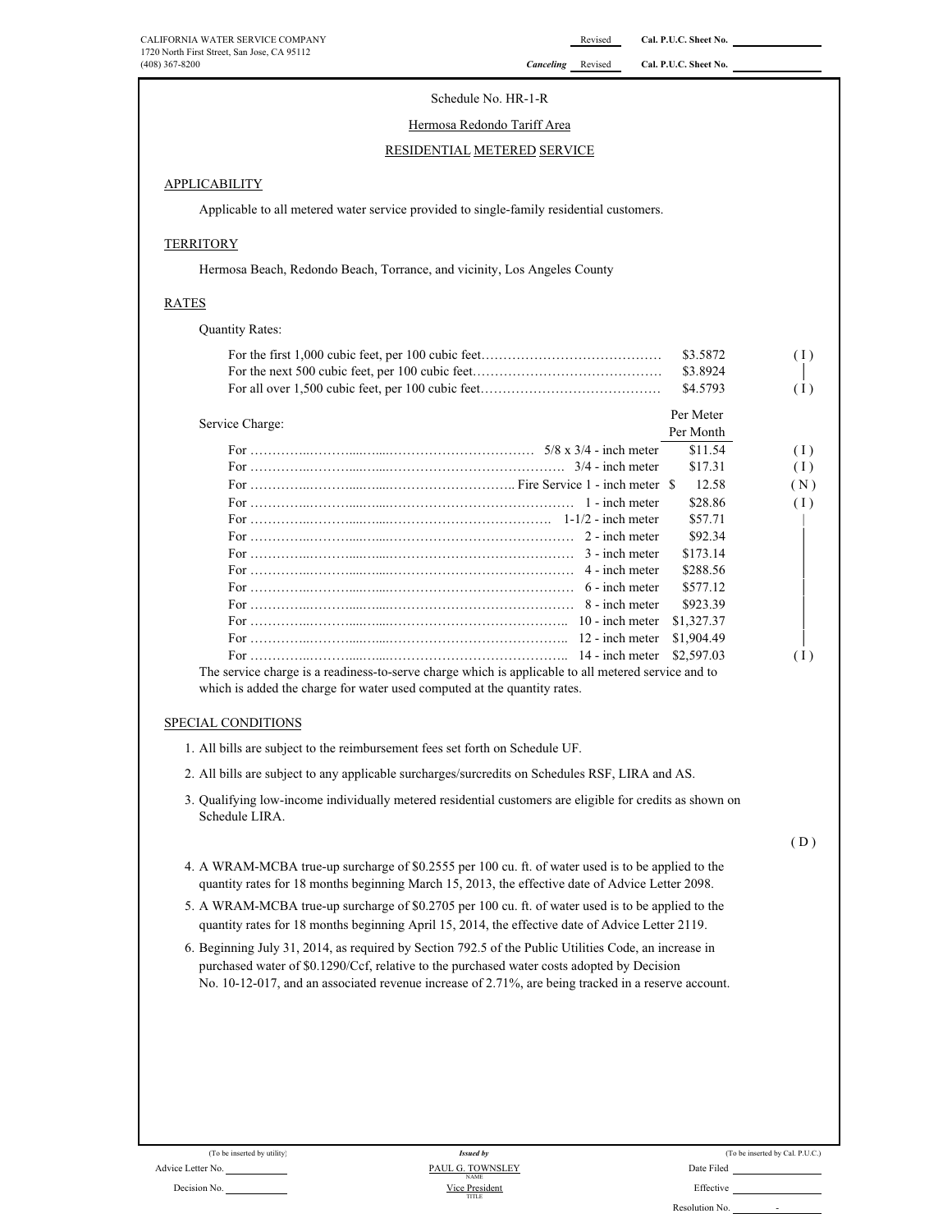CALIFORNIA WATER SERVICE COMPANY
1720 North First Street, San Jose, CA 95112
(408) 367-8200

Revised Cal. P.U.C. Sheet No.
*Canceling* Revised Cal. P.U.C. Sheet No.

Schedule No. HR-1-R

Hermosa Redondo Tariff Area

RESIDENTIAL METERED SERVICE

## APPLICABILITY

Applicable to all metered water service provided to single-family residential customers.

## TERRITORY

Hermosa Beach, Redondo Beach, Torrance, and vicinity, Los Angeles County

## RATES

Quantity Rates:

| | | |
|---|---|---|
| For the first 1,000 cubic feet, per 100 cubic feet | $3.5872 | ( I ) |
| For the next 500 cubic feet, per 100 cubic feet | $3.8924 | │ |
| For all over 1,500 cubic feet, per 100 cubic feet | $4.5793 | ( I ) |

Service Charge:

| | | Per Meter Per Month | |
|---|---|---|---|
| For | 5/8 x 3/4 - inch meter | $11.54 | ( I ) |
| For | 3/4 - inch meter | $17.31 | ( I ) |
| For | Fire Service 1 - inch meter | $ 12.58 | ( N ) |
| For | 1 - inch meter | $28.86 | ( I ) |
| For | 1-1/2 - inch meter | $57.71 | │ |
| For | 2 - inch meter | $92.34 | │ |
| For | 3 - inch meter | $173.14 | │ |
| For | 4 - inch meter | $288.56 | │ |
| For | 6 - inch meter | $577.12 | │ |
| For | 8 - inch meter | $923.39 | │ |
| For | 10 - inch meter | $1,327.37 | │ |
| For | 12 - inch meter | $1,904.49 | │ |
| For | 14 - inch meter | $2,597.03 | ( I ) |

The service charge is a readiness-to-serve charge which is applicable to all metered service and to which is added the charge for water used computed at the quantity rates.

## SPECIAL CONDITIONS

1. All bills are subject to the reimbursement fees set forth on Schedule UF.
2. All bills are subject to any applicable surcharges/surcredits on Schedules RSF, LIRA and AS.
3. Qualifying low-income individually metered residential customers are eligible for credits as shown on Schedule LIRA.

( D )

4. A WRAM-MCBA true-up surcharge of $0.2555 per 100 cu. ft. of water used is to be applied to the quantity rates for 18 months beginning March 15, 2013, the effective date of Advice Letter 2098.
5. A WRAM-MCBA true-up surcharge of $0.2705 per 100 cu. ft. of water used is to be applied to the quantity rates for 18 months beginning April 15, 2014, the effective date of Advice Letter 2119.
6. Beginning July 31, 2014, as required by Section 792.5 of the Public Utilities Code, an increase in purchased water of $0.1290/Ccf, relative to the purchased water costs adopted by Decision No. 10-12-017, and an associated revenue increase of 2.71%, are being tracked in a reserve account.

(To be inserted by utility)
Advice Letter No.
Decision No.

*Issued by*
PAUL G. TOWNSLEY
NAME
Vice President
TITLE

(To be inserted by Cal. P.U.C.)
Date Filed
Effective
Resolution No. -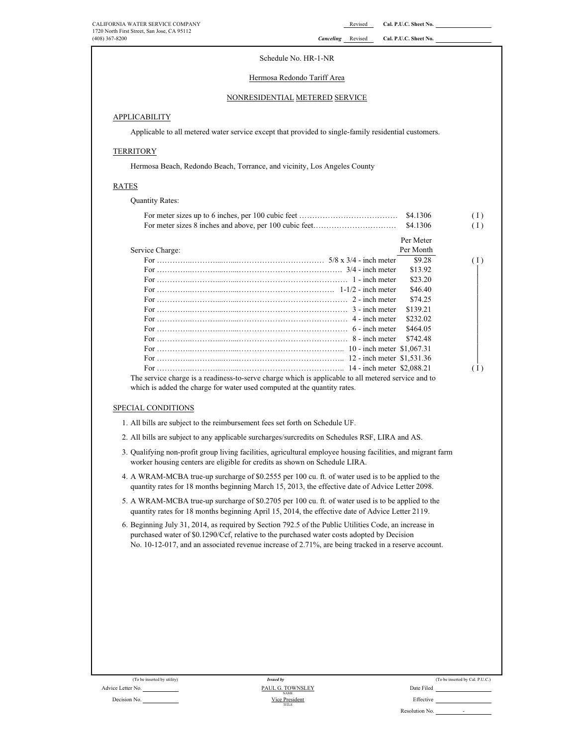CALIFORNIA WATER SERVICE COMPANY
1720 North First Street, San Jose, CA 95112
(408) 367-8200

Revised Cal. P.U.C. Sheet No.

*Canceling* Revised Cal. P.U.C. Sheet No.

Schedule No. HR-1-NR

Hermosa Redondo Tariff Area

NONRESIDENTIAL METERED SERVICE

## APPLICABILITY

Applicable to all metered water service except that provided to single-family residential customers.

## TERRITORY

Hermosa Beach, Redondo Beach, Torrance, and vicinity, Los Angeles County

## RATES

Quantity Rates:

| | | |
|---|---|---|
| For meter sizes up to 6 inches, per 100 cubic feet | $4.1306 | (I) |
| For meter sizes 8 inches and above, per 100 cubic feet | $4.1306 | (I) |

| Service Charge: | Per Meter Per Month | |
|---|---|---|
| For 5/8 x 3/4 - inch meter | $9.28 | (I) |
| For 3/4 - inch meter | $13.92 | |
| For 1 - inch meter | $23.20 | |
| For 1-1/2 - inch meter | $46.40 | |
| For 2 - inch meter | $74.25 | |
| For 3 - inch meter | $139.21 | |
| For 4 - inch meter | $232.02 | |
| For 6 - inch meter | $464.05 | |
| For 8 - inch meter | $742.48 | |
| For 10 - inch meter | $1,067.31 | |
| For 12 - inch meter | $1,531.36 | |
| For 14 - inch meter | $2,088.21 | (I) |

The service charge is a readiness-to-serve charge which is applicable to all metered service and to which is added the charge for water used computed at the quantity rates.

## SPECIAL CONDITIONS

1. All bills are subject to the reimbursement fees set forth on Schedule UF.
2. All bills are subject to any applicable surcharges/surcredits on Schedules RSF, LIRA and AS.
3. Qualifying non-profit group living facilities, agricultural employee housing facilities, and migrant farm worker housing centers are eligible for credits as shown on Schedule LIRA.
4. A WRAM-MCBA true-up surcharge of $0.2555 per 100 cu. ft. of water used is to be applied to the quantity rates for 18 months beginning March 15, 2013, the effective date of Advice Letter 2098.
5. A WRAM-MCBA true-up surcharge of $0.2705 per 100 cu. ft. of water used is to be applied to the quantity rates for 18 months beginning April 15, 2014, the effective date of Advice Letter 2119.
6. Beginning July 31, 2014, as required by Section 792.5 of the Public Utilities Code, an increase in purchased water of $0.1290/Ccf, relative to the purchased water costs adopted by Decision No. 10-12-017, and an associated revenue increase of 2.71%, are being tracked in a reserve account.

(To be inserted by utility) Advice Letter No. Decision No.

*Issued by* PAUL G. TOWNSLEY, NAME; Vice President, TITLE

(To be inserted by Cal. P.U.C.) Date Filed Effective Resolution No. -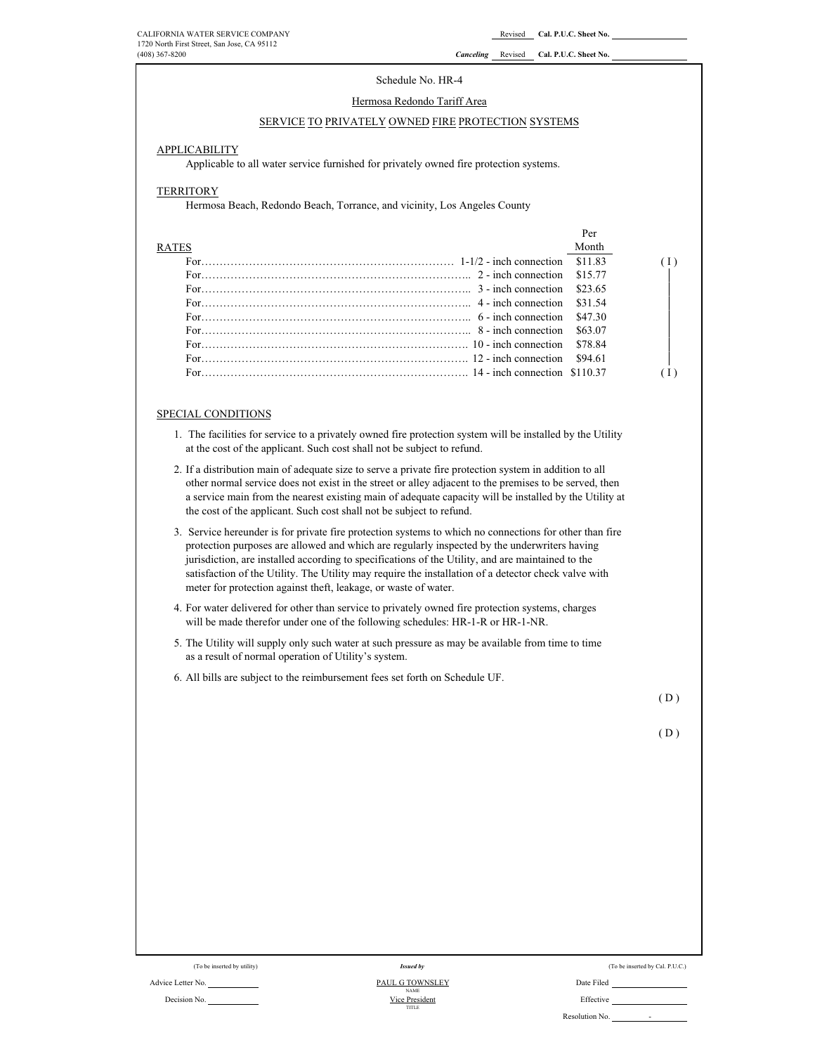CALIFORNIA WATER SERVICE COMPANY
1720 North First Street, San Jose, CA 95112
(408) 367-8200

Revised Cal. P.U.C. Sheet No.
*Canceling* Revised Cal. P.U.C. Sheet No.

Schedule No. HR-4

Hermosa Redondo Tariff Area

SERVICE TO PRIVATELY OWNED FIRE PROTECTION SYSTEMS

## APPLICABILITY

Applicable to all water service furnished for privately owned fire protection systems.

## TERRITORY

Hermosa Beach, Redondo Beach, Torrance, and vicinity, Los Angeles County

## RATES

| | | Per Month | |
|---|---|---|---|
| For…… | 1-1/2 - inch connection | $11.83 | ( I ) |
| For…… | 2 - inch connection | $15.77 | |
| For…… | 3 - inch connection | $23.65 | |
| For…… | 4 - inch connection | $31.54 | |
| For…… | 6 - inch connection | $47.30 | |
| For…… | 8 - inch connection | $63.07 | |
| For…… | 10 - inch connection | $78.84 | |
| For…… | 12 - inch connection | $94.61 | |
| For…… | 14 - inch connection | $110.37 | ( I ) |

## SPECIAL CONDITIONS

1. The facilities for service to a privately owned fire protection system will be installed by the Utility at the cost of the applicant. Such cost shall not be subject to refund.
2. If a distribution main of adequate size to serve a private fire protection system in addition to all other normal service does not exist in the street or alley adjacent to the premises to be served, then a service main from the nearest existing main of adequate capacity will be installed by the Utility at the cost of the applicant. Such cost shall not be subject to refund.
3. Service hereunder is for private fire protection systems to which no connections for other than fire protection purposes are allowed and which are regularly inspected by the underwriters having jurisdiction, are installed according to specifications of the Utility, and are maintained to the satisfaction of the Utility. The Utility may require the installation of a detector check valve with meter for protection against theft, leakage, or waste of water.
4. For water delivered for other than service to privately owned fire protection systems, charges will be made therefor under one of the following schedules: HR-1-R or HR-1-NR.
5. The Utility will supply only such water at such pressure as may be available from time to time as a result of normal operation of Utility's system.
6. All bills are subject to the reimbursement fees set forth on Schedule UF.

( D )

( D )

(To be inserted by utility) | *Issued by* | (To be inserted by Cal. P.U.C.)

Advice Letter No. | PAUL G TOWNSLEY (NAME) | Date Filed

Decision No. | Vice President (TITLE) | Effective

Resolution No. -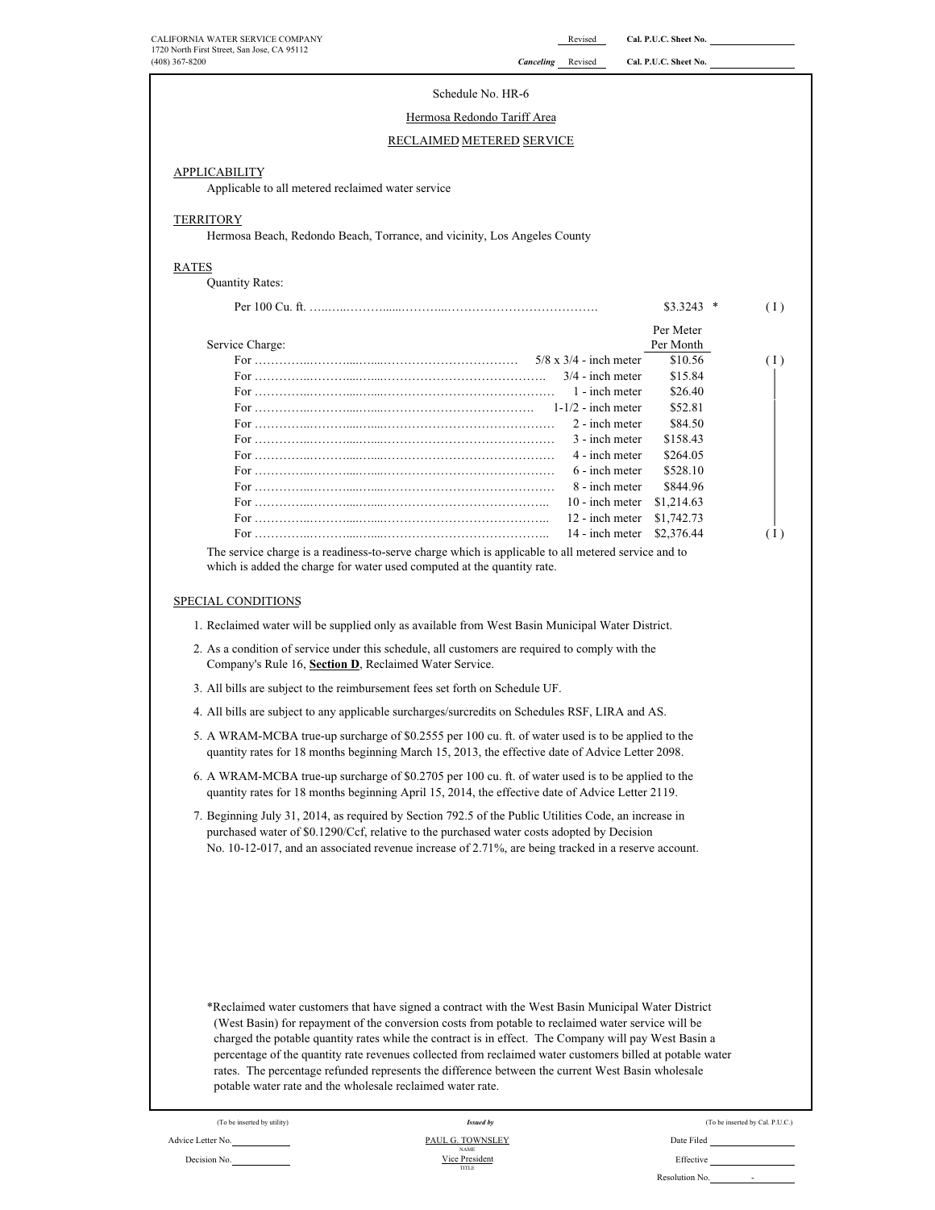CALIFORNIA WATER SERVICE COMPANY
1720 North First Street, San Jose, CA 95112
(408) 367-8200

Revised Cal. P.U.C. Sheet No.
*Canceling* Revised Cal. P.U.C. Sheet No.

Schedule No. HR-6

Hermosa Redondo Tariff Area

RECLAIMED METERED SERVICE

## APPLICABILITY

Applicable to all metered reclaimed water service

## TERRITORY

Hermosa Beach, Redondo Beach, Torrance, and vicinity, Los Angeles County

## RATES

Quantity Rates:

| | | |
|---|---|---|
| Per 100 Cu. ft. | $3.3243 * | (I) |

Service Charge:

| | Meter | Per Meter Per Month | |
|---|---|---|---|
| For | 5/8 x 3/4 - inch meter | $10.56 | (I) |
| For | 3/4 - inch meter | $15.84 | |
| For | 1 - inch meter | $26.40 | |
| For | 1-1/2 - inch meter | $52.81 | |
| For | 2 - inch meter | $84.50 | |
| For | 3 - inch meter | $158.43 | |
| For | 4 - inch meter | $264.05 | |
| For | 6 - inch meter | $528.10 | |
| For | 8 - inch meter | $844.96 | |
| For | 10 - inch meter | $1,214.63 | |
| For | 12 - inch meter | $1,742.73 | |
| For | 14 - inch meter | $2,376.44 | (I) |

The service charge is a readiness-to-serve charge which is applicable to all metered service and to which is added the charge for water used computed at the quantity rate.

## SPECIAL CONDITIONS

1. Reclaimed water will be supplied only as available from West Basin Municipal Water District.
2. As a condition of service under this schedule, all customers are required to comply with the Company's Rule 16, **Section D**, Reclaimed Water Service.
3. All bills are subject to the reimbursement fees set forth on Schedule UF.
4. All bills are subject to any applicable surcharges/surcredits on Schedules RSF, LIRA and AS.
5. A WRAM-MCBA true-up surcharge of $0.2555 per 100 cu. ft. of water used is to be applied to the quantity rates for 18 months beginning March 15, 2013, the effective date of Advice Letter 2098.
6. A WRAM-MCBA true-up surcharge of $0.2705 per 100 cu. ft. of water used is to be applied to the quantity rates for 18 months beginning April 15, 2014, the effective date of Advice Letter 2119.
7. Beginning July 31, 2014, as required by Section 792.5 of the Public Utilities Code, an increase in purchased water of $0.1290/Ccf, relative to the purchased water costs adopted by Decision No. 10-12-017, and an associated revenue increase of 2.71%, are being tracked in a reserve account.

*Reclaimed water customers that have signed a contract with the West Basin Municipal Water District (West Basin) for repayment of the conversion costs from potable to reclaimed water service will be charged the potable quantity rates while the contract is in effect. The Company will pay West Basin a percentage of the quantity rate revenues collected from reclaimed water customers billed at potable water rates. The percentage refunded represents the difference between the current West Basin wholesale potable water rate and the wholesale reclaimed water rate.

(To be inserted by utility) | *Issued by* | (To be inserted by Cal. P.U.C.)

Advice Letter No. | PAUL G. TOWNSLEY (NAME) | Date Filed

Decision No. | Vice President (TITLE) | Effective

Resolution No. -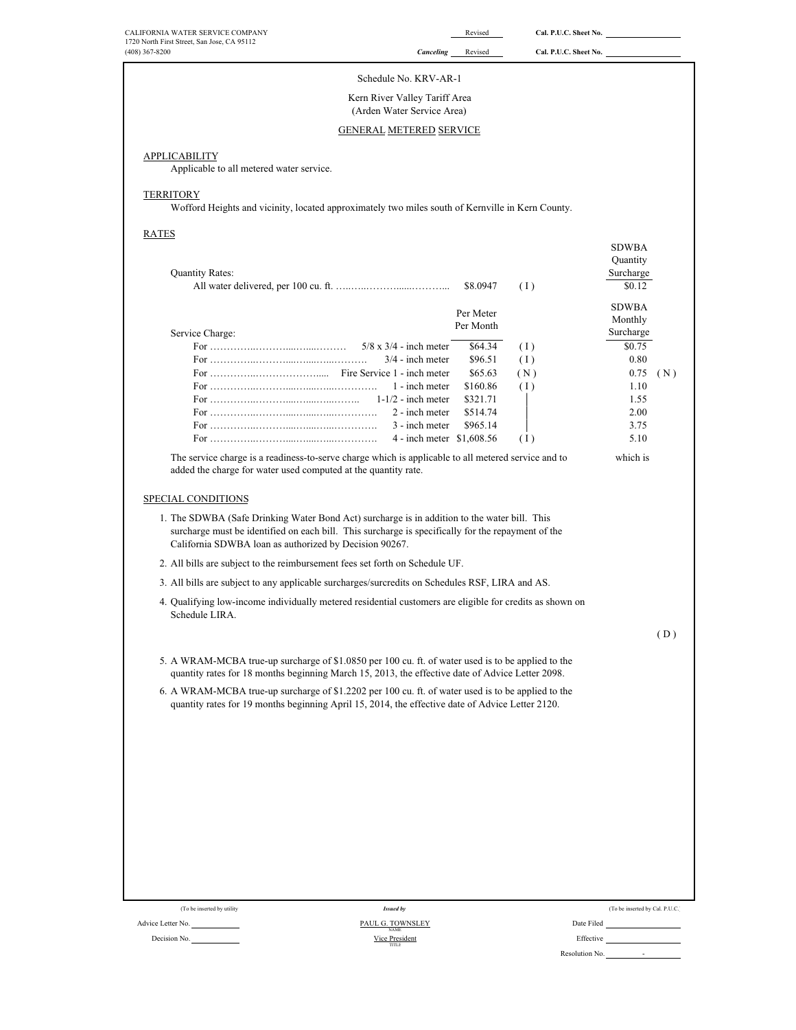CALIFORNIA WATER SERVICE COMPANY
1720 North First Street, San Jose, CA 95112
(408) 367-8200

Revised Cal. P.U.C. Sheet No.
Canceling Revised Cal. P.U.C. Sheet No.

Schedule No. KRV-AR-1

Kern River Valley Tariff Area
(Arden Water Service Area)

GENERAL METERED SERVICE

APPLICABILITY

Applicable to all metered water service.

TERRITORY

Wofford Heights and vicinity, located approximately two miles south of Kernville in Kern County.

RATES

| | | | SDWBA Quantity Surcharge | |
|---|---|---|---|---|
| Quantity Rates: | | | | |
| All water delivered, per 100 cu. ft. | $8.0947 | (I) | $0.12 | |

| Service Charge: | Per Meter Per Month | | SDWBA Monthly Surcharge | |
|---|---|---|---|---|
| For 5/8 x 3/4 - inch meter | $64.34 | (I) | $0.75 | |
| For 3/4 - inch meter | $96.51 | (I) | 0.80 | |
| For Fire Service 1 - inch meter | $65.63 | (N) | 0.75 | (N) |
| For 1 - inch meter | $160.86 | (I) | 1.10 | |
| For 1-1/2 - inch meter | $321.71 | \| | 1.55 | |
| For 2 - inch meter | $514.74 | \| | 2.00 | |
| For 3 - inch meter | $965.14 | \| | 3.75 | |
| For 4 - inch meter | $1,608.56 | (I) | 5.10 | |

The service charge is a readiness-to-serve charge which is applicable to all metered service and to which is added the charge for water used computed at the quantity rate.

SPECIAL CONDITIONS

1. The SDWBA (Safe Drinking Water Bond Act) surcharge is in addition to the water bill. This surcharge must be identified on each bill. This surcharge is specifically for the repayment of the California SDWBA loan as authorized by Decision 90267.
2. All bills are subject to the reimbursement fees set forth on Schedule UF.
3. All bills are subject to any applicable surcharges/surcredits on Schedules RSF, LIRA and AS.
4. Qualifying low-income individually metered residential customers are eligible for credits as shown on Schedule LIRA.

(D)

5. A WRAM-MCBA true-up surcharge of $1.0850 per 100 cu. ft. of water used is to be applied to the quantity rates for 18 months beginning March 15, 2013, the effective date of Advice Letter 2098.
6. A WRAM-MCBA true-up surcharge of $1.2202 per 100 cu. ft. of water used is to be applied to the quantity rates for 19 months beginning April 15, 2014, the effective date of Advice Letter 2120.

(To be inserted by utility)
Advice Letter No.
Decision No.

Issued by
PAUL G. TOWNSLEY
NAME
Vice President
TITLE

(To be inserted by Cal. P.U.C.)
Date Filed
Effective
Resolution No. -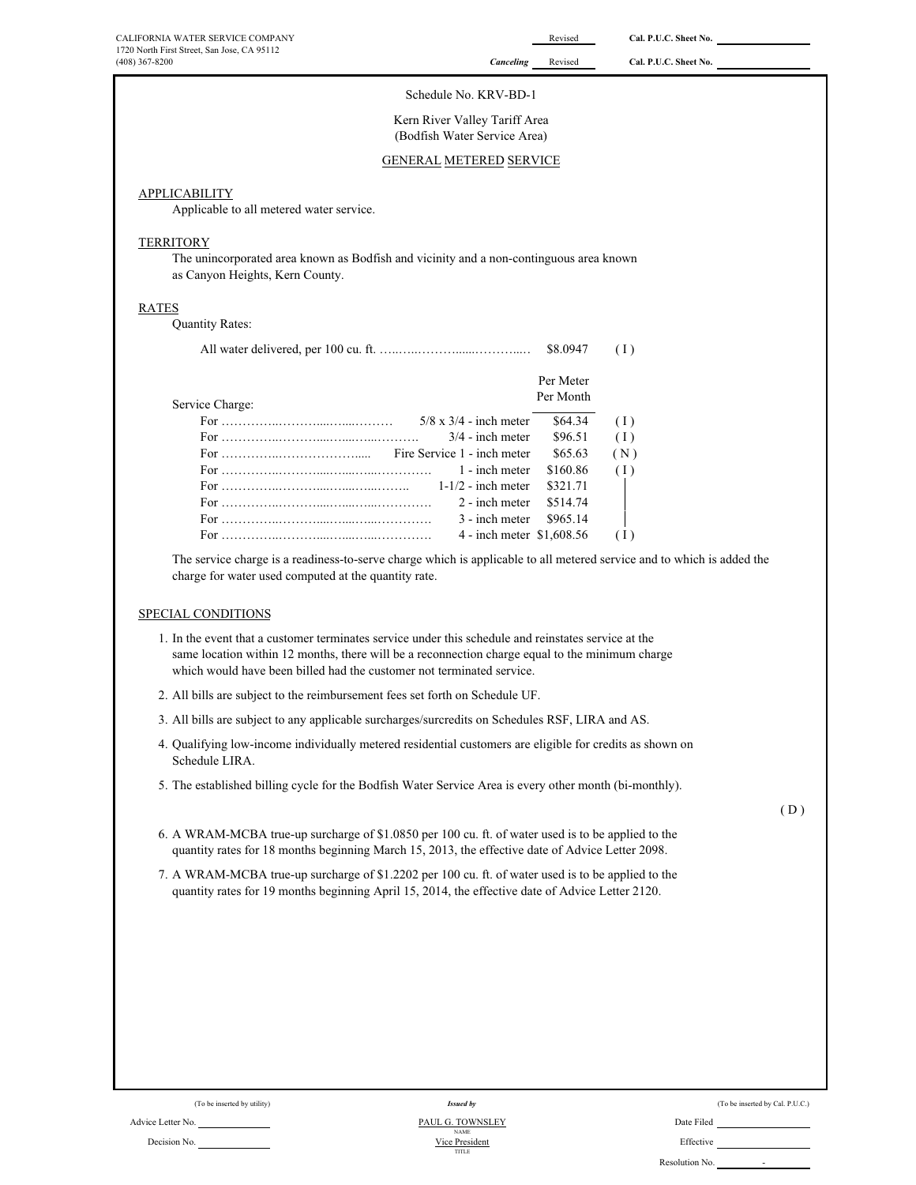CALIFORNIA WATER SERVICE COMPANY
1720 North First Street, San Jose, CA 95112
(408) 367-8200

Revised — Cal. P.U.C. Sheet No. ____________
*Canceling* Revised — Cal. P.U.C. Sheet No. ____________

Schedule No. KRV-BD-1

Kern River Valley Tariff Area
(Bodfish Water Service Area)

GENERAL METERED SERVICE

## APPLICABILITY

Applicable to all metered water service.

## TERRITORY

The unincorporated area known as Bodfish and vicinity and a non-contiguous area known as Canyon Heights, Kern County.

## RATES

Quantity Rates:

All water delivered, per 100 cu. ft. …..…..………......………...… $8.0947 (I)

Service Charge:

| For | Meter | Per Meter Per Month | |
|---|---|---|---|
| For ……………..……….....…....……… | 5/8 x 3/4 - inch meter | $64.34 | (I) |
| For ……………..……….....…....………. | 3/4 - inch meter | $96.51 | (I) |
| For ……………..……………….... | Fire Service 1 - inch meter | $65.63 | (N) |
| For ……………..……….....…....…………. | 1 - inch meter | $160.86 | (I) |
| For ……………..……….....…....……….. | 1-1/2 - inch meter | $321.71 | │ |
| For ……………..……….....…....…………. | 2 - inch meter | $514.74 | │ |
| For ……………..……….....…....…………. | 3 - inch meter | $965.14 | │ |
| For ……………..……….....…....…………. | 4 - inch meter | $1,608.56 | (I) |

The service charge is a readiness-to-serve charge which is applicable to all metered service and to which is added the charge for water used computed at the quantity rate.

## SPECIAL CONDITIONS

1. In the event that a customer terminates service under this schedule and reinstates service at the same location within 12 months, there will be a reconnection charge equal to the minimum charge which would have been billed had the customer not terminated service.
2. All bills are subject to the reimbursement fees set forth on Schedule UF.
3. All bills are subject to any applicable surcharges/surcredits on Schedules RSF, LIRA and AS.
4. Qualifying low-income individually metered residential customers are eligible for credits as shown on Schedule LIRA.
5. The established billing cycle for the Bodfish Water Service Area is every other month (bi-monthly).

(D)

6. A WRAM-MCBA true-up surcharge of $1.0850 per 100 cu. ft. of water used is to be applied to the quantity rates for 18 months beginning March 15, 2013, the effective date of Advice Letter 2098.
7. A WRAM-MCBA true-up surcharge of $1.2202 per 100 cu. ft. of water used is to be applied to the quantity rates for 19 months beginning April 15, 2014, the effective date of Advice Letter 2120.

(To be inserted by utility)
Advice Letter No. ____________
Decision No. ____________

*Issued by*
PAUL G. TOWNSLEY
NAME
Vice President
TITLE

(To be inserted by Cal. P.U.C.)
Date Filed ____________
Effective ____________
Resolution No. ______-______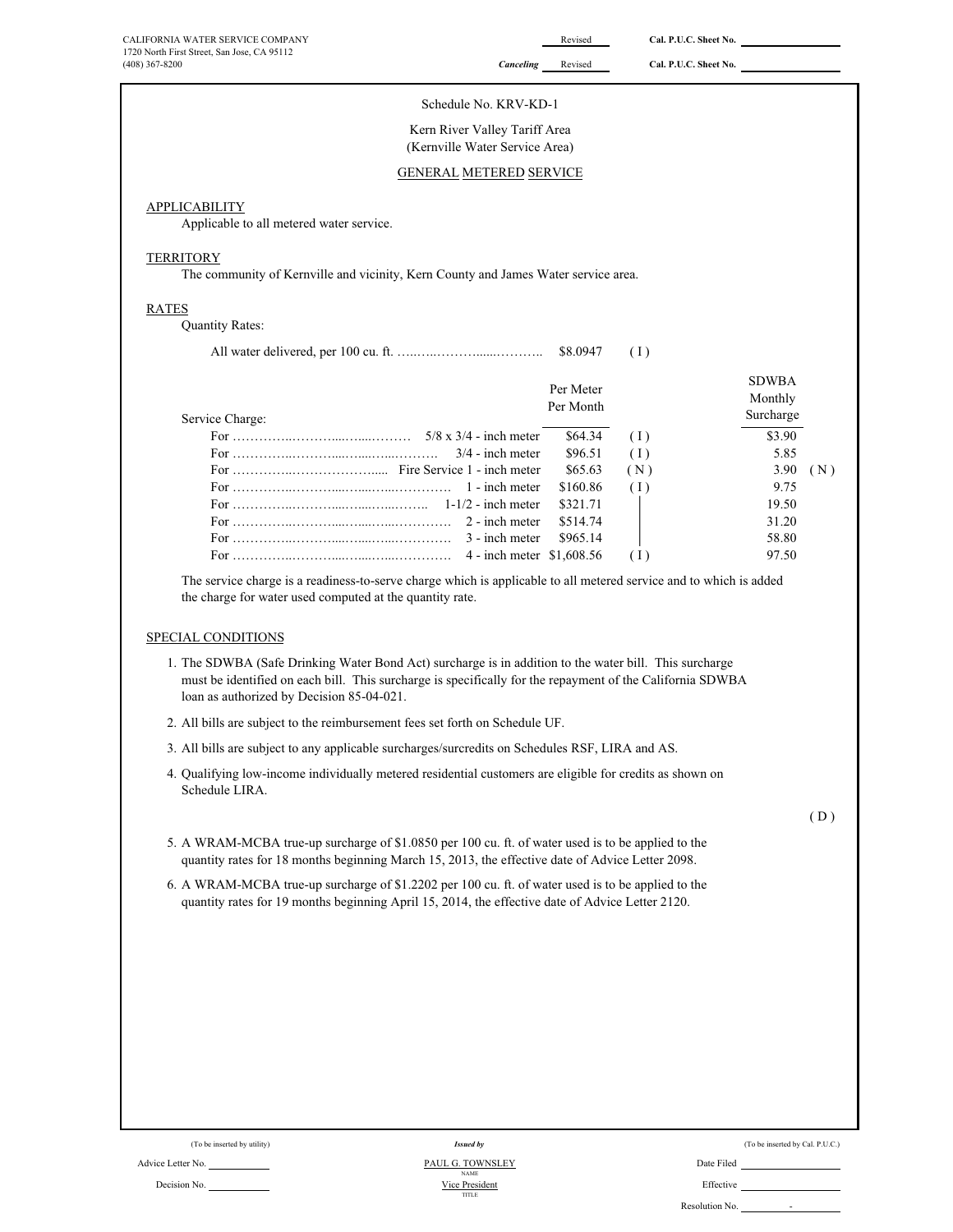CALIFORNIA WATER SERVICE COMPANY
1720 North First Street, San Jose, CA 95112
(408) 367-8200

Revised — Cal. P.U.C. Sheet No. ____________

*Canceling* Revised — Cal. P.U.C. Sheet No. ____________

Schedule No. KRV-KD-1

Kern River Valley Tariff Area
(Kernville Water Service Area)

GENERAL METERED SERVICE

## APPLICABILITY

Applicable to all metered water service.

## TERRITORY

The community of Kernville and vicinity, Kern County and James Water service area.

## RATES

Quantity Rates:

All water delivered, per 100 cu. ft. …………………………… $8.0947 ( I )

| Service Charge: | Per Meter Per Month | | SDWBA Monthly Surcharge | |
|---|---|---|---|---|
| For ………………………… 5/8 x 3/4 - inch meter | $64.34 | ( I ) | $3.90 | |
| For ………………………… 3/4 - inch meter | $96.51 | ( I ) | 5.85 | |
| For ………………………… Fire Service 1 - inch meter | $65.63 | ( N ) | 3.90 | ( N ) |
| For ………………………… 1 - inch meter | $160.86 | ( I ) | 9.75 | |
| For ………………………… 1-1/2 - inch meter | $321.71 | \| | 19.50 | |
| For ………………………… 2 - inch meter | $514.74 | \| | 31.20 | |
| For ………………………… 3 - inch meter | $965.14 | \| | 58.80 | |
| For ………………………… 4 - inch meter | $1,608.56 | ( I ) | 97.50 | |

The service charge is a readiness-to-serve charge which is applicable to all metered service and to which is added the charge for water used computed at the quantity rate.

## SPECIAL CONDITIONS

1. The SDWBA (Safe Drinking Water Bond Act) surcharge is in addition to the water bill. This surcharge must be identified on each bill. This surcharge is specifically for the repayment of the California SDWBA loan as authorized by Decision 85-04-021.
2. All bills are subject to the reimbursement fees set forth on Schedule UF.
3. All bills are subject to any applicable surcharges/surcredits on Schedules RSF, LIRA and AS.
4. Qualifying low-income individually metered residential customers are eligible for credits as shown on Schedule LIRA.

( D )

5. A WRAM-MCBA true-up surcharge of $1.0850 per 100 cu. ft. of water used is to be applied to the quantity rates for 18 months beginning March 15, 2013, the effective date of Advice Letter 2098.
6. A WRAM-MCBA true-up surcharge of $1.2202 per 100 cu. ft. of water used is to be applied to the quantity rates for 19 months beginning April 15, 2014, the effective date of Advice Letter 2120.

(To be inserted by utility)
Advice Letter No. ____________
Decision No. ____________

*Issued by*
PAUL G. TOWNSLEY
NAME
Vice President
TITLE

(To be inserted by Cal. P.U.C.)
Date Filed ____________
Effective ____________
Resolution No. ______-______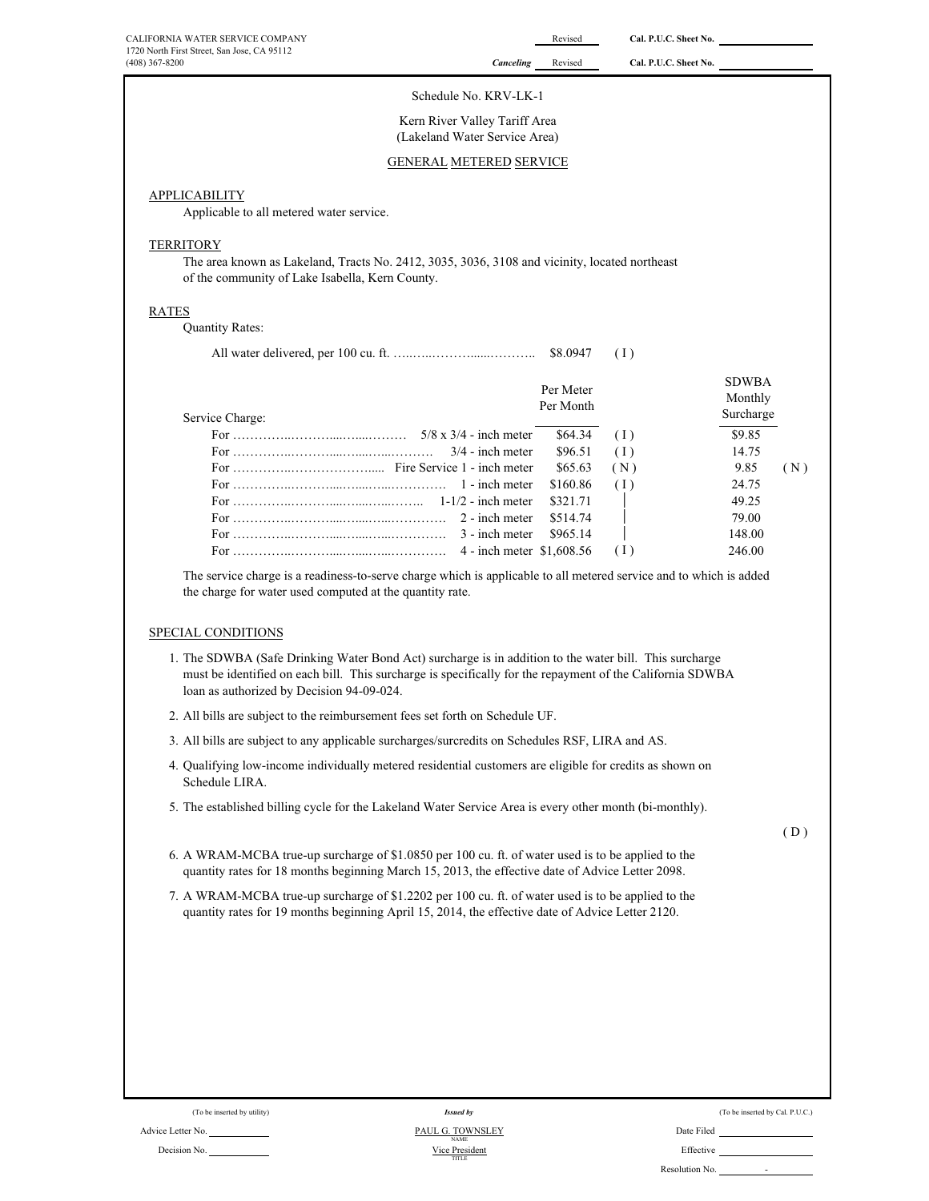CALIFORNIA WATER SERVICE COMPANY
1720 North First Street, San Jose, CA 95112
(408) 367-8200

Revised Cal. P.U.C. Sheet No.

*Canceling* Revised Cal. P.U.C. Sheet No.

Schedule No. KRV-LK-1

Kern River Valley Tariff Area
(Lakeland Water Service Area)

GENERAL METERED SERVICE

## APPLICABILITY

Applicable to all metered water service.

## TERRITORY

The area known as Lakeland, Tracts No. 2412, 3035, 3036, 3108 and vicinity, located northeast of the community of Lake Isabella, Kern County.

## RATES

Quantity Rates:

All water delivered, per 100 cu. ft. …………………………….. $8.0947 (I)

| Service Charge: | Per Meter Per Month | | SDWBA Monthly Surcharge | |
|---|---|---|---|---|
| For ………………………………… 5/8 x 3/4 - inch meter | $64.34 | (I) | $9.85 | |
| For ………………………………… 3/4 - inch meter | $96.51 | (I) | 14.75 | |
| For ……………………… Fire Service 1 - inch meter | $65.63 | (N) | 9.85 | (N) |
| For ………………………………… 1 - inch meter | $160.86 | (I) | 24.75 | |
| For ………………………………… 1-1/2 - inch meter | $321.71 | \| | 49.25 | |
| For ………………………………… 2 - inch meter | $514.74 | \| | 79.00 | |
| For ………………………………… 3 - inch meter | $965.14 | \| | 148.00 | |
| For ………………………………… 4 - inch meter | $1,608.56 | (I) | 246.00 | |

The service charge is a readiness-to-serve charge which is applicable to all metered service and to which is added the charge for water used computed at the quantity rate.

## SPECIAL CONDITIONS

1. The SDWBA (Safe Drinking Water Bond Act) surcharge is in addition to the water bill. This surcharge must be identified on each bill. This surcharge is specifically for the repayment of the California SDWBA loan as authorized by Decision 94-09-024.
2. All bills are subject to the reimbursement fees set forth on Schedule UF.
3. All bills are subject to any applicable surcharges/surcredits on Schedules RSF, LIRA and AS.
4. Qualifying low-income individually metered residential customers are eligible for credits as shown on Schedule LIRA.
5. The established billing cycle for the Lakeland Water Service Area is every other month (bi-monthly).

(D)

6. A WRAM-MCBA true-up surcharge of $1.0850 per 100 cu. ft. of water used is to be applied to the quantity rates for 18 months beginning March 15, 2013, the effective date of Advice Letter 2098.
7. A WRAM-MCBA true-up surcharge of $1.2202 per 100 cu. ft. of water used is to be applied to the quantity rates for 19 months beginning April 15, 2014, the effective date of Advice Letter 2120.

(To be inserted by utility) | *Issued by* | (To be inserted by Cal. P.U.C.)

Advice Letter No. | PAUL G. TOWNSLEY (NAME) | Date Filed

Decision No. | Vice President (TITLE) | Effective

Resolution No. -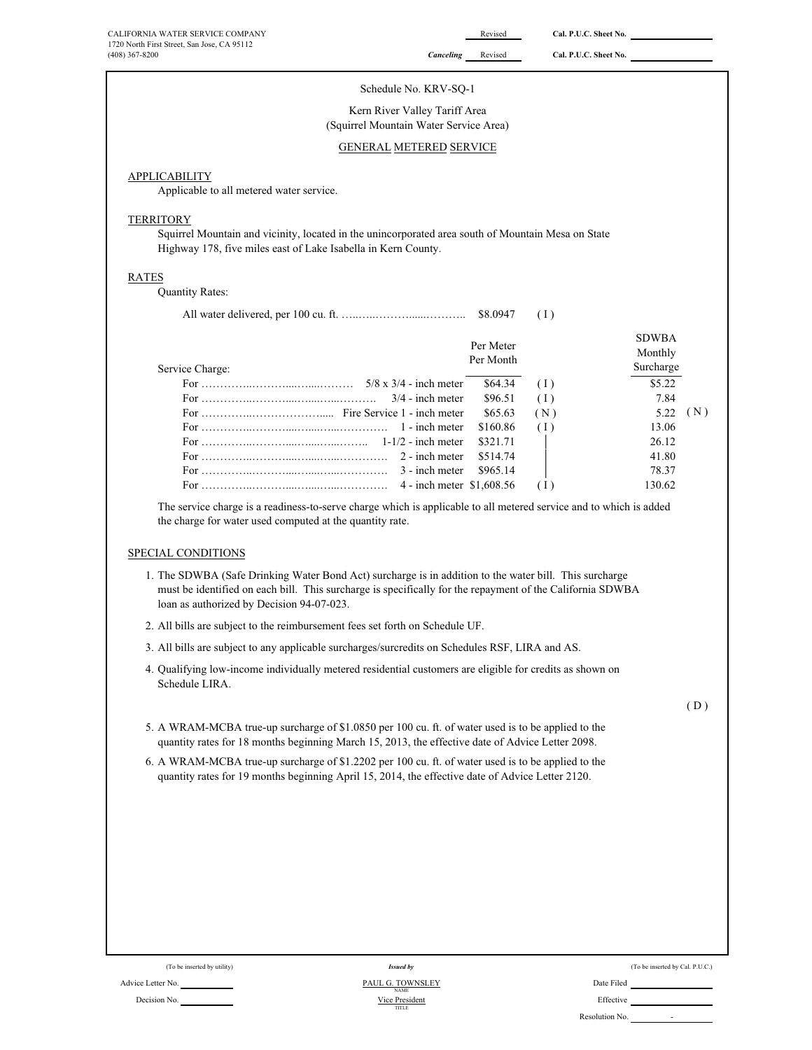CALIFORNIA WATER SERVICE COMPANY
1720 North First Street, San Jose, CA 95112
(408) 367-8200

Revised — Cal. P.U.C. Sheet No. ____________

*Canceling* Revised — Cal. P.U.C. Sheet No. ____________

Schedule No. KRV-SQ-1

Kern River Valley Tariff Area
(Squirrel Mountain Water Service Area)

GENERAL METERED SERVICE

## APPLICABILITY

Applicable to all metered water service.

## TERRITORY

Squirrel Mountain and vicinity, located in the unincorporated area south of Mountain Mesa on State Highway 178, five miles east of Lake Isabella in Kern County.

## RATES

Quantity Rates:

All water delivered, per 100 cu. ft. …..…..……….....……….. $8.0947 (I)

| Service Charge: | Per Meter Per Month | | SDWBA Monthly Surcharge | |
|---|---|---|---|---|
| For …………..………....…....……… 5/8 x 3/4 - inch meter | $64.34 | (I) | $5.22 | |
| For …………..………....…....……….. 3/4 - inch meter | $96.51 | (I) | 7.84 | |
| For …………..………………..... Fire Service 1 - inch meter | $65.63 | (N) | 5.22 | (N) |
| For …………..………....…....….………… 1 - inch meter | $160.86 | (I) | 13.06 | |
| For …………..………....…....….…….. 1-1/2 - inch meter | $321.71 | \| | 26.12 | |
| For …………..………....…....….………… 2 - inch meter | $514.74 | \| | 41.80 | |
| For …………..………....…....….………… 3 - inch meter | $965.14 | \| | 78.37 | |
| For …………..………....…....….………… 4 - inch meter | $1,608.56 | (I) | 130.62 | |

The service charge is a readiness-to-serve charge which is applicable to all metered service and to which is added the charge for water used computed at the quantity rate.

## SPECIAL CONDITIONS

1. The SDWBA (Safe Drinking Water Bond Act) surcharge is in addition to the water bill. This surcharge must be identified on each bill. This surcharge is specifically for the repayment of the California SDWBA loan as authorized by Decision 94-07-023.
2. All bills are subject to the reimbursement fees set forth on Schedule UF.
3. All bills are subject to any applicable surcharges/surcredits on Schedules RSF, LIRA and AS.
4. Qualifying low-income individually metered residential customers are eligible for credits as shown on Schedule LIRA.

(D)

5. A WRAM-MCBA true-up surcharge of $1.0850 per 100 cu. ft. of water used is to be applied to the quantity rates for 18 months beginning March 15, 2013, the effective date of Advice Letter 2098.
6. A WRAM-MCBA true-up surcharge of $1.2202 per 100 cu. ft. of water used is to be applied to the quantity rates for 19 months beginning April 15, 2014, the effective date of Advice Letter 2120.

(To be inserted by utility)

Advice Letter No. ____________

Decision No. ____________

*Issued by*

PAUL G. TOWNSLEY
NAME

Vice President
TITLE

(To be inserted by Cal. P.U.C.)

Date Filed ____________

Effective ____________

Resolution No. ____ - ____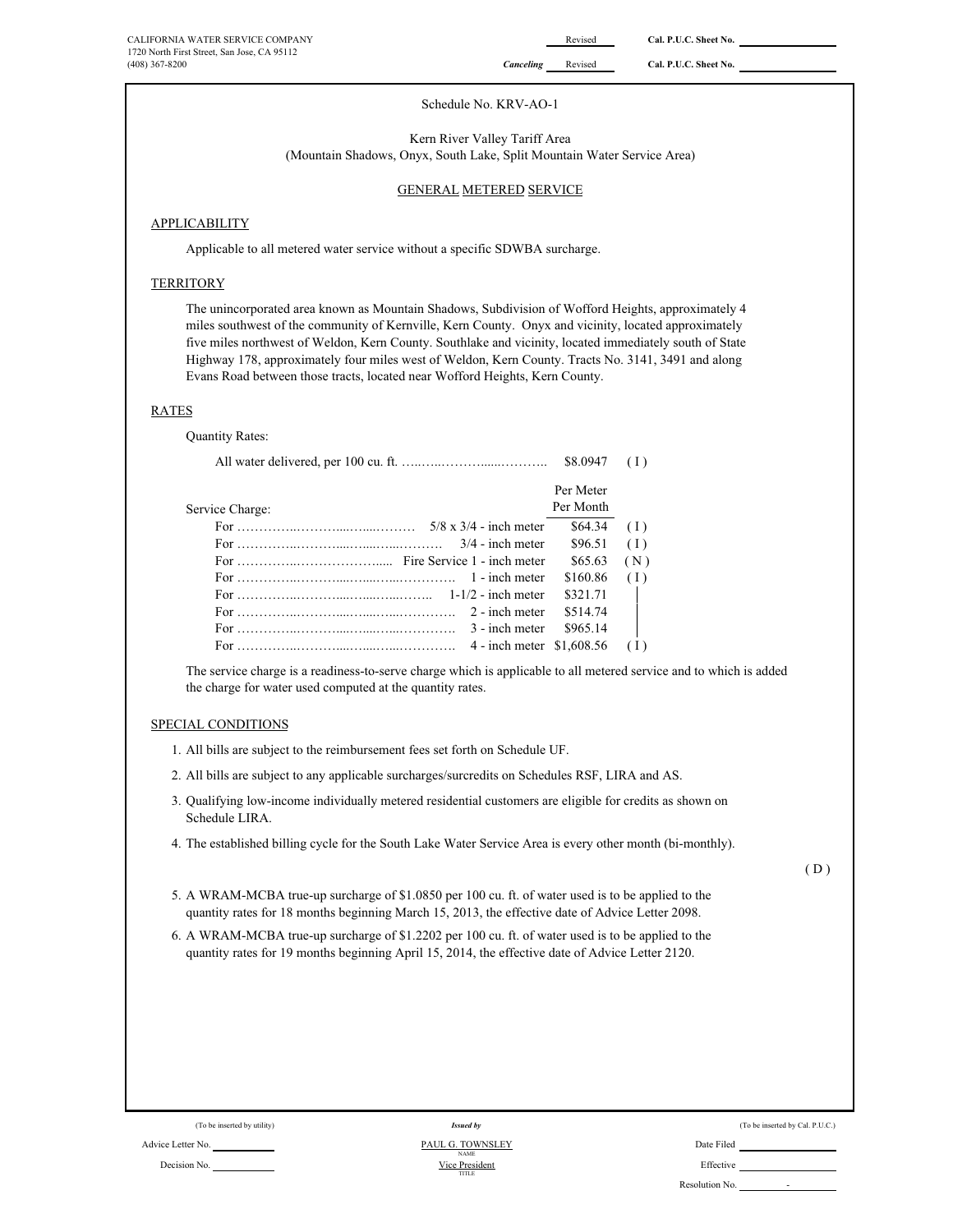CALIFORNIA WATER SERVICE COMPANY
1720 North First Street, San Jose, CA 95112
(408) 367-8200

Revised Cal. P.U.C. Sheet No.
*Canceling* Revised Cal. P.U.C. Sheet No.

Schedule No. KRV-AO-1

Kern River Valley Tariff Area
(Mountain Shadows, Onyx, South Lake, Split Mountain Water Service Area)

## GENERAL METERED SERVICE

### APPLICABILITY

Applicable to all metered water service without a specific SDWBA surcharge.

### TERRITORY

The unincorporated area known as Mountain Shadows, Subdivision of Wofford Heights, approximately 4 miles southwest of the community of Kernville, Kern County. Onyx and vicinity, located approximately five miles northwest of Weldon, Kern County. Southlake and vicinity, located immediately south of State Highway 178, approximately four miles west of Weldon, Kern County. Tracts No. 3141, 3491 and along Evans Road between those tracts, located near Wofford Heights, Kern County.

### RATES

Quantity Rates:

| | | |
|---|---|---|
| All water delivered, per 100 cu. ft. | $8.0947 | ( I ) |

| Service Charge: | Per Meter Per Month | |
|---|---|---|
| For 5/8 x 3/4 - inch meter | $64.34 | ( I ) |
| For 3/4 - inch meter | $96.51 | ( I ) |
| For Fire Service 1 - inch meter | $65.63 | ( N ) |
| For 1 - inch meter | $160.86 | ( I ) |
| For 1-1/2 - inch meter | $321.71 | │ |
| For 2 - inch meter | $514.74 | │ |
| For 3 - inch meter | $965.14 | │ |
| For 4 - inch meter | $1,608.56 | ( I ) |

The service charge is a readiness-to-serve charge which is applicable to all metered service and to which is added the charge for water used computed at the quantity rates.

### SPECIAL CONDITIONS

1. All bills are subject to the reimbursement fees set forth on Schedule UF.
2. All bills are subject to any applicable surcharges/surcredits on Schedules RSF, LIRA and AS.
3. Qualifying low-income individually metered residential customers are eligible for credits as shown on Schedule LIRA.
4. The established billing cycle for the South Lake Water Service Area is every other month (bi-monthly).

( D )

5. A WRAM-MCBA true-up surcharge of $1.0850 per 100 cu. ft. of water used is to be applied to the quantity rates for 18 months beginning March 15, 2013, the effective date of Advice Letter 2098.
6. A WRAM-MCBA true-up surcharge of $1.2202 per 100 cu. ft. of water used is to be applied to the quantity rates for 19 months beginning April 15, 2014, the effective date of Advice Letter 2120.

(To be inserted by utility) — Advice Letter No. — Decision No.

*Issued by* PAUL G. TOWNSLEY, NAME — Vice President, TITLE

(To be inserted by Cal. P.U.C.) — Date Filed — Effective — Resolution No. -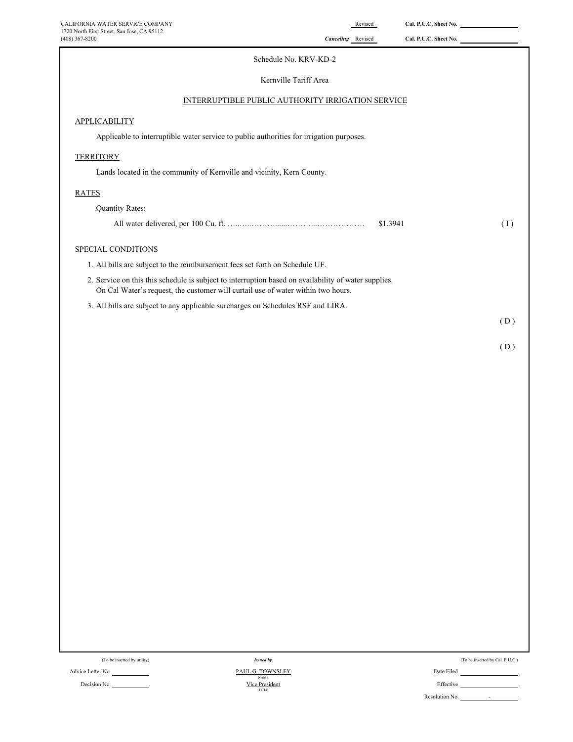CALIFORNIA WATER SERVICE COMPANY
1720 North First Street, San Jose, CA 95112
(408) 367-8200

Revised — Cal. P.U.C. Sheet No. ______

*Canceling* Revised — Cal. P.U.C. Sheet No. ______

Schedule No. KRV-KD-2

Kernville Tariff Area

INTERRUPTIBLE PUBLIC AUTHORITY IRRIGATION SERVICE

## APPLICABILITY

Applicable to interruptible water service to public authorities for irrigation purposes.

## TERRITORY

Lands located in the community of Kernville and vicinity, Kern County.

## RATES

Quantity Rates:

All water delivered, per 100 Cu. ft. …..…..……….......………...……………… $1.3941 (I)

## SPECIAL CONDITIONS

1. All bills are subject to the reimbursement fees set forth on Schedule UF.
2. Service on this this schedule is subject to interruption based on availability of water supplies. On Cal Water's request, the customer will curtail use of water within two hours.
3. All bills are subject to any applicable surcharges on Schedules RSF and LIRA.

(D)

(D)

(To be inserted by utility)

Advice Letter No. ______

Decision No. ______

*Issued by*

PAUL G. TOWNSLEY
NAME

Vice President
TITLE

(To be inserted by Cal. P.U.C.)

Date Filed ______

Effective ______

Resolution No. ______ -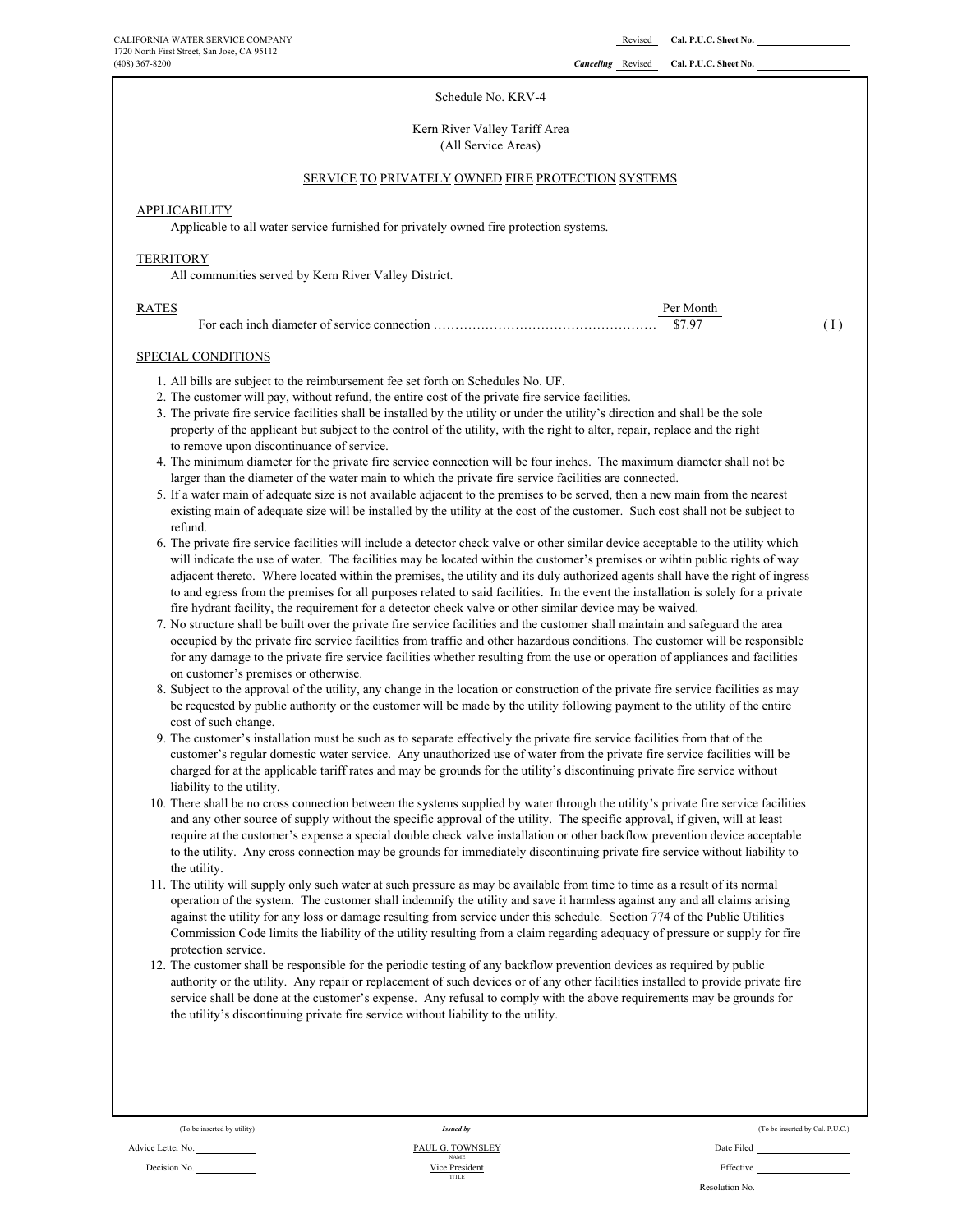CALIFORNIA WATER SERVICE COMPANY
1720 North First Street, San Jose, CA 95112
(408) 367-8200

Revised Cal. P.U.C. Sheet No.

*Canceling* Revised Cal. P.U.C. Sheet No.

Schedule No. KRV-4

Kern River Valley Tariff Area
(All Service Areas)

SERVICE TO PRIVATELY OWNED FIRE PROTECTION SYSTEMS

APPLICABILITY

Applicable to all water service furnished for privately owned fire protection systems.

TERRITORY

All communities served by Kern River Valley District.

RATES

| | Per Month | |
|---|---|---|
| For each inch diameter of service connection ………………………………………… | $7.97 | (I) |

SPECIAL CONDITIONS

1. All bills are subject to the reimbursement fee set forth on Schedules No. UF.
2. The customer will pay, without refund, the entire cost of the private fire service facilities.
3. The private fire service facilities shall be installed by the utility or under the utility's direction and shall be the sole property of the applicant but subject to the control of the utility, with the right to alter, repair, replace and the right to remove upon discontinuance of service.
4. The minimum diameter for the private fire service connection will be four inches. The maximum diameter shall not be larger than the diameter of the water main to which the private fire service facilities are connected.
5. If a water main of adequate size is not available adjacent to the premises to be served, then a new main from the nearest existing main of adequate size will be installed by the utility at the cost of the customer. Such cost shall not be subject to refund.
6. The private fire service facilities will include a detector check valve or other similar device acceptable to the utility which will indicate the use of water. The facilities may be located within the customer's premises or wihtin public rights of way adjacent thereto. Where located within the premises, the utility and its duly authorized agents shall have the right of ingress to and egress from the premises for all purposes related to said facilities. In the event the installation is solely for a private fire hydrant facility, the requirement for a detector check valve or other similar device may be waived.
7. No structure shall be built over the private fire service facilities and the customer shall maintain and safeguard the area occupied by the private fire service facilities from traffic and other hazardous conditions. The customer will be responsible for any damage to the private fire service facilities whether resulting from the use or operation of appliances and facilities on customer's premises or otherwise.
8. Subject to the approval of the utility, any change in the location or construction of the private fire service facilities as may be requested by public authority or the customer will be made by the utility following payment to the utility of the entire cost of such change.
9. The customer's installation must be such as to separate effectively the private fire service facilities from that of the customer's regular domestic water service. Any unauthorized use of water from the private fire service facilities will be charged for at the applicable tariff rates and may be grounds for the utility's discontinuing private fire service without liability to the utility.
10. There shall be no cross connection between the systems supplied by water through the utility's private fire service facilities and any other source of supply without the specific approval of the utility. The specific approval, if given, will at least require at the customer's expense a special double check valve installation or other backflow prevention device acceptable to the utility. Any cross connection may be grounds for immediately discontinuing private fire service without liability to the utility.
11. The utility will supply only such water at such pressure as may be available from time to time as a result of its normal operation of the system. The customer shall indemnify the utility and save it harmless against any and all claims arising against the utility for any loss or damage resulting from service under this schedule. Section 774 of the Public Utilities Commission Code limits the liability of the utility resulting from a claim regarding adequacy of pressure or supply for fire protection service.
12. The customer shall be responsible for the periodic testing of any backflow prevention devices as required by public authority or the utility. Any repair or replacement of such devices or of any other facilities installed to provide private fire service shall be done at the customer's expense. Any refusal to comply with the above requirements may be grounds for the utility's discontinuing private fire service without liability to the utility.

(To be inserted by utility) *Issued by* (To be inserted by Cal. P.U.C.)

Advice Letter No. PAUL G. TOWNSLEY Date Filed
NAME
Decision No. Vice President Effective
TITLE
Resolution No. -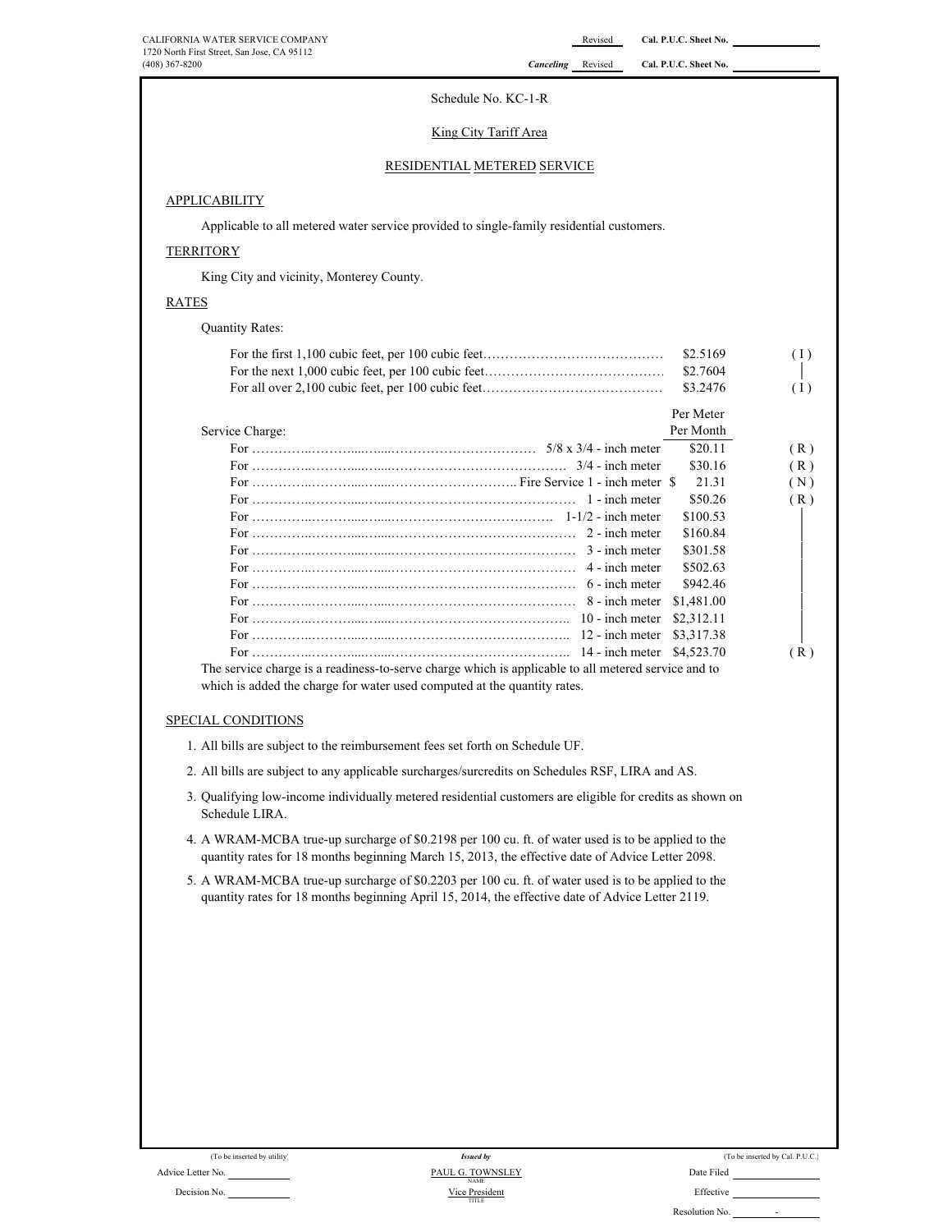CALIFORNIA WATER SERVICE COMPANY
1720 North First Street, San Jose, CA 95112
(408) 367-8200

Revised Cal. P.U.C. Sheet No.

*Canceling* Revised Cal. P.U.C. Sheet No.

Schedule No. KC-1-R

King City Tariff Area

RESIDENTIAL METERED SERVICE

## APPLICABILITY

Applicable to all metered water service provided to single-family residential customers.

## TERRITORY

King City and vicinity, Monterey County.

## RATES

Quantity Rates:

| | | |
|---|---|---|
| For the first 1,100 cubic feet, per 100 cubic feet | $2.5169 | (I) |
| For the next 1,000 cubic feet, per 100 cubic feet | $2.7604 | \| |
| For all over 2,100 cubic feet, per 100 cubic feet | $3.2476 | (I) |

| Service Charge: | Per Meter Per Month | |
|---|---|---|
| For 5/8 x 3/4 - inch meter | $20.11 | (R) |
| For 3/4 - inch meter | $30.16 | (R) |
| For Fire Service 1 - inch meter | $ 21.31 | (N) |
| For 1 - inch meter | $50.26 | (R) |
| For 1-1/2 - inch meter | $100.53 | \| |
| For 2 - inch meter | $160.84 | \| |
| For 3 - inch meter | $301.58 | \| |
| For 4 - inch meter | $502.63 | \| |
| For 6 - inch meter | $942.46 | \| |
| For 8 - inch meter | $1,481.00 | \| |
| For 10 - inch meter | $2,312.11 | \| |
| For 12 - inch meter | $3,317.38 | \| |
| For 14 - inch meter | $4,523.70 | (R) |

The service charge is a readiness-to-serve charge which is applicable to all metered service and to which is added the charge for water used computed at the quantity rates.

## SPECIAL CONDITIONS

1. All bills are subject to the reimbursement fees set forth on Schedule UF.
2. All bills are subject to any applicable surcharges/surcredits on Schedules RSF, LIRA and AS.
3. Qualifying low-income individually metered residential customers are eligible for credits as shown on Schedule LIRA.
4. A WRAM-MCBA true-up surcharge of $0.2198 per 100 cu. ft. of water used is to be applied to the quantity rates for 18 months beginning March 15, 2013, the effective date of Advice Letter 2098.
5. A WRAM-MCBA true-up surcharge of $0.2203 per 100 cu. ft. of water used is to be applied to the quantity rates for 18 months beginning April 15, 2014, the effective date of Advice Letter 2119.

(To be inserted by utility) *Issued by* (To be inserted by Cal. P.U.C.)

Advice Letter No. PAUL G. TOWNSLEY Date Filed
NAME

Decision No. Vice President Effective
TITLE

Resolution No. -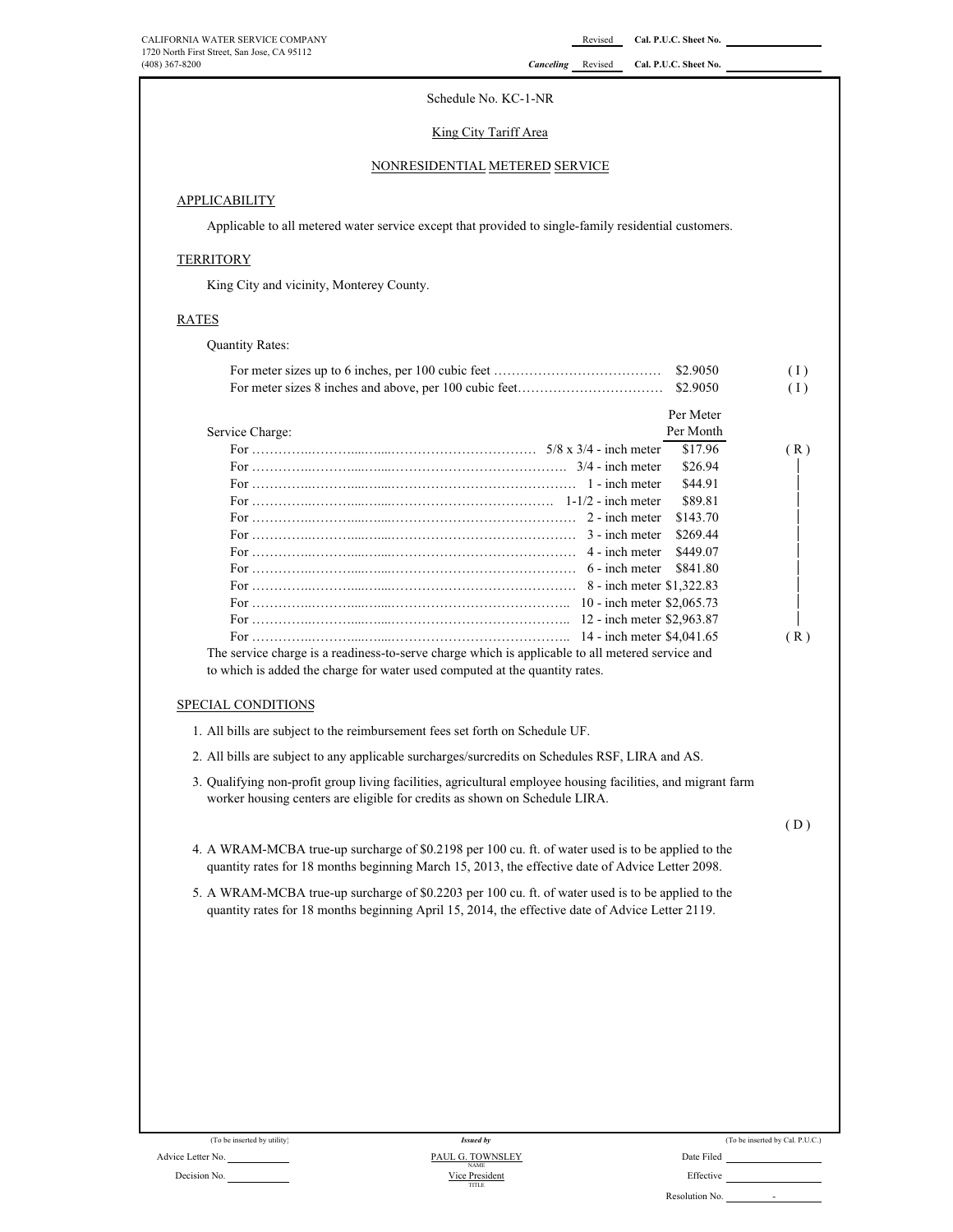CALIFORNIA WATER SERVICE COMPANY
1720 North First Street, San Jose, CA 95112
(408) 367-8200

Revised Cal. P.U.C. Sheet No.

*Canceling* Revised Cal. P.U.C. Sheet No.

Schedule No. KC-1-NR

King City Tariff Area

NONRESIDENTIAL METERED SERVICE

## APPLICABILITY

Applicable to all metered water service except that provided to single-family residential customers.

## TERRITORY

King City and vicinity, Monterey County.

## RATES

Quantity Rates:

| | | |
|---|---|---|
| For meter sizes up to 6 inches, per 100 cubic feet | $2.9050 | (I) |
| For meter sizes 8 inches and above, per 100 cubic feet | $2.9050 | (I) |

| Service Charge: | Per Meter Per Month | |
|---|---|---|
| For 5/8 x 3/4 - inch meter | $17.96 | (R) |
| For 3/4 - inch meter | $26.94 | │ |
| For 1 - inch meter | $44.91 | │ |
| For 1-1/2 - inch meter | $89.81 | │ |
| For 2 - inch meter | $143.70 | │ |
| For 3 - inch meter | $269.44 | │ |
| For 4 - inch meter | $449.07 | │ |
| For 6 - inch meter | $841.80 | │ |
| For 8 - inch meter | $1,322.83 | │ |
| For 10 - inch meter | $2,065.73 | │ |
| For 12 - inch meter | $2,963.87 | │ |
| For 14 - inch meter | $4,041.65 | (R) |

The service charge is a readiness-to-serve charge which is applicable to all metered service and to which is added the charge for water used computed at the quantity rates.

## SPECIAL CONDITIONS

1. All bills are subject to the reimbursement fees set forth on Schedule UF.
2. All bills are subject to any applicable surcharges/surcredits on Schedules RSF, LIRA and AS.
3. Qualifying non-profit group living facilities, agricultural employee housing facilities, and migrant farm worker housing centers are eligible for credits as shown on Schedule LIRA.

(D)

4. A WRAM-MCBA true-up surcharge of $0.2198 per 100 cu. ft. of water used is to be applied to the quantity rates for 18 months beginning March 15, 2013, the effective date of Advice Letter 2098.
5. A WRAM-MCBA true-up surcharge of $0.2203 per 100 cu. ft. of water used is to be applied to the quantity rates for 18 months beginning April 15, 2014, the effective date of Advice Letter 2119.

(To be inserted by utility) | *Issued by* | (To be inserted by Cal. P.U.C.)

Advice Letter No. | PAUL G. TOWNSLEY (NAME) | Date Filed

Decision No. | Vice President (TITLE) | Effective

Resolution No. -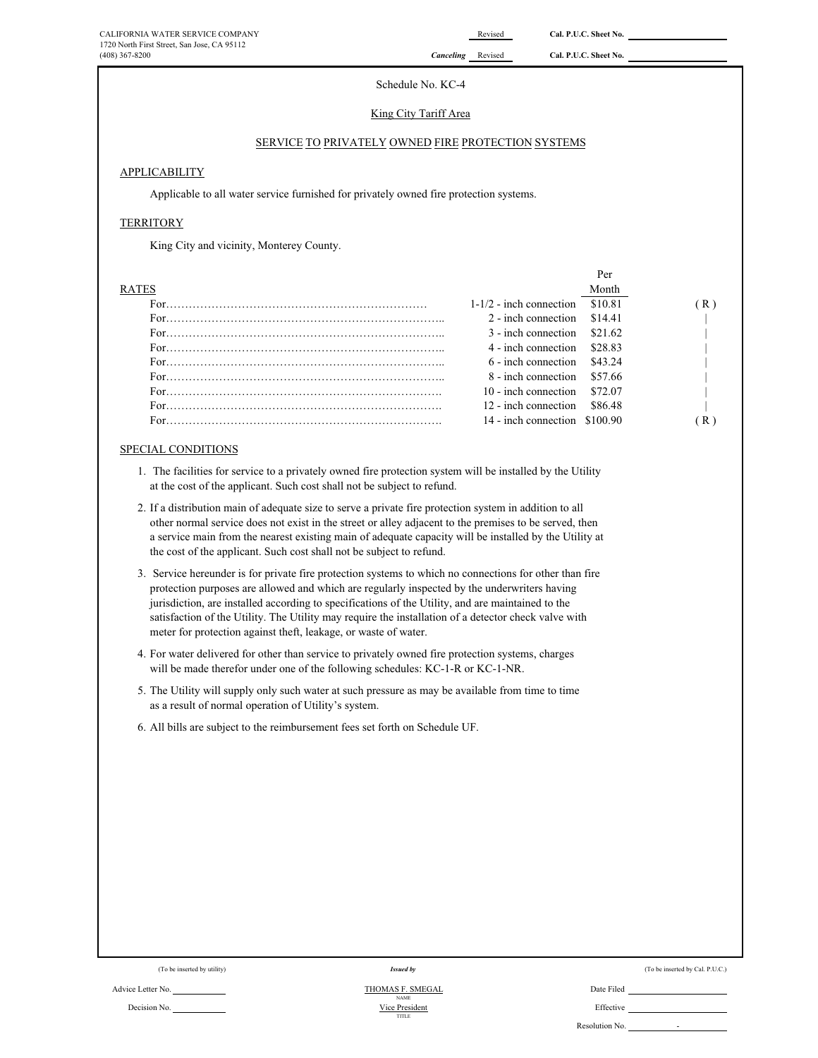CALIFORNIA WATER SERVICE COMPANY
1720 North First Street, San Jose, CA 95112
(408) 367-8200

Revised Cal. P.U.C. Sheet No.

*Canceling* Revised Cal. P.U.C. Sheet No.

Schedule No. KC-4

King City Tariff Area

SERVICE TO PRIVATELY OWNED FIRE PROTECTION SYSTEMS

## APPLICABILITY

Applicable to all water service furnished for privately owned fire protection systems.

## TERRITORY

King City and vicinity, Monterey County.

## RATES

| | Connection | Per Month | |
|---|---|---|---|
| For………………………………………………………… | 1-1/2 - inch connection | $10.81 | (R) |
| For………………………………………………………… | 2 - inch connection | $14.41 | \| |
| For………………………………………………………… | 3 - inch connection | $21.62 | \| |
| For………………………………………………………… | 4 - inch connection | $28.83 | \| |
| For………………………………………………………… | 6 - inch connection | $43.24 | \| |
| For………………………………………………………… | 8 - inch connection | $57.66 | \| |
| For………………………………………………………… | 10 - inch connection | $72.07 | \| |
| For………………………………………………………… | 12 - inch connection | $86.48 | \| |
| For………………………………………………………… | 14 - inch connection | $100.90 | (R) |

## SPECIAL CONDITIONS

1. The facilities for service to a privately owned fire protection system will be installed by the Utility at the cost of the applicant. Such cost shall not be subject to refund.
2. If a distribution main of adequate size to serve a private fire protection system in addition to all other normal service does not exist in the street or alley adjacent to the premises to be served, then a service main from the nearest existing main of adequate capacity will be installed by the Utility at the cost of the applicant. Such cost shall not be subject to refund.
3. Service hereunder is for private fire protection systems to which no connections for other than fire protection purposes are allowed and which are regularly inspected by the underwriters having jurisdiction, are installed according to specifications of the Utility, and are maintained to the satisfaction of the Utility. The Utility may require the installation of a detector check valve with meter for protection against theft, leakage, or waste of water.
4. For water delivered for other than service to privately owned fire protection systems, charges will be made therefor under one of the following schedules: KC-1-R or KC-1-NR.
5. The Utility will supply only such water at such pressure as may be available from time to time as a result of normal operation of Utility's system.
6. All bills are subject to the reimbursement fees set forth on Schedule UF.

(To be inserted by utility) | *Issued by* | (To be inserted by Cal. P.U.C.)

Advice Letter No. | THOMAS F. SMEGAL (NAME) | Date Filed

Decision No. | Vice President (TITLE) | Effective

Resolution No. -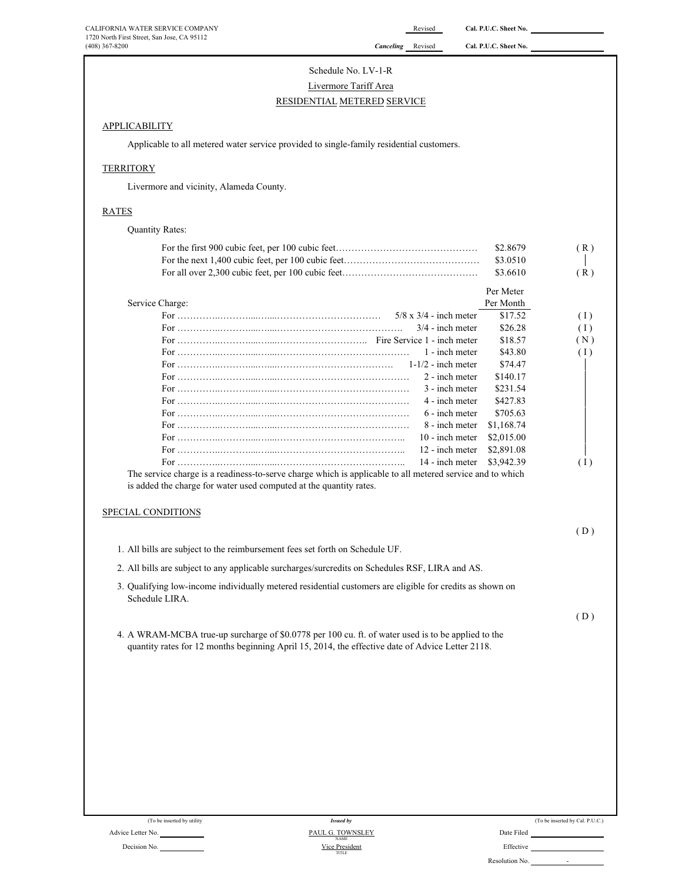CALIFORNIA WATER SERVICE COMPANY
1720 North First Street, San Jose, CA 95112
(408) 367-8200

Revised Cal. P.U.C. Sheet No.
*Canceling* Revised Cal. P.U.C. Sheet No.

Schedule No. LV-1-R

Livermore Tariff Area

RESIDENTIAL METERED SERVICE

## APPLICABILITY

Applicable to all metered water service provided to single-family residential customers.

## TERRITORY

Livermore and vicinity, Alameda County.

## RATES

Quantity Rates:

| | | |
|---|---|---|
| For the first 900 cubic feet, per 100 cubic feet | $2.8679 | (R) |
| For the next 1,400 cubic feet, per 100 cubic feet | $3.0510 | \| |
| For all over 2,300 cubic feet, per 100 cubic feet | $3.6610 | (R) |

Service Charge:

| | | Per Meter Per Month | |
|---|---|---|---|
| For | 5/8 x 3/4 - inch meter | $17.52 | (I) |
| For | 3/4 - inch meter | $26.28 | (I) |
| For | Fire Service 1 - inch meter | $18.57 | (N) |
| For | 1 - inch meter | $43.80 | (I) |
| For | 1-1/2 - inch meter | $74.47 | \| |
| For | 2 - inch meter | $140.17 | \| |
| For | 3 - inch meter | $231.54 | \| |
| For | 4 - inch meter | $427.83 | \| |
| For | 6 - inch meter | $705.63 | \| |
| For | 8 - inch meter | $1,168.74 | \| |
| For | 10 - inch meter | $2,015.00 | \| |
| For | 12 - inch meter | $2,891.08 | \| |
| For | 14 - inch meter | $3,942.39 | (I) |

The service charge is a readiness-to-serve charge which is applicable to all metered service and to which is added the charge for water used computed at the quantity rates.

## SPECIAL CONDITIONS

(D)

1. All bills are subject to the reimbursement fees set forth on Schedule UF.
2. All bills are subject to any applicable surcharges/surcredits on Schedules RSF, LIRA and AS.
3. Qualifying low-income individually metered residential customers are eligible for credits as shown on Schedule LIRA.

(D)

4. A WRAM-MCBA true-up surcharge of $0.0778 per 100 cu. ft. of water used is to be applied to the quantity rates for 12 months beginning April 15, 2014, the effective date of Advice Letter 2118.

(To be inserted by utility)
Advice Letter No.
Decision No.

*Issued by*
PAUL G. TOWNSLEY
NAME
Vice President
TITLE

(To be inserted by Cal. P.U.C.)
Date Filed
Effective
Resolution No. -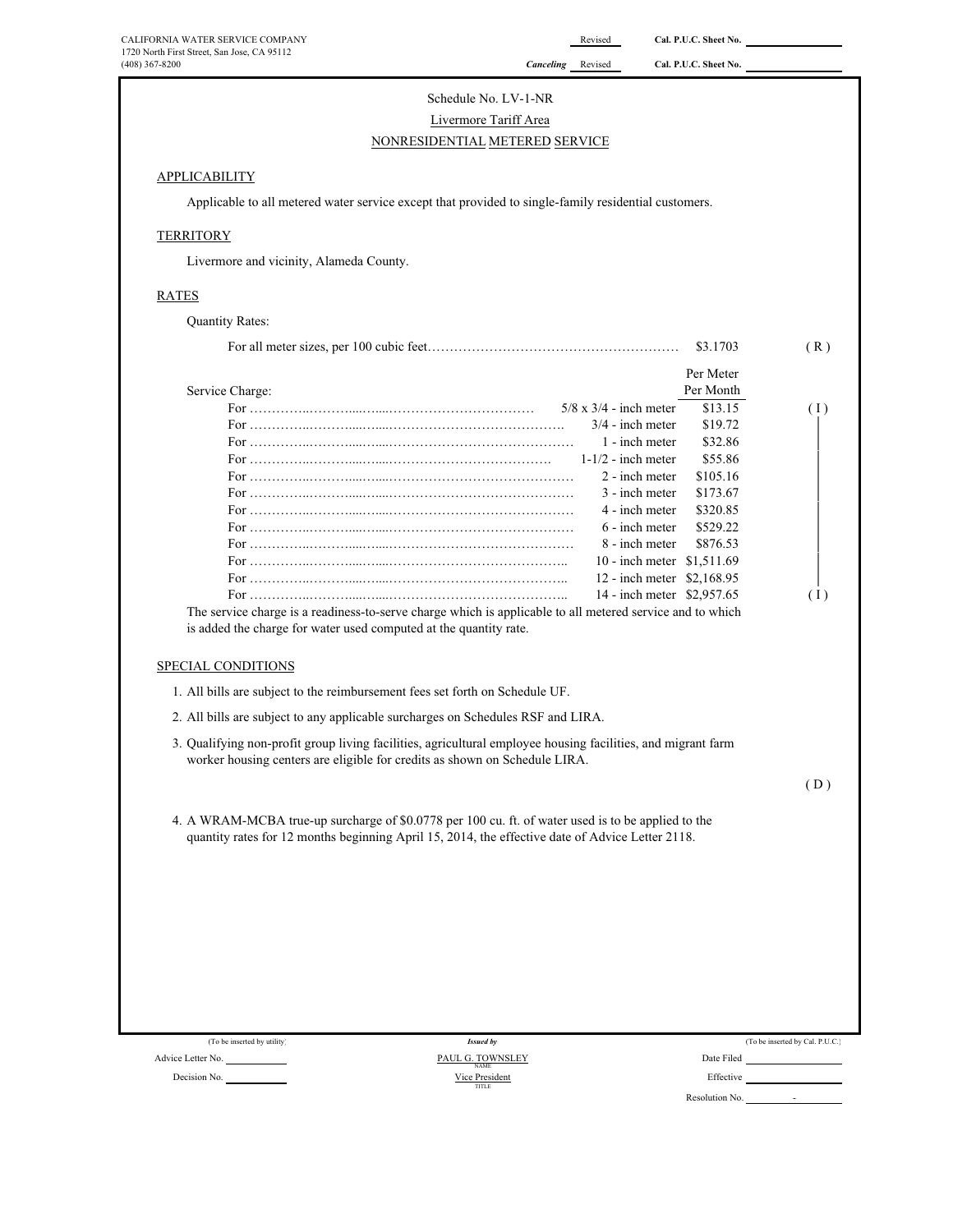CALIFORNIA WATER SERVICE COMPANY
1720 North First Street, San Jose, CA 95112
(408) 367-8200

Revised Cal. P.U.C. Sheet No.
Canceling Revised Cal. P.U.C. Sheet No.

# Schedule No. LV-1-NR

## Livermore Tariff Area

## NONRESIDENTIAL METERED SERVICE

### APPLICABILITY

Applicable to all metered water service except that provided to single-family residential customers.

### TERRITORY

Livermore and vicinity, Alameda County.

### RATES

Quantity Rates:

For all meter sizes, per 100 cubic feet…………………………………………………… $3.1703 (R)

Service Charge:

| | Meter Size | Per Meter Per Month | |
|---|---|---|---|
| For | 5/8 x 3/4 - inch meter | $13.15 | (I) |
| For | 3/4 - inch meter | $19.72 | |
| For | 1 - inch meter | $32.86 | |
| For | 1-1/2 - inch meter | $55.86 | |
| For | 2 - inch meter | $105.16 | |
| For | 3 - inch meter | $173.67 | |
| For | 4 - inch meter | $320.85 | |
| For | 6 - inch meter | $529.22 | |
| For | 8 - inch meter | $876.53 | |
| For | 10 - inch meter | $1,511.69 | |
| For | 12 - inch meter | $2,168.95 | |
| For | 14 - inch meter | $2,957.65 | (I) |

The service charge is a readiness-to-serve charge which is applicable to all metered service and to which is added the charge for water used computed at the quantity rate.

### SPECIAL CONDITIONS

1. All bills are subject to the reimbursement fees set forth on Schedule UF.
2. All bills are subject to any applicable surcharges on Schedules RSF and LIRA.
3. Qualifying non-profit group living facilities, agricultural employee housing facilities, and migrant farm worker housing centers are eligible for credits as shown on Schedule LIRA.

(D)

4. A WRAM-MCBA true-up surcharge of $0.0778 per 100 cu. ft. of water used is to be applied to the quantity rates for 12 months beginning April 15, 2014, the effective date of Advice Letter 2118.

(To be inserted by utility)
Advice Letter No.
Decision No.

Issued by
PAUL G. TOWNSLEY
NAME
Vice President
TITLE

(To be inserted by Cal. P.U.C.)
Date Filed
Effective
Resolution No. -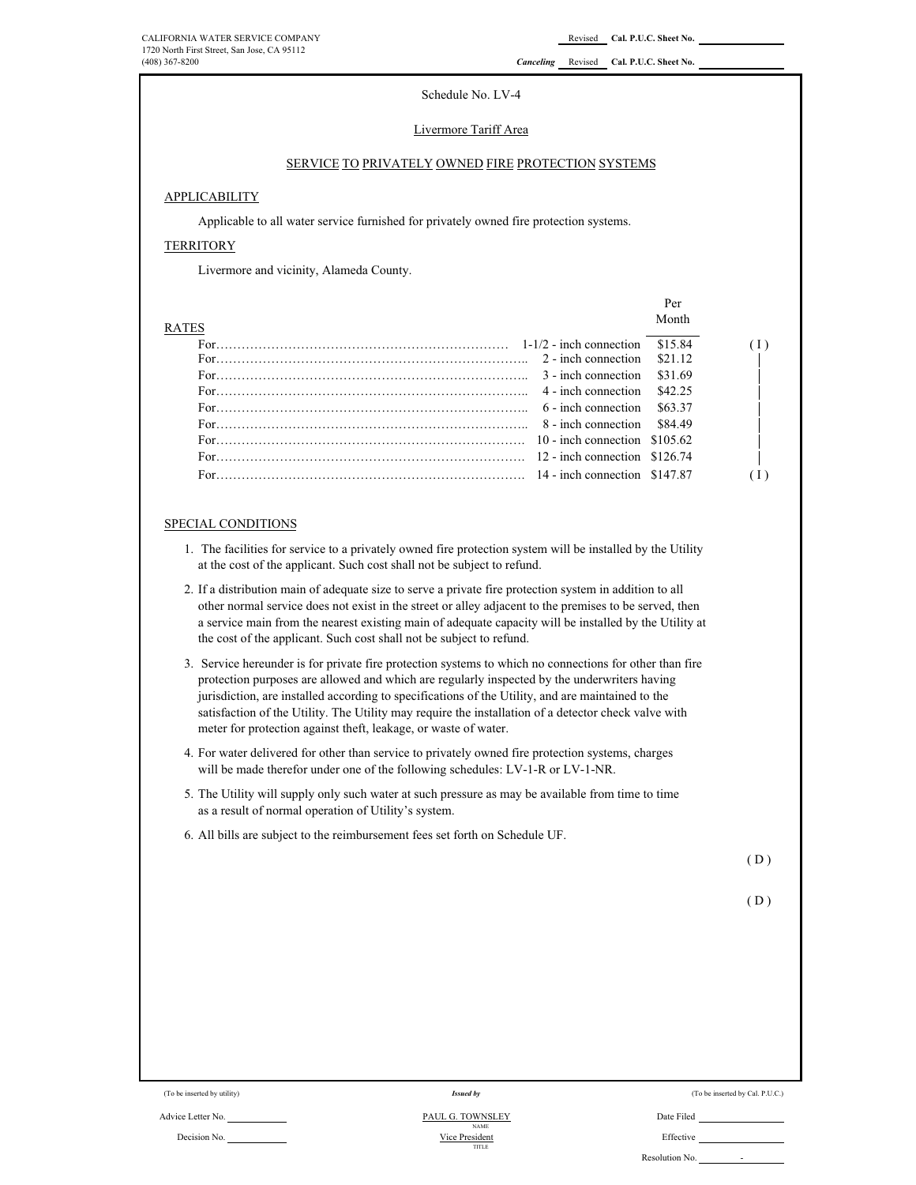CALIFORNIA WATER SERVICE COMPANY
1720 North First Street, San Jose, CA 95112
(408) 367-8200

Revised Cal. P.U.C. Sheet No.

*Canceling* Revised Cal. P.U.C. Sheet No.

# Schedule No. LV-4

## Livermore Tariff Area

## SERVICE TO PRIVATELY OWNED FIRE PROTECTION SYSTEMS

### APPLICABILITY

Applicable to all water service furnished for privately owned fire protection systems.

### TERRITORY

Livermore and vicinity, Alameda County.

### RATES

| | | Per Month | |
|---|---|---|---|
| For……………………………………………………………… | 1-1/2 - inch connection | $15.84 | ( I ) |
| For……………………………………………………………… | 2 - inch connection | $21.12 | \| |
| For……………………………………………………………… | 3 - inch connection | $31.69 | \| |
| For……………………………………………………………… | 4 - inch connection | $42.25 | \| |
| For……………………………………………………………… | 6 - inch connection | $63.37 | \| |
| For……………………………………………………………… | 8 - inch connection | $84.49 | \| |
| For……………………………………………………………… | 10 - inch connection | $105.62 | \| |
| For……………………………………………………………… | 12 - inch connection | $126.74 | \| |
| For……………………………………………………………… | 14 - inch connection | $147.87 | ( I ) |

### SPECIAL CONDITIONS

1. The facilities for service to a privately owned fire protection system will be installed by the Utility at the cost of the applicant. Such cost shall not be subject to refund.
2. If a distribution main of adequate size to serve a private fire protection system in addition to all other normal service does not exist in the street or alley adjacent to the premises to be served, then a service main from the nearest existing main of adequate capacity will be installed by the Utility at the cost of the applicant. Such cost shall not be subject to refund.
3. Service hereunder is for private fire protection systems to which no connections for other than fire protection purposes are allowed and which are regularly inspected by the underwriters having jurisdiction, are installed according to specifications of the Utility, and are maintained to the satisfaction of the Utility. The Utility may require the installation of a detector check valve with meter for protection against theft, leakage, or waste of water.
4. For water delivered for other than service to privately owned fire protection systems, charges will be made therefor under one of the following schedules: LV-1-R or LV-1-NR.
5. The Utility will supply only such water at such pressure as may be available from time to time as a result of normal operation of Utility's system.
6. All bills are subject to the reimbursement fees set forth on Schedule UF.

( D )

( D )

(To be inserted by utility) | *Issued by* | (To be inserted by Cal. P.U.C.)

Advice Letter No. | PAUL G. TOWNSLEY (NAME) | Date Filed

Decision No. | Vice President (TITLE) | Effective

Resolution No. -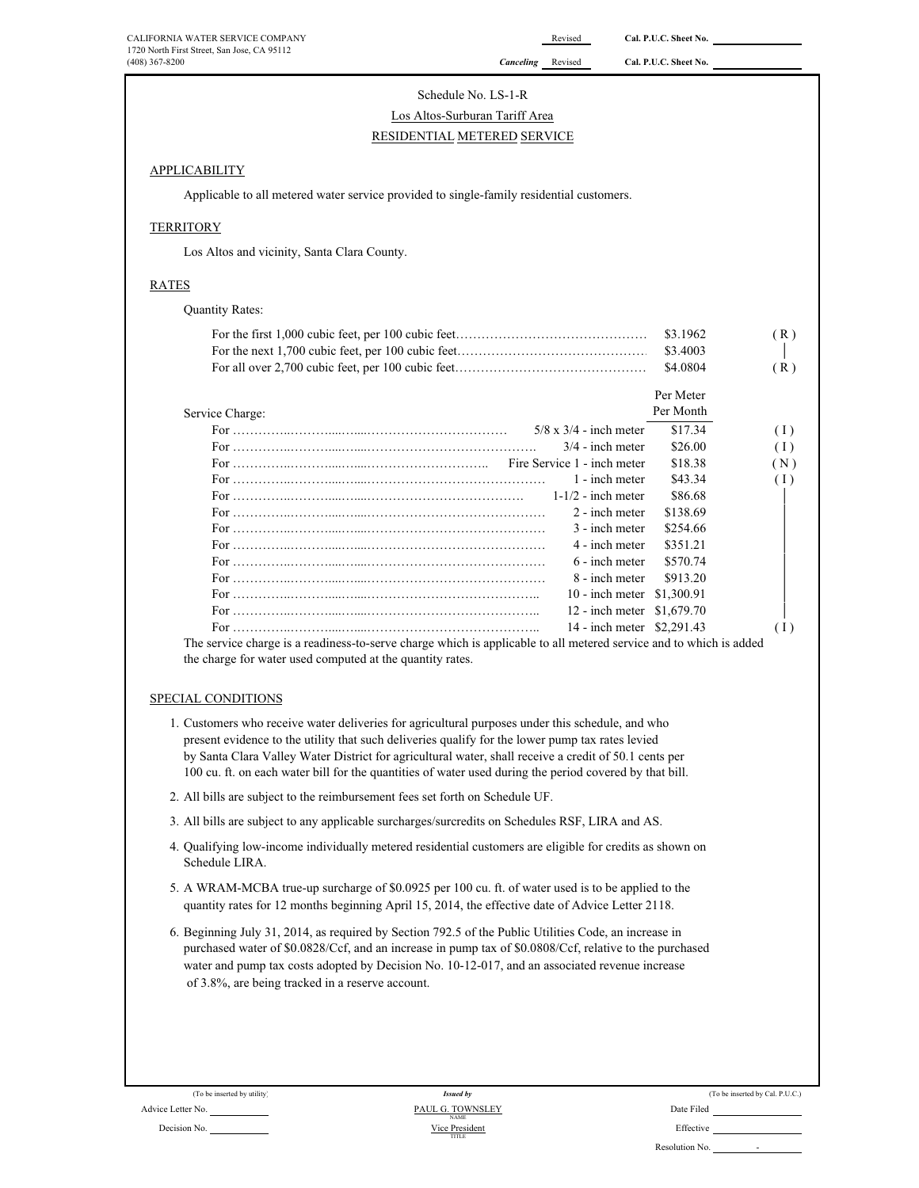CALIFORNIA WATER SERVICE COMPANY
1720 North First Street, San Jose, CA 95112
(408) 367-8200

Revised Cal. P.U.C. Sheet No. ______
*Canceling* Revised Cal. P.U.C. Sheet No. ______

Schedule No. LS-1-R
Los Altos-Surburan Tariff Area
RESIDENTIAL METERED SERVICE

## APPLICABILITY

Applicable to all metered water service provided to single-family residential customers.

## TERRITORY

Los Altos and vicinity, Santa Clara County.

## RATES

Quantity Rates:

| | | |
|---|---|---|
| For the first 1,000 cubic feet, per 100 cubic feet………………………………………… | $3.1962 | ( R ) |
| For the next 1,700 cubic feet, per 100 cubic feet………………………………………… | $3.4003 | │ |
| For all over 2,700 cubic feet, per 100 cubic feet………………………………………… | $4.0804 | ( R ) |

| Service Charge: | | Per Meter Per Month | |
|---|---|---|---|
| For ………………………………………………… | 5/8 x 3/4 - inch meter | $17.34 | ( I ) |
| For ………………………………………………… | 3/4 - inch meter | $26.00 | ( I ) |
| For ………………………………………………… | Fire Service 1 - inch meter | $18.38 | ( N ) |
| For ………………………………………………… | 1 - inch meter | $43.34 | ( I ) |
| For ………………………………………………… | 1-1/2 - inch meter | $86.68 | │ |
| For ………………………………………………… | 2 - inch meter | $138.69 | │ |
| For ………………………………………………… | 3 - inch meter | $254.66 | │ |
| For ………………………………………………… | 4 - inch meter | $351.21 | │ |
| For ………………………………………………… | 6 - inch meter | $570.74 | │ |
| For ………………………………………………… | 8 - inch meter | $913.20 | │ |
| For ………………………………………………… | 10 - inch meter | $1,300.91 | │ |
| For ………………………………………………… | 12 - inch meter | $1,679.70 | │ |
| For ………………………………………………… | 14 - inch meter | $2,291.43 | ( I ) |

The service charge is a readiness-to-serve charge which is applicable to all metered service and to which is added the charge for water used computed at the quantity rates.

## SPECIAL CONDITIONS

1. Customers who receive water deliveries for agricultural purposes under this schedule, and who present evidence to the utility that such deliveries qualify for the lower pump tax rates levied by Santa Clara Valley Water District for agricultural water, shall receive a credit of 50.1 cents per 100 cu. ft. on each water bill for the quantities of water used during the period covered by that bill.
2. All bills are subject to the reimbursement fees set forth on Schedule UF.
3. All bills are subject to any applicable surcharges/surcredits on Schedules RSF, LIRA and AS.
4. Qualifying low-income individually metered residential customers are eligible for credits as shown on Schedule LIRA.
5. A WRAM-MCBA true-up surcharge of $0.0925 per 100 cu. ft. of water used is to be applied to the quantity rates for 12 months beginning April 15, 2014, the effective date of Advice Letter 2118.
6. Beginning July 31, 2014, as required by Section 792.5 of the Public Utilities Code, an increase in purchased water of $0.0828/Ccf, and an increase in pump tax of $0.0808/Ccf, relative to the purchased water and pump tax costs adopted by Decision No. 10-12-017, and an associated revenue increase of 3.8%, are being tracked in a reserve account.

(To be inserted by utility)
Advice Letter No. ______
Decision No. ______

*Issued by*
PAUL G. TOWNSLEY
NAME
Vice President
TITLE

(To be inserted by Cal. P.U.C.)
Date Filed ______
Effective ______
Resolution No. ______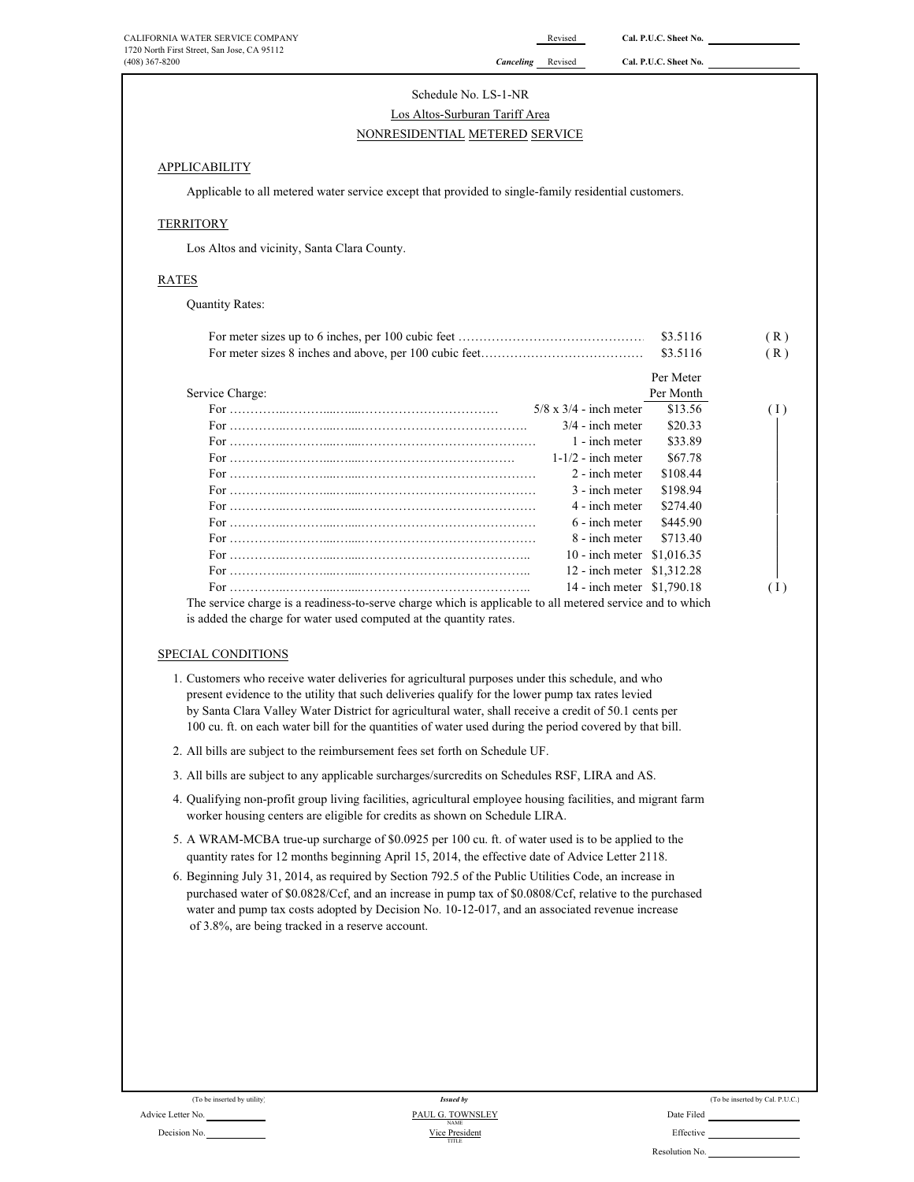CALIFORNIA WATER SERVICE COMPANY
1720 North First Street, San Jose, CA 95112
(408) 367-8200

Revised Cal. P.U.C. Sheet No.
*Canceling* Revised Cal. P.U.C. Sheet No.

Schedule No. LS-1-NR

Los Altos-Surburan Tariff Area

NONRESIDENTIAL METERED SERVICE

## APPLICABILITY

Applicable to all metered water service except that provided to single-family residential customers.

## TERRITORY

Los Altos and vicinity, Santa Clara County.

## RATES

Quantity Rates:

| | | |
|---|---|---|
| For meter sizes up to 6 inches, per 100 cubic feet | $3.5116 | (R) |
| For meter sizes 8 inches and above, per 100 cubic feet | $3.5116 | (R) |

Service Charge:

| | | Per Meter Per Month | |
|---|---|---|---|
| For | 5/8 x 3/4 - inch meter | $13.56 | (I) |
| For | 3/4 - inch meter | $20.33 | |
| For | 1 - inch meter | $33.89 | |
| For | 1-1/2 - inch meter | $67.78 | |
| For | 2 - inch meter | $108.44 | |
| For | 3 - inch meter | $198.94 | |
| For | 4 - inch meter | $274.40 | |
| For | 6 - inch meter | $445.90 | |
| For | 8 - inch meter | $713.40 | |
| For | 10 - inch meter | $1,016.35 | |
| For | 12 - inch meter | $1,312.28 | |
| For | 14 - inch meter | $1,790.18 | (I) |

The service charge is a readiness-to-serve charge which is applicable to all metered service and to which is added the charge for water used computed at the quantity rates.

## SPECIAL CONDITIONS

1. Customers who receive water deliveries for agricultural purposes under this schedule, and who present evidence to the utility that such deliveries qualify for the lower pump tax rates levied by Santa Clara Valley Water District for agricultural water, shall receive a credit of 50.1 cents per 100 cu. ft. on each water bill for the quantities of water used during the period covered by that bill.
2. All bills are subject to the reimbursement fees set forth on Schedule UF.
3. All bills are subject to any applicable surcharges/surcredits on Schedules RSF, LIRA and AS.
4. Qualifying non-profit group living facilities, agricultural employee housing facilities, and migrant farm worker housing centers are eligible for credits as shown on Schedule LIRA.
5. A WRAM-MCBA true-up surcharge of $0.0925 per 100 cu. ft. of water used is to be applied to the quantity rates for 12 months beginning April 15, 2014, the effective date of Advice Letter 2118.
6. Beginning July 31, 2014, as required by Section 792.5 of the Public Utilities Code, an increase in purchased water of $0.0828/Ccf, and an increase in pump tax of $0.0808/Ccf, relative to the purchased water and pump tax costs adopted by Decision No. 10-12-017, and an associated revenue increase of 3.8%, are being tracked in a reserve account.

(To be inserted by utility) — Advice Letter No. — Decision No.

*Issued by* PAUL G. TOWNSLEY, NAME — Vice President, TITLE

(To be inserted by Cal. P.U.C.) — Date Filed — Effective — Resolution No.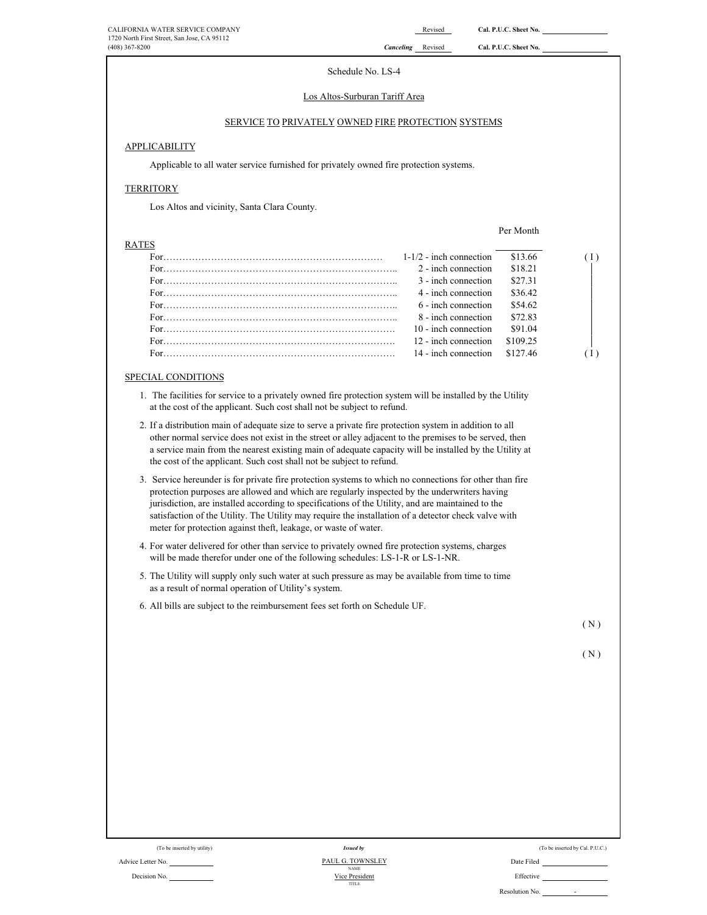CALIFORNIA WATER SERVICE COMPANY
1720 North First Street, San Jose, CA 95112
(408) 367-8200

Revised — Cal. P.U.C. Sheet No.

*Canceling* Revised — Cal. P.U.C. Sheet No.

Schedule No. LS-4

Los Altos-Surburan Tariff Area

SERVICE TO PRIVATELY OWNED FIRE PROTECTION SYSTEMS

## APPLICABILITY

Applicable to all water service furnished for privately owned fire protection systems.

## TERRITORY

Los Altos and vicinity, Santa Clara County.

## RATES

| | | Per Month | |
|---|---|---|---|
| For…………………………………………………………… | 1-1/2 - inch connection | $13.66 | ( I ) |
| For…………………………………………………………… | 2 - inch connection | $18.21 | \| |
| For…………………………………………………………… | 3 - inch connection | $27.31 | \| |
| For…………………………………………………………… | 4 - inch connection | $36.42 | \| |
| For…………………………………………………………… | 6 - inch connection | $54.62 | \| |
| For…………………………………………………………… | 8 - inch connection | $72.83 | \| |
| For…………………………………………………………… | 10 - inch connection | $91.04 | \| |
| For…………………………………………………………… | 12 - inch connection | $109.25 | \| |
| For…………………………………………………………… | 14 - inch connection | $127.46 | ( I ) |

## SPECIAL CONDITIONS

1. The facilities for service to a privately owned fire protection system will be installed by the Utility at the cost of the applicant. Such cost shall not be subject to refund.
2. If a distribution main of adequate size to serve a private fire protection system in addition to all other normal service does not exist in the street or alley adjacent to the premises to be served, then a service main from the nearest existing main of adequate capacity will be installed by the Utility at the cost of the applicant. Such cost shall not be subject to refund.
3. Service hereunder is for private fire protection systems to which no connections for other than fire protection purposes are allowed and which are regularly inspected by the underwriters having jurisdiction, are installed according to specifications of the Utility, and are maintained to the satisfaction of the Utility. The Utility may require the installation of a detector check valve with meter for protection against theft, leakage, or waste of water.
4. For water delivered for other than service to privately owned fire protection systems, charges will be made therefor under one of the following schedules: LS-1-R or LS-1-NR.
5. The Utility will supply only such water at such pressure as may be available from time to time as a result of normal operation of Utility's system.
6. All bills are subject to the reimbursement fees set forth on Schedule UF.

( N )

( N )

| (To be inserted by utility) | *Issued by* | (To be inserted by Cal. P.U.C.) |
|---|---|---|
| Advice Letter No. | PAUL G. TOWNSLEY (NAME) | Date Filed |
| Decision No. | Vice President (TITLE) | Effective |
| | | Resolution No. - |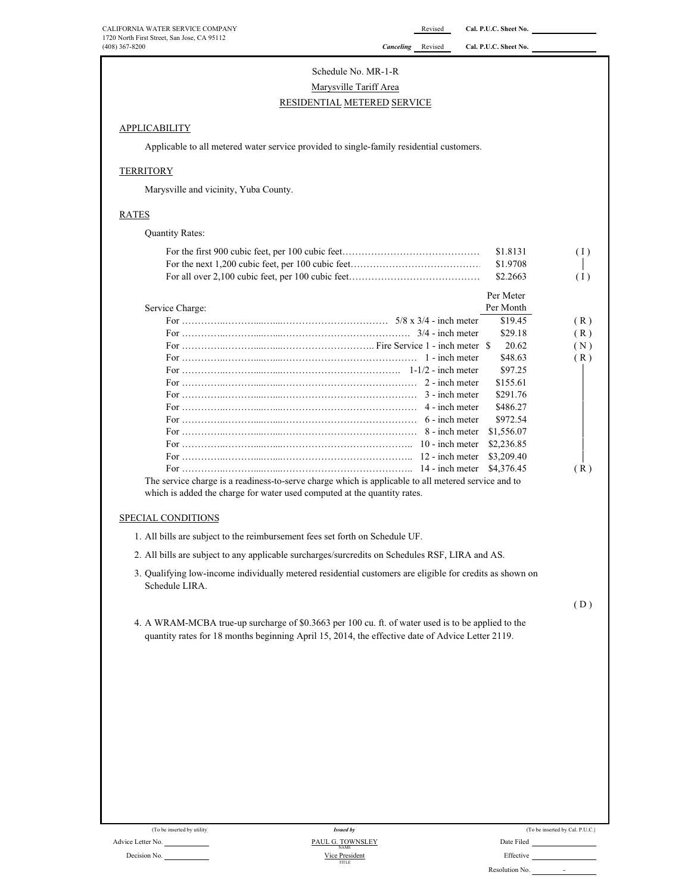CALIFORNIA WATER SERVICE COMPANY
1720 North First Street, San Jose, CA 95112
(408) 367-8200

Revised Cal. P.U.C. Sheet No.
*Canceling* Revised Cal. P.U.C. Sheet No.

Schedule No. MR-1-R

Marysville Tariff Area

RESIDENTIAL METERED SERVICE

## APPLICABILITY

Applicable to all metered water service provided to single-family residential customers.

## TERRITORY

Marysville and vicinity, Yuba County.

## RATES

Quantity Rates:

| | | |
|---|---|---|
| For the first 900 cubic feet, per 100 cubic feet | $1.8131 | ( I ) |
| For the next 1,200 cubic feet, per 100 cubic feet | $1.9708 | │ |
| For all over 2,100 cubic feet, per 100 cubic feet | $2.2663 | ( I ) |

| Service Charge: | Per Meter Per Month | |
|---|---|---|
| For 5/8 x 3/4 - inch meter | $19.45 | ( R ) |
| For 3/4 - inch meter | $29.18 | ( R ) |
| For Fire Service 1 - inch meter | $ 20.62 | ( N ) |
| For 1 - inch meter | $48.63 | ( R ) |
| For 1-1/2 - inch meter | $97.25 | │ |
| For 2 - inch meter | $155.61 | │ |
| For 3 - inch meter | $291.76 | │ |
| For 4 - inch meter | $486.27 | │ |
| For 6 - inch meter | $972.54 | │ |
| For 8 - inch meter | $1,556.07 | │ |
| For 10 - inch meter | $2,236.85 | │ |
| For 12 - inch meter | $3,209.40 | │ |
| For 14 - inch meter | $4,376.45 | ( R ) |

The service charge is a readiness-to-serve charge which is applicable to all metered service and to which is added the charge for water used computed at the quantity rates.

## SPECIAL CONDITIONS

1. All bills are subject to the reimbursement fees set forth on Schedule UF.
2. All bills are subject to any applicable surcharges/surcredits on Schedules RSF, LIRA and AS.
3. Qualifying low-income individually metered residential customers are eligible for credits as shown on Schedule LIRA.

( D )

4. A WRAM-MCBA true-up surcharge of $0.3663 per 100 cu. ft. of water used is to be applied to the quantity rates for 18 months beginning April 15, 2014, the effective date of Advice Letter 2119.

(To be inserted by utility) | *Issued by* | (To be inserted by Cal. P.U.C.)

Advice Letter No. | PAUL G. TOWNSLEY (NAME) | Date Filed

Decision No. | Vice President (TITLE) | Effective

Resolution No. -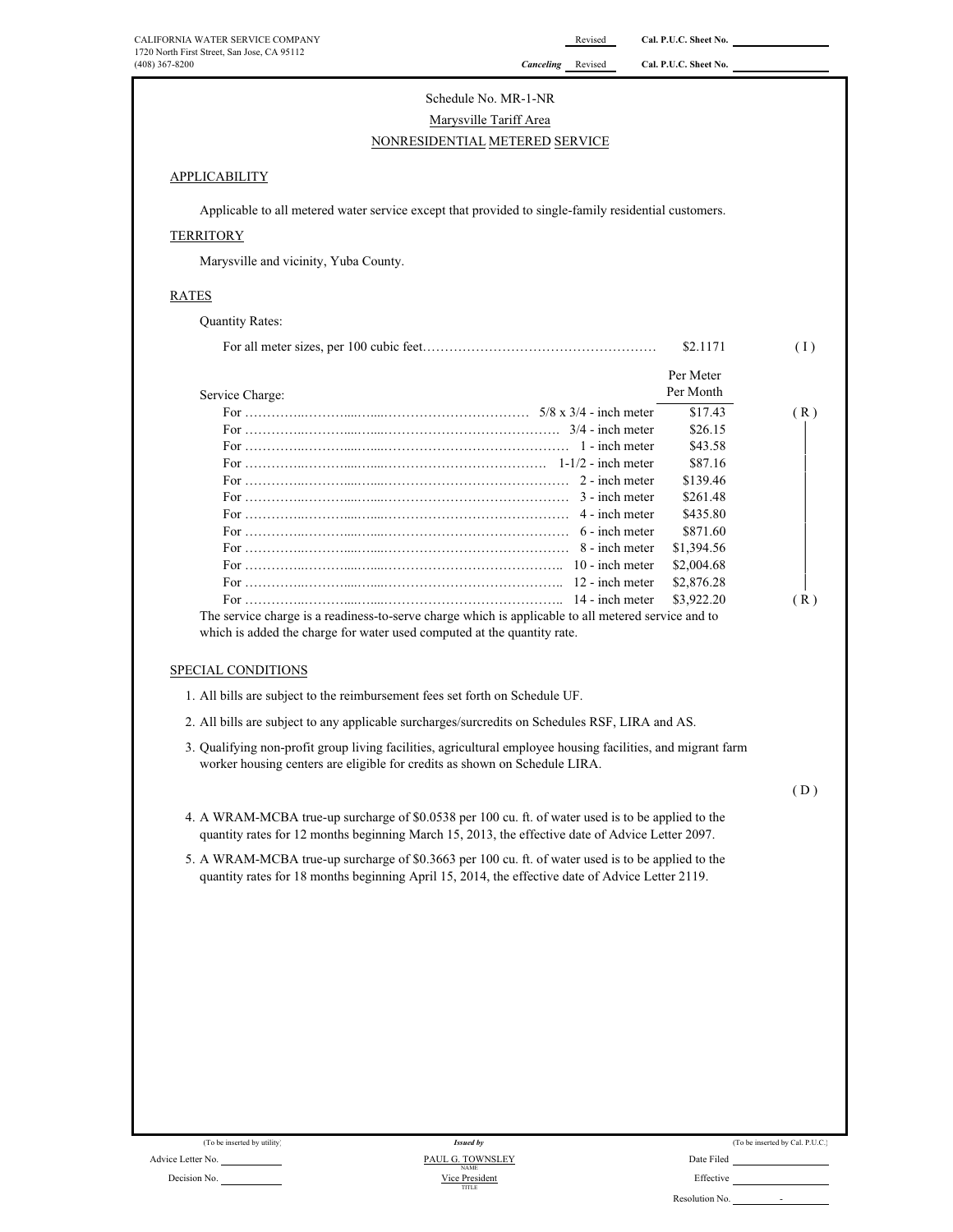CALIFORNIA WATER SERVICE COMPANY
1720 North First Street, San Jose, CA 95112
(408) 367-8200

Revised Cal. P.U.C. Sheet No. ____________
*Canceling* Revised Cal. P.U.C. Sheet No. ____________

Schedule No. MR-1-NR
Marysville Tariff Area
NONRESIDENTIAL METERED SERVICE

## APPLICABILITY

Applicable to all metered water service except that provided to single-family residential customers.

## TERRITORY

Marysville and vicinity, Yuba County.

## RATES

Quantity Rates:

| | | |
|---|---|---|
| For all meter sizes, per 100 cubic feet……………………………………………… | $2.1171 | ( I ) |

Service Charge:

| | Per Meter Per Month | |
|---|---|---|
| For ………………………………………………… 5/8 x 3/4 - inch meter | $17.43 | ( R ) |
| For ………………………………………………… 3/4 - inch meter | $26.15 | \| |
| For ………………………………………………… 1 - inch meter | $43.58 | \| |
| For ………………………………………………… 1-1/2 - inch meter | $87.16 | \| |
| For ………………………………………………… 2 - inch meter | $139.46 | \| |
| For ………………………………………………… 3 - inch meter | $261.48 | \| |
| For ………………………………………………… 4 - inch meter | $435.80 | \| |
| For ………………………………………………… 6 - inch meter | $871.60 | \| |
| For ………………………………………………… 8 - inch meter | $1,394.56 | \| |
| For ………………………………………………… 10 - inch meter | $2,004.68 | \| |
| For ………………………………………………… 12 - inch meter | $2,876.28 | \| |
| For ………………………………………………… 14 - inch meter | $3,922.20 | ( R ) |

The service charge is a readiness-to-serve charge which is applicable to all metered service and to which is added the charge for water used computed at the quantity rate.

## SPECIAL CONDITIONS

1. All bills are subject to the reimbursement fees set forth on Schedule UF.
2. All bills are subject to any applicable surcharges/surcredits on Schedules RSF, LIRA and AS.
3. Qualifying non-profit group living facilities, agricultural employee housing facilities, and migrant farm worker housing centers are eligible for credits as shown on Schedule LIRA.

( D )

4. A WRAM-MCBA true-up surcharge of $0.0538 per 100 cu. ft. of water used is to be applied to the quantity rates for 12 months beginning March 15, 2013, the effective date of Advice Letter 2097.
5. A WRAM-MCBA true-up surcharge of $0.3663 per 100 cu. ft. of water used is to be applied to the quantity rates for 18 months beginning April 15, 2014, the effective date of Advice Letter 2119.

(To be inserted by utility)
Advice Letter No. ____________
Decision No. ____________

*Issued by*
PAUL G. TOWNSLEY
NAME
Vice President
TITLE

(To be inserted by Cal. P.U.C.)
Date Filed ____________
Effective ____________
Resolution No. ______ - ______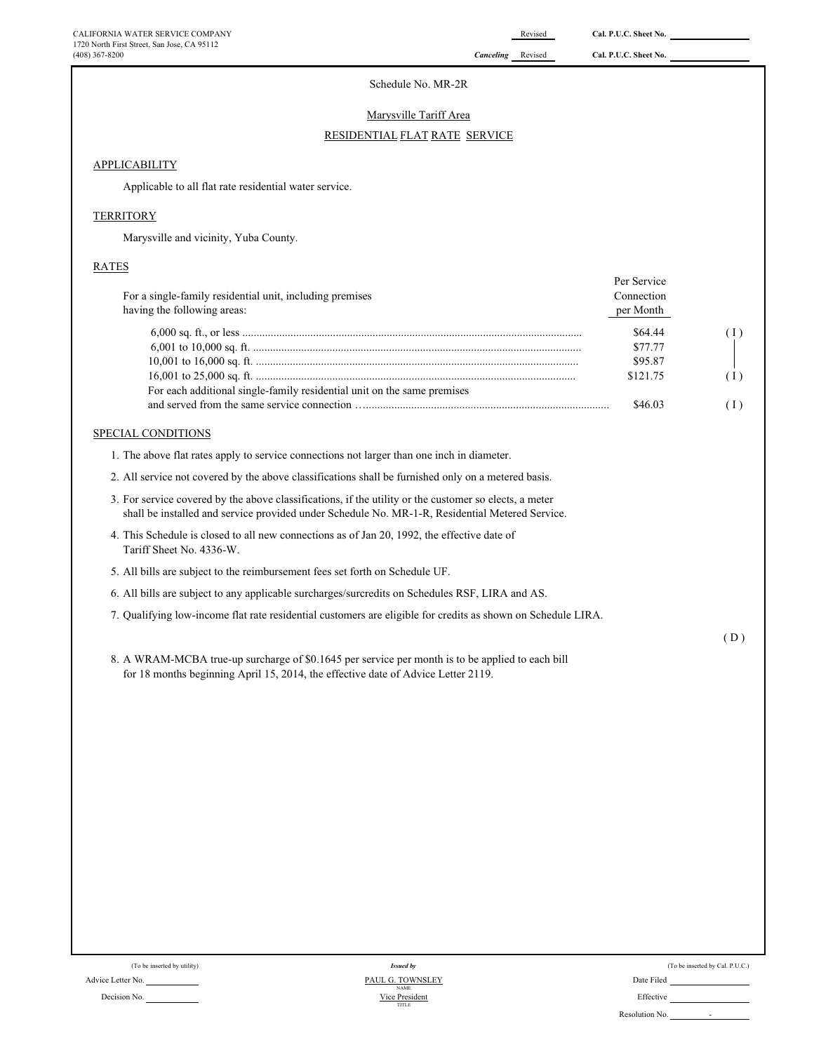CALIFORNIA WATER SERVICE COMPANY
1720 North First Street, San Jose, CA 95112
(408) 367-8200

Revised — Cal. P.U.C. Sheet No.
*Canceling* Revised — Cal. P.U.C. Sheet No.

Schedule No. MR-2R

Marysville Tariff Area

RESIDENTIAL FLAT RATE SERVICE

## APPLICABILITY

Applicable to all flat rate residential water service.

## TERRITORY

Marysville and vicinity, Yuba County.

## RATES

| For a single-family residential unit, including premises having the following areas: | Per Service Connection per Month | |
|---|---|---|
| 6,000 sq. ft., or less | $64.44 | ( I ) |
| 6,001 to 10,000 sq. ft. | $77.77 | │ |
| 10,001 to 16,000 sq. ft. | $95.87 | │ |
| 16,001 to 25,000 sq. ft. | $121.75 | ( I ) |
| For each additional single-family residential unit on the same premises and served from the same service connection | $46.03 | ( I ) |

## SPECIAL CONDITIONS

1. The above flat rates apply to service connections not larger than one inch in diameter.
2. All service not covered by the above classifications shall be furnished only on a metered basis.
3. For service covered by the above classifications, if the utility or the customer so elects, a meter shall be installed and service provided under Schedule No. MR-1-R, Residential Metered Service.
4. This Schedule is closed to all new connections as of Jan 20, 1992, the effective date of Tariff Sheet No. 4336-W.
5. All bills are subject to the reimbursement fees set forth on Schedule UF.
6. All bills are subject to any applicable surcharges/surcredits on Schedules RSF, LIRA and AS.
7. Qualifying low-income flat rate residential customers are eligible for credits as shown on Schedule LIRA.

( D )

8. A WRAM-MCBA true-up surcharge of $0.1645 per service per month is to be applied to each bill for 18 months beginning April 15, 2014, the effective date of Advice Letter 2119.

| (To be inserted by utility) | *Issued by* | (To be inserted by Cal. P.U.C.) |
|---|---|---|
| Advice Letter No. | PAUL G. TOWNSLEY (NAME) | Date Filed |
| Decision No. | Vice President (TITLE) | Effective |
| | | Resolution No. - |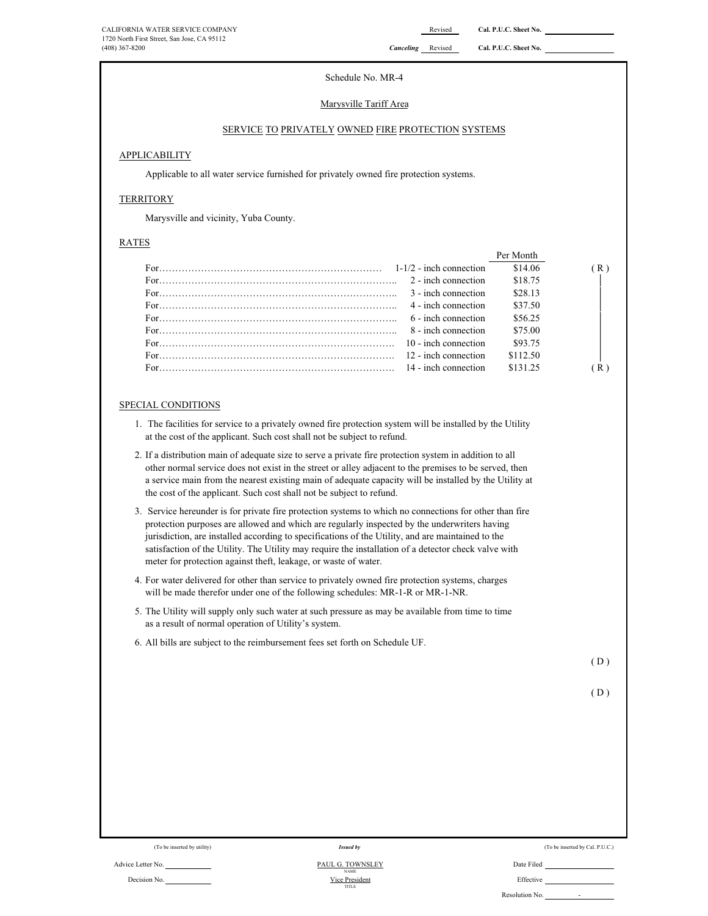CALIFORNIA WATER SERVICE COMPANY
1720 North First Street, San Jose, CA 95112
(408) 367-8200

Revised Cal. P.U.C. Sheet No.
*Canceling* Revised Cal. P.U.C. Sheet No.

Schedule No. MR-4

Marysville Tariff Area

SERVICE TO PRIVATELY OWNED FIRE PROTECTION SYSTEMS

## APPLICABILITY

Applicable to all water service furnished for privately owned fire protection systems.

## TERRITORY

Marysville and vicinity, Yuba County.

## RATES

| | | Per Month | |
|---|---|---|---|
| For………………………………………………………… | 1-1/2 - inch connection | $14.06 | ( R ) |
| For………………………………………………………… | 2 - inch connection | $18.75 | │ |
| For………………………………………………………… | 3 - inch connection | $28.13 | │ |
| For………………………………………………………… | 4 - inch connection | $37.50 | │ |
| For………………………………………………………… | 6 - inch connection | $56.25 | │ |
| For………………………………………………………… | 8 - inch connection | $75.00 | │ |
| For………………………………………………………… | 10 - inch connection | $93.75 | │ |
| For………………………………………………………… | 12 - inch connection | $112.50 | │ |
| For………………………………………………………… | 14 - inch connection | $131.25 | ( R ) |

## SPECIAL CONDITIONS

1. The facilities for service to a privately owned fire protection system will be installed by the Utility at the cost of the applicant. Such cost shall not be subject to refund.
2. If a distribution main of adequate size to serve a private fire protection system in addition to all other normal service does not exist in the street or alley adjacent to the premises to be served, then a service main from the nearest existing main of adequate capacity will be installed by the Utility at the cost of the applicant. Such cost shall not be subject to refund.
3. Service hereunder is for private fire protection systems to which no connections for other than fire protection purposes are allowed and which are regularly inspected by the underwriters having jurisdiction, are installed according to specifications of the Utility, and are maintained to the satisfaction of the Utility. The Utility may require the installation of a detector check valve with meter for protection against theft, leakage, or waste of water.
4. For water delivered for other than service to privately owned fire protection systems, charges will be made therefor under one of the following schedules: MR-1-R or MR-1-NR.
5. The Utility will supply only such water at such pressure as may be available from time to time as a result of normal operation of Utility's system.
6. All bills are subject to the reimbursement fees set forth on Schedule UF.

( D )

( D )

(To be inserted by utility) | *Issued by* | (To be inserted by Cal. P.U.C.)

Advice Letter No. | PAUL G. TOWNSLEY (NAME) | Date Filed

Decision No. | Vice President (TITLE) | Effective

Resolution No. -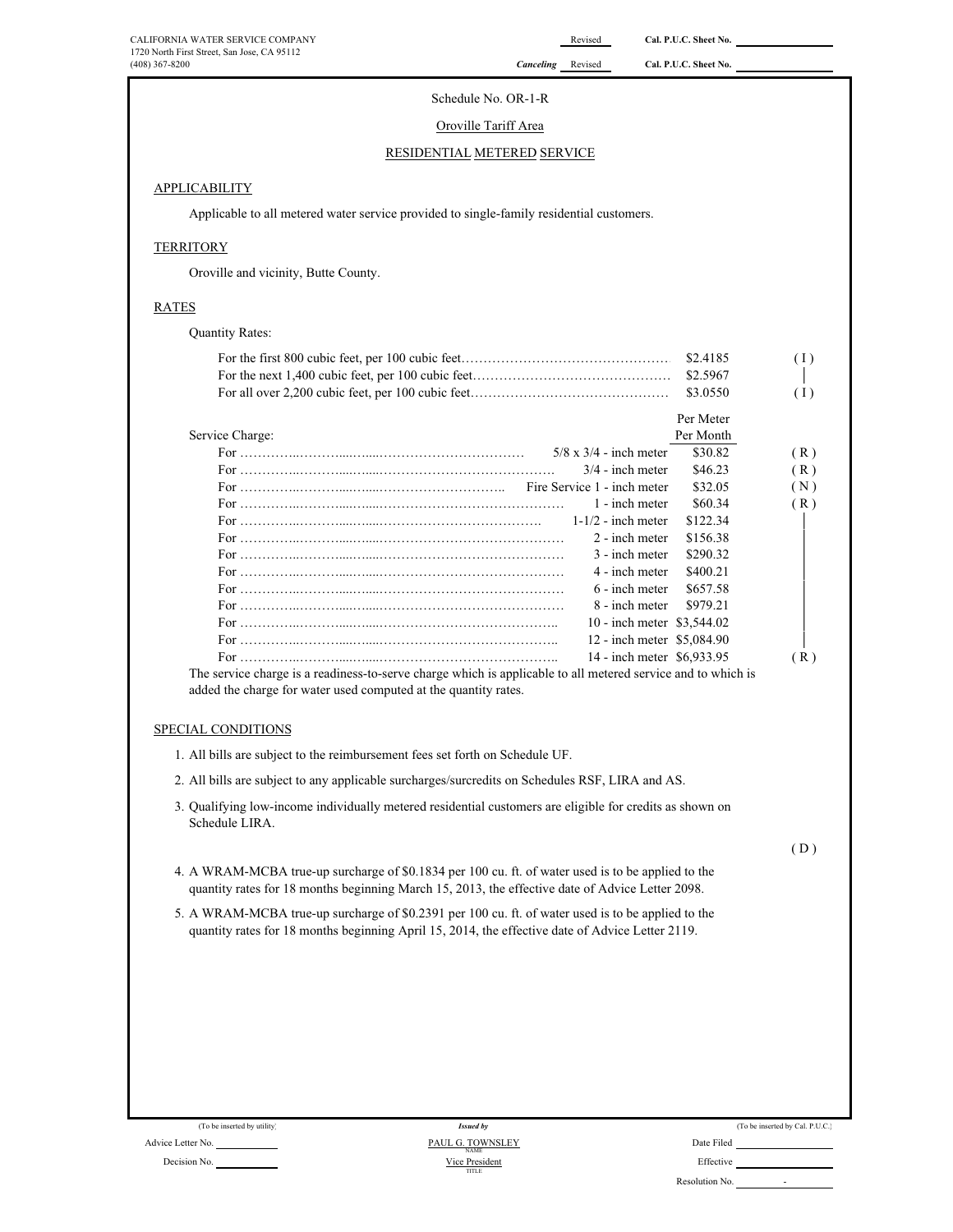CALIFORNIA WATER SERVICE COMPANY
1720 North First Street, San Jose, CA 95112
(408) 367-8200

Revised Cal. P.U.C. Sheet No.
Canceling Revised Cal. P.U.C. Sheet No.

Schedule No. OR-1-R

Oroville Tariff Area

RESIDENTIAL METERED SERVICE

## APPLICABILITY

Applicable to all metered water service provided to single-family residential customers.

## TERRITORY

Oroville and vicinity, Butte County.

## RATES

Quantity Rates:

| | | |
|---|---|---|
| For the first 800 cubic feet, per 100 cubic feet | $2.4185 | (I) |
| For the next 1,400 cubic feet, per 100 cubic feet | $2.5967 | │ |
| For all over 2,200 cubic feet, per 100 cubic feet | $3.0550 | (I) |

| Service Charge: | | Per Meter Per Month | |
|---|---|---|---|
| For | 5/8 x 3/4 - inch meter | $30.82 | (R) |
| For | 3/4 - inch meter | $46.23 | (R) |
| For | Fire Service 1 - inch meter | $32.05 | (N) |
| For | 1 - inch meter | $60.34 | (R) |
| For | 1-1/2 - inch meter | $122.34 | │ |
| For | 2 - inch meter | $156.38 | │ |
| For | 3 - inch meter | $290.32 | │ |
| For | 4 - inch meter | $400.21 | │ |
| For | 6 - inch meter | $657.58 | │ |
| For | 8 - inch meter | $979.21 | │ |
| For | 10 - inch meter | $3,544.02 | │ |
| For | 12 - inch meter | $5,084.90 | │ |
| For | 14 - inch meter | $6,933.95 | (R) |

The service charge is a readiness-to-serve charge which is applicable to all metered service and to which is added the charge for water used computed at the quantity rates.

## SPECIAL CONDITIONS

1. All bills are subject to the reimbursement fees set forth on Schedule UF.
2. All bills are subject to any applicable surcharges/surcredits on Schedules RSF, LIRA and AS.
3. Qualifying low-income individually metered residential customers are eligible for credits as shown on Schedule LIRA.

(D)

4. A WRAM-MCBA true-up surcharge of $0.1834 per 100 cu. ft. of water used is to be applied to the quantity rates for 18 months beginning March 15, 2013, the effective date of Advice Letter 2098.
5. A WRAM-MCBA true-up surcharge of $0.2391 per 100 cu. ft. of water used is to be applied to the quantity rates for 18 months beginning April 15, 2014, the effective date of Advice Letter 2119.

(To be inserted by utility) Advice Letter No. Decision No.

Issued by PAUL G. TOWNSLEY, NAME; Vice President, TITLE

(To be inserted by Cal. P.U.C.) Date Filed Effective Resolution No. -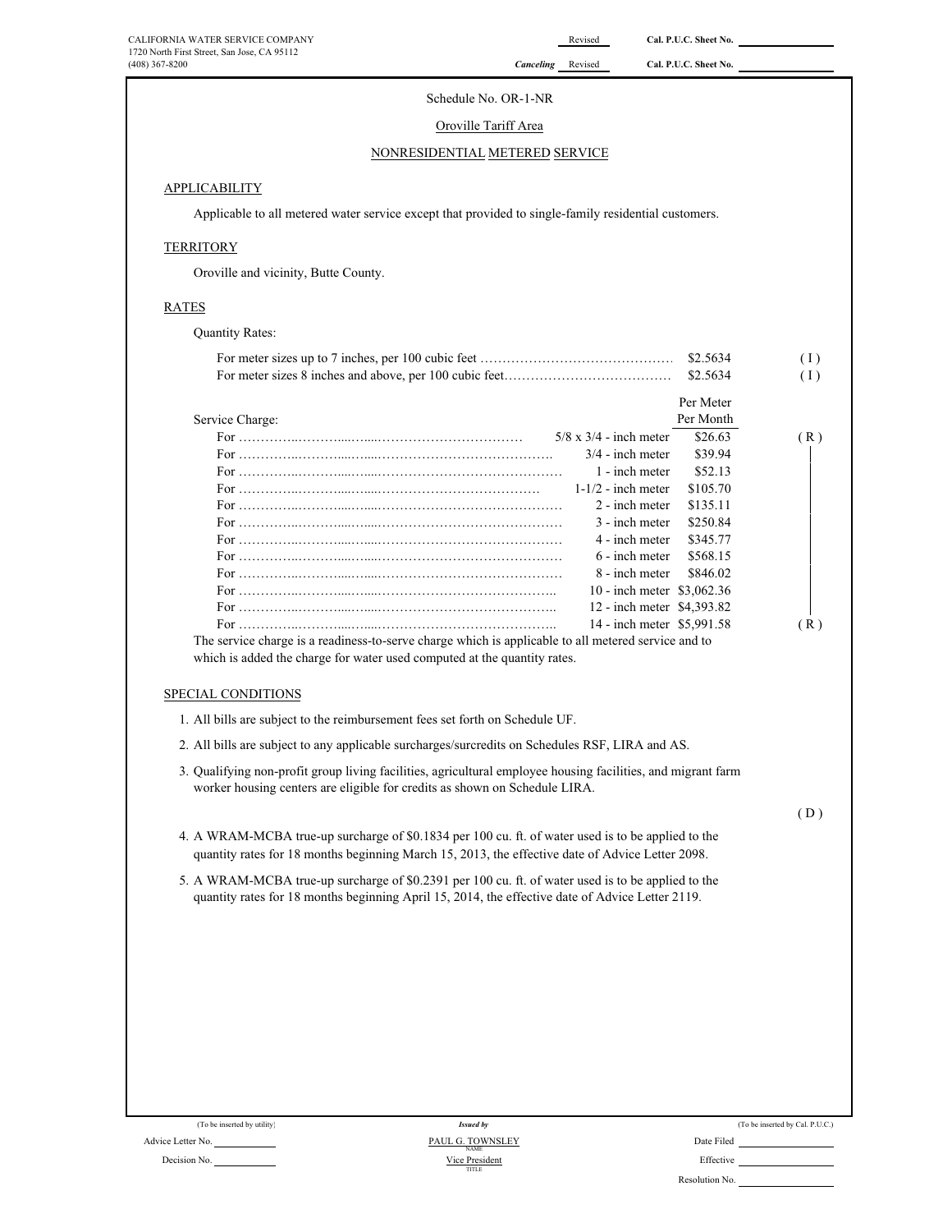CALIFORNIA WATER SERVICE COMPANY
1720 North First Street, San Jose, CA 95112
(408) 367-8200

Revised Cal. P.U.C. Sheet No.
*Canceling* Revised Cal. P.U.C. Sheet No.

Schedule No. OR-1-NR

Oroville Tariff Area

NONRESIDENTIAL METERED SERVICE

## APPLICABILITY

Applicable to all metered water service except that provided to single-family residential customers.

## TERRITORY

Oroville and vicinity, Butte County.

## RATES

Quantity Rates:

| | | |
|---|---|---|
| For meter sizes up to 7 inches, per 100 cubic feet | $2.5634 | (I) |
| For meter sizes 8 inches and above, per 100 cubic feet | $2.5634 | (I) |

| Service Charge: | | Per Meter Per Month | |
|---|---|---|---|
| For | 5/8 x 3/4 - inch meter | $26.63 | (R) |
| For | 3/4 - inch meter | $39.94 | |
| For | 1 - inch meter | $52.13 | |
| For | 1-1/2 - inch meter | $105.70 | |
| For | 2 - inch meter | $135.11 | |
| For | 3 - inch meter | $250.84 | |
| For | 4 - inch meter | $345.77 | |
| For | 6 - inch meter | $568.15 | |
| For | 8 - inch meter | $846.02 | |
| For | 10 - inch meter | $3,062.36 | |
| For | 12 - inch meter | $4,393.82 | |
| For | 14 - inch meter | $5,991.58 | (R) |

The service charge is a readiness-to-serve charge which is applicable to all metered service and to which is added the charge for water used computed at the quantity rates.

## SPECIAL CONDITIONS

1. All bills are subject to the reimbursement fees set forth on Schedule UF.
2. All bills are subject to any applicable surcharges/surcredits on Schedules RSF, LIRA and AS.
3. Qualifying non-profit group living facilities, agricultural employee housing facilities, and migrant farm worker housing centers are eligible for credits as shown on Schedule LIRA.

(D)

4. A WRAM-MCBA true-up surcharge of $0.1834 per 100 cu. ft. of water used is to be applied to the quantity rates for 18 months beginning March 15, 2013, the effective date of Advice Letter 2098.
5. A WRAM-MCBA true-up surcharge of $0.2391 per 100 cu. ft. of water used is to be applied to the quantity rates for 18 months beginning April 15, 2014, the effective date of Advice Letter 2119.

(To be inserted by utility)
Advice Letter No.
Decision No.

*Issued by*
PAUL G. TOWNSLEY
NAME
Vice President
TITLE

(To be inserted by Cal. P.U.C.)
Date Filed
Effective
Resolution No.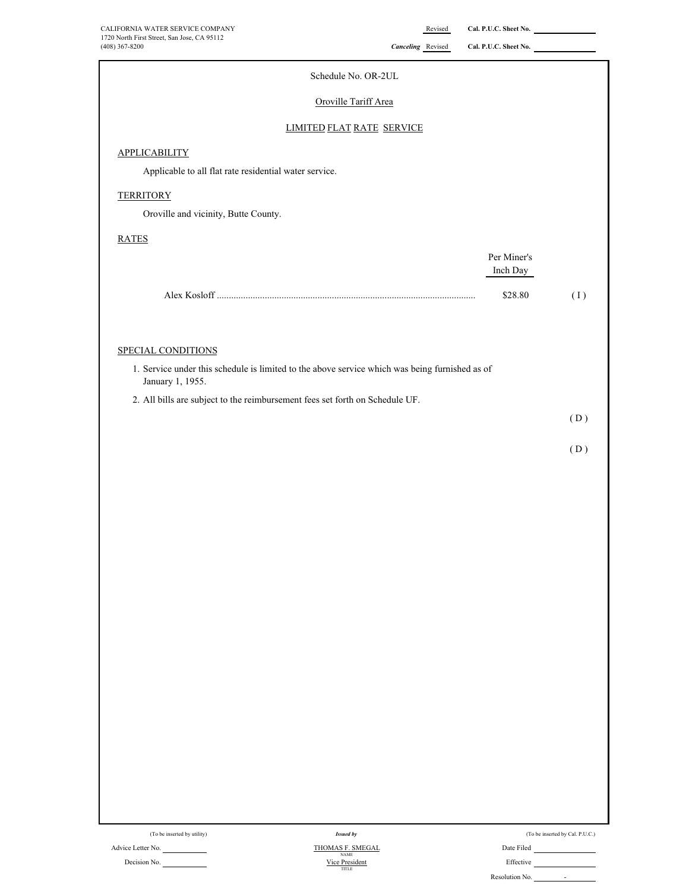CALIFORNIA WATER SERVICE COMPANY
1720 North First Street, San Jose, CA 95112
(408) 367-8200

Revised Cal. P.U.C. Sheet No.
*Canceling* Revised Cal. P.U.C. Sheet No.

Schedule No. OR-2UL

Oroville Tariff Area

LIMITED FLAT RATE SERVICE

## APPLICABILITY

Applicable to all flat rate residential water service.

## TERRITORY

Oroville and vicinity, Butte County.

## RATES

| | Per Miner's Inch Day | |
|---|---|---|
| Alex Kosloff .......................................................................................................... | $28.80 | ( I ) |

## SPECIAL CONDITIONS

1. Service under this schedule is limited to the above service which was being furnished as of January 1, 1955.
2. All bills are subject to the reimbursement fees set forth on Schedule UF.

( D )

( D )

(To be inserted by utility)
Advice Letter No.
Decision No.

*Issued by*
THOMAS F. SMEGAL
NAME
Vice President
TITLE

(To be inserted by Cal. P.U.C.)
Date Filed
Effective
Resolution No. -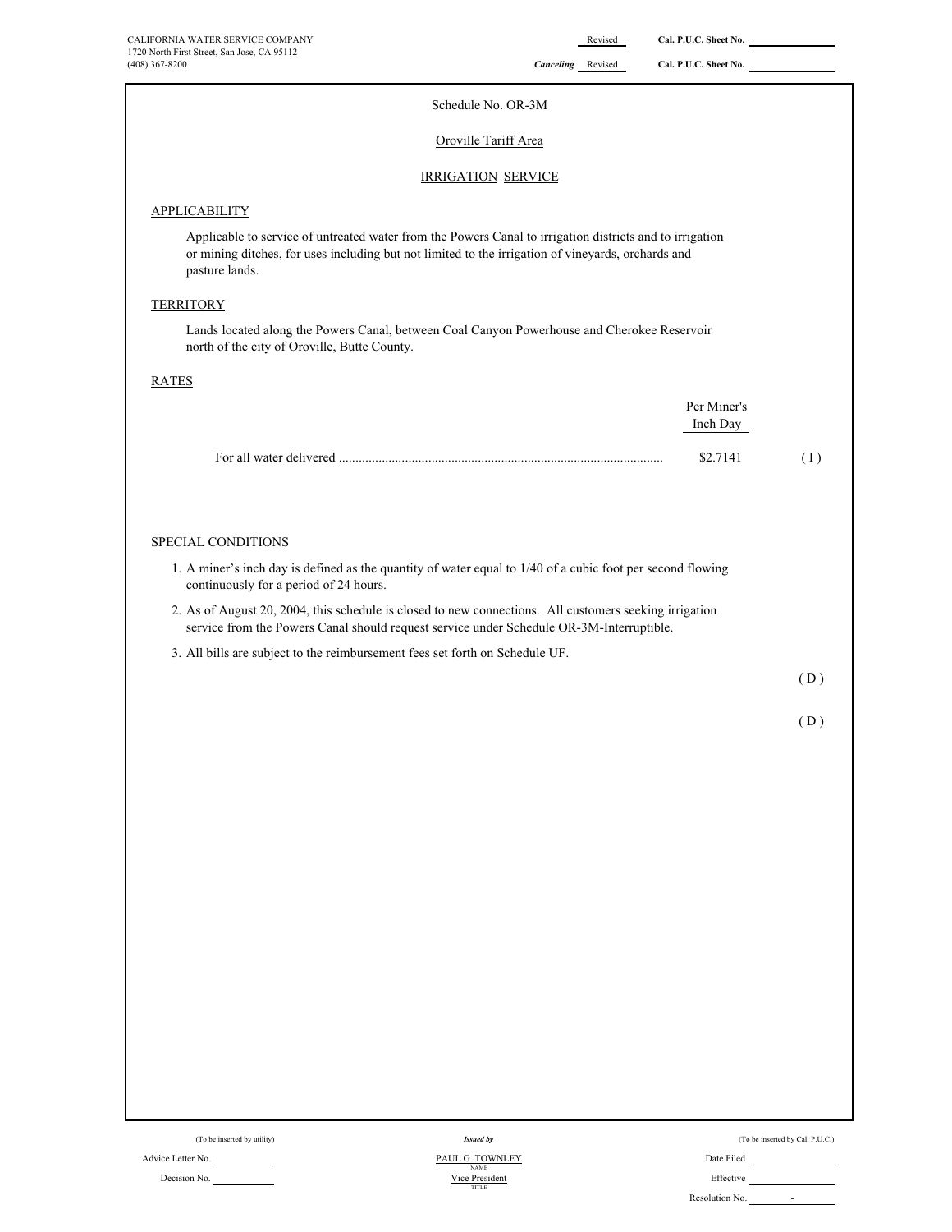CALIFORNIA WATER SERVICE COMPANY
1720 North First Street, San Jose, CA 95112
(408) 367-8200

Revised Cal. P.U.C. Sheet No. ____________
*Canceling* Revised Cal. P.U.C. Sheet No. ____________

Schedule No. OR-3M

Oroville Tariff Area

IRRIGATION SERVICE

## APPLICABILITY

Applicable to service of untreated water from the Powers Canal to irrigation districts and to irrigation or mining ditches, for uses including but not limited to the irrigation of vineyards, orchards and pasture lands.

## TERRITORY

Lands located along the Powers Canal, between Coal Canyon Powerhouse and Cherokee Reservoir north of the city of Oroville, Butte County.

## RATES

| | Per Miner's Inch Day | |
|---|---|---|
| For all water delivered ................................................................................................. | \$2.7141 | ( I ) |

## SPECIAL CONDITIONS

1. A miner's inch day is defined as the quantity of water equal to 1/40 of a cubic foot per second flowing continuously for a period of 24 hours.
2. As of August 20, 2004, this schedule is closed to new connections. All customers seeking irrigation service from the Powers Canal should request service under Schedule OR-3M-Interruptible.
3. All bills are subject to the reimbursement fees set forth on Schedule UF.

( D )

( D )

(To be inserted by utility)
Advice Letter No. ____________
Decision No. ____________

*Issued by*
PAUL G. TOWNLEY
NAME
Vice President
TITLE

(To be inserted by Cal. P.U.C.)
Date Filed ____________
Effective ____________
Resolution No. -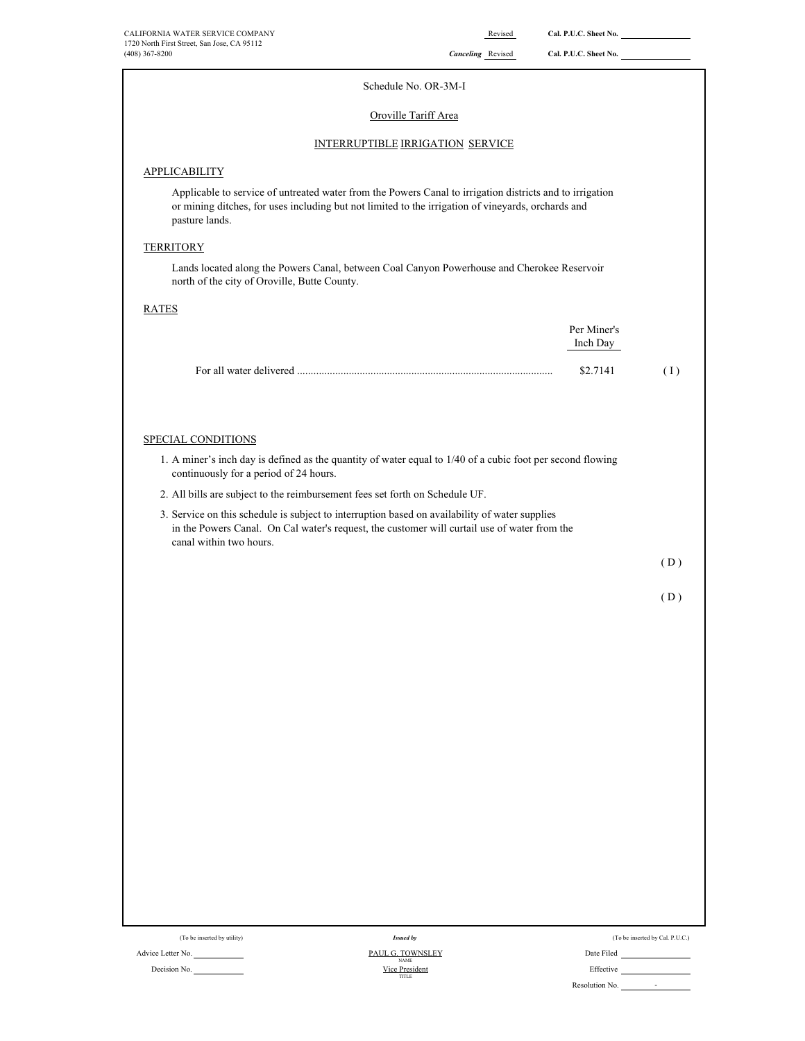CALIFORNIA WATER SERVICE COMPANY
1720 North First Street, San Jose, CA 95112
(408) 367-8200

Revised Cal. P.U.C. Sheet No. ______
*Canceling* Revised Cal. P.U.C. Sheet No. ______

Schedule No. OR-3M-I

Oroville Tariff Area

INTERRUPTIBLE IRRIGATION SERVICE

## APPLICABILITY

Applicable to service of untreated water from the Powers Canal to irrigation districts and to irrigation or mining ditches, for uses including but not limited to the irrigation of vineyards, orchards and pasture lands.

## TERRITORY

Lands located along the Powers Canal, between Coal Canyon Powerhouse and Cherokee Reservoir north of the city of Oroville, Butte County.

## RATES

| | Per Miner's Inch Day | |
|---|---|---|
| For all water delivered ............................................................................................. | $2.7141 | ( I ) |

## SPECIAL CONDITIONS

1. A miner's inch day is defined as the quantity of water equal to 1/40 of a cubic foot per second flowing continuously for a period of 24 hours.
2. All bills are subject to the reimbursement fees set forth on Schedule UF.
3. Service on this schedule is subject to interruption based on availability of water supplies in the Powers Canal. On Cal water's request, the customer will curtail use of water from the canal within two hours.

( D )

( D )

(To be inserted by utility)
Advice Letter No. ______
Decision No. ______

*Issued by*
PAUL G. TOWNSLEY
NAME
Vice President
TITLE

(To be inserted by Cal. P.U.C.)
Date Filed ______
Effective ______
Resolution No. -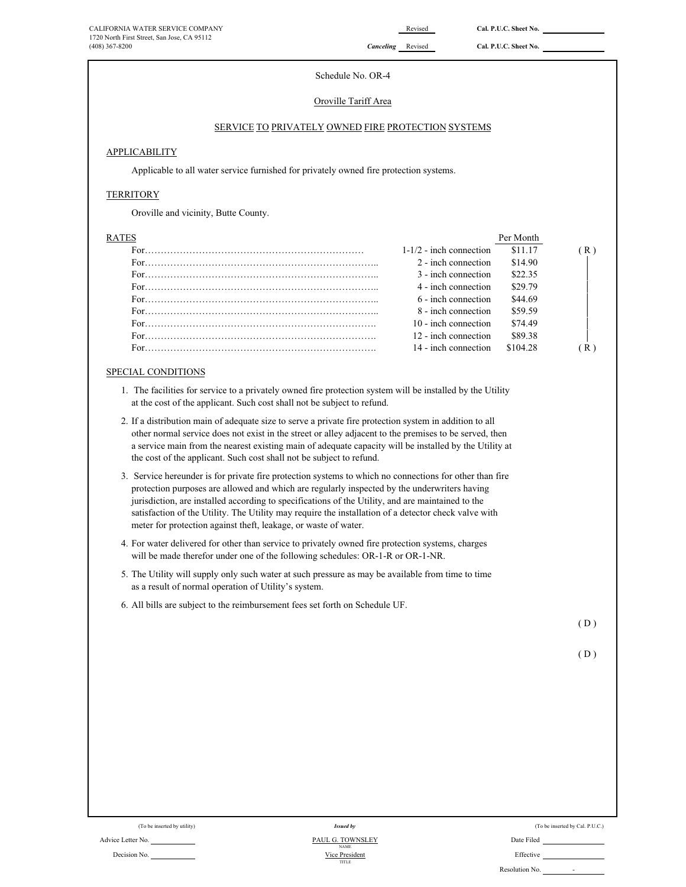CALIFORNIA WATER SERVICE COMPANY
1720 North First Street, San Jose, CA 95112
(408) 367-8200

Revised — Cal. P.U.C. Sheet No.

*Canceling* Revised — Cal. P.U.C. Sheet No.

Schedule No. OR-4

Oroville Tariff Area

SERVICE TO PRIVATELY OWNED FIRE PROTECTION SYSTEMS

## APPLICABILITY

Applicable to all water service furnished for privately owned fire protection systems.

## TERRITORY

Oroville and vicinity, Butte County.

## RATES

| | | Per Month | |
|---|---|---|---|
| For……………………………………………………………… | 1-1/2 - inch connection | $11.17 | (R) |
| For……………………………………………………………….. | 2 - inch connection | $14.90 | │ |
| For……………………………………………………………….. | 3 - inch connection | $22.35 | │ |
| For……………………………………………………………….. | 4 - inch connection | $29.79 | │ |
| For……………………………………………………………….. | 6 - inch connection | $44.69 | │ |
| For……………………………………………………………….. | 8 - inch connection | $59.59 | │ |
| For………………………………………………………………. | 10 - inch connection | $74.49 | │ |
| For………………………………………………………………. | 12 - inch connection | $89.38 | │ |
| For………………………………………………………………. | 14 - inch connection | $104.28 | (R) |

## SPECIAL CONDITIONS

1. The facilities for service to a privately owned fire protection system will be installed by the Utility at the cost of the applicant. Such cost shall not be subject to refund.
2. If a distribution main of adequate size to serve a private fire protection system in addition to all other normal service does not exist in the street or alley adjacent to the premises to be served, then a service main from the nearest existing main of adequate capacity will be installed by the Utility at the cost of the applicant. Such cost shall not be subject to refund.
3. Service hereunder is for private fire protection systems to which no connections for other than fire protection purposes are allowed and which are regularly inspected by the underwriters having jurisdiction, are installed according to specifications of the Utility, and are maintained to the satisfaction of the Utility. The Utility may require the installation of a detector check valve with meter for protection against theft, leakage, or waste of water.
4. For water delivered for other than service to privately owned fire protection systems, charges will be made therefor under one of the following schedules: OR-1-R or OR-1-NR.
5. The Utility will supply only such water at such pressure as may be available from time to time as a result of normal operation of Utility's system.
6. All bills are subject to the reimbursement fees set forth on Schedule UF.

(D)

(D)

| (To be inserted by utility) | Issued by | (To be inserted by Cal. P.U.C.) |
|---|---|---|
| Advice Letter No. | PAUL G. TOWNSLEY (NAME) | Date Filed |
| Decision No. | Vice President (TITLE) | Effective |
| | | Resolution No. - |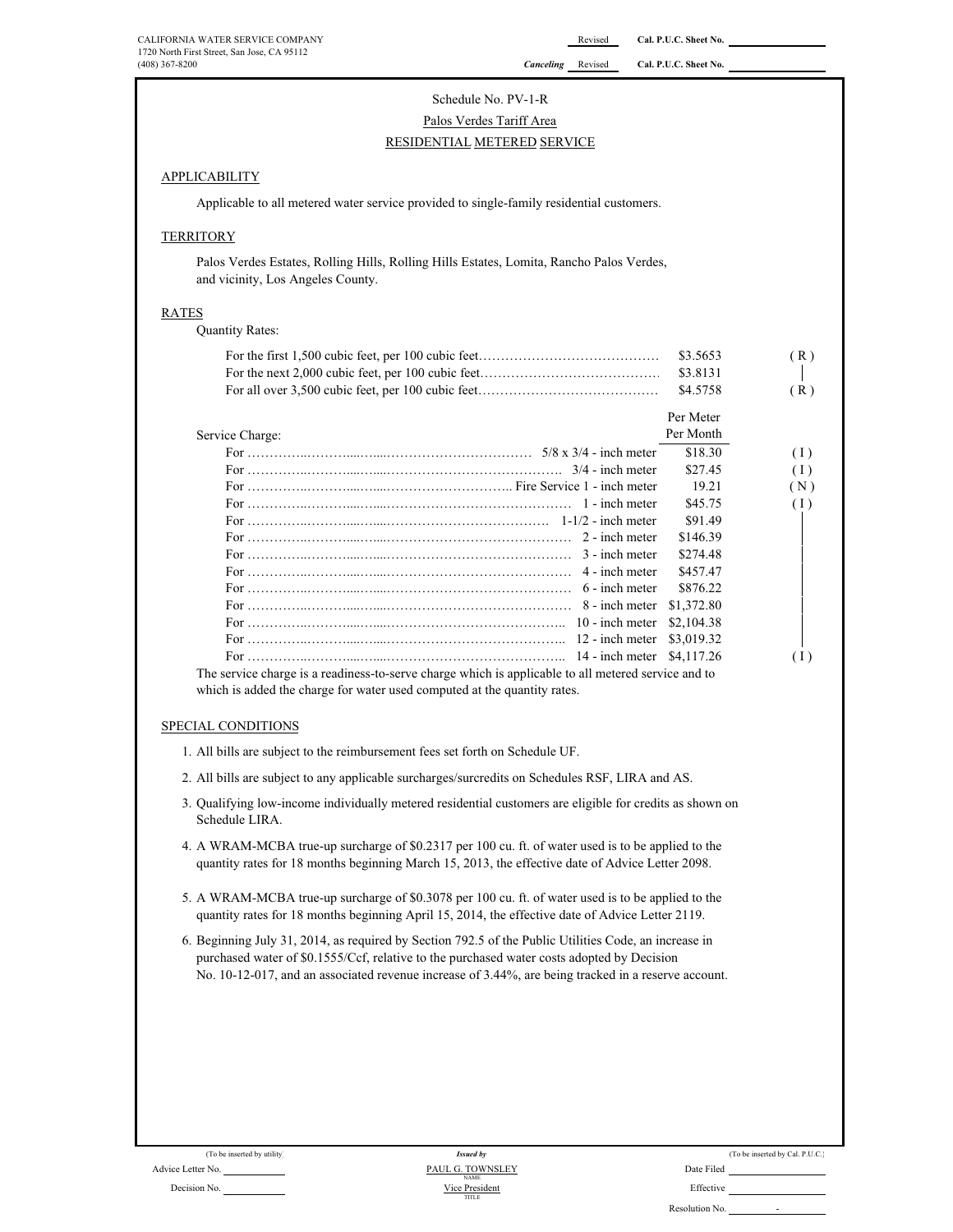CALIFORNIA WATER SERVICE COMPANY
1720 North First Street, San Jose, CA 95112
(408) 367-8200

Revised Cal. P.U.C. Sheet No.
*Canceling* Revised Cal. P.U.C. Sheet No.

Schedule No. PV-1-R

Palos Verdes Tariff Area

RESIDENTIAL METERED SERVICE

## APPLICABILITY

Applicable to all metered water service provided to single-family residential customers.

## TERRITORY

Palos Verdes Estates, Rolling Hills, Rolling Hills Estates, Lomita, Rancho Palos Verdes, and vicinity, Los Angeles County.

## RATES

Quantity Rates:

| | | |
|---|---|---|
| For the first 1,500 cubic feet, per 100 cubic feet | $3.5653 | (R) |
| For the next 2,000 cubic feet, per 100 cubic feet | $3.8131 | \| |
| For all over 3,500 cubic feet, per 100 cubic feet | $4.5758 | (R) |

| Service Charge: | | Per Meter Per Month | |
|---|---|---|---|
| For | 5/8 x 3/4 - inch meter | $18.30 | (I) |
| For | 3/4 - inch meter | $27.45 | (I) |
| For | Fire Service 1 - inch meter | 19.21 | (N) |
| For | 1 - inch meter | $45.75 | (I) |
| For | 1-1/2 - inch meter | $91.49 | \| |
| For | 2 - inch meter | $146.39 | \| |
| For | 3 - inch meter | $274.48 | \| |
| For | 4 - inch meter | $457.47 | \| |
| For | 6 - inch meter | $876.22 | \| |
| For | 8 - inch meter | $1,372.80 | \| |
| For | 10 - inch meter | $2,104.38 | \| |
| For | 12 - inch meter | $3,019.32 | \| |
| For | 14 - inch meter | $4,117.26 | (I) |

The service charge is a readiness-to-serve charge which is applicable to all metered service and to which is added the charge for water used computed at the quantity rates.

## SPECIAL CONDITIONS

1. All bills are subject to the reimbursement fees set forth on Schedule UF.
2. All bills are subject to any applicable surcharges/surcredits on Schedules RSF, LIRA and AS.
3. Qualifying low-income individually metered residential customers are eligible for credits as shown on Schedule LIRA.
4. A WRAM-MCBA true-up surcharge of $0.2317 per 100 cu. ft. of water used is to be applied to the quantity rates for 18 months beginning March 15, 2013, the effective date of Advice Letter 2098.
5. A WRAM-MCBA true-up surcharge of $0.3078 per 100 cu. ft. of water used is to be applied to the quantity rates for 18 months beginning April 15, 2014, the effective date of Advice Letter 2119.
6. Beginning July 31, 2014, as required by Section 792.5 of the Public Utilities Code, an increase in purchased water of $0.1555/Ccf, relative to the purchased water costs adopted by Decision No. 10-12-017, and an associated revenue increase of 3.44%, are being tracked in a reserve account.

(To be inserted by utility) *Issued by* (To be inserted by Cal. P.U.C.)

Advice Letter No. PAUL G. TOWNSLEY Date Filed
NAME

Decision No. Vice President Effective
TITLE

Resolution No. -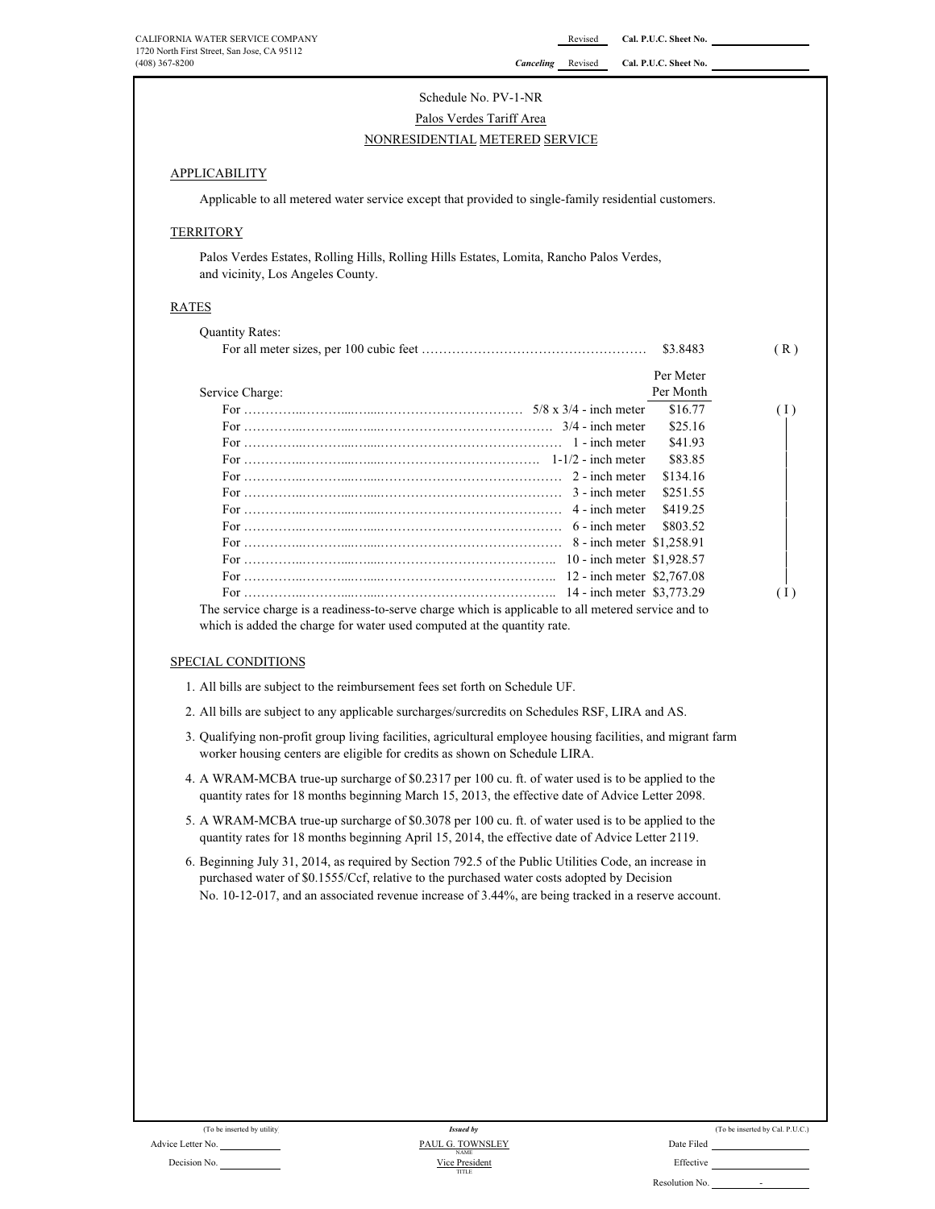CALIFORNIA WATER SERVICE COMPANY
1720 North First Street, San Jose, CA 95112
(408) 367-8200

Revised Cal. P.U.C. Sheet No.
*Canceling* Revised Cal. P.U.C. Sheet No.

Schedule No. PV-1-NR

Palos Verdes Tariff Area

NONRESIDENTIAL METERED SERVICE

## APPLICABILITY

Applicable to all metered water service except that provided to single-family residential customers.

## TERRITORY

Palos Verdes Estates, Rolling Hills, Rolling Hills Estates, Lomita, Rancho Palos Verdes, and vicinity, Los Angeles County.

## RATES

Quantity Rates:

For all meter sizes, per 100 cubic feet ………………………………………… $3.8483 (R)

Service Charge:

| | | Per Meter Per Month | |
|---|---|---|---|
| For ………………………………… | 5/8 x 3/4 - inch meter | $16.77 | (I) |
| For ………………………………… | 3/4 - inch meter | $25.16 | \| |
| For ………………………………… | 1 - inch meter | $41.93 | \| |
| For ………………………………… | 1-1/2 - inch meter | $83.85 | \| |
| For ………………………………… | 2 - inch meter | $134.16 | \| |
| For ………………………………… | 3 - inch meter | $251.55 | \| |
| For ………………………………… | 4 - inch meter | $419.25 | \| |
| For ………………………………… | 6 - inch meter | $803.52 | \| |
| For ………………………………… | 8 - inch meter | $1,258.91 | \| |
| For ………………………………… | 10 - inch meter | $1,928.57 | \| |
| For ………………………………… | 12 - inch meter | $2,767.08 | \| |
| For ………………………………… | 14 - inch meter | $3,773.29 | (I) |

The service charge is a readiness-to-serve charge which is applicable to all metered service and to which is added the charge for water used computed at the quantity rate.

## SPECIAL CONDITIONS

1. All bills are subject to the reimbursement fees set forth on Schedule UF.
2. All bills are subject to any applicable surcharges/surcredits on Schedules RSF, LIRA and AS.
3. Qualifying non-profit group living facilities, agricultural employee housing facilities, and migrant farm worker housing centers are eligible for credits as shown on Schedule LIRA.
4. A WRAM-MCBA true-up surcharge of $0.2317 per 100 cu. ft. of water used is to be applied to the quantity rates for 18 months beginning March 15, 2013, the effective date of Advice Letter 2098.
5. A WRAM-MCBA true-up surcharge of $0.3078 per 100 cu. ft. of water used is to be applied to the quantity rates for 18 months beginning April 15, 2014, the effective date of Advice Letter 2119.
6. Beginning July 31, 2014, as required by Section 792.5 of the Public Utilities Code, an increase in purchased water of $0.1555/Ccf, relative to the purchased water costs adopted by Decision No. 10-12-017, and an associated revenue increase of 3.44%, are being tracked in a reserve account.

(To be inserted by utility)
Advice Letter No.
Decision No.

*Issued by*
PAUL G. TOWNSLEY
NAME
Vice President
TITLE

(To be inserted by Cal. P.U.C.)
Date Filed
Effective
Resolution No. -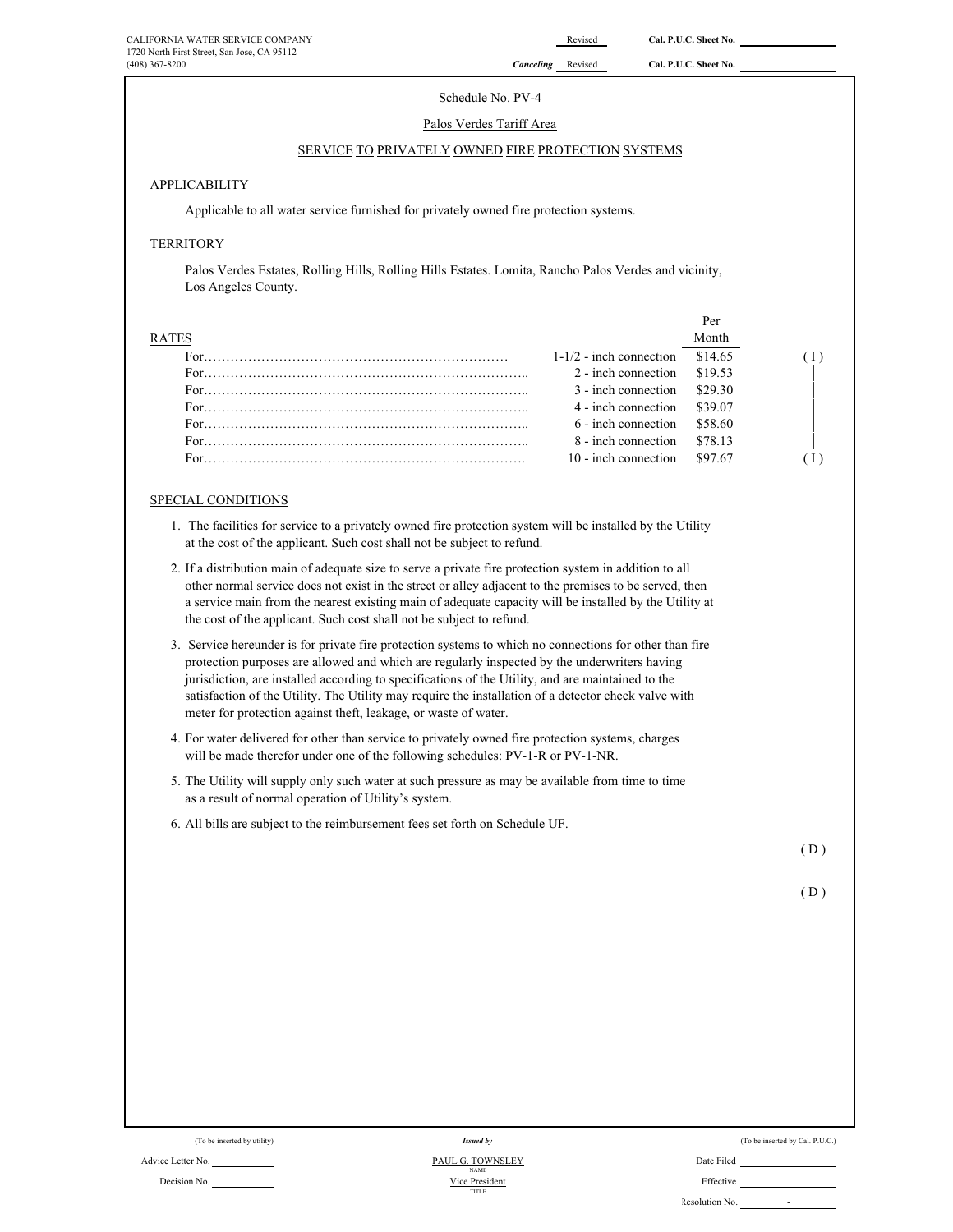CALIFORNIA WATER SERVICE COMPANY
1720 North First Street, San Jose, CA 95112
(408) 367-8200

Revised Cal. P.U.C. Sheet No.

*Canceling* Revised Cal. P.U.C. Sheet No.

Schedule No. PV-4

Palos Verdes Tariff Area

SERVICE TO PRIVATELY OWNED FIRE PROTECTION SYSTEMS

## APPLICABILITY

Applicable to all water service furnished for privately owned fire protection systems.

## TERRITORY

Palos Verdes Estates, Rolling Hills, Rolling Hills Estates. Lomita, Rancho Palos Verdes and vicinity, Los Angeles County.

## RATES

| | | Per Month | |
|---|---|---|---|
| For……………………………………………………………… | 1-1/2 - inch connection | $14.65 | ( I ) |
| For………………………………………………………………….. | 2 - inch connection | $19.53 | │ |
| For………………………………………………………………….. | 3 - inch connection | $29.30 | │ |
| For………………………………………………………………….. | 4 - inch connection | $39.07 | │ |
| For………………………………………………………………….. | 6 - inch connection | $58.60 | │ |
| For………………………………………………………………….. | 8 - inch connection | $78.13 | │ |
| For…………………………………………………………………. | 10 - inch connection | $97.67 | ( I ) |

## SPECIAL CONDITIONS

1. The facilities for service to a privately owned fire protection system will be installed by the Utility at the cost of the applicant. Such cost shall not be subject to refund.
2. If a distribution main of adequate size to serve a private fire protection system in addition to all other normal service does not exist in the street or alley adjacent to the premises to be served, then a service main from the nearest existing main of adequate capacity will be installed by the Utility at the cost of the applicant. Such cost shall not be subject to refund.
3. Service hereunder is for private fire protection systems to which no connections for other than fire protection purposes are allowed and which are regularly inspected by the underwriters having jurisdiction, are installed according to specifications of the Utility, and are maintained to the satisfaction of the Utility. The Utility may require the installation of a detector check valve with meter for protection against theft, leakage, or waste of water.
4. For water delivered for other than service to privately owned fire protection systems, charges will be made therefor under one of the following schedules: PV-1-R or PV-1-NR.
5. The Utility will supply only such water at such pressure as may be available from time to time as a result of normal operation of Utility's system.
6. All bills are subject to the reimbursement fees set forth on Schedule UF.

( D )

( D )

(To be inserted by utility)

Advice Letter No.

Decision No.

*Issued by*

PAUL G. TOWNSLEY
NAME

Vice President
TITLE

(To be inserted by Cal. P.U.C.)

Date Filed

Effective

Resolution No. -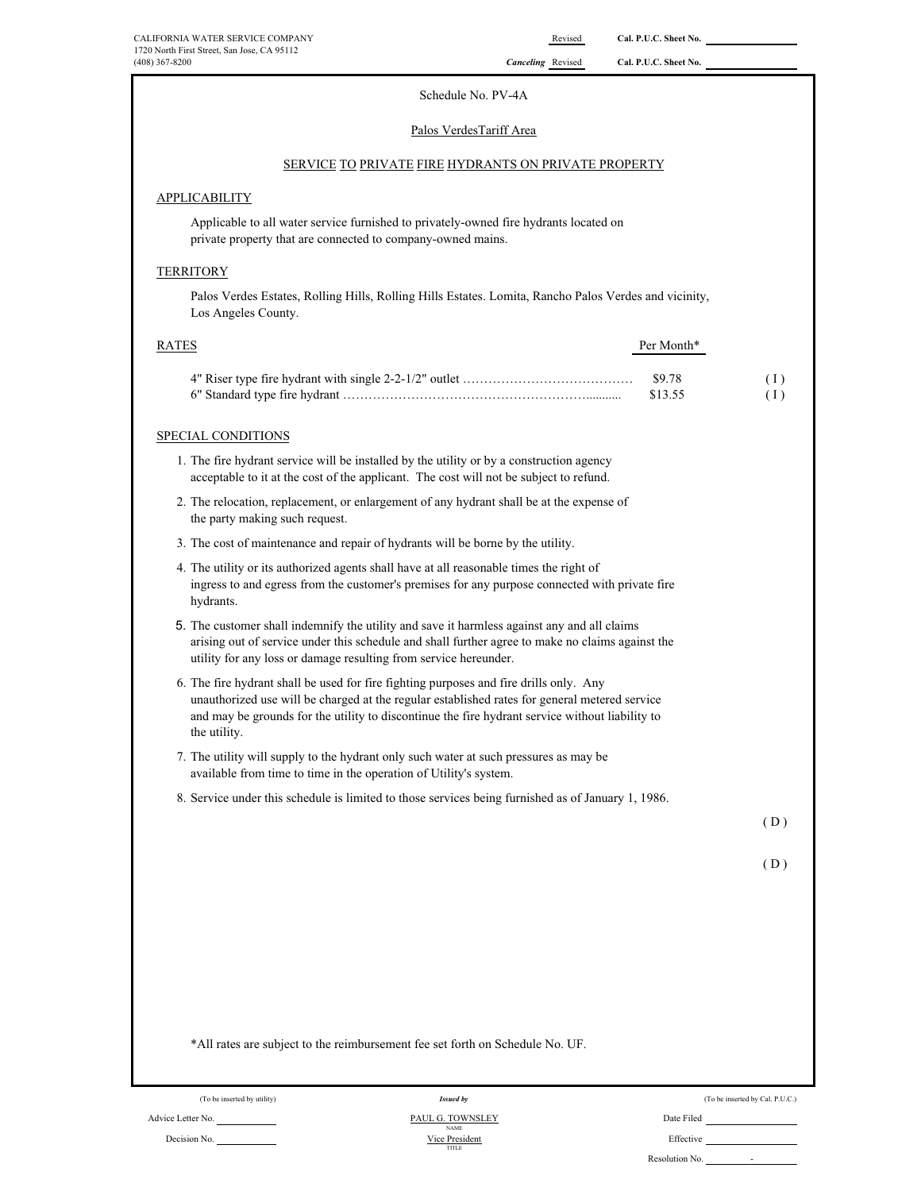CALIFORNIA WATER SERVICE COMPANY
1720 North First Street, San Jose, CA 95112
(408) 367-8200

Revised — Cal. P.U.C. Sheet No.
*Canceling* Revised — Cal. P.U.C. Sheet No.

Schedule No. PV-4A

Palos VerdesTariff Area

SERVICE TO PRIVATE FIRE HYDRANTS ON PRIVATE PROPERTY

## APPLICABILITY

Applicable to all water service furnished to privately-owned fire hydrants located on private property that are connected to company-owned mains.

## TERRITORY

Palos Verdes Estates, Rolling Hills, Rolling Hills Estates. Lomita, Rancho Palos Verdes and vicinity, Los Angeles County.

## RATES

| | Per Month* | |
|---|---|---|
| 4" Riser type fire hydrant with single 2-2-1/2" outlet ………………………………… | $9.78 | ( I ) |
| 6" Standard type fire hydrant ……………………………………………………......... | $13.55 | ( I ) |

## SPECIAL CONDITIONS

1. The fire hydrant service will be installed by the utility or by a construction agency acceptable to it at the cost of the applicant. The cost will not be subject to refund.
2. The relocation, replacement, or enlargement of any hydrant shall be at the expense of the party making such request.
3. The cost of maintenance and repair of hydrants will be borne by the utility.
4. The utility or its authorized agents shall have at all reasonable times the right of ingress to and egress from the customer's premises for any purpose connected with private fire hydrants.
5. The customer shall indemnify the utility and save it harmless against any and all claims arising out of service under this schedule and shall further agree to make no claims against the utility for any loss or damage resulting from service hereunder.
6. The fire hydrant shall be used for fire fighting purposes and fire drills only. Any unauthorized use will be charged at the regular established rates for general metered service and may be grounds for the utility to discontinue the fire hydrant service without liability to the utility.
7. The utility will supply to the hydrant only such water at such pressures as may be available from time to time in the operation of Utility's system.
8. Service under this schedule is limited to those services being furnished as of January 1, 1986.

( D )

( D )

*All rates are subject to the reimbursement fee set forth on Schedule No. UF.

| (To be inserted by utility) | *Issued by* | (To be inserted by Cal. P.U.C.) |
|---|---|---|
| Advice Letter No. | PAUL G. TOWNSLEY (NAME) | Date Filed |
| Decision No. | Vice President (TITLE) | Effective |
| | | Resolution No. - |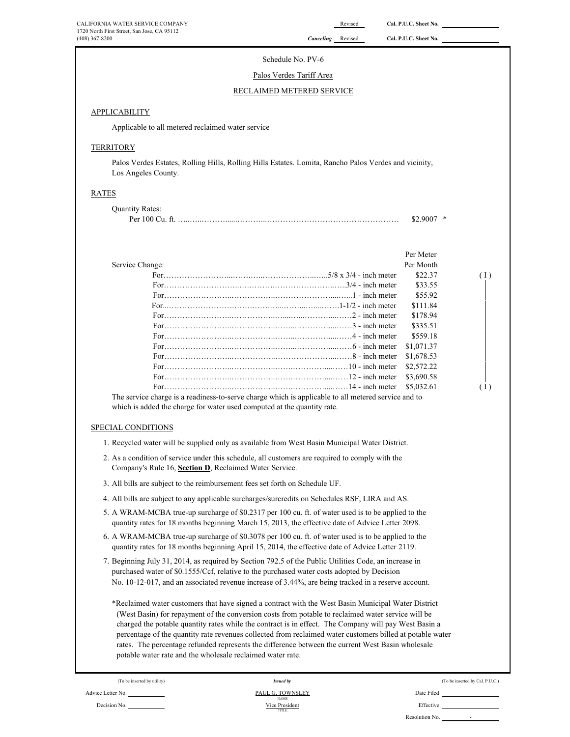CALIFORNIA WATER SERVICE COMPANY
1720 North First Street, San Jose, CA 95112
(408) 367-8200

Revised Cal. P.U.C. Sheet No. ______

*Canceling* Revised Cal. P.U.C. Sheet No. ______

Schedule No. PV-6

Palos Verdes Tariff Area

RECLAIMED METERED SERVICE

## APPLICABILITY

Applicable to all metered reclaimed water service

## TERRITORY

Palos Verdes Estates, Rolling Hills, Rolling Hills Estates. Lomita, Rancho Palos Verdes and vicinity, Los Angeles County.

## RATES

Quantity Rates:

Per 100 Cu. ft. ………………………………………………………………… $2.9007 *

| Service Change: | Per Meter Per Month | |
|---|---|---|
| For……………………………5/8 x 3/4 - inch meter | $22.37 | (I) |
| For……………………………3/4 - inch meter | $33.55 | \| |
| For……………………………1 - inch meter | $55.92 | \| |
| For……………………………1-1/2 - inch meter | $111.84 | \| |
| For……………………………2 - inch meter | $178.94 | \| |
| For……………………………3 - inch meter | $335.51 | \| |
| For……………………………4 - inch meter | $559.18 | \| |
| For……………………………6 - inch meter | $1,071.37 | \| |
| For……………………………8 - inch meter | $1,678.53 | \| |
| For……………………………10 - inch meter | $2,572.22 | \| |
| For……………………………12 - inch meter | $3,690.58 | \| |
| For……………………………14 - inch meter | $5,032.61 | (I) |

The service charge is a readiness-to-serve charge which is applicable to all metered service and to which is added the charge for water used computed at the quantity rate.

## SPECIAL CONDITIONS

1. Recycled water will be supplied only as available from West Basin Municipal Water District.
2. As a condition of service under this schedule, all customers are required to comply with the Company's Rule 16, **Section D**, Reclaimed Water Service.
3. All bills are subject to the reimbursement fees set forth on Schedule UF.
4. All bills are subject to any applicable surcharges/surcredits on Schedules RSF, LIRA and AS.
5. A WRAM-MCBA true-up surcharge of $0.2317 per 100 cu. ft. of water used is to be applied to the quantity rates for 18 months beginning March 15, 2013, the effective date of Advice Letter 2098.
6. A WRAM-MCBA true-up surcharge of $0.3078 per 100 cu. ft. of water used is to be applied to the quantity rates for 18 months beginning April 15, 2014, the effective date of Advice Letter 2119.
7. Beginning July 31, 2014, as required by Section 792.5 of the Public Utilities Code, an increase in purchased water of $0.1555/Ccf, relative to the purchased water costs adopted by Decision No. 10-12-017, and an associated revenue increase of 3.44%, are being tracked in a reserve account.

*Reclaimed water customers that have signed a contract with the West Basin Municipal Water District (West Basin) for repayment of the conversion costs from potable to reclaimed water service will be charged the potable quantity rates while the contract is in effect. The Company will pay West Basin a percentage of the quantity rate revenues collected from reclaimed water customers billed at potable water rates. The percentage refunded represents the difference between the current West Basin wholesale potable water rate and the wholesale reclaimed water rate.

(To be inserted by utility) | *Issued by* | (To be inserted by Cal. P.U.C.)

Advice Letter No. ______ | PAUL G. TOWNSLEY (NAME) | Date Filed ______

Decision No. ______ | Vice President (TITLE) | Effective ______

Resolution No. ______ -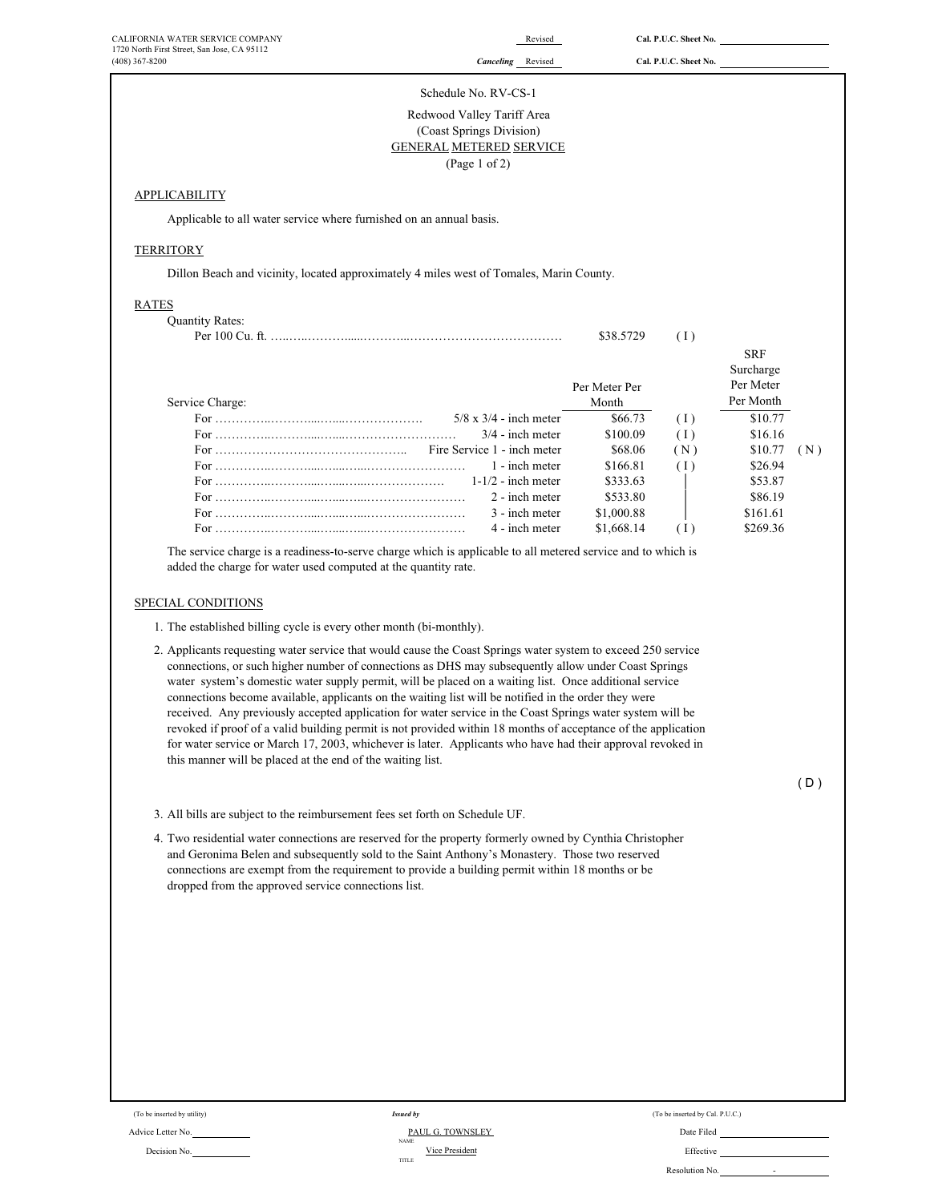CALIFORNIA WATER SERVICE COMPANY
1720 North First Street, San Jose, CA 95112
(408) 367-8200

Revised — Cal. P.U.C. Sheet No.
*Canceling* Revised — Cal. P.U.C. Sheet No.

Schedule No. RV-CS-1

Redwood Valley Tariff Area
(Coast Springs Division)
GENERAL METERED SERVICE
(Page 1 of 2)

## APPLICABILITY

Applicable to all water service where furnished on an annual basis.

## TERRITORY

Dillon Beach and vicinity, located approximately 4 miles west of Tomales, Marin County.

## RATES

Quantity Rates:

| | | | | | |
|---|---|---|---|---|---|
| Per 100 Cu. ft. | | $38.5729 | ( I ) | | |
| **Service Charge:** | | **Per Meter Per Month** | | **SRF Surcharge Per Meter Per Month** | |
| For | 5/8 x 3/4 - inch meter | $66.73 | ( I ) | $10.77 | |
| For | 3/4 - inch meter | $100.09 | ( I ) | $16.16 | |
| For | Fire Service 1 - inch meter | $68.06 | ( N ) | $10.77 | ( N ) |
| For | 1 - inch meter | $166.81 | ( I ) | $26.94 | |
| For | 1-1/2 - inch meter | $333.63 | │ | $53.87 | |
| For | 2 - inch meter | $533.80 | │ | $86.19 | |
| For | 3 - inch meter | $1,000.88 | │ | $161.61 | |
| For | 4 - inch meter | $1,668.14 | ( I ) | $269.36 | |

The service charge is a readiness-to-serve charge which is applicable to all metered service and to which is added the charge for water used computed at the quantity rate.

## SPECIAL CONDITIONS

1. The established billing cycle is every other month (bi-monthly).
2. Applicants requesting water service that would cause the Coast Springs water system to exceed 250 service connections, or such higher number of connections as DHS may subsequently allow under Coast Springs water system's domestic water supply permit, will be placed on a waiting list. Once additional service connections become available, applicants on the waiting list will be notified in the order they were received. Any previously accepted application for water service in the Coast Springs water system will be revoked if proof of a valid building permit is not provided within 18 months of acceptance of the application for water service or March 17, 2003, whichever is later. Applicants who have had their approval revoked in this manner will be placed at the end of the waiting list.

( D )

3. All bills are subject to the reimbursement fees set forth on Schedule UF.
4. Two residential water connections are reserved for the property formerly owned by Cynthia Christopher and Geronima Belen and subsequently sold to the Saint Anthony's Monastery. Those two reserved connections are exempt from the requirement to provide a building permit within 18 months or be dropped from the approved service connections list.

(To be inserted by utility)
Advice Letter No.
Decision No.

*Issued by*
PAUL G. TOWNSLEY (NAME)
Vice President (TITLE)

(To be inserted by Cal. P.U.C.)
Date Filed
Effective
Resolution No. -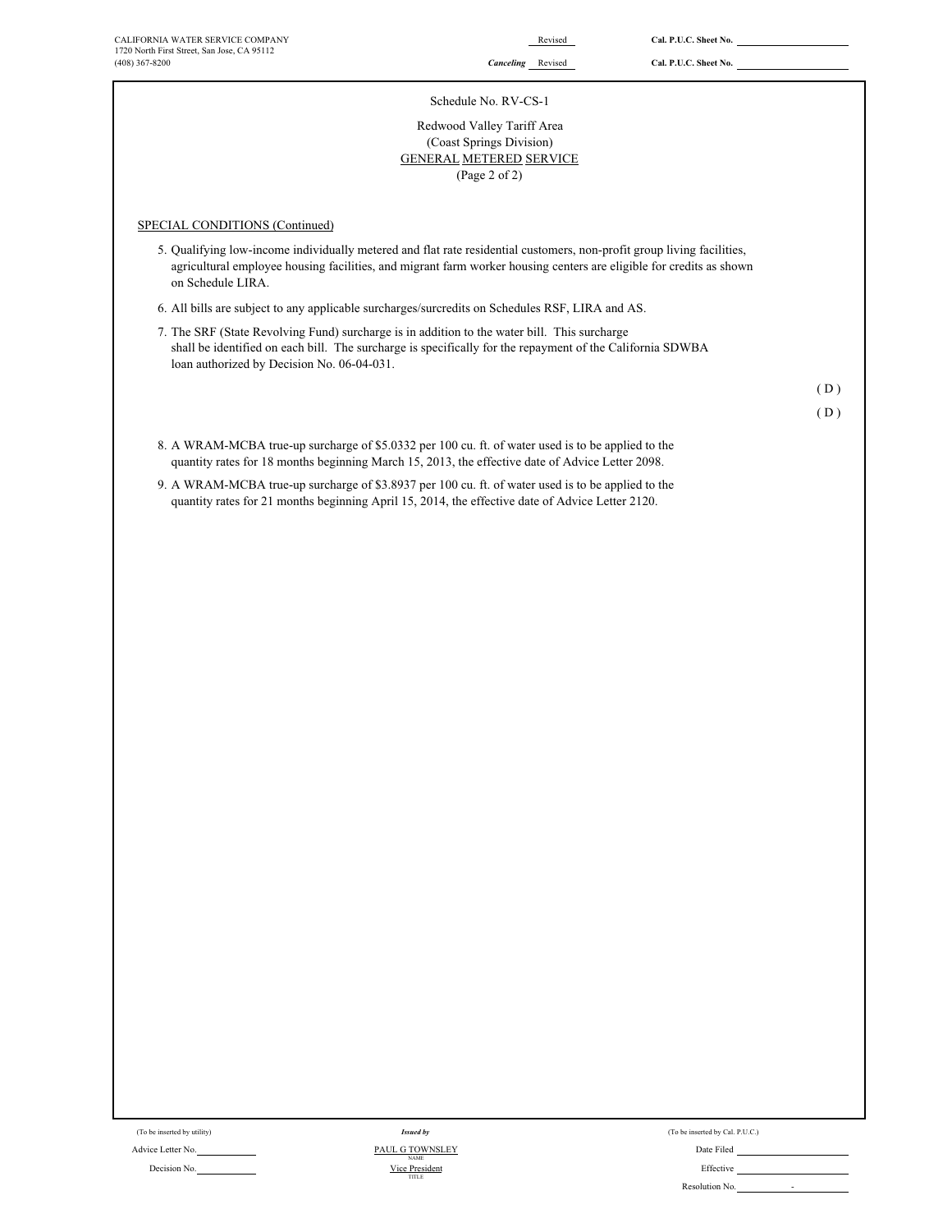CALIFORNIA WATER SERVICE COMPANY
1720 North First Street, San Jose, CA 95112
(408) 367-8200

Revised Cal. P.U.C. Sheet No.
*Canceling* Revised Cal. P.U.C. Sheet No.

Schedule No. RV-CS-1

Redwood Valley Tariff Area
(Coast Springs Division)
GENERAL METERED SERVICE
(Page 2 of 2)

SPECIAL CONDITIONS (Continued)

5. Qualifying low-income individually metered and flat rate residential customers, non-profit group living facilities, agricultural employee housing facilities, and migrant farm worker housing centers are eligible for credits as shown on Schedule LIRA.

6. All bills are subject to any applicable surcharges/surcredits on Schedules RSF, LIRA and AS.

7. The SRF (State Revolving Fund) surcharge is in addition to the water bill. This surcharge shall be identified on each bill. The surcharge is specifically for the repayment of the California SDWBA loan authorized by Decision No. 06-04-031.

( D )

( D )

8. A WRAM-MCBA true-up surcharge of $5.0332 per 100 cu. ft. of water used is to be applied to the quantity rates for 18 months beginning March 15, 2013, the effective date of Advice Letter 2098.

9. A WRAM-MCBA true-up surcharge of $3.8937 per 100 cu. ft. of water used is to be applied to the quantity rates for 21 months beginning April 15, 2014, the effective date of Advice Letter 2120.

(To be inserted by utility)
Advice Letter No.
Decision No.

*Issued by*
PAUL G TOWNSLEY
NAME
Vice President
TITLE

(To be inserted by Cal. P.U.C.)
Date Filed
Effective
Resolution No. -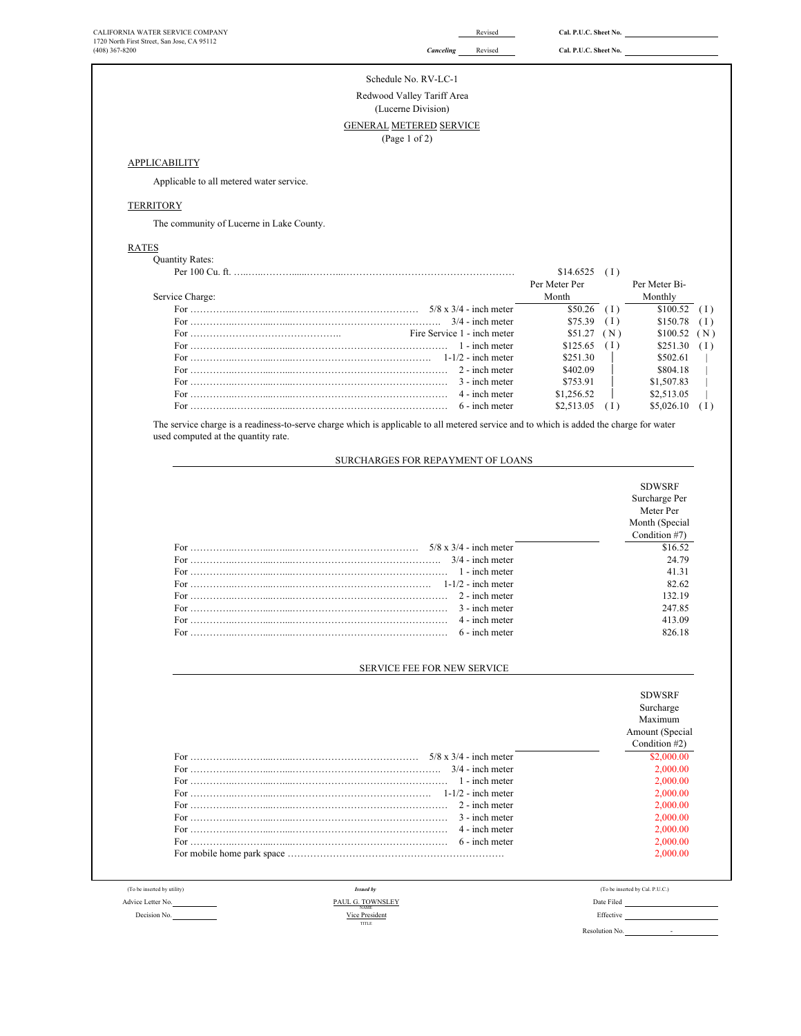CALIFORNIA WATER SERVICE COMPANY
1720 North First Street, San Jose, CA 95112
(408) 367-8200

Revised — Cal. P.U.C. Sheet No. ____________
*Canceling* Revised — Cal. P.U.C. Sheet No. ____________

Schedule No. RV-LC-1

Redwood Valley Tariff Area
(Lucerne Division)

GENERAL METERED SERVICE
(Page 1 of 2)

## APPLICABILITY

Applicable to all metered water service.

## TERRITORY

The community of Lucerne in Lake County.

## RATES

Quantity Rates:

| | | | |
|---|---|---|---|
| Per 100 Cu. ft. | $14.6525 | (I) | |

| Service Charge: | | Per Meter Per Month | | Per Meter Bi-Monthly | |
|---|---|---|---|---|---|
| For | 5/8 x 3/4 - inch meter | $50.26 | (I) | $100.52 | (I) |
| For | 3/4 - inch meter | $75.39 | (I) | $150.78 | (I) |
| For | Fire Service 1 - inch meter | $51.27 | (N) | $100.52 | (N) |
| For | 1 - inch meter | $125.65 | (I) | $251.30 | (I) |
| For | 1-1/2 - inch meter | $251.30 | \| | $502.61 | \| |
| For | 2 - inch meter | $402.09 | \| | $804.18 | \| |
| For | 3 - inch meter | $753.91 | \| | $1,507.83 | \| |
| For | 4 - inch meter | $1,256.52 | \| | $2,513.05 | \| |
| For | 6 - inch meter | $2,513.05 | (I) | $5,026.10 | (I) |

The service charge is a readiness-to-serve charge which is applicable to all metered service and to which is added the charge for water used computed at the quantity rate.

### SURCHARGES FOR REPAYMENT OF LOANS

| | | SDWSRF Surcharge Per Meter Per Month (Special Condition #7) |
|---|---|---|
| For | 5/8 x 3/4 - inch meter | $16.52 |
| For | 3/4 - inch meter | 24.79 |
| For | 1 - inch meter | 41.31 |
| For | 1-1/2 - inch meter | 82.62 |
| For | 2 - inch meter | 132.19 |
| For | 3 - inch meter | 247.85 |
| For | 4 - inch meter | 413.09 |
| For | 6 - inch meter | 826.18 |

### SERVICE FEE FOR NEW SERVICE

| | | SDWSRF Surcharge Maximum Amount (Special Condition #2) |
|---|---|---|
| For | 5/8 x 3/4 - inch meter | $2,000.00 |
| For | 3/4 - inch meter | 2,000.00 |
| For | 1 - inch meter | 2,000.00 |
| For | 1-1/2 - inch meter | 2,000.00 |
| For | 2 - inch meter | 2,000.00 |
| For | 3 - inch meter | 2,000.00 |
| For | 4 - inch meter | 2,000.00 |
| For | 6 - inch meter | 2,000.00 |
| For mobile home park space | | 2,000.00 |

(To be inserted by utility)
Advice Letter No. ____________
Decision No. ____________

*Issued by*
PAUL G. TOWNSLEY
NAME
Vice President
TITLE

(To be inserted by Cal. P.U.C.)
Date Filed ____________
Effective ____________
Resolution No. ____________ -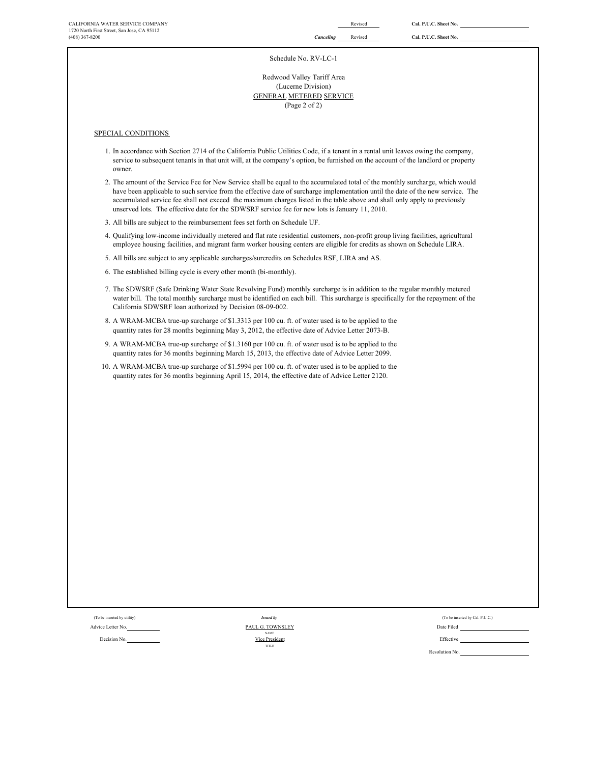CALIFORNIA WATER SERVICE COMPANY
1720 North First Street, San Jose, CA 95112
(408) 367-8200

Revised Cal. P.U.C. Sheet No.

*Canceling* Revised Cal. P.U.C. Sheet No.

Schedule No. RV-LC-1

Redwood Valley Tariff Area
(Lucerne Division)
GENERAL METERED SERVICE
(Page 2 of 2)

SPECIAL CONDITIONS

1. In accordance with Section 2714 of the California Public Utilities Code, if a tenant in a rental unit leaves owing the company, service to subsequent tenants in that unit will, at the company's option, be furnished on the account of the landlord or property owner.
2. The amount of the Service Fee for New Service shall be equal to the accumulated total of the monthly surcharge, which would have been applicable to such service from the effective date of surcharge implementation until the date of the new service. The accumulated service fee shall not exceed the maximum charges listed in the table above and shall only apply to previously unserved lots. The effective date for the SDWSRF service fee for new lots is January 11, 2010.
3. All bills are subject to the reimbursement fees set forth on Schedule UF.
4. Qualifying low-income individually metered and flat rate residential customers, non-profit group living facilities, agricultural employee housing facilities, and migrant farm worker housing centers are eligible for credits as shown on Schedule LIRA.
5. All bills are subject to any applicable surcharges/surcredits on Schedules RSF, LIRA and AS.
6. The established billing cycle is every other month (bi-monthly).
7. The SDWSRF (Safe Drinking Water State Revolving Fund) monthly surcharge is in addition to the regular monthly metered water bill. The total monthly surcharge must be identified on each bill. This surcharge is specifically for the repayment of the California SDWSRF loan authorized by Decision 08-09-002.
8. A WRAM-MCBA true-up surcharge of $1.3313 per 100 cu. ft. of water used is to be applied to the quantity rates for 28 months beginning May 3, 2012, the effective date of Advice Letter 2073-B.
9. A WRAM-MCBA true-up surcharge of $1.3160 per 100 cu. ft. of water used is to be applied to the quantity rates for 36 months beginning March 15, 2013, the effective date of Advice Letter 2099.
10. A WRAM-MCBA true-up surcharge of $1.5994 per 100 cu. ft. of water used is to be applied to the quantity rates for 36 months beginning April 15, 2014, the effective date of Advice Letter 2120.

(To be inserted by utility)
Advice Letter No.
Decision No.

*Issued by*
PAUL G. TOWNSLEY
NAME
Vice President
TITLE

(To be inserted by Cal. P.U.C.)
Date Filed
Effective
Resolution No.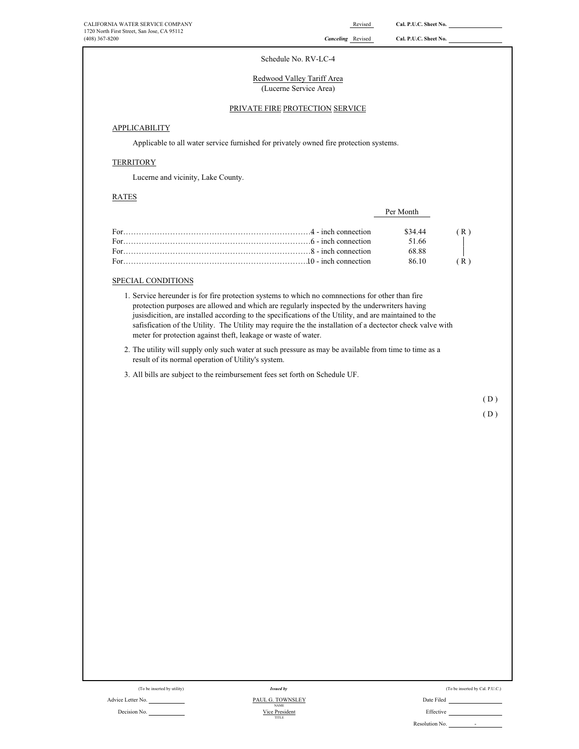CALIFORNIA WATER SERVICE COMPANY
1720 North First Street, San Jose, CA 95112
(408) 367-8200

Revised Cal. P.U.C. Sheet No.
*Canceling* Revised Cal. P.U.C. Sheet No.

Schedule No. RV-LC-4

Redwood Valley Tariff Area
(Lucerne Service Area)

PRIVATE FIRE PROTECTION SERVICE

## APPLICABILITY

Applicable to all water service furnished for privately owned fire protection systems.

## TERRITORY

Lucerne and vicinity, Lake County.

## RATES

| | Per Month | |
|---|---|---|
| For……………………………………………………………4 - inch connection | $34.44 | (R) |
| For……………………………………………………………6 - inch connection | 51.66 | │ |
| For……………………………………………………………8 - inch connection | 68.88 | │ |
| For……………………………………………………………10 - inch connection | 86.10 | (R) |

## SPECIAL CONDITIONS

1. Service hereunder is for fire protection systems to which no comnnections for other than fire protection purposes are allowed and which are regularly inspected by the underwriters having jusisdicition, are installed according to the specifications of the Utility, and are maintained to the safisfication of the Utility. The Utility may require the the installation of a dectector check valve with meter for protection against theft, leakage or waste of water.
2. The utility will supply only such water at such pressure as may be available from time to time as a result of its normal operation of Utility's system.
3. All bills are subject to the reimbursement fees set forth on Schedule UF.

(D)

(D)

(To be inserted by utility) Advice Letter No. Decision No.

*Issued by* PAUL G. TOWNSLEY (NAME) Vice President (TITLE)

(To be inserted by Cal. P.U.C.) Date Filed Effective Resolution No. -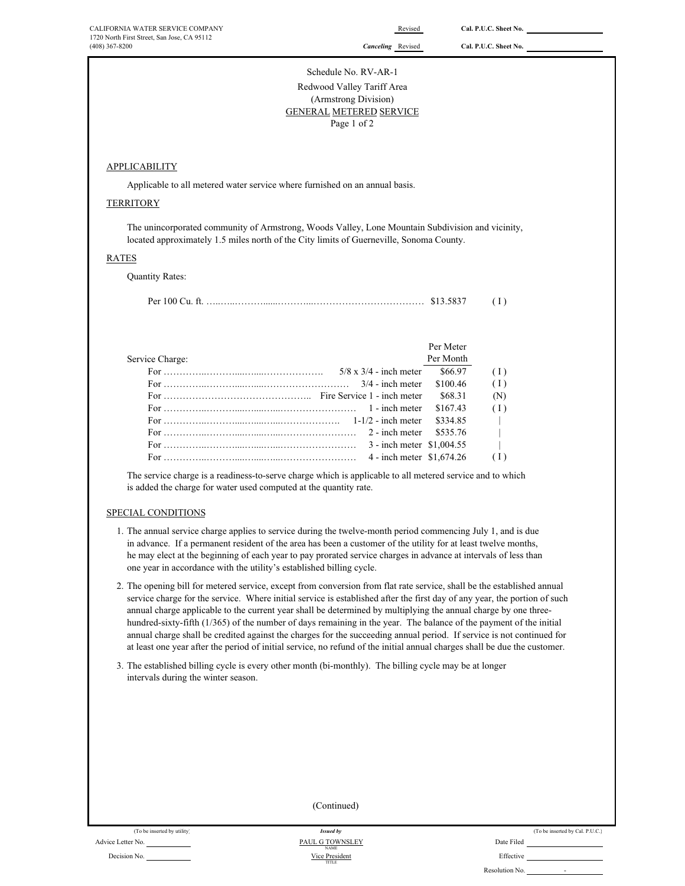CALIFORNIA WATER SERVICE COMPANY
1720 North First Street, San Jose, CA 95112
(408) 367-8200

Revised — Cal. P.U.C. Sheet No. ________
*Canceling* Revised — Cal. P.U.C. Sheet No. ________

Schedule No. RV-AR-1
Redwood Valley Tariff Area
(Armstrong Division)
GENERAL METERED SERVICE
Page 1 of 2

## APPLICABILITY

Applicable to all metered water service where furnished on an annual basis.

## TERRITORY

The unincorporated community of Armstrong, Woods Valley, Lone Mountain Subdivision and vicinity, located approximately 1.5 miles north of the City limits of Guerneville, Sonoma County.

## RATES

Quantity Rates:

| | | |
|---|---|---|
| Per 100 Cu. ft. | $13.5837 | (I) |

| Service Charge: | | Per Meter Per Month | |
|---|---|---|---|
| For | 5/8 x 3/4 - inch meter | $66.97 | (I) |
| For | 3/4 - inch meter | $100.46 | (I) |
| For | Fire Service 1 - inch meter | $68.31 | (N) |
| For | 1 - inch meter | $167.43 | (I) |
| For | 1-1/2 - inch meter | $334.85 | \| |
| For | 2 - inch meter | $535.76 | \| |
| For | 3 - inch meter | $1,004.55 | \| |
| For | 4 - inch meter | $1,674.26 | (I) |

The service charge is a readiness-to-serve charge which is applicable to all metered service and to which is added the charge for water used computed at the quantity rate.

## SPECIAL CONDITIONS

1. The annual service charge applies to service during the twelve-month period commencing July 1, and is due in advance. If a permanent resident of the area has been a customer of the utility for at least twelve months, he may elect at the beginning of each year to pay prorated service charges in advance at intervals of less than one year in accordance with the utility's established billing cycle.
2. The opening bill for metered service, except from conversion from flat rate service, shall be the established annual service charge for the service. Where initial service is established after the first day of any year, the portion of such annual charge applicable to the current year shall be determined by multiplying the annual charge by one three-hundred-sixty-fifth (1/365) of the number of days remaining in the year. The balance of the payment of the initial annual charge shall be credited against the charges for the succeeding annual period. If service is not continued for at least one year after the period of initial service, no refund of the initial annual charges shall be due the customer.
3. The established billing cycle is every other month (bi-monthly). The billing cycle may be at longer intervals during the winter season.

(Continued)

| (To be inserted by utility) | *Issued by* | (To be inserted by Cal. P.U.C.) |
|---|---|---|
| Advice Letter No. ________ | PAUL G TOWNSLEY (NAME) | Date Filed ________ |
| Decision No. ________ | Vice President (TITLE) | Effective ________ |
| | | Resolution No. ________ - |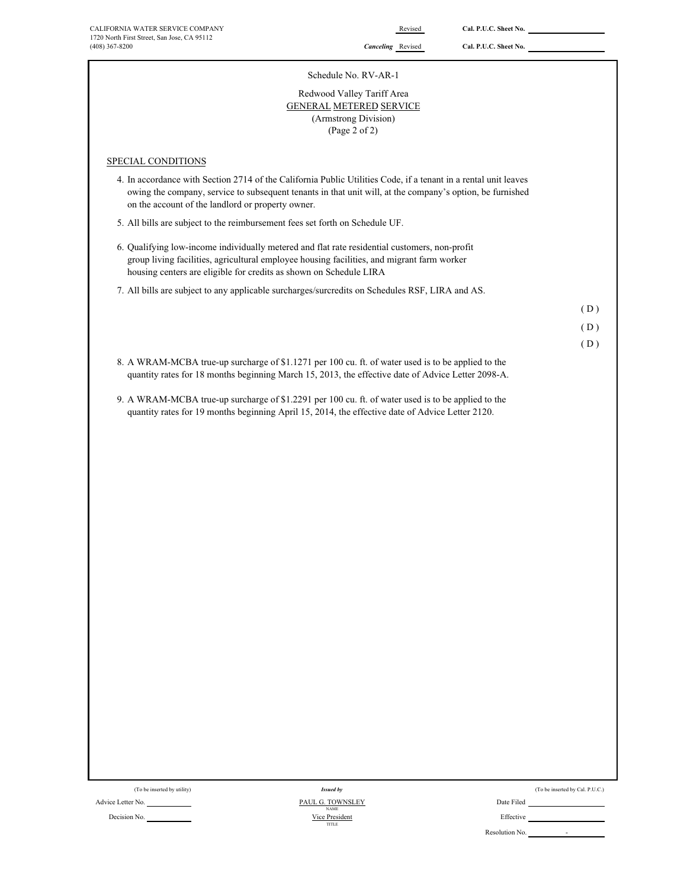CALIFORNIA WATER SERVICE COMPANY
1720 North First Street, San Jose, CA 95112
(408) 367-8200

Revised Cal. P.U.C. Sheet No.
*Canceling* Revised Cal. P.U.C. Sheet No.

Schedule No. RV-AR-1

Redwood Valley Tariff Area
GENERAL METERED SERVICE
(Armstrong Division)
(Page 2 of 2)

SPECIAL CONDITIONS

4. In accordance with Section 2714 of the California Public Utilities Code, if a tenant in a rental unit leaves owing the company, service to subsequent tenants in that unit will, at the company's option, be furnished on the account of the landlord or property owner.

5. All bills are subject to the reimbursement fees set forth on Schedule UF.

6. Qualifying low-income individually metered and flat rate residential customers, non-profit group living facilities, agricultural employee housing facilities, and migrant farm worker housing centers are eligible for credits as shown on Schedule LIRA

7. All bills are subject to any applicable surcharges/surcredits on Schedules RSF, LIRA and AS.

(D)
(D)
(D)

8. A WRAM-MCBA true-up surcharge of $1.1271 per 100 cu. ft. of water used is to be applied to the quantity rates for 18 months beginning March 15, 2013, the effective date of Advice Letter 2098-A.

9. A WRAM-MCBA true-up surcharge of $1.2291 per 100 cu. ft. of water used is to be applied to the quantity rates for 19 months beginning April 15, 2014, the effective date of Advice Letter 2120.

(To be inserted by utility)
Advice Letter No.
Decision No.

*Issued by*
PAUL G. TOWNSLEY
NAME
Vice President
TITLE

(To be inserted by Cal. P.U.C.)
Date Filed
Effective
Resolution No. -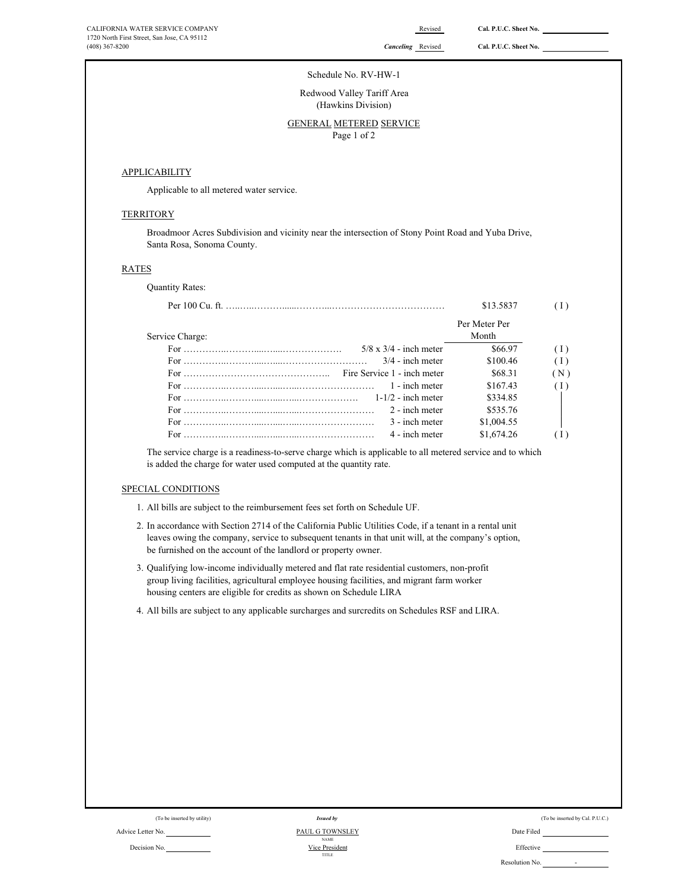CALIFORNIA WATER SERVICE COMPANY
1720 North First Street, San Jose, CA 95112
(408) 367-8200

Revised — Cal. P.U.C. Sheet No.
*Canceling* Revised — Cal. P.U.C. Sheet No.

Schedule No. RV-HW-1

Redwood Valley Tariff Area
(Hawkins Division)

GENERAL METERED SERVICE

## APPLICABILITY

Applicable to all metered water service.

## TERRITORY

Broadmoor Acres Subdivision and vicinity near the intersection of Stony Point Road and Yuba Drive, Santa Rosa, Sonoma County.

## RATES

Quantity Rates:

| | | |
|---|---|---|
| Per 100 Cu. ft. | $13.5837 | (I) |

| Service Charge: | Per Meter Per Month | |
|---|---|---|
| For 5/8 x 3/4 - inch meter | $66.97 | (I) |
| For 3/4 - inch meter | $100.46 | (I) |
| For Fire Service 1 - inch meter | $68.31 | (N) |
| For 1 - inch meter | $167.43 | (I) |
| For 1-1/2 - inch meter | $334.85 | \| |
| For 2 - inch meter | $535.76 | \| |
| For 3 - inch meter | $1,004.55 | \| |
| For 4 - inch meter | $1,674.26 | (I) |

The service charge is a readiness-to-serve charge which is applicable to all metered service and to which is added the charge for water used computed at the quantity rate.

## SPECIAL CONDITIONS

1. All bills are subject to the reimbursement fees set forth on Schedule UF.
2. In accordance with Section 2714 of the California Public Utilities Code, if a tenant in a rental unit leaves owing the company, service to subsequent tenants in that unit will, at the company's option, be furnished on the account of the landlord or property owner.
3. Qualifying low-income individually metered and flat rate residential customers, non-profit group living facilities, agricultural employee housing facilities, and migrant farm worker housing centers are eligible for credits as shown on Schedule LIRA
4. All bills are subject to any applicable surcharges and surcredits on Schedules RSF and LIRA.

(To be inserted by utility) — *Issued by* — (To be inserted by Cal. P.U.C.)

Advice Letter No. — PAUL G TOWNSLEY (NAME) — Date Filed

Decision No. — Vice President (TITLE) — Effective

Resolution No. -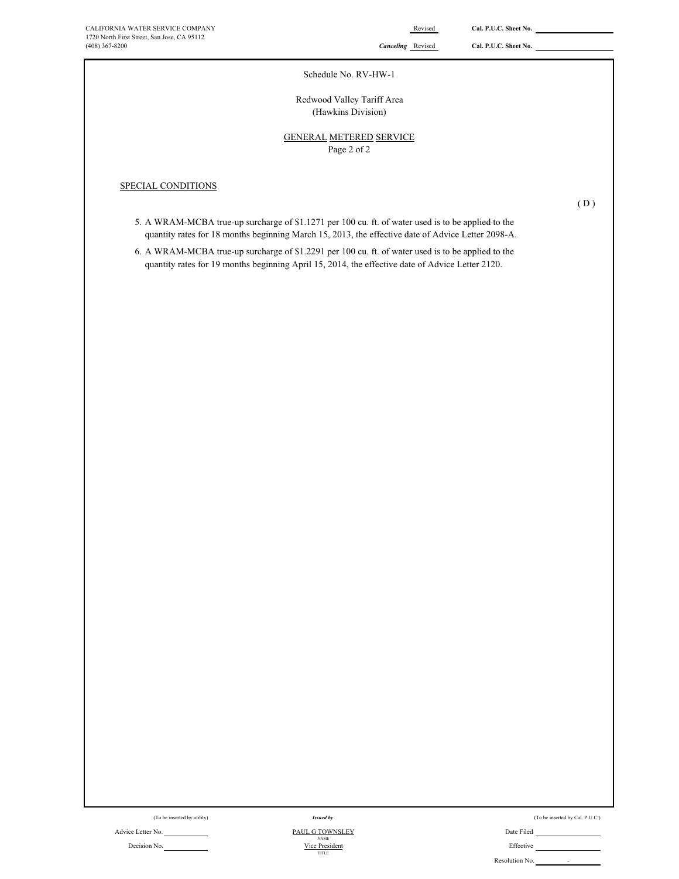CALIFORNIA WATER SERVICE COMPANY
1720 North First Street, San Jose, CA 95112
(408) 367-8200

Revised Cal. P.U.C. Sheet No.

*Canceling* Revised Cal. P.U.C. Sheet No.

Schedule No. RV-HW-1

Redwood Valley Tariff Area
(Hawkins Division)

GENERAL METERED SERVICE

SPECIAL CONDITIONS

( D )

5. A WRAM-MCBA true-up surcharge of $1.1271 per 100 cu. ft. of water used is to be applied to the quantity rates for 18 months beginning March 15, 2013, the effective date of Advice Letter 2098-A.
6. A WRAM-MCBA true-up surcharge of $1.2291 per 100 cu. ft. of water used is to be applied to the quantity rates for 19 months beginning April 15, 2014, the effective date of Advice Letter 2120.

(To be inserted by utility)

Advice Letter No.

Decision No.

*Issued by*

PAUL G TOWNSLEY
NAME

Vice President
TITLE

(To be inserted by Cal. P.U.C.)

Date Filed

Effective

Resolution No. -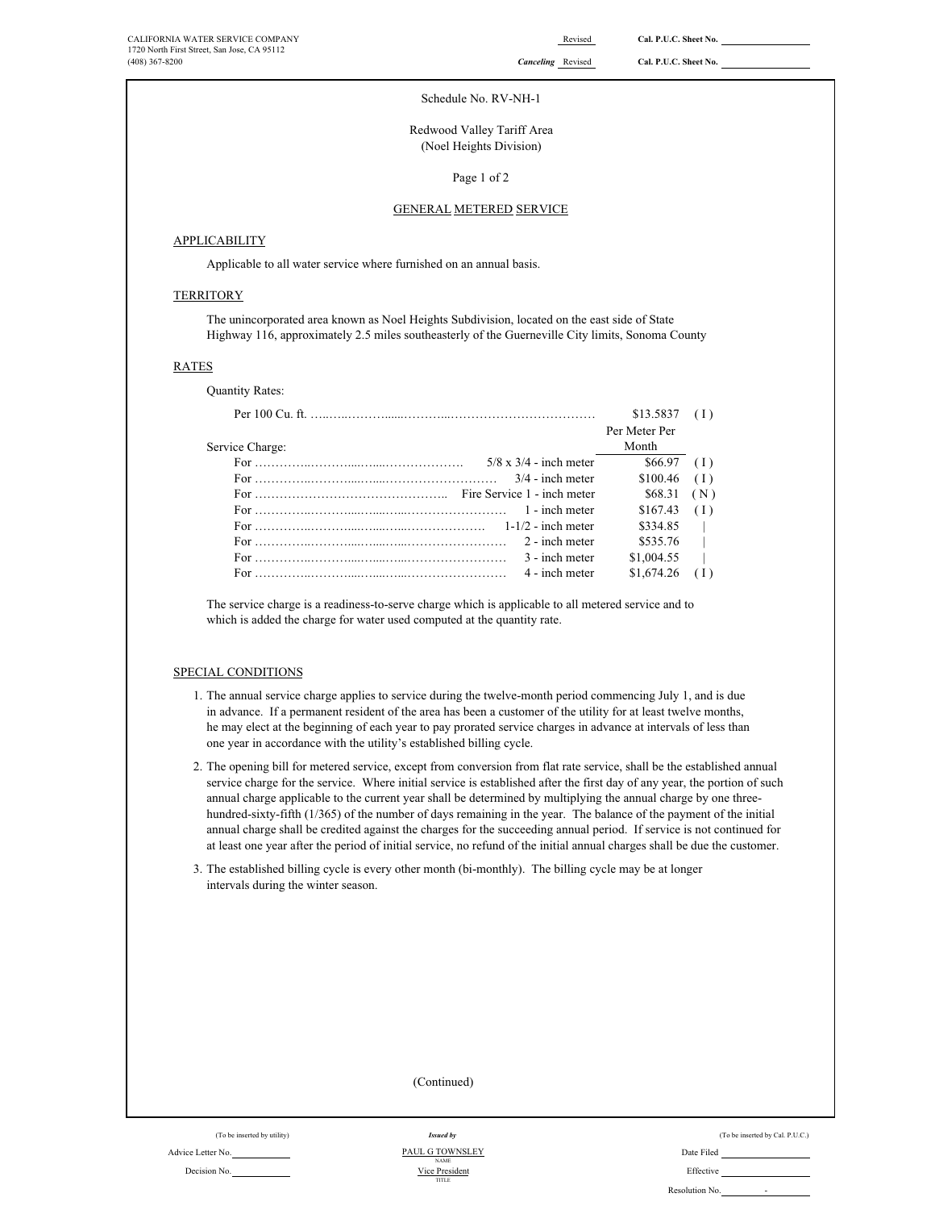CALIFORNIA WATER SERVICE COMPANY
1720 North First Street, San Jose, CA 95112
(408) 367-8200

Revised Cal. P.U.C. Sheet No. ____________
*Canceling* Revised Cal. P.U.C. Sheet No. ____________

Schedule No. RV-NH-1

Redwood Valley Tariff Area
(Noel Heights Division)

Page 1 of 2

## GENERAL METERED SERVICE

### APPLICABILITY

Applicable to all water service where furnished on an annual basis.

### TERRITORY

The unincorporated area known as Noel Heights Subdivision, located on the east side of State Highway 116, approximately 2.5 miles southeasterly of the Guerneville City limits, Sonoma County

### RATES

Quantity Rates:

| | | | |
|---|---|---|---|
| Per 100 Cu. ft. | | $13.5837 | ( I ) |

Service Charge:

| | | Per Meter Per Month | |
|---|---|---|---|
| For | 5/8 x 3/4 - inch meter | $66.97 | ( I ) |
| For | 3/4 - inch meter | $100.46 | ( I ) |
| For | Fire Service 1 - inch meter | $68.31 | ( N ) |
| For | 1 - inch meter | $167.43 | ( I ) |
| For | 1-1/2 - inch meter | $334.85 | \| |
| For | 2 - inch meter | $535.76 | \| |
| For | 3 - inch meter | $1,004.55 | \| |
| For | 4 - inch meter | $1,674.26 | ( I ) |

The service charge is a readiness-to-serve charge which is applicable to all metered service and to which is added the charge for water used computed at the quantity rate.

### SPECIAL CONDITIONS

1. The annual service charge applies to service during the twelve-month period commencing July 1, and is due in advance. If a permanent resident of the area has been a customer of the utility for at least twelve months, he may elect at the beginning of each year to pay prorated service charges in advance at intervals of less than one year in accordance with the utility's established billing cycle.
2. The opening bill for metered service, except from conversion from flat rate service, shall be the established annual service charge for the service. Where initial service is established after the first day of any year, the portion of such annual charge applicable to the current year shall be determined by multiplying the annual charge by one three-hundred-sixty-fifth (1/365) of the number of days remaining in the year. The balance of the payment of the initial annual charge shall be credited against the charges for the succeeding annual period. If service is not continued for at least one year after the period of initial service, no refund of the initial annual charges shall be due the customer.
3. The established billing cycle is every other month (bi-monthly). The billing cycle may be at longer intervals during the winter season.

(Continued)

(To be inserted by utility)
Advice Letter No. ____________
Decision No. ____________

*Issued by*
PAUL G TOWNSLEY
NAME
Vice President
TITLE

(To be inserted by Cal. P.U.C.)
Date Filed ____________
Effective ____________
Resolution No. ______-______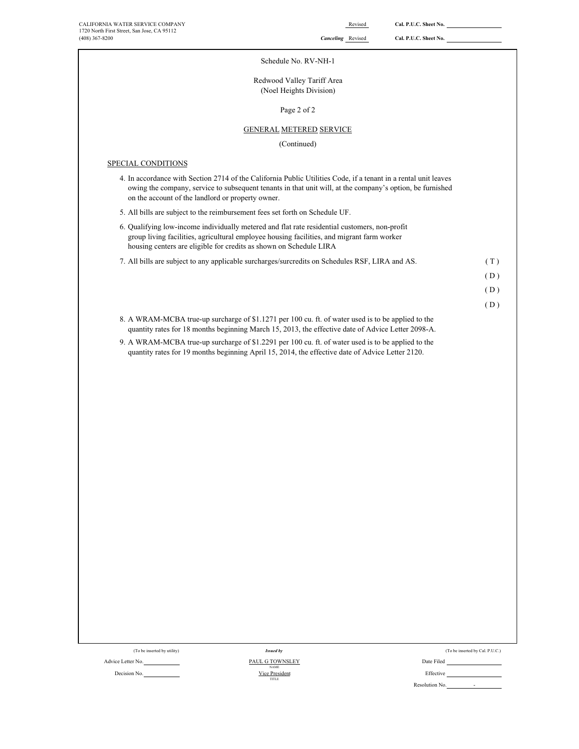CALIFORNIA WATER SERVICE COMPANY
1720 North First Street, San Jose, CA 95112
(408) 367-8200

Revised Cal. P.U.C. Sheet No.
Canceling Revised Cal. P.U.C. Sheet No.

Schedule No. RV-NH-1

Redwood Valley Tariff Area
(Noel Heights Division)

Page 2 of 2

GENERAL METERED SERVICE

(Continued)

SPECIAL CONDITIONS

4. In accordance with Section 2714 of the California Public Utilities Code, if a tenant in a rental unit leaves owing the company, service to subsequent tenants in that unit will, at the company's option, be furnished on the account of the landlord or property owner.

5. All bills are subject to the reimbursement fees set forth on Schedule UF.

6. Qualifying low-income individually metered and flat rate residential customers, non-profit group living facilities, agricultural employee housing facilities, and migrant farm worker housing centers are eligible for credits as shown on Schedule LIRA

7. All bills are subject to any applicable surcharges/surcredits on Schedules RSF, LIRA and AS. (T)

(D)

(D)

(D)

8. A WRAM-MCBA true-up surcharge of $1.1271 per 100 cu. ft. of water used is to be applied to the quantity rates for 18 months beginning March 15, 2013, the effective date of Advice Letter 2098-A.

9. A WRAM-MCBA true-up surcharge of $1.2291 per 100 cu. ft. of water used is to be applied to the quantity rates for 19 months beginning April 15, 2014, the effective date of Advice Letter 2120.

(To be inserted by utility)
Advice Letter No.
Decision No.

Issued by
PAUL G TOWNSLEY
NAME
Vice President
TITLE

(To be inserted by Cal. P.U.C.)
Date Filed
Effective
Resolution No. -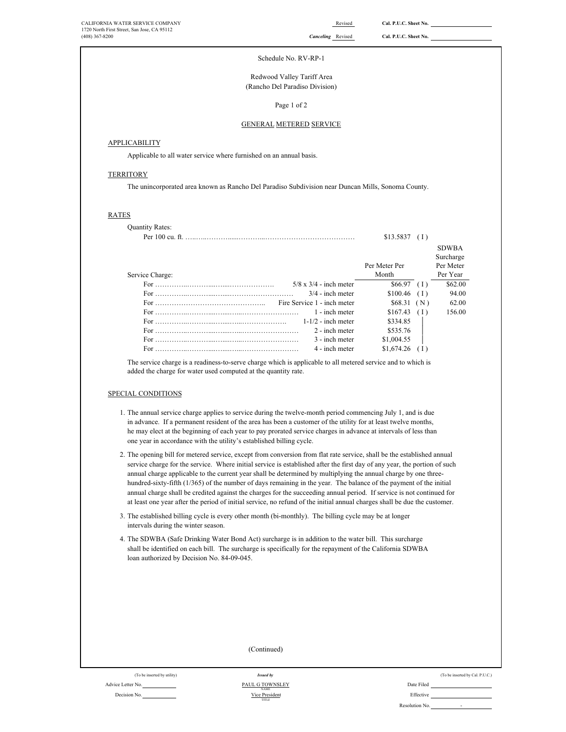CALIFORNIA WATER SERVICE COMPANY
1720 North First Street, San Jose, CA 95112
(408) 367-8200

Revised — Cal. P.U.C. Sheet No.
*Canceling* Revised — Cal. P.U.C. Sheet No.

Schedule No. RV-RP-1

Redwood Valley Tariff Area
(Rancho Del Paradiso Division)

Page 1 of 2

## GENERAL METERED SERVICE

### APPLICABILITY

Applicable to all water service where furnished on an annual basis.

### TERRITORY

The unincorporated area known as Rancho Del Paradiso Subdivision near Duncan Mills, Sonoma County.

### RATES

Quantity Rates:

| | | | |
|---|---|---|---|
| Per 100 cu. ft. | $13.5837 | ( I ) | |

| Service Charge: | | Per Meter Per Month | | SDWBA Surcharge Per Meter Per Year |
|---|---|---|---|---|
| For | 5/8 x 3/4 - inch meter | $66.97 | ( I ) | $62.00 |
| For | 3/4 - inch meter | $100.46 | ( I ) | 94.00 |
| For | Fire Service 1 - inch meter | $68.31 | ( N ) | 62.00 |
| For | 1 - inch meter | $167.43 | ( I ) | 156.00 |
| For | 1-1/2 - inch meter | $334.85 | \| | |
| For | 2 - inch meter | $535.76 | \| | |
| For | 3 - inch meter | $1,004.55 | \| | |
| For | 4 - inch meter | $1,674.26 | ( I ) | |

The service charge is a readiness-to-serve charge which is applicable to all metered service and to which is added the charge for water used computed at the quantity rate.

### SPECIAL CONDITIONS

1. The annual service charge applies to service during the twelve-month period commencing July 1, and is due in advance. If a permanent resident of the area has been a customer of the utility for at least twelve months, he may elect at the beginning of each year to pay prorated service charges in advance at intervals of less than one year in accordance with the utility's established billing cycle.

2. The opening bill for metered service, except from conversion from flat rate service, shall be the established annual service charge for the service. Where initial service is established after the first day of any year, the portion of such annual charge applicable to the current year shall be determined by multiplying the annual charge by one three-hundred-sixty-fifth (1/365) of the number of days remaining in the year. The balance of the payment of the initial annual charge shall be credited against the charges for the succeeding annual period. If service is not continued for at least one year after the period of initial service, no refund of the initial annual charges shall be due the customer.

3. The established billing cycle is every other month (bi-monthly). The billing cycle may be at longer intervals during the winter season.

4. The SDWBA (Safe Drinking Water Bond Act) surcharge is in addition to the water bill. This surcharge shall be identified on each bill. The surcharge is specifically for the repayment of the California SDWBA loan authorized by Decision No. 84-09-045.

(Continued)

(To be inserted by utility) — *Issued by* — (To be inserted by Cal. P.U.C.)

Advice Letter No. — PAUL G TOWNSLEY (NAME) — Date Filed

Decision No. — Vice President (TITLE) — Effective

Resolution No. -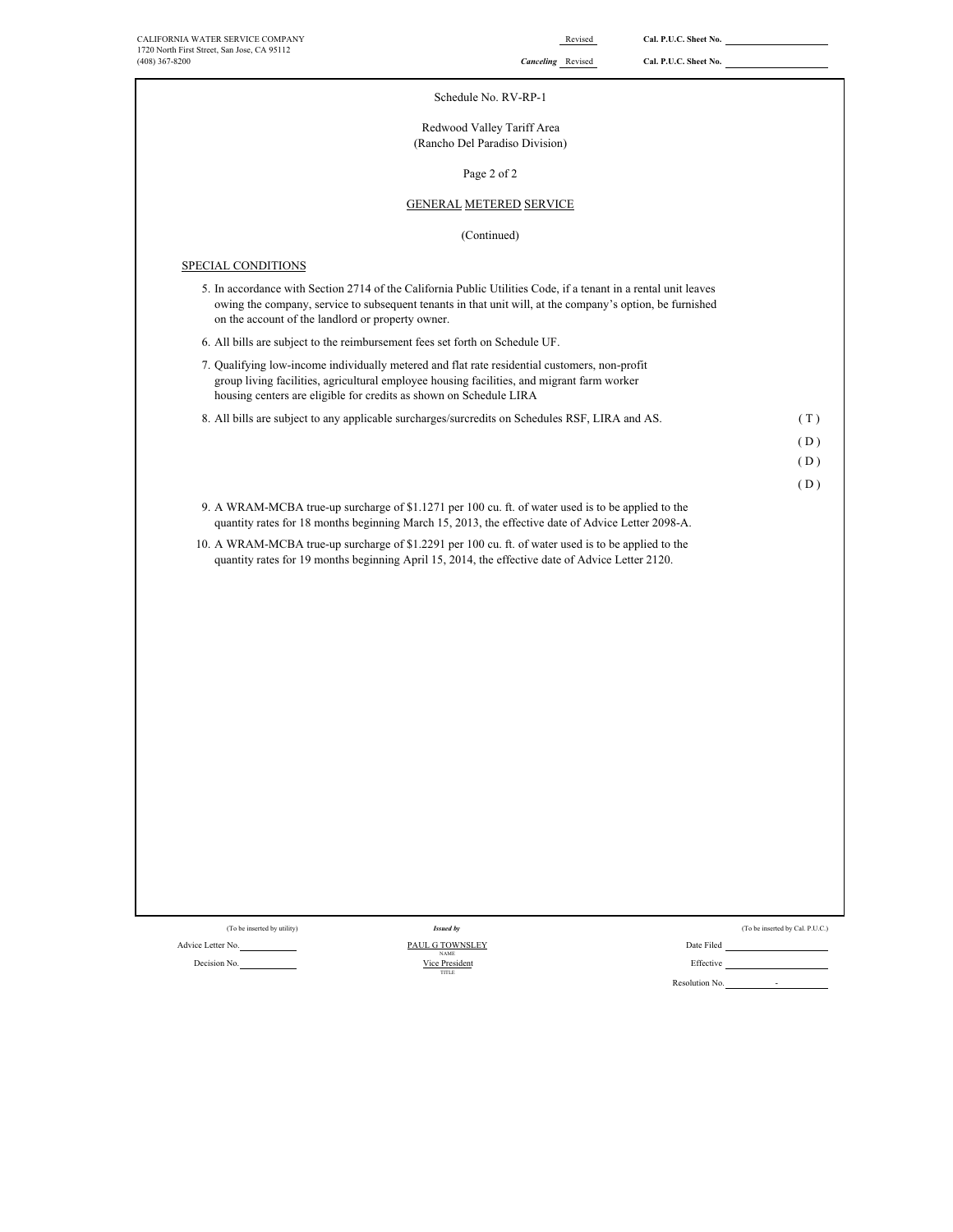CALIFORNIA WATER SERVICE COMPANY
1720 North First Street, San Jose, CA 95112
(408) 367-8200

Revised Cal. P.U.C. Sheet No.
*Canceling* Revised Cal. P.U.C. Sheet No.

Schedule No. RV-RP-1

Redwood Valley Tariff Area
(Rancho Del Paradiso Division)

GENERAL METERED SERVICE

(Continued)

SPECIAL CONDITIONS

5. In accordance with Section 2714 of the California Public Utilities Code, if a tenant in a rental unit leaves owing the company, service to subsequent tenants in that unit will, at the company's option, be furnished on the account of the landlord or property owner.

6. All bills are subject to the reimbursement fees set forth on Schedule UF.

7. Qualifying low-income individually metered and flat rate residential customers, non-profit group living facilities, agricultural employee housing facilities, and migrant farm worker housing centers are eligible for credits as shown on Schedule LIRA

8. All bills are subject to any applicable surcharges/surcredits on Schedules RSF, LIRA and AS. (T)

(D)
(D)
(D)

9. A WRAM-MCBA true-up surcharge of $1.1271 per 100 cu. ft. of water used is to be applied to the quantity rates for 18 months beginning March 15, 2013, the effective date of Advice Letter 2098-A.

10. A WRAM-MCBA true-up surcharge of $1.2291 per 100 cu. ft. of water used is to be applied to the quantity rates for 19 months beginning April 15, 2014, the effective date of Advice Letter 2120.

(To be inserted by utility) | *Issued by* | (To be inserted by Cal. P.U.C.)

Advice Letter No. | PAUL G TOWNSLEY (NAME) | Date Filed

Decision No. | Vice President (TITLE) | Effective

Resolution No. -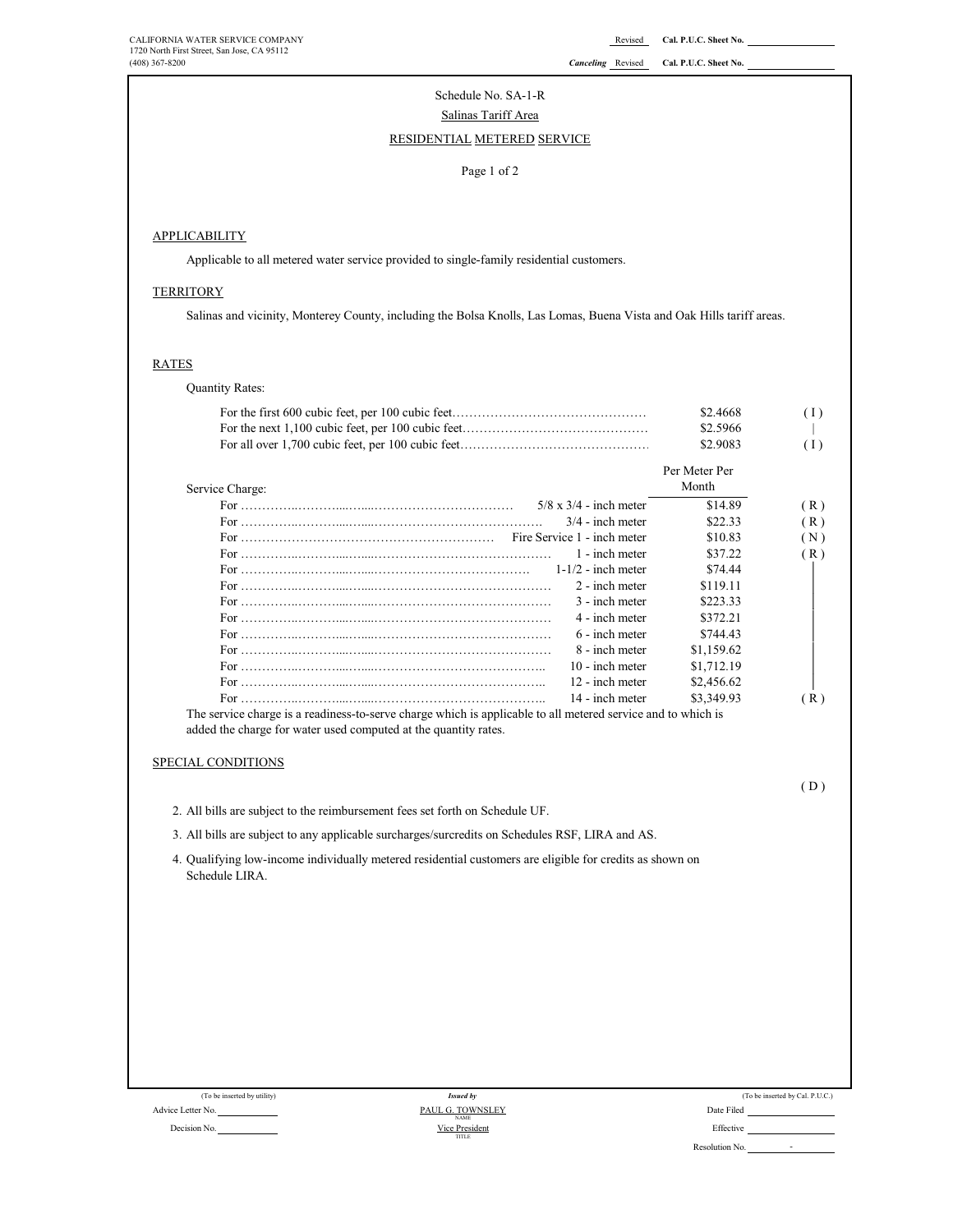CALIFORNIA WATER SERVICE COMPANY
1720 North First Street, San Jose, CA 95112
(408) 367-8200

Revised Cal. P.U.C. Sheet No. ____________

*Canceling* Revised Cal. P.U.C. Sheet No. ____________

Schedule No. SA-1-R

Salinas Tariff Area

RESIDENTIAL METERED SERVICE

Page 1 of 2

## APPLICABILITY

Applicable to all metered water service provided to single-family residential customers.

## TERRITORY

Salinas and vicinity, Monterey County, including the Bolsa Knolls, Las Lomas, Buena Vista and Oak Hills tariff areas.

## RATES

Quantity Rates:

| | | |
|---|---|---|
| For the first 600 cubic feet, per 100 cubic feet…………………………………………… | $2.4668 | ( I ) |
| For the next 1,100 cubic feet, per 100 cubic feet………………………………………… | $2.5966 | \| |
| For all over 1,700 cubic feet, per 100 cubic feet………………………………………… | $2.9083 | ( I ) |

| Service Charge: | | Per Meter Per Month | |
|---|---|---|---|
| For ……………………………………………… | 5/8 x 3/4 - inch meter | $14.89 | ( R ) |
| For ……………………………………………… | 3/4 - inch meter | $22.33 | ( R ) |
| For ……………………………………………… | Fire Service 1 - inch meter | $10.83 | ( N ) |
| For ……………………………………………… | 1 - inch meter | $37.22 | ( R ) |
| For ……………………………………………… | 1-1/2 - inch meter | $74.44 | \| |
| For ……………………………………………… | 2 - inch meter | $119.11 | \| |
| For ……………………………………………… | 3 - inch meter | $223.33 | \| |
| For ……………………………………………… | 4 - inch meter | $372.21 | \| |
| For ……………………………………………… | 6 - inch meter | $744.43 | \| |
| For ……………………………………………… | 8 - inch meter | $1,159.62 | \| |
| For ……………………………………………… | 10 - inch meter | $1,712.19 | \| |
| For ……………………………………………… | 12 - inch meter | $2,456.62 | \| |
| For ……………………………………………… | 14 - inch meter | $3,349.93 | ( R ) |

The service charge is a readiness-to-serve charge which is applicable to all metered service and to which is added the charge for water used computed at the quantity rates.

## SPECIAL CONDITIONS

( D )

2. All bills are subject to the reimbursement fees set forth on Schedule UF.
3. All bills are subject to any applicable surcharges/surcredits on Schedules RSF, LIRA and AS.
4. Qualifying low-income individually metered residential customers are eligible for credits as shown on Schedule LIRA.

(To be inserted by utility)
Advice Letter No. ____________
Decision No. ____________

*Issued by*
PAUL G. TOWNSLEY
NAME
Vice President
TITLE

(To be inserted by Cal. P.U.C.)
Date Filed ____________
Effective ____________
Resolution No. ____________ -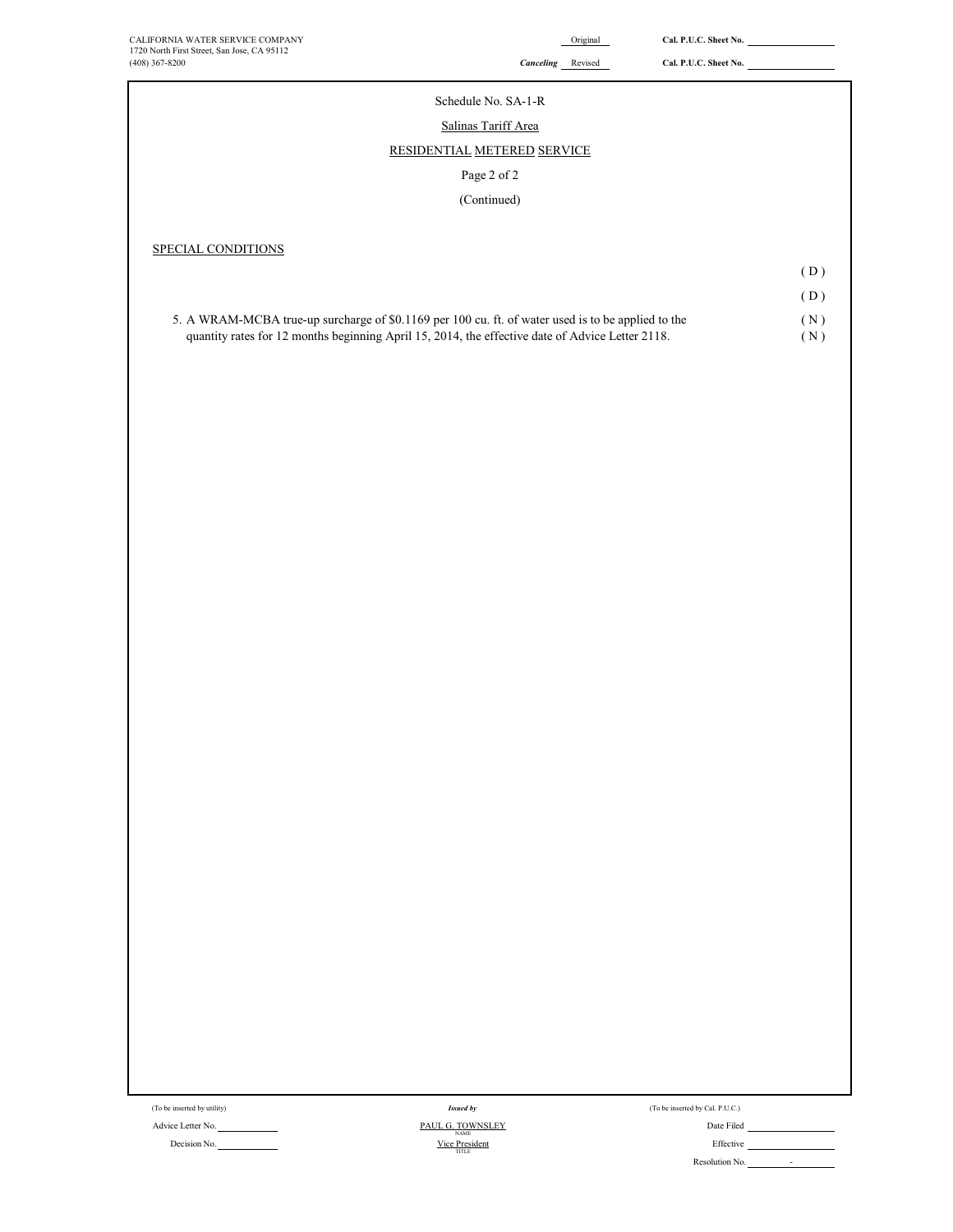CALIFORNIA WATER SERVICE COMPANY
1720 North First Street, San Jose, CA 95112
(408) 367-8200

Original — Cal. P.U.C. Sheet No.

*Canceling* Revised — Cal. P.U.C. Sheet No.

Schedule No. SA-1-R

Salinas Tariff Area

RESIDENTIAL METERED SERVICE

Page 2 of 2

(Continued)

SPECIAL CONDITIONS

( D )

( D )

5. A WRAM-MCBA true-up surcharge of $0.1169 per 100 cu. ft. of water used is to be applied to the quantity rates for 12 months beginning April 15, 2014, the effective date of Advice Letter 2118. ( N ) ( N )

(To be inserted by utility)

Advice Letter No.

Decision No.

*Issued by*

PAUL G. TOWNSLEY
NAME

Vice President
TITLE

(To be inserted by Cal. P.U.C.)

Date Filed

Effective

Resolution No. -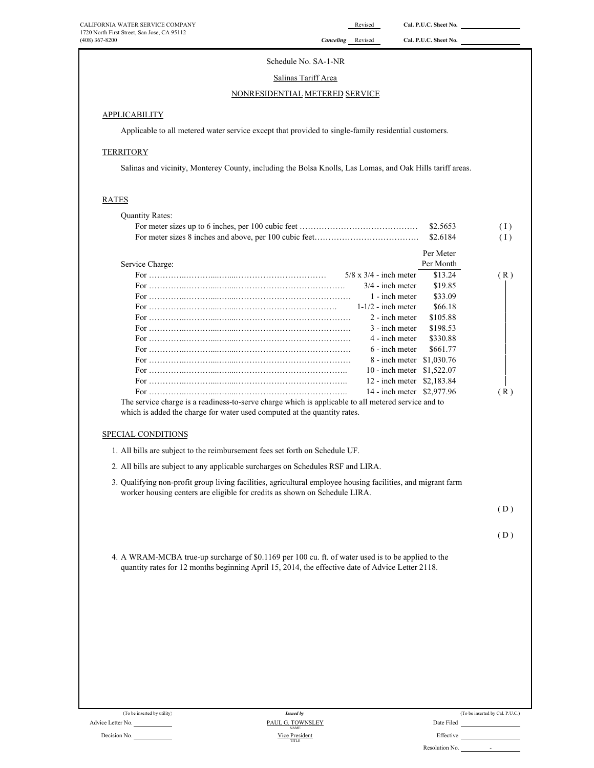CALIFORNIA WATER SERVICE COMPANY
1720 North First Street, San Jose, CA 95112
(408) 367-8200

Revised Cal. P.U.C. Sheet No. ____________

*Canceling* Revised Cal. P.U.C. Sheet No. ____________

Schedule No. SA-1-NR

Salinas Tariff Area

NONRESIDENTIAL METERED SERVICE

## APPLICABILITY

Applicable to all metered water service except that provided to single-family residential customers.

## TERRITORY

Salinas and vicinity, Monterey County, including the Bolsa Knolls, Las Lomas, and Oak Hills tariff areas.

## RATES

Quantity Rates:

| | | |
|---|---|---|
| For meter sizes up to 6 inches, per 100 cubic feet | $2.5653 | ( I ) |
| For meter sizes 8 inches and above, per 100 cubic feet | $2.6184 | ( I ) |

Service Charge:

| | | Per Meter Per Month | |
|---|---|---|---|
| For | 5/8 x 3/4 - inch meter | $13.24 | ( R ) |
| For | 3/4 - inch meter | $19.85 | |
| For | 1 - inch meter | $33.09 | |
| For | 1-1/2 - inch meter | $66.18 | |
| For | 2 - inch meter | $105.88 | |
| For | 3 - inch meter | $198.53 | |
| For | 4 - inch meter | $330.88 | |
| For | 6 - inch meter | $661.77 | |
| For | 8 - inch meter | $1,030.76 | |
| For | 10 - inch meter | $1,522.07 | |
| For | 12 - inch meter | $2,183.84 | |
| For | 14 - inch meter | $2,977.96 | ( R ) |

The service charge is a readiness-to-serve charge which is applicable to all metered service and to which is added the charge for water used computed at the quantity rates.

## SPECIAL CONDITIONS

1. All bills are subject to the reimbursement fees set forth on Schedule UF.
2. All bills are subject to any applicable surcharges on Schedules RSF and LIRA.
3. Qualifying non-profit group living facilities, agricultural employee housing facilities, and migrant farm worker housing centers are eligible for credits as shown on Schedule LIRA.

( D )

( D )

4. A WRAM-MCBA true-up surcharge of $0.1169 per 100 cu. ft. of water used is to be applied to the quantity rates for 12 months beginning April 15, 2014, the effective date of Advice Letter 2118.

(To be inserted by utility) | *Issued by* | (To be inserted by Cal. P.U.C.)

Advice Letter No. ____________ | PAUL G. TOWNSLEY (NAME) | Date Filed ____________

Decision No. ____________ | Vice President (TITLE) | Effective ____________

Resolution No. ______-______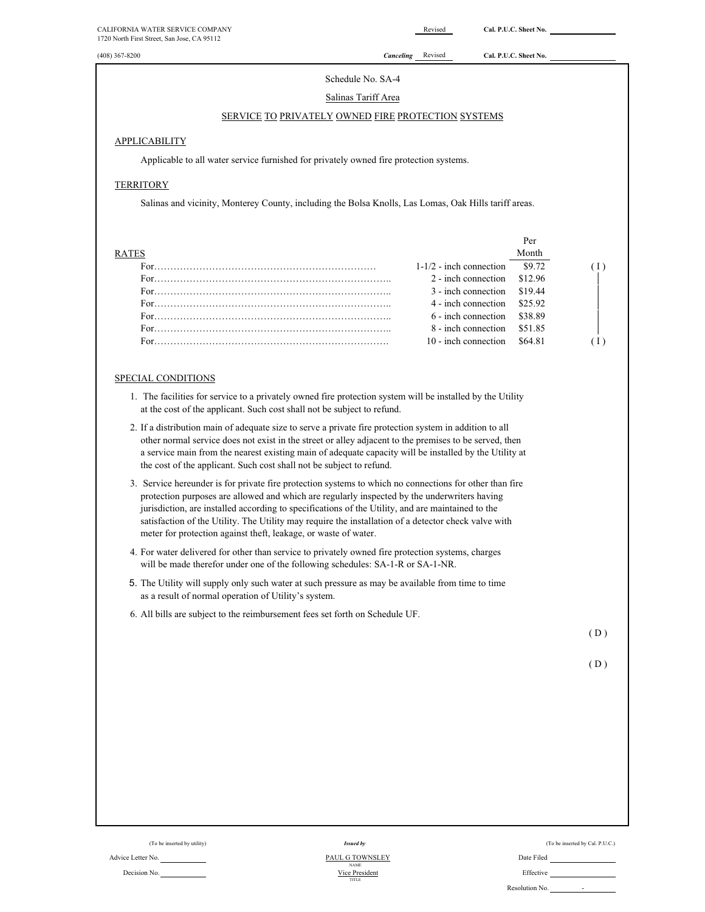CALIFORNIA WATER SERVICE COMPANY
1720 North First Street, San Jose, CA 95112
(408) 367-8200

Revised — Cal. P.U.C. Sheet No.
*Canceling* Revised — Cal. P.U.C. Sheet No.

# Schedule No. SA-4

## Salinas Tariff Area

## SERVICE TO PRIVATELY OWNED FIRE PROTECTION SYSTEMS

### APPLICABILITY

Applicable to all water service furnished for privately owned fire protection systems.

### TERRITORY

Salinas and vicinity, Monterey County, including the Bolsa Knolls, Las Lomas, Oak Hills tariff areas.

### RATES

| | | Per Month | |
|---|---|---|---|
| For…………… | 1-1/2 - inch connection | $9.72 | ( I ) |
| For…………… | 2 - inch connection | $12.96 | │ |
| For…………… | 3 - inch connection | $19.44 | │ |
| For…………… | 4 - inch connection | $25.92 | │ |
| For…………… | 6 - inch connection | $38.89 | │ |
| For…………… | 8 - inch connection | $51.85 | │ |
| For…………… | 10 - inch connection | $64.81 | ( I ) |

### SPECIAL CONDITIONS

1. The facilities for service to a privately owned fire protection system will be installed by the Utility at the cost of the applicant. Such cost shall not be subject to refund.
2. If a distribution main of adequate size to serve a private fire protection system in addition to all other normal service does not exist in the street or alley adjacent to the premises to be served, then a service main from the nearest existing main of adequate capacity will be installed by the Utility at the cost of the applicant. Such cost shall not be subject to refund.
3. Service hereunder is for private fire protection systems to which no connections for other than fire protection purposes are allowed and which are regularly inspected by the underwriters having jurisdiction, are installed according to specifications of the Utility, and are maintained to the satisfaction of the Utility. The Utility may require the installation of a detector check valve with meter for protection against theft, leakage, or waste of water.
4. For water delivered for other than service to privately owned fire protection systems, charges will be made therefor under one of the following schedules: SA-1-R or SA-1-NR.
5. The Utility will supply only such water at such pressure as may be available from time to time as a result of normal operation of Utility's system.
6. All bills are subject to the reimbursement fees set forth on Schedule UF.

( D )

( D )

(To be inserted by utility)
Advice Letter No.
Decision No.

*Issued by*
PAUL G TOWNSLEY
NAME
Vice President
TITLE

(To be inserted by Cal. P.U.C.)
Date Filed
Effective
Resolution No. -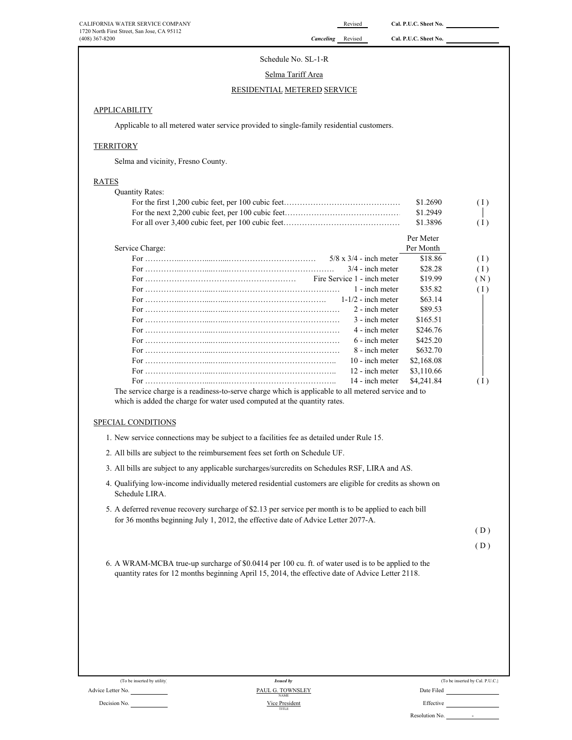CALIFORNIA WATER SERVICE COMPANY
1720 North First Street, San Jose, CA 95112
(408) 367-8200

Revised — Cal. P.U.C. Sheet No.
*Canceling* Revised — Cal. P.U.C. Sheet No.

Schedule No. SL-1-R

Selma Tariff Area

RESIDENTIAL METERED SERVICE

## APPLICABILITY

Applicable to all metered water service provided to single-family residential customers.

## TERRITORY

Selma and vicinity, Fresno County.

## RATES

Quantity Rates:

| | | |
|---|---|---|
| For the first 1,200 cubic feet, per 100 cubic feet………………………………… | $1.2690 | (I) |
| For the next 2,200 cubic feet, per 100 cubic feet………………………………… | $1.2949 | │ |
| For all over 3,400 cubic feet, per 100 cubic feet………………………………… | $1.3896 | (I) |

| Service Charge: | | Per Meter Per Month | |
|---|---|---|---|
| For ……………………………………… | 5/8 x 3/4 - inch meter | $18.86 | (I) |
| For ……………………………………… | 3/4 - inch meter | $28.28 | (I) |
| For ……………………………………… | Fire Service 1 - inch meter | $19.99 | (N) |
| For ……………………………………… | 1 - inch meter | $35.82 | (I) |
| For ……………………………………… | 1-1/2 - inch meter | $63.14 | │ |
| For ……………………………………… | 2 - inch meter | $89.53 | │ |
| For ……………………………………… | 3 - inch meter | $165.51 | │ |
| For ……………………………………… | 4 - inch meter | $246.76 | │ |
| For ……………………………………… | 6 - inch meter | $425.20 | │ |
| For ……………………………………… | 8 - inch meter | $632.70 | │ |
| For ……………………………………… | 10 - inch meter | $2,168.08 | │ |
| For ……………………………………… | 12 - inch meter | $3,110.66 | │ |
| For ……………………………………… | 14 - inch meter | $4,241.84 | (I) |

The service charge is a readiness-to-serve charge which is applicable to all metered service and to which is added the charge for water used computed at the quantity rates.

## SPECIAL CONDITIONS

1. New service connections may be subject to a facilities fee as detailed under Rule 15.
2. All bills are subject to the reimbursement fees set forth on Schedule UF.
3. All bills are subject to any applicable surcharges/surcredits on Schedules RSF, LIRA and AS.
4. Qualifying low-income individually metered residential customers are eligible for credits as shown on Schedule LIRA.
5. A deferred revenue recovery surcharge of $2.13 per service per month is to be applied to each bill for 36 months beginning July 1, 2012, the effective date of Advice Letter 2077-A.

(D)

(D)

6. A WRAM-MCBA true-up surcharge of $0.0414 per 100 cu. ft. of water used is to be applied to the quantity rates for 12 months beginning April 15, 2014, the effective date of Advice Letter 2118.

(To be inserted by utility) — *Issued by* — (To be inserted by Cal. P.U.C.)

Advice Letter No. — PAUL G. TOWNSLEY (NAME) — Date Filed

Decision No. — Vice President (TITLE) — Effective

Resolution No. -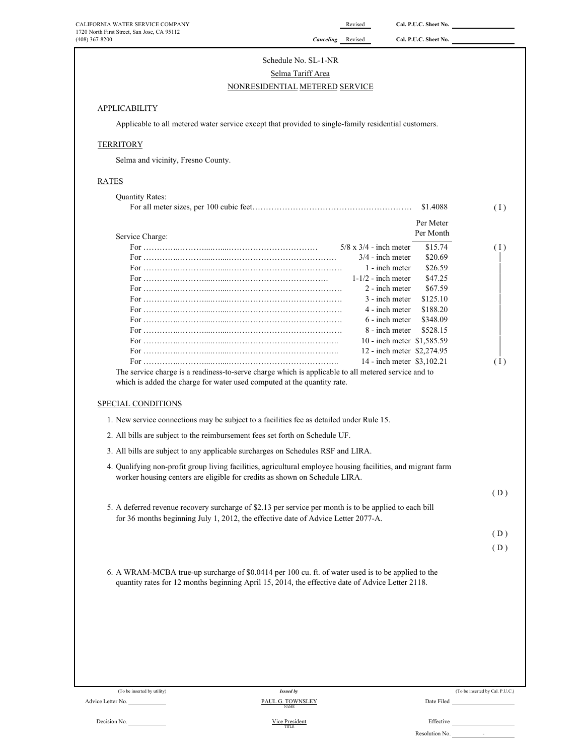CALIFORNIA WATER SERVICE COMPANY
1720 North First Street, San Jose, CA 95112
(408) 367-8200

Revised — Cal. P.U.C. Sheet No. ____________

*Canceling* Revised — Cal. P.U.C. Sheet No. ____________

Schedule No. SL-1-NR

Selma Tariff Area

NONRESIDENTIAL METERED SERVICE

## APPLICABILITY

Applicable to all metered water service except that provided to single-family residential customers.

## TERRITORY

Selma and vicinity, Fresno County.

## RATES

Quantity Rates:

For all meter sizes, per 100 cubic feet…………………………………………………… $1.4088 (I)

Service Charge:

| | | Per Meter Per Month | |
|---|---|---|---|
| For ……………………………………………… | 5/8 x 3/4 - inch meter | $15.74 | (I) |
| For ……………………………………………… | 3/4 - inch meter | $20.69 | │ |
| For ……………………………………………… | 1 - inch meter | $26.59 | │ |
| For ……………………………………………… | 1-1/2 - inch meter | $47.25 | │ |
| For ……………………………………………… | 2 - inch meter | $67.59 | │ |
| For ……………………………………………… | 3 - inch meter | $125.10 | │ |
| For ……………………………………………… | 4 - inch meter | $188.20 | │ |
| For ……………………………………………… | 6 - inch meter | $348.09 | │ |
| For ……………………………………………… | 8 - inch meter | $528.15 | │ |
| For ……………………………………………… | 10 - inch meter | $1,585.59 | │ |
| For ……………………………………………… | 12 - inch meter | $2,274.95 | │ |
| For ……………………………………………… | 14 - inch meter | $3,102.21 | (I) |

The service charge is a readiness-to-serve charge which is applicable to all metered service and to which is added the charge for water used computed at the quantity rate.

## SPECIAL CONDITIONS

1. New service connections may be subject to a facilities fee as detailed under Rule 15.
2. All bills are subject to the reimbursement fees set forth on Schedule UF.
3. All bills are subject to any applicable surcharges on Schedules RSF and LIRA.
4. Qualifying non-profit group living facilities, agricultural employee housing facilities, and migrant farm worker housing centers are eligible for credits as shown on Schedule LIRA.

(D)

5. A deferred revenue recovery surcharge of $2.13 per service per month is to be applied to each bill for 36 months beginning July 1, 2012, the effective date of Advice Letter 2077-A.

(D)

(D)

6. A WRAM-MCBA true-up surcharge of $0.0414 per 100 cu. ft. of water used is to be applied to the quantity rates for 12 months beginning April 15, 2014, the effective date of Advice Letter 2118.

(To be inserted by utility) — *Issued by* — (To be inserted by Cal. P.U.C.)

Advice Letter No. ____________ — PAUL G. TOWNSLEY (NAME) — Date Filed ____________

Decision No. ____________ — Vice President (TITLE) — Effective ____________

Resolution No. ____________ -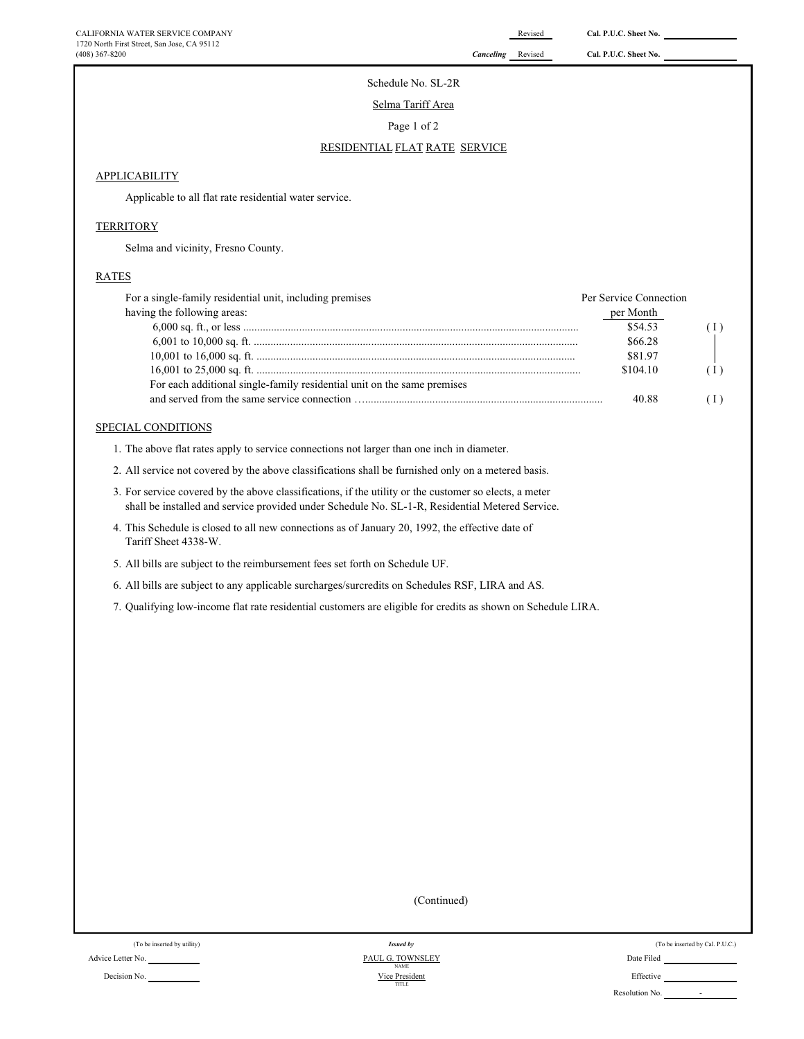CALIFORNIA WATER SERVICE COMPANY
1720 North First Street, San Jose, CA 95112
(408) 367-8200

Revised Cal. P.U.C. Sheet No.
*Canceling* Revised Cal. P.U.C. Sheet No.

Schedule No. SL-2R

Selma Tariff Area

Page 1 of 2

RESIDENTIAL FLAT RATE SERVICE

## APPLICABILITY

Applicable to all flat rate residential water service.

## TERRITORY

Selma and vicinity, Fresno County.

## RATES

| For a single-family residential unit, including premises having the following areas: | Per Service Connection per Month | |
|---|---|---|
| 6,000 sq. ft., or less | $54.53 | ( I ) |
| 6,001 to 10,000 sq. ft. | $66.28 | \| |
| 10,001 to 16,000 sq. ft. | $81.97 | \| |
| 16,001 to 25,000 sq. ft. | $104.10 | ( I ) |
| For each additional single-family residential unit on the same premises and served from the same service connection | 40.88 | ( I ) |

## SPECIAL CONDITIONS

1. The above flat rates apply to service connections not larger than one inch in diameter.
2. All service not covered by the above classifications shall be furnished only on a metered basis.
3. For service covered by the above classifications, if the utility or the customer so elects, a meter shall be installed and service provided under Schedule No. SL-1-R, Residential Metered Service.
4. This Schedule is closed to all new connections as of January 20, 1992, the effective date of Tariff Sheet 4338-W.
5. All bills are subject to the reimbursement fees set forth on Schedule UF.
6. All bills are subject to any applicable surcharges/surcredits on Schedules RSF, LIRA and AS.
7. Qualifying low-income flat rate residential customers are eligible for credits as shown on Schedule LIRA.

(Continued)

(To be inserted by utility)
Advice Letter No.
Decision No.

*Issued by*
PAUL G. TOWNSLEY
NAME
Vice President
TITLE

(To be inserted by Cal. P.U.C.)
Date Filed
Effective
Resolution No. -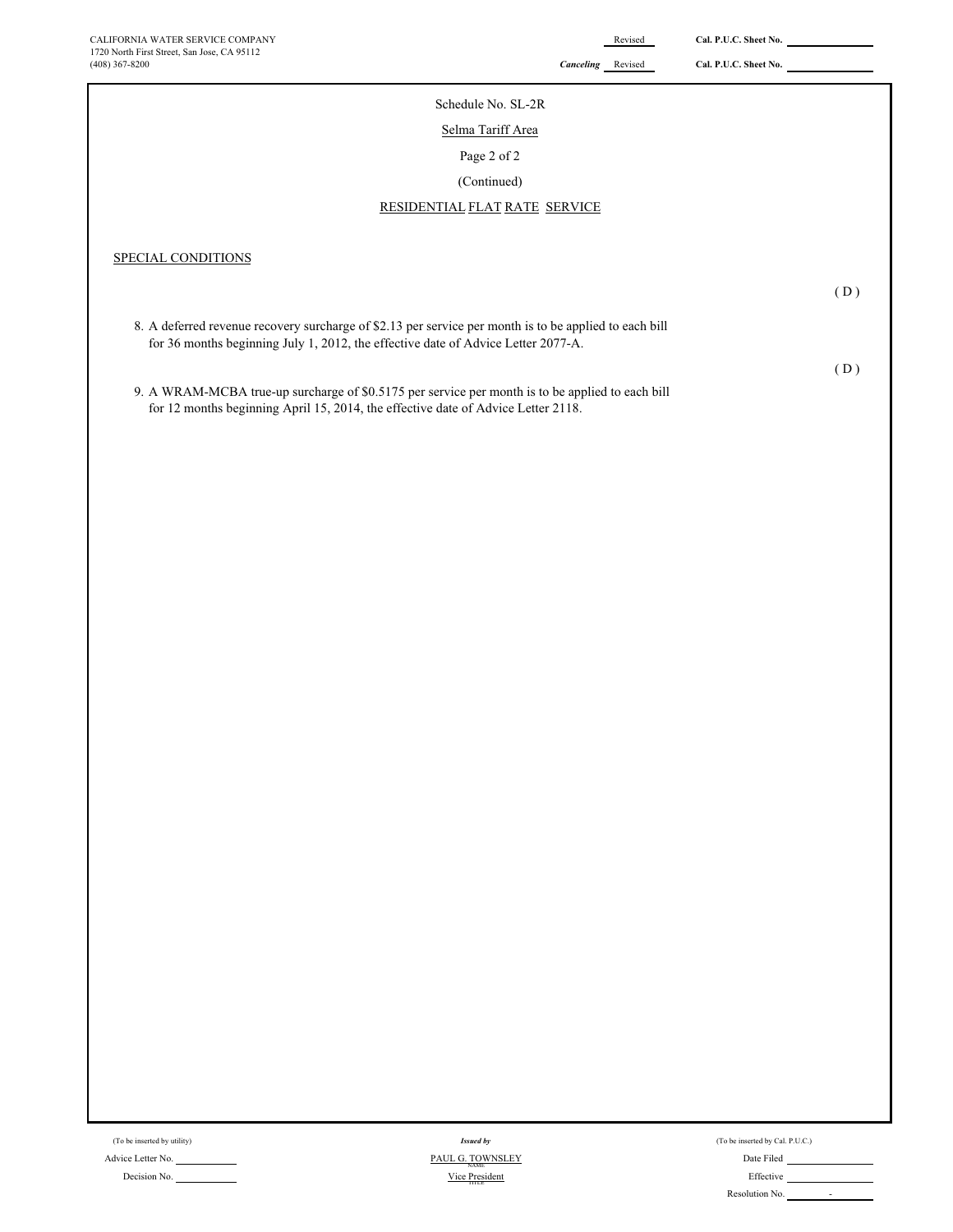CALIFORNIA WATER SERVICE COMPANY
1720 North First Street, San Jose, CA 95112
(408) 367-8200

Revised Cal. P.U.C. Sheet No.
*Canceling* Revised Cal. P.U.C. Sheet No.

Schedule No. SL-2R

Selma Tariff Area

Page 2 of 2

(Continued)

RESIDENTIAL FLAT RATE SERVICE

SPECIAL CONDITIONS

( D )

8. A deferred revenue recovery surcharge of $2.13 per service per month is to be applied to each bill for 36 months beginning July 1, 2012, the effective date of Advice Letter 2077-A.

( D )

9. A WRAM-MCBA true-up surcharge of $0.5175 per service per month is to be applied to each bill for 12 months beginning April 15, 2014, the effective date of Advice Letter 2118.

(To be inserted by utility)
Advice Letter No.
Decision No.

*Issued by*
PAUL G. TOWNSLEY
NAME
Vice President
TITLE

(To be inserted by Cal. P.U.C.)
Date Filed
Effective
Resolution No. -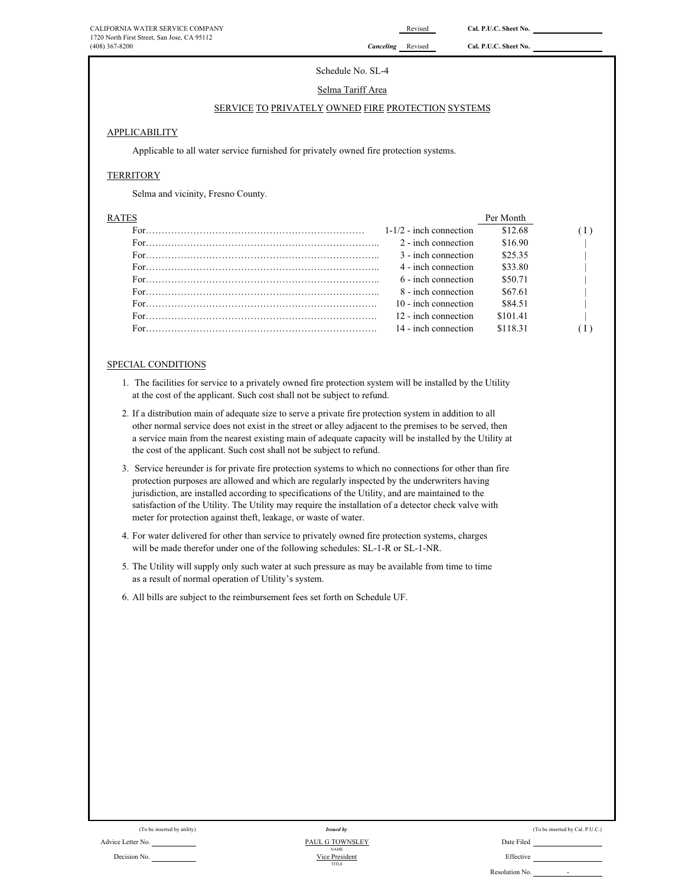CALIFORNIA WATER SERVICE COMPANY
1720 North First Street, San Jose, CA 95112
(408) 367-8200

Revised Cal. P.U.C. Sheet No. ____________

*Canceling* Revised Cal. P.U.C. Sheet No. ____________

Schedule No. SL-4

Selma Tariff Area

SERVICE TO PRIVATELY OWNED FIRE PROTECTION SYSTEMS

## APPLICABILITY

Applicable to all water service furnished for privately owned fire protection systems.

## TERRITORY

Selma and vicinity, Fresno County.

## RATES

| | | Per Month | |
|---|---|---|---|
| For…………………………………………………………… | 1-1/2 - inch connection | $12.68 | ( I ) |
| For…………………………………………………………… | 2 - inch connection | $16.90 | \| |
| For…………………………………………………………… | 3 - inch connection | $25.35 | \| |
| For…………………………………………………………… | 4 - inch connection | $33.80 | \| |
| For…………………………………………………………… | 6 - inch connection | $50.71 | \| |
| For…………………………………………………………… | 8 - inch connection | $67.61 | \| |
| For…………………………………………………………… | 10 - inch connection | $84.51 | \| |
| For…………………………………………………………… | 12 - inch connection | $101.41 | \| |
| For…………………………………………………………… | 14 - inch connection | $118.31 | ( I ) |

## SPECIAL CONDITIONS

1. The facilities for service to a privately owned fire protection system will be installed by the Utility at the cost of the applicant. Such cost shall not be subject to refund.
2. If a distribution main of adequate size to serve a private fire protection system in addition to all other normal service does not exist in the street or alley adjacent to the premises to be served, then a service main from the nearest existing main of adequate capacity will be installed by the Utility at the cost of the applicant. Such cost shall not be subject to refund.
3. Service hereunder is for private fire protection systems to which no connections for other than fire protection purposes are allowed and which are regularly inspected by the underwriters having jurisdiction, are installed according to specifications of the Utility, and are maintained to the satisfaction of the Utility. The Utility may require the installation of a detector check valve with meter for protection against theft, leakage, or waste of water.
4. For water delivered for other than service to privately owned fire protection systems, charges will be made therefor under one of the following schedules: SL-1-R or SL-1-NR.
5. The Utility will supply only such water at such pressure as may be available from time to time as a result of normal operation of Utility's system.
6. All bills are subject to the reimbursement fees set forth on Schedule UF.

(To be inserted by utility)
Advice Letter No. ____________
Decision No. ____________

*Issued by*
PAUL G TOWNSLEY
NAME
Vice President
TITLE

(To be inserted by Cal. P.U.C.)
Date Filed ____________
Effective ____________
Resolution No. ____-____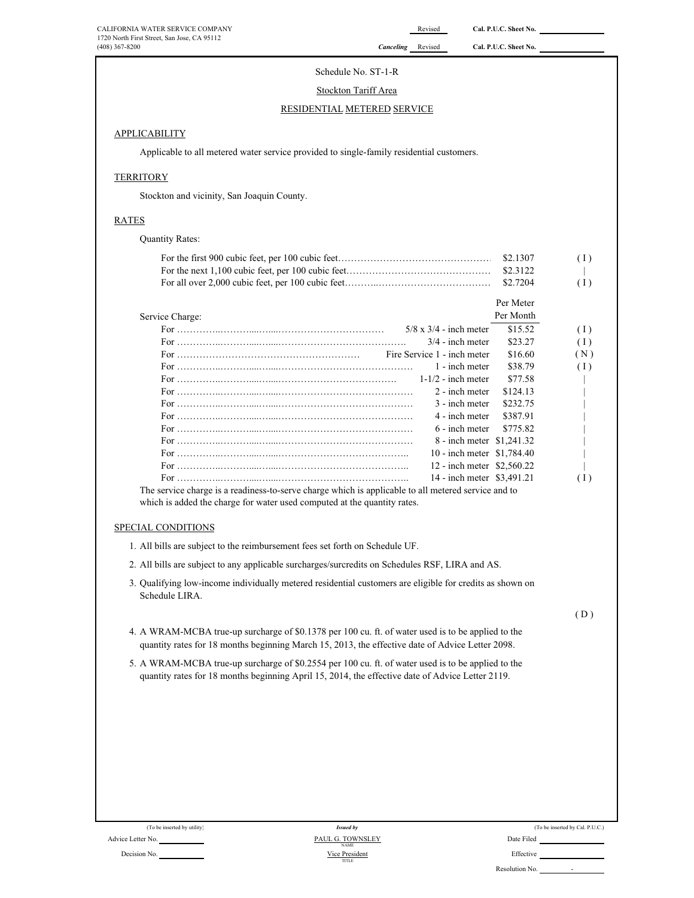CALIFORNIA WATER SERVICE COMPANY
1720 North First Street, San Jose, CA 95112
(408) 367-8200

Revised Cal. P.U.C. Sheet No. ____________
*Canceling* Revised Cal. P.U.C. Sheet No. ____________

Schedule No. ST-1-R

Stockton Tariff Area

RESIDENTIAL METERED SERVICE

## APPLICABILITY

Applicable to all metered water service provided to single-family residential customers.

## TERRITORY

Stockton and vicinity, San Joaquin County.

## RATES

Quantity Rates:

| | | |
|---|---|---|
| For the first 900 cubic feet, per 100 cubic feet…………………………………………… | $2.1307 | ( I ) |
| For the next 1,100 cubic feet, per 100 cubic feet……………………………………… | $2.3122 | \| |
| For all over 2,000 cubic feet, per 100 cubic feet………..……………………………… | $2.7204 | ( I ) |

| Service Charge: | | Per Meter Per Month | |
|---|---|---|---|
| For …………..………...…....…………………………… | 5/8 x 3/4 - inch meter | $15.52 | ( I ) |
| For …………..………...…....…………………………………. | 3/4 - inch meter | $23.27 | ( I ) |
| For ………………………………………………… | Fire Service 1 - inch meter | $16.60 | ( N ) |
| For …………..………...…....…………………………………… | 1 - inch meter | $38.79 | ( I ) |
| For …………..………...…....……………………………… | 1-1/2 - inch meter | $77.58 | \| |
| For …………..………...…....…………………………………… | 2 - inch meter | $124.13 | \| |
| For …………..………...…....…………………………………… | 3 - inch meter | $232.75 | \| |
| For …………..………...…....…………………………………… | 4 - inch meter | $387.91 | \| |
| For …………..………...…....…………………………………… | 6 - inch meter | $775.82 | \| |
| For …………..………...…....…………………………………… | 8 - inch meter | $1,241.32 | \| |
| For …………..………...…....………………………………….. | 10 - inch meter | $1,784.40 | \| |
| For …………..………...…....………………………………….. | 12 - inch meter | $2,560.22 | \| |
| For …………..………...…....………………………………….. | 14 - inch meter | $3,491.21 | ( I ) |

The service charge is a readiness-to-serve charge which is applicable to all metered service and to which is added the charge for water used computed at the quantity rates.

## SPECIAL CONDITIONS

1. All bills are subject to the reimbursement fees set forth on Schedule UF.
2. All bills are subject to any applicable surcharges/surcredits on Schedules RSF, LIRA and AS.
3. Qualifying low-income individually metered residential customers are eligible for credits as shown on Schedule LIRA.

( D )

4. A WRAM-MCBA true-up surcharge of $0.1378 per 100 cu. ft. of water used is to be applied to the quantity rates for 18 months beginning March 15, 2013, the effective date of Advice Letter 2098.
5. A WRAM-MCBA true-up surcharge of $0.2554 per 100 cu. ft. of water used is to be applied to the quantity rates for 18 months beginning April 15, 2014, the effective date of Advice Letter 2119.

(To be inserted by utility)
Advice Letter No. ____________
Decision No. ____________

*Issued by*
PAUL G. TOWNSLEY
NAME
Vice President
TITLE

(To be inserted by Cal. P.U.C.)
Date Filed ____________
Effective ____________
Resolution No. ________ -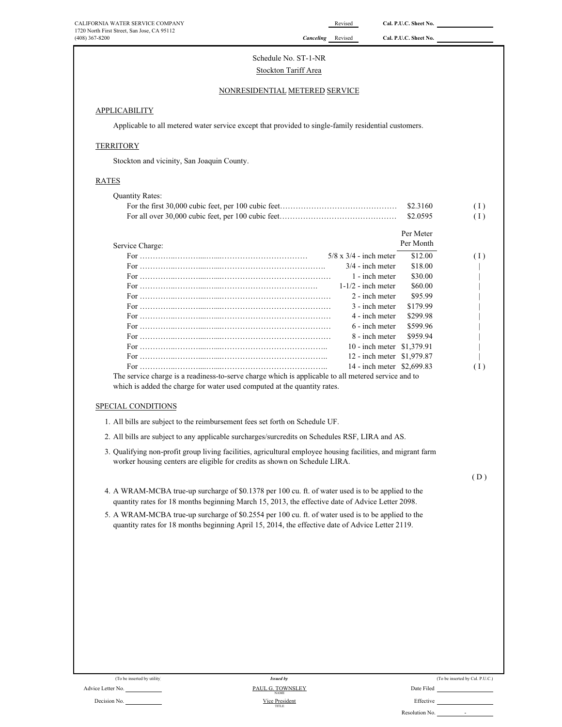CALIFORNIA WATER SERVICE COMPANY
1720 North First Street, San Jose, CA 95112
(408) 367-8200

Revised Cal. P.U.C. Sheet No. ______
*Canceling* Revised Cal. P.U.C. Sheet No. ______

Schedule No. ST-1-NR
Stockton Tariff Area

## NONRESIDENTIAL METERED SERVICE

### APPLICABILITY

Applicable to all metered water service except that provided to single-family residential customers.

### TERRITORY

Stockton and vicinity, San Joaquin County.

### RATES

Quantity Rates:

| | | |
|---|---|---|
| For the first 30,000 cubic feet, per 100 cubic feet | $2.3160 | ( I ) |
| For all over 30,000 cubic feet, per 100 cubic feet | $2.0595 | ( I ) |

Service Charge:

| | Per Meter Per Month | |
|---|---|---|
| For 5/8 x 3/4 - inch meter | $12.00 | ( I ) |
| For 3/4 - inch meter | $18.00 | \| |
| For 1 - inch meter | $30.00 | \| |
| For 1-1/2 - inch meter | $60.00 | \| |
| For 2 - inch meter | $95.99 | \| |
| For 3 - inch meter | $179.99 | \| |
| For 4 - inch meter | $299.98 | \| |
| For 6 - inch meter | $599.96 | \| |
| For 8 - inch meter | $959.94 | \| |
| For 10 - inch meter | $1,379.91 | \| |
| For 12 - inch meter | $1,979.87 | \| |
| For 14 - inch meter | $2,699.83 | ( I ) |

The service charge is a readiness-to-serve charge which is applicable to all metered service and to which is added the charge for water used computed at the quantity rates.

### SPECIAL CONDITIONS

1. All bills are subject to the reimbursement fees set forth on Schedule UF.
2. All bills are subject to any applicable surcharges/surcredits on Schedules RSF, LIRA and AS.
3. Qualifying non-profit group living facilities, agricultural employee housing facilities, and migrant farm worker housing centers are eligible for credits as shown on Schedule LIRA.

( D )

4. A WRAM-MCBA true-up surcharge of $0.1378 per 100 cu. ft. of water used is to be applied to the quantity rates for 18 months beginning March 15, 2013, the effective date of Advice Letter 2098.
5. A WRAM-MCBA true-up surcharge of $0.2554 per 100 cu. ft. of water used is to be applied to the quantity rates for 18 months beginning April 15, 2014, the effective date of Advice Letter 2119.

(To be inserted by utility) Advice Letter No. ______ Decision No. ______

*Issued by* PAUL G. TOWNSLEY (NAME), Vice President (TITLE)

(To be inserted by Cal. P.U.C.) Date Filed ______ Effective ______ Resolution No. -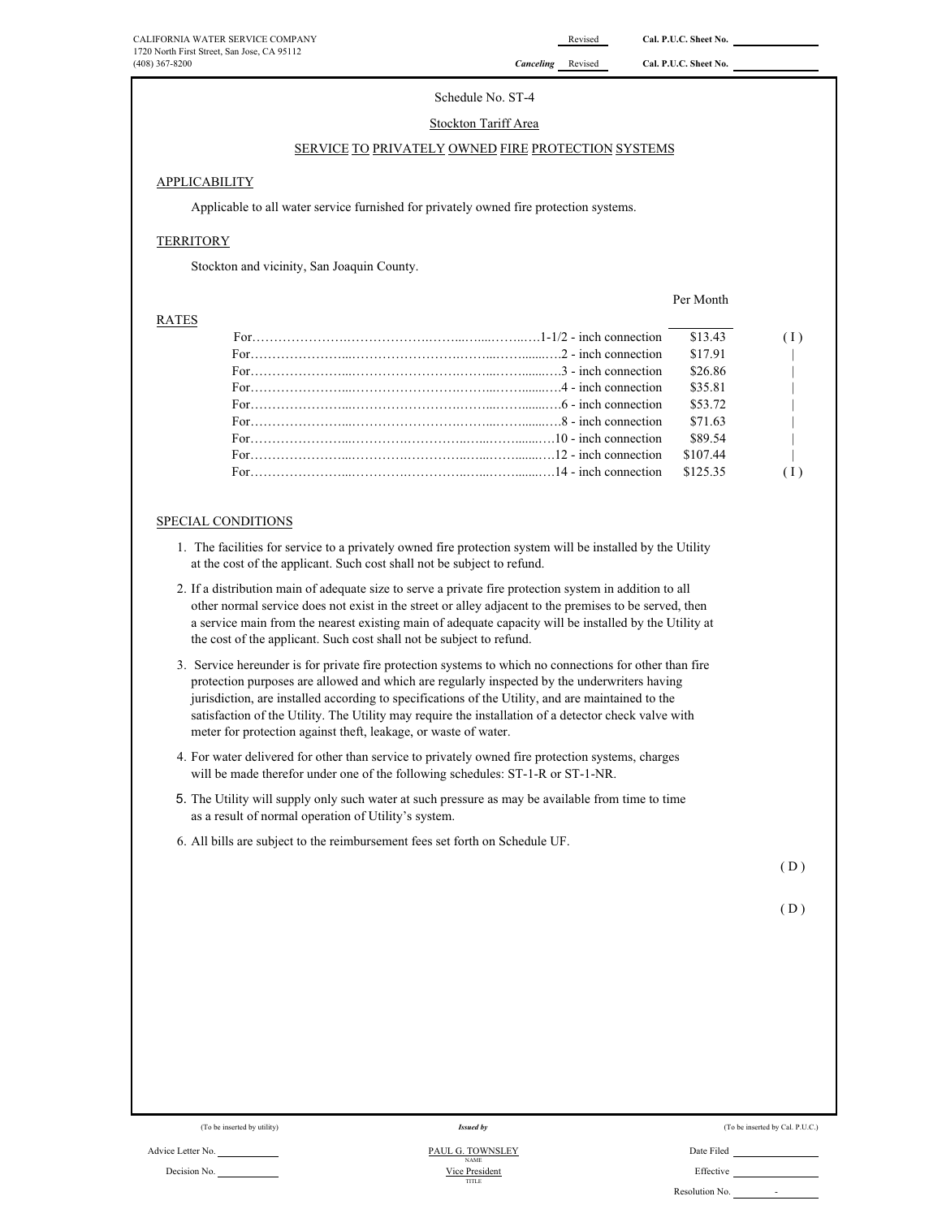CALIFORNIA WATER SERVICE COMPANY
1720 North First Street, San Jose, CA 95112
(408) 367-8200

Revised Cal. P.U.C. Sheet No.
Canceling Revised Cal. P.U.C. Sheet No.

Schedule No. ST-4

Stockton Tariff Area

SERVICE TO PRIVATELY OWNED FIRE PROTECTION SYSTEMS

## APPLICABILITY

Applicable to all water service furnished for privately owned fire protection systems.

## TERRITORY

Stockton and vicinity, San Joaquin County.

## RATES

| | Per Month | |
|---|---|---|
| For……………………1-1/2 - inch connection | $13.43 | ( I ) |
| For……………………2 - inch connection | $17.91 | \| |
| For……………………3 - inch connection | $26.86 | \| |
| For……………………4 - inch connection | $35.81 | \| |
| For……………………6 - inch connection | $53.72 | \| |
| For……………………8 - inch connection | $71.63 | \| |
| For……………………10 - inch connection | $89.54 | \| |
| For……………………12 - inch connection | $107.44 | \| |
| For……………………14 - inch connection | $125.35 | ( I ) |

## SPECIAL CONDITIONS

1. The facilities for service to a privately owned fire protection system will be installed by the Utility at the cost of the applicant. Such cost shall not be subject to refund.
2. If a distribution main of adequate size to serve a private fire protection system in addition to all other normal service does not exist in the street or alley adjacent to the premises to be served, then a service main from the nearest existing main of adequate capacity will be installed by the Utility at the cost of the applicant. Such cost shall not be subject to refund.
3. Service hereunder is for private fire protection systems to which no connections for other than fire protection purposes are allowed and which are regularly inspected by the underwriters having jurisdiction, are installed according to specifications of the Utility, and are maintained to the satisfaction of the Utility. The Utility may require the installation of a detector check valve with meter for protection against theft, leakage, or waste of water.
4. For water delivered for other than service to privately owned fire protection systems, charges will be made therefor under one of the following schedules: ST-1-R or ST-1-NR.
5. The Utility will supply only such water at such pressure as may be available from time to time as a result of normal operation of Utility's system.
6. All bills are subject to the reimbursement fees set forth on Schedule UF.

( D )

( D )

(To be inserted by utility) | Issued by | (To be inserted by Cal. P.U.C.)

Advice Letter No. | PAUL G. TOWNSLEY (NAME) | Date Filed

Decision No. | Vice President (TITLE) | Effective

Resolution No. -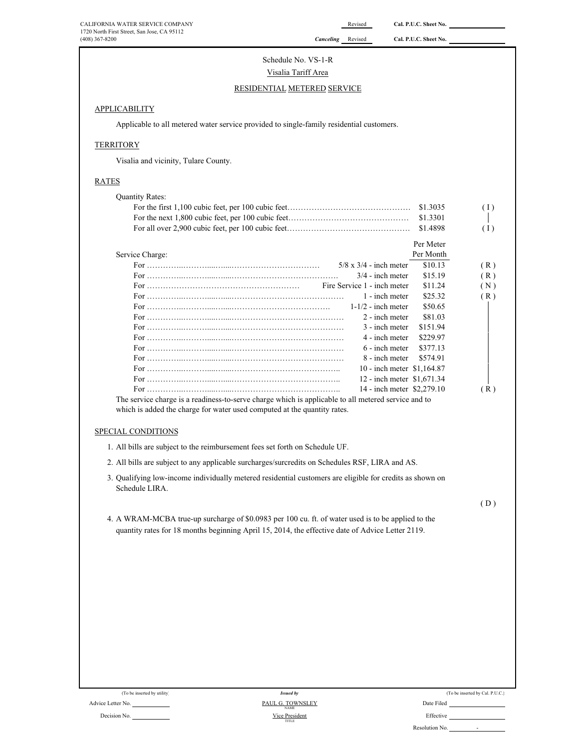CALIFORNIA WATER SERVICE COMPANY
1720 North First Street, San Jose, CA 95112
(408) 367-8200

Revised Cal. P.U.C. Sheet No. ______
*Canceling* Revised Cal. P.U.C. Sheet No. ______

Schedule No. VS-1-R

Visalia Tariff Area

RESIDENTIAL METERED SERVICE

## APPLICABILITY

Applicable to all metered water service provided to single-family residential customers.

## TERRITORY

Visalia and vicinity, Tulare County.

## RATES

Quantity Rates:

| | | |
|---|---|---|
| For the first 1,100 cubic feet, per 100 cubic feet | $1.3035 | ( I ) |
| For the next 1,800 cubic feet, per 100 cubic feet | $1.3301 | \| |
| For all over 2,900 cubic feet, per 100 cubic feet | $1.4898 | ( I ) |

Service Charge:

| | | Per Meter Per Month | |
|---|---|---|---|
| For | 5/8 x 3/4 - inch meter | $10.13 | ( R ) |
| For | 3/4 - inch meter | $15.19 | ( R ) |
| For | Fire Service 1 - inch meter | $11.24 | ( N ) |
| For | 1 - inch meter | $25.32 | ( R ) |
| For | 1-1/2 - inch meter | $50.65 | \| |
| For | 2 - inch meter | $81.03 | \| |
| For | 3 - inch meter | $151.94 | \| |
| For | 4 - inch meter | $229.97 | \| |
| For | 6 - inch meter | $377.13 | \| |
| For | 8 - inch meter | $574.91 | \| |
| For | 10 - inch meter | $1,164.87 | \| |
| For | 12 - inch meter | $1,671.34 | \| |
| For | 14 - inch meter | $2,279.10 | ( R ) |

The service charge is a readiness-to-serve charge which is applicable to all metered service and to which is added the charge for water used computed at the quantity rates.

## SPECIAL CONDITIONS

1. All bills are subject to the reimbursement fees set forth on Schedule UF.
2. All bills are subject to any applicable surcharges/surcredits on Schedules RSF, LIRA and AS.
3. Qualifying low-income individually metered residential customers are eligible for credits as shown on Schedule LIRA.

( D )

4. A WRAM-MCBA true-up surcharge of $0.0983 per 100 cu. ft. of water used is to be applied to the quantity rates for 18 months beginning April 15, 2014, the effective date of Advice Letter 2119.

(To be inserted by utility)
Advice Letter No. ______
Decision No. ______

*Issued by*
PAUL G. TOWNSLEY
NAME
Vice President
TITLE

(To be inserted by Cal. P.U.C.)
Date Filed ______
Effective ______
Resolution No. ______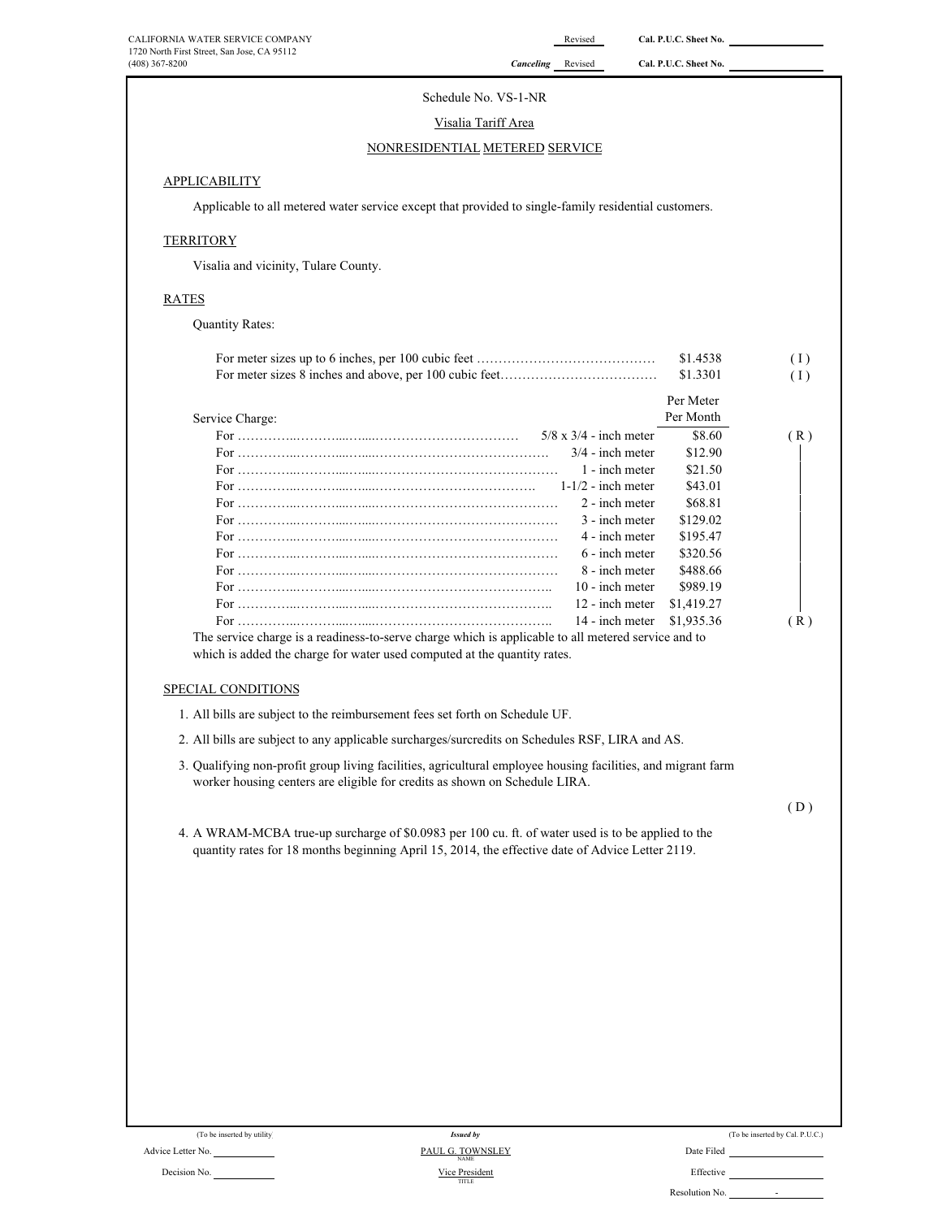CALIFORNIA WATER SERVICE COMPANY
1720 North First Street, San Jose, CA 95112
(408) 367-8200

Revised Cal. P.U.C. Sheet No. ______
*Canceling* Revised Cal. P.U.C. Sheet No. ______

Schedule No. VS-1-NR

Visalia Tariff Area

NONRESIDENTIAL METERED SERVICE

## APPLICABILITY

Applicable to all metered water service except that provided to single-family residential customers.

## TERRITORY

Visalia and vicinity, Tulare County.

## RATES

Quantity Rates:

| | | |
|---|---|---|
| For meter sizes up to 6 inches, per 100 cubic feet …………………………………… | $1.4538 | ( I ) |
| For meter sizes 8 inches and above, per 100 cubic feet……………………………… | $1.3301 | ( I ) |

Service Charge:

| | | Per Meter Per Month | |
|---|---|---|---|
| For …………………………………………………… | 5/8 x 3/4 - inch meter | $8.60 | ( R ) |
| For …………………………………………………… | 3/4 - inch meter | $12.90 | │ |
| For …………………………………………………… | 1 - inch meter | $21.50 | │ |
| For …………………………………………………… | 1-1/2 - inch meter | $43.01 | │ |
| For …………………………………………………… | 2 - inch meter | $68.81 | │ |
| For …………………………………………………… | 3 - inch meter | $129.02 | │ |
| For …………………………………………………… | 4 - inch meter | $195.47 | │ |
| For …………………………………………………… | 6 - inch meter | $320.56 | │ |
| For …………………………………………………… | 8 - inch meter | $488.66 | │ |
| For …………………………………………………… | 10 - inch meter | $989.19 | │ |
| For …………………………………………………… | 12 - inch meter | $1,419.27 | │ |
| For …………………………………………………… | 14 - inch meter | $1,935.36 | ( R ) |

The service charge is a readiness-to-serve charge which is applicable to all metered service and to which is added the charge for water used computed at the quantity rates.

## SPECIAL CONDITIONS

1. All bills are subject to the reimbursement fees set forth on Schedule UF.
2. All bills are subject to any applicable surcharges/surcredits on Schedules RSF, LIRA and AS.
3. Qualifying non-profit group living facilities, agricultural employee housing facilities, and migrant farm worker housing centers are eligible for credits as shown on Schedule LIRA.

( D )

4. A WRAM-MCBA true-up surcharge of $0.0983 per 100 cu. ft. of water used is to be applied to the quantity rates for 18 months beginning April 15, 2014, the effective date of Advice Letter 2119.

(To be inserted by utility) Advice Letter No. ______ Decision No. ______

*Issued by* PAUL G. TOWNSLEY (NAME) Vice President (TITLE)

(To be inserted by Cal. P.U.C.) Date Filed ______ Effective ______ Resolution No. ______ -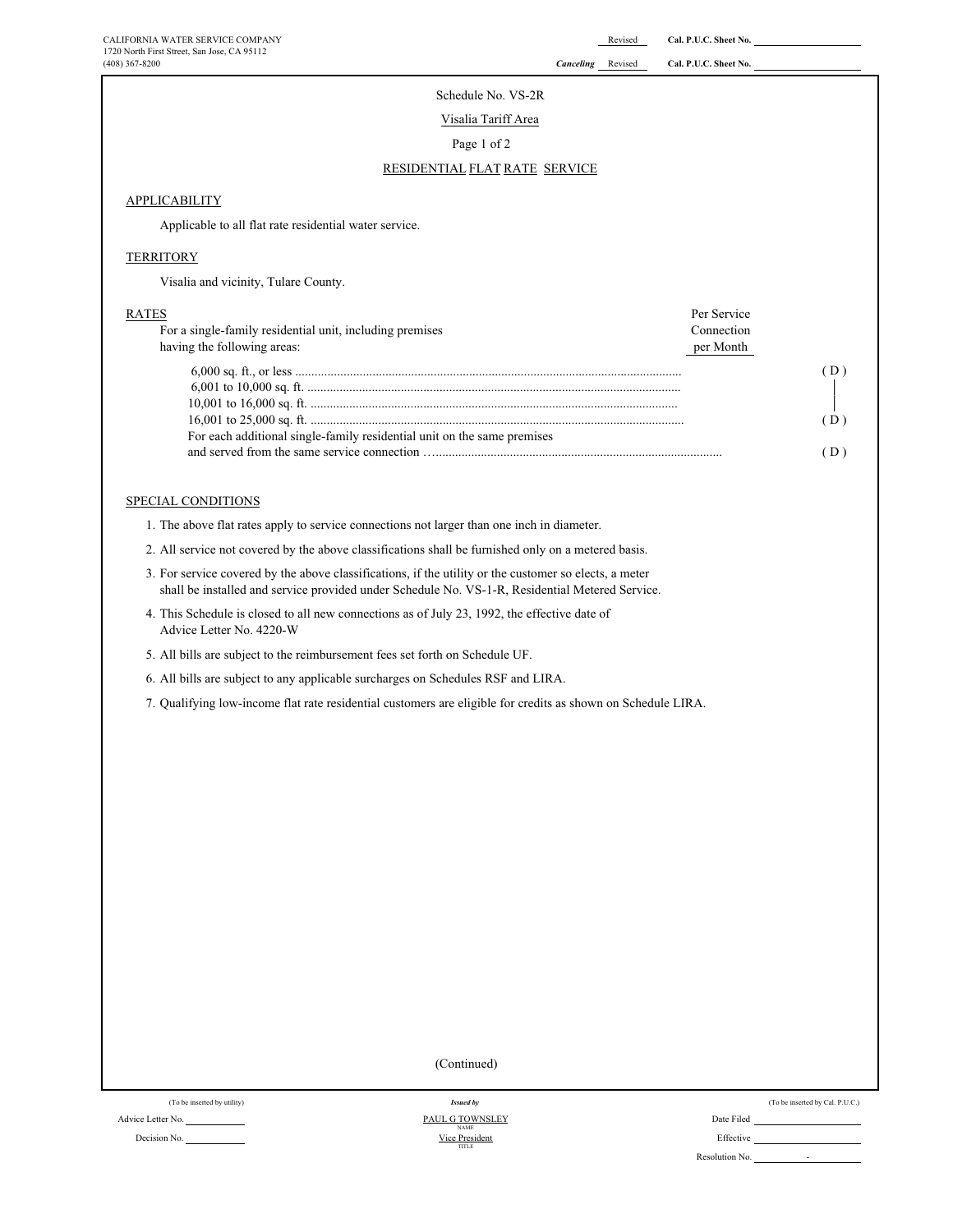CALIFORNIA WATER SERVICE COMPANY
1720 North First Street, San Jose, CA 95112
(408) 367-8200

Revised Cal. P.U.C. Sheet No.
Canceling Revised Cal. P.U.C. Sheet No.

Schedule No. VS-2R

Visalia Tariff Area

Page 1 of 2

## RESIDENTIAL FLAT RATE SERVICE

### APPLICABILITY

Applicable to all flat rate residential water service.

### TERRITORY

Visalia and vicinity, Tulare County.

### RATES

| For a single-family residential unit, including premises having the following areas: | Per Service Connection per Month | |
|---|---|---|
| 6,000 sq. ft., or less | | (D) |
| 6,001 to 10,000 sq. ft. | | \| |
| 10,001 to 16,000 sq. ft. | | \| |
| 16,001 to 25,000 sq. ft. | | (D) |
| For each additional single-family residential unit on the same premises and served from the same service connection | | (D) |

### SPECIAL CONDITIONS

1. The above flat rates apply to service connections not larger than one inch in diameter.
2. All service not covered by the above classifications shall be furnished only on a metered basis.
3. For service covered by the above classifications, if the utility or the customer so elects, a meter shall be installed and service provided under Schedule No. VS-1-R, Residential Metered Service.
4. This Schedule is closed to all new connections as of July 23, 1992, the effective date of Advice Letter No. 4220-W
5. All bills are subject to the reimbursement fees set forth on Schedule UF.
6. All bills are subject to any applicable surcharges on Schedules RSF and LIRA.
7. Qualifying low-income flat rate residential customers are eligible for credits as shown on Schedule LIRA.

(Continued)

(To be inserted by utility) | Issued by | (To be inserted by Cal. P.U.C.)

Advice Letter No. | PAUL G TOWNSLEY (NAME) | Date Filed

Decision No. | Vice President (TITLE) | Effective

Resolution No.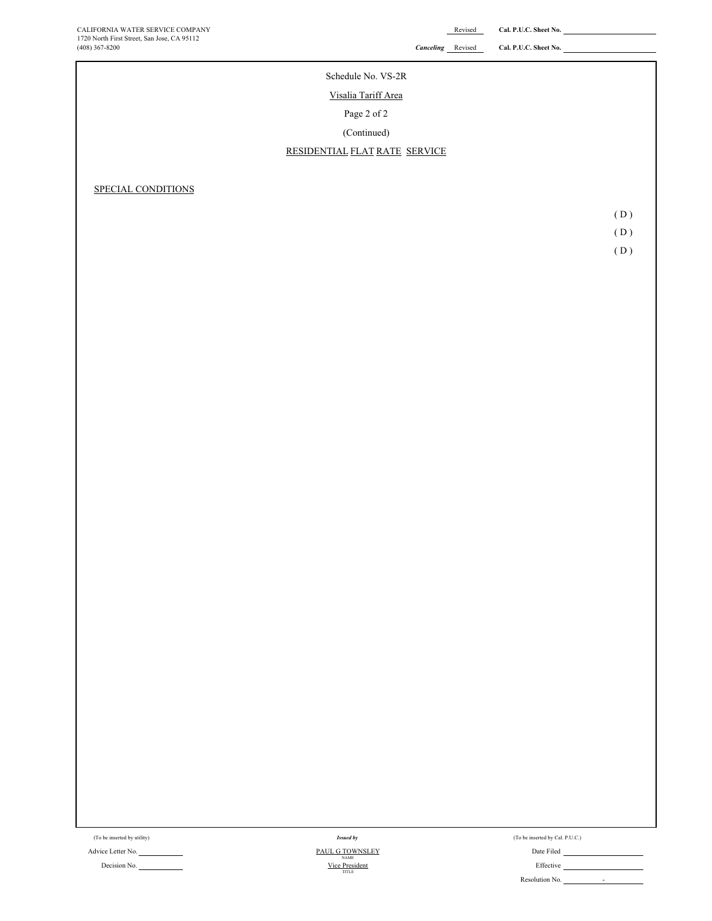CALIFORNIA WATER SERVICE COMPANY
1720 North First Street, San Jose, CA 95112
(408) 367-8200

Revised Cal. P.U.C. Sheet No.

*Canceling* Revised Cal. P.U.C. Sheet No.

Schedule No. VS-2R

Visalia Tariff Area

Page 2 of 2

(Continued)

RESIDENTIAL FLAT RATE SERVICE

SPECIAL CONDITIONS

( D )

( D )

( D )

(To be inserted by utility)

Advice Letter No.

Decision No.

*Issued by*

PAUL G TOWNSLEY
NAME

Vice President
TITLE

(To be inserted by Cal. P.U.C.)

Date Filed

Effective

Resolution No. -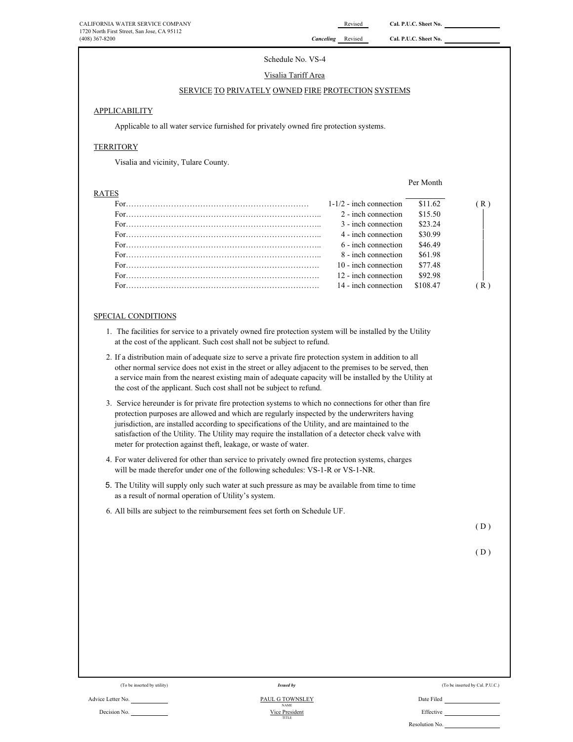CALIFORNIA WATER SERVICE COMPANY
1720 North First Street, San Jose, CA 95112
(408) 367-8200

Revised Cal. P.U.C. Sheet No.
*Canceling* Revised Cal. P.U.C. Sheet No.

Schedule No. VS-4

Visalia Tariff Area

SERVICE TO PRIVATELY OWNED FIRE PROTECTION SYSTEMS

## APPLICABILITY

Applicable to all water service furnished for privately owned fire protection systems.

## TERRITORY

Visalia and vicinity, Tulare County.

## RATES

| | | Per Month | |
|---|---|---|---|
| For……………………………………………………………… | 1-1/2 - inch connection | $11.62 | ( R ) |
| For……………………………………………………………….. | 2 - inch connection | $15.50 | \| |
| For……………………………………………………………….. | 3 - inch connection | $23.24 | \| |
| For……………………………………………………………….. | 4 - inch connection | $30.99 | \| |
| For……………………………………………………………….. | 6 - inch connection | $46.49 | \| |
| For……………………………………………………………….. | 8 - inch connection | $61.98 | \| |
| For………………………………………………………………. | 10 - inch connection | $77.48 | \| |
| For………………………………………………………………. | 12 - inch connection | $92.98 | \| |
| For………………………………………………………………. | 14 - inch connection | $108.47 | ( R ) |

## SPECIAL CONDITIONS

1. The facilities for service to a privately owned fire protection system will be installed by the Utility at the cost of the applicant. Such cost shall not be subject to refund.
2. If a distribution main of adequate size to serve a private fire protection system in addition to all other normal service does not exist in the street or alley adjacent to the premises to be served, then a service main from the nearest existing main of adequate capacity will be installed by the Utility at the cost of the applicant. Such cost shall not be subject to refund.
3. Service hereunder is for private fire protection systems to which no connections for other than fire protection purposes are allowed and which are regularly inspected by the underwriters having jurisdiction, are installed according to specifications of the Utility, and are maintained to the satisfaction of the Utility. The Utility may require the installation of a detector check valve with meter for protection against theft, leakage, or waste of water.
4. For water delivered for other than service to privately owned fire protection systems, charges will be made therefor under one of the following schedules: VS-1-R or VS-1-NR.
5. The Utility will supply only such water at such pressure as may be available from time to time as a result of normal operation of Utility's system.
6. All bills are subject to the reimbursement fees set forth on Schedule UF.

( D )

( D )

(To be inserted by utility) | *Issued by* | (To be inserted by Cal. P.U.C.)

Advice Letter No. | PAUL G TOWNSLEY (NAME) | Date Filed

Decision No. | Vice President (TITLE) | Effective

Resolution No.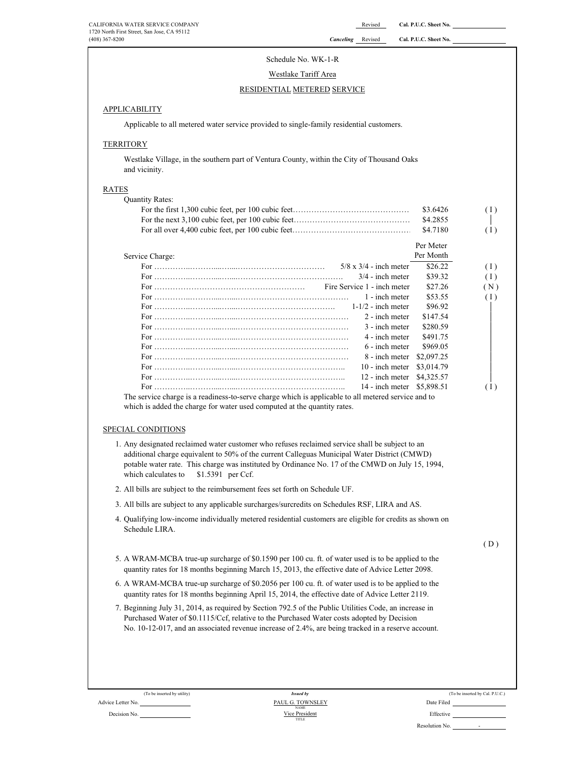CALIFORNIA WATER SERVICE COMPANY
1720 North First Street, San Jose, CA 95112
(408) 367-8200

Revised Cal. P.U.C. Sheet No.
*Canceling* Revised Cal. P.U.C. Sheet No.

Schedule No. WK-1-R

Westlake Tariff Area

RESIDENTIAL METERED SERVICE

## APPLICABILITY

Applicable to all metered water service provided to single-family residential customers.

## TERRITORY

Westlake Village, in the southern part of Ventura County, within the City of Thousand Oaks and vicinity.

## RATES

Quantity Rates:

| | | |
|---|---|---|
| For the first 1,300 cubic feet, per 100 cubic feet……………………………………… | $3.6426 | ( I ) |
| For the next 3,100 cubic feet, per 100 cubic feet……………………………………… | $4.2855 | │ |
| For all over 4,400 cubic feet, per 100 cubic feet……………………………………… | $4.7180 | ( I ) |

Service Charge:

| | | Per Meter Per Month | |
|---|---|---|---|
| For …………………………………………………… | 5/8 x 3/4 - inch meter | $26.22 | ( I ) |
| For …………………………………………………… | 3/4 - inch meter | $39.32 | ( I ) |
| For …………………………………………………… | Fire Service 1 - inch meter | $27.26 | ( N ) |
| For …………………………………………………… | 1 - inch meter | $53.55 | ( I ) |
| For …………………………………………………… | 1-1/2 - inch meter | $96.92 | │ |
| For …………………………………………………… | 2 - inch meter | $147.54 | │ |
| For …………………………………………………… | 3 - inch meter | $280.59 | │ |
| For …………………………………………………… | 4 - inch meter | $491.75 | │ |
| For …………………………………………………… | 6 - inch meter | $969.05 | │ |
| For …………………………………………………… | 8 - inch meter | $2,097.25 | │ |
| For …………………………………………………… | 10 - inch meter | $3,014.79 | │ |
| For …………………………………………………… | 12 - inch meter | $4,325.57 | │ |
| For …………………………………………………… | 14 - inch meter | $5,898.51 | ( I ) |

The service charge is a readiness-to-serve charge which is applicable to all metered service and to which is added the charge for water used computed at the quantity rates.

## SPECIAL CONDITIONS

1. Any designated reclaimed water customer who refuses reclaimed service shall be subject to an additional charge equivalent to 50% of the current Calleguas Municipal Water District (CMWD) potable water rate. This charge was instituted by Ordinance No. 17 of the CMWD on July 15, 1994, which calculates to $1.5391 per Ccf.
2. All bills are subject to the reimbursement fees set forth on Schedule UF.
3. All bills are subject to any applicable surcharges/surcredits on Schedules RSF, LIRA and AS.
4. Qualifying low-income individually metered residential customers are eligible for credits as shown on Schedule LIRA.

( D )

5. A WRAM-MCBA true-up surcharge of $0.1590 per 100 cu. ft. of water used is to be applied to the quantity rates for 18 months beginning March 15, 2013, the effective date of Advice Letter 2098.
6. A WRAM-MCBA true-up surcharge of $0.2056 per 100 cu. ft. of water used is to be applied to the quantity rates for 18 months beginning April 15, 2014, the effective date of Advice Letter 2119.
7. Beginning July 31, 2014, as required by Section 792.5 of the Public Utilities Code, an increase in Purchased Water of $0.1115/Ccf, relative to the Purchased Water costs adopted by Decision No. 10-12-017, and an associated revenue increase of 2.4%, are being tracked in a reserve account.

(To be inserted by utility)
Advice Letter No.
Decision No.

*Issued by*
PAUL G. TOWNSLEY
NAME
Vice President
TITLE

(To be inserted by Cal. P.U.C.)
Date Filed
Effective
Resolution No. -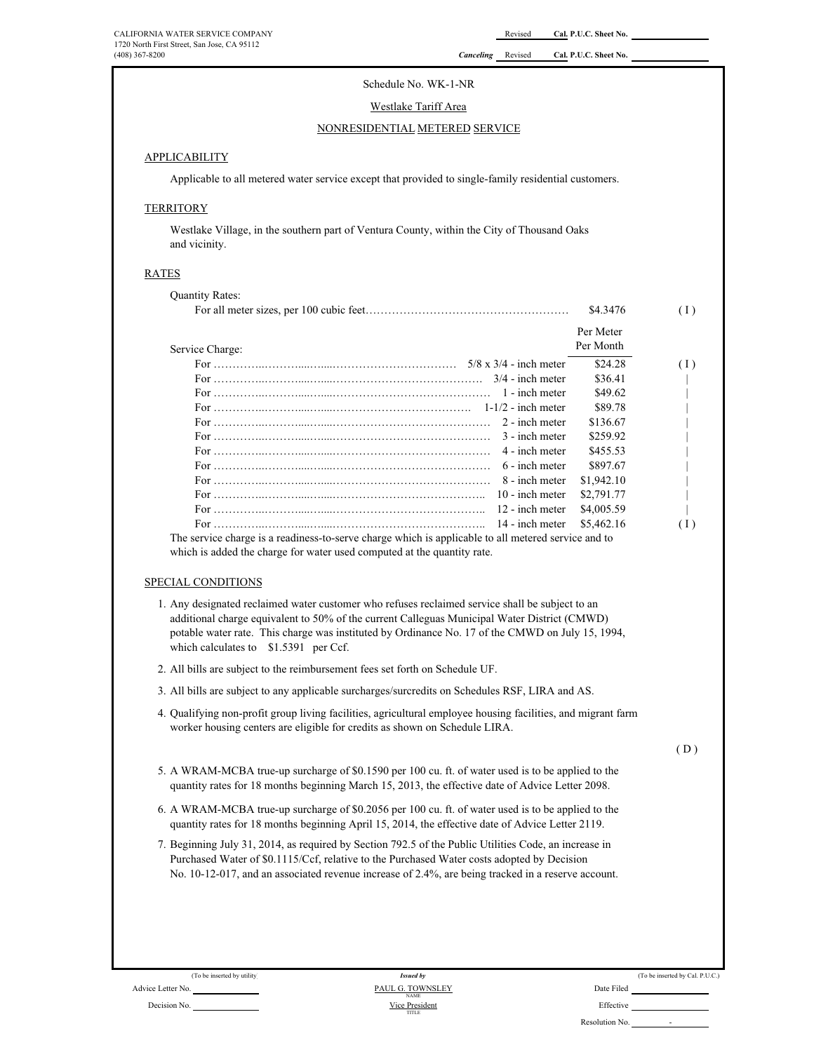CALIFORNIA WATER SERVICE COMPANY
1720 North First Street, San Jose, CA 95112
(408) 367-8200

Revised Cal. P.U.C. Sheet No. ____________

*Canceling* Revised Cal. P.U.C. Sheet No. ____________

Schedule No. WK-1-NR

Westlake Tariff Area

NONRESIDENTIAL METERED SERVICE

## APPLICABILITY

Applicable to all metered water service except that provided to single-family residential customers.

## TERRITORY

Westlake Village, in the southern part of Ventura County, within the City of Thousand Oaks and vicinity.

## RATES

Quantity Rates:

| | | |
|---|---|---|
| For all meter sizes, per 100 cubic feet…………………………………………… | $4.3476 | ( I ) |

Service Charge:

| | Per Meter Per Month | |
|---|---|---|
| For ……………………………………… 5/8 x 3/4 - inch meter | $24.28 | ( I ) |
| For ……………………………………… 3/4 - inch meter | $36.41 | \| |
| For ……………………………………… 1 - inch meter | $49.62 | \| |
| For ……………………………………… 1-1/2 - inch meter | $89.78 | \| |
| For ……………………………………… 2 - inch meter | $136.67 | \| |
| For ……………………………………… 3 - inch meter | $259.92 | \| |
| For ……………………………………… 4 - inch meter | $455.53 | \| |
| For ……………………………………… 6 - inch meter | $897.67 | \| |
| For ……………………………………… 8 - inch meter | $1,942.10 | \| |
| For ……………………………………… 10 - inch meter | $2,791.77 | \| |
| For ……………………………………… 12 - inch meter | $4,005.59 | \| |
| For ……………………………………… 14 - inch meter | $5,462.16 | ( I ) |

The service charge is a readiness-to-serve charge which is applicable to all metered service and to which is added the charge for water used computed at the quantity rate.

## SPECIAL CONDITIONS

1. Any designated reclaimed water customer who refuses reclaimed service shall be subject to an additional charge equivalent to 50% of the current Calleguas Municipal Water District (CMWD) potable water rate. This charge was instituted by Ordinance No. 17 of the CMWD on July 15, 1994, which calculates to $1.5391 per Ccf.
2. All bills are subject to the reimbursement fees set forth on Schedule UF.
3. All bills are subject to any applicable surcharges/surcredits on Schedules RSF, LIRA and AS.
4. Qualifying non-profit group living facilities, agricultural employee housing facilities, and migrant farm worker housing centers are eligible for credits as shown on Schedule LIRA.

( D )

5. A WRAM-MCBA true-up surcharge of $0.1590 per 100 cu. ft. of water used is to be applied to the quantity rates for 18 months beginning March 15, 2013, the effective date of Advice Letter 2098.
6. A WRAM-MCBA true-up surcharge of $0.2056 per 100 cu. ft. of water used is to be applied to the quantity rates for 18 months beginning April 15, 2014, the effective date of Advice Letter 2119.
7. Beginning July 31, 2014, as required by Section 792.5 of the Public Utilities Code, an increase in Purchased Water of $0.1115/Ccf, relative to the Purchased Water costs adopted by Decision No. 10-12-017, and an associated revenue increase of 2.4%, are being tracked in a reserve account.

(To be inserted by utility)
Advice Letter No. ____________
Decision No. ____________

*Issued by*
PAUL G. TOWNSLEY
NAME
Vice President
TITLE

(To be inserted by Cal. P.U.C.)
Date Filed ____________
Effective ____________
Resolution No. ____-____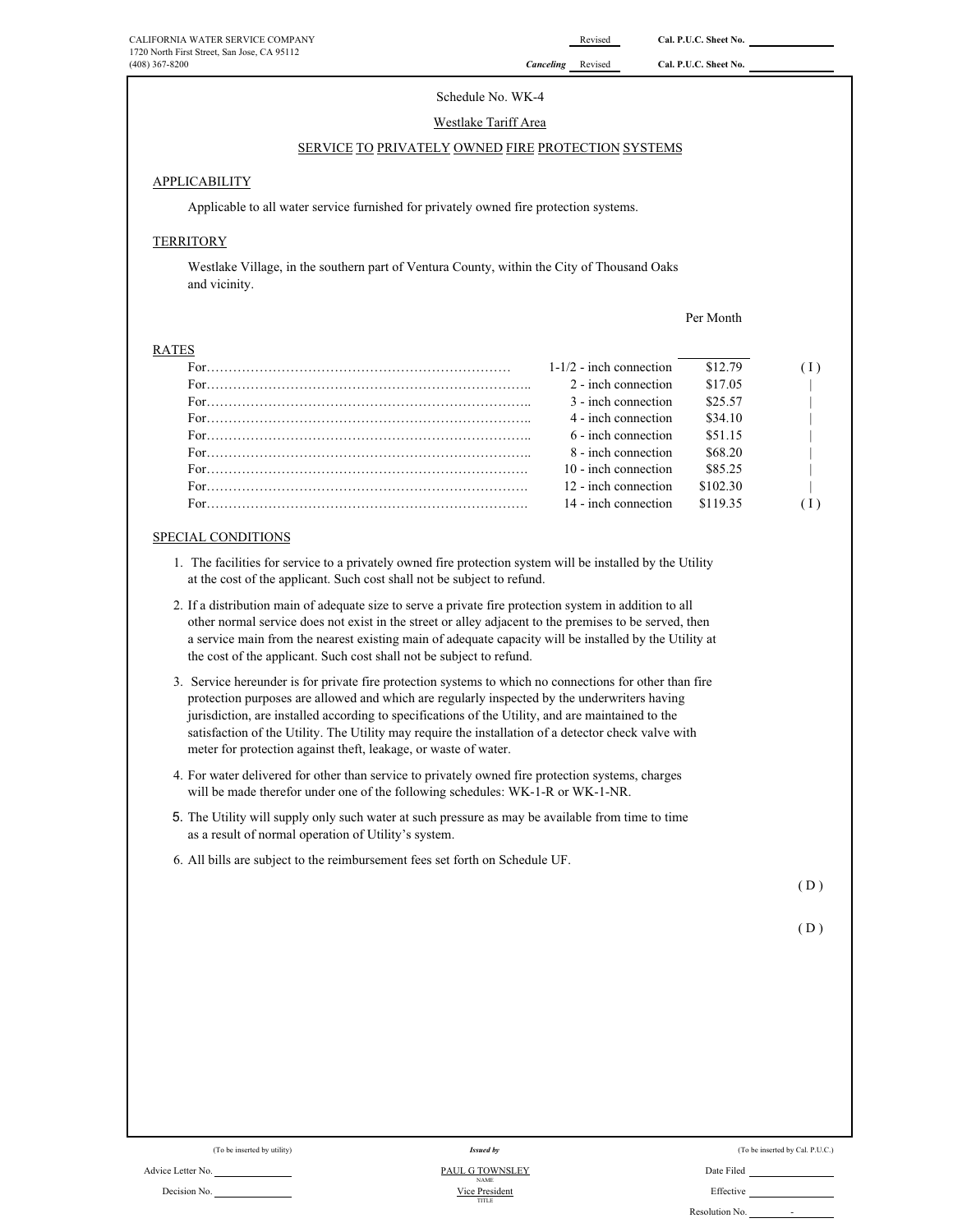CALIFORNIA WATER SERVICE COMPANY
1720 North First Street, San Jose, CA 95112
(408) 367-8200

Revised **Cal. P.U.C. Sheet No.**

*Canceling* Revised **Cal. P.U.C. Sheet No.**

Schedule No. WK-4

Westlake Tariff Area

SERVICE TO PRIVATELY OWNED FIRE PROTECTION SYSTEMS

## APPLICABILITY

Applicable to all water service furnished for privately owned fire protection systems.

## TERRITORY

Westlake Village, in the southern part of Ventura County, within the City of Thousand Oaks and vicinity.

## RATES

| | | Per Month | |
|---|---|---|---|
| For………………………………………………………… | 1-1/2 - inch connection | $12.79 | ( I ) |
| For………………………………………………………… | 2 - inch connection | $17.05 | \| |
| For………………………………………………………… | 3 - inch connection | $25.57 | \| |
| For………………………………………………………… | 4 - inch connection | $34.10 | \| |
| For………………………………………………………… | 6 - inch connection | $51.15 | \| |
| For………………………………………………………… | 8 - inch connection | $68.20 | \| |
| For………………………………………………………… | 10 - inch connection | $85.25 | \| |
| For………………………………………………………… | 12 - inch connection | $102.30 | \| |
| For………………………………………………………… | 14 - inch connection | $119.35 | ( I ) |

## SPECIAL CONDITIONS

1. The facilities for service to a privately owned fire protection system will be installed by the Utility at the cost of the applicant. Such cost shall not be subject to refund.
2. If a distribution main of adequate size to serve a private fire protection system in addition to all other normal service does not exist in the street or alley adjacent to the premises to be served, then a service main from the nearest existing main of adequate capacity will be installed by the Utility at the cost of the applicant. Such cost shall not be subject to refund.
3. Service hereunder is for private fire protection systems to which no connections for other than fire protection purposes are allowed and which are regularly inspected by the underwriters having jurisdiction, are installed according to specifications of the Utility, and are maintained to the satisfaction of the Utility. The Utility may require the installation of a detector check valve with meter for protection against theft, leakage, or waste of water.
4. For water delivered for other than service to privately owned fire protection systems, charges will be made therefor under one of the following schedules: WK-1-R or WK-1-NR.
5. The Utility will supply only such water at such pressure as may be available from time to time as a result of normal operation of Utility's system.
6. All bills are subject to the reimbursement fees set forth on Schedule UF.

( D )

( D )

(To be inserted by utility) | *Issued by* | (To be inserted by Cal. P.U.C.)

Advice Letter No. | PAUL G TOWNSLEY (NAME) | Date Filed

Decision No. | Vice President (TITLE) | Effective

Resolution No. -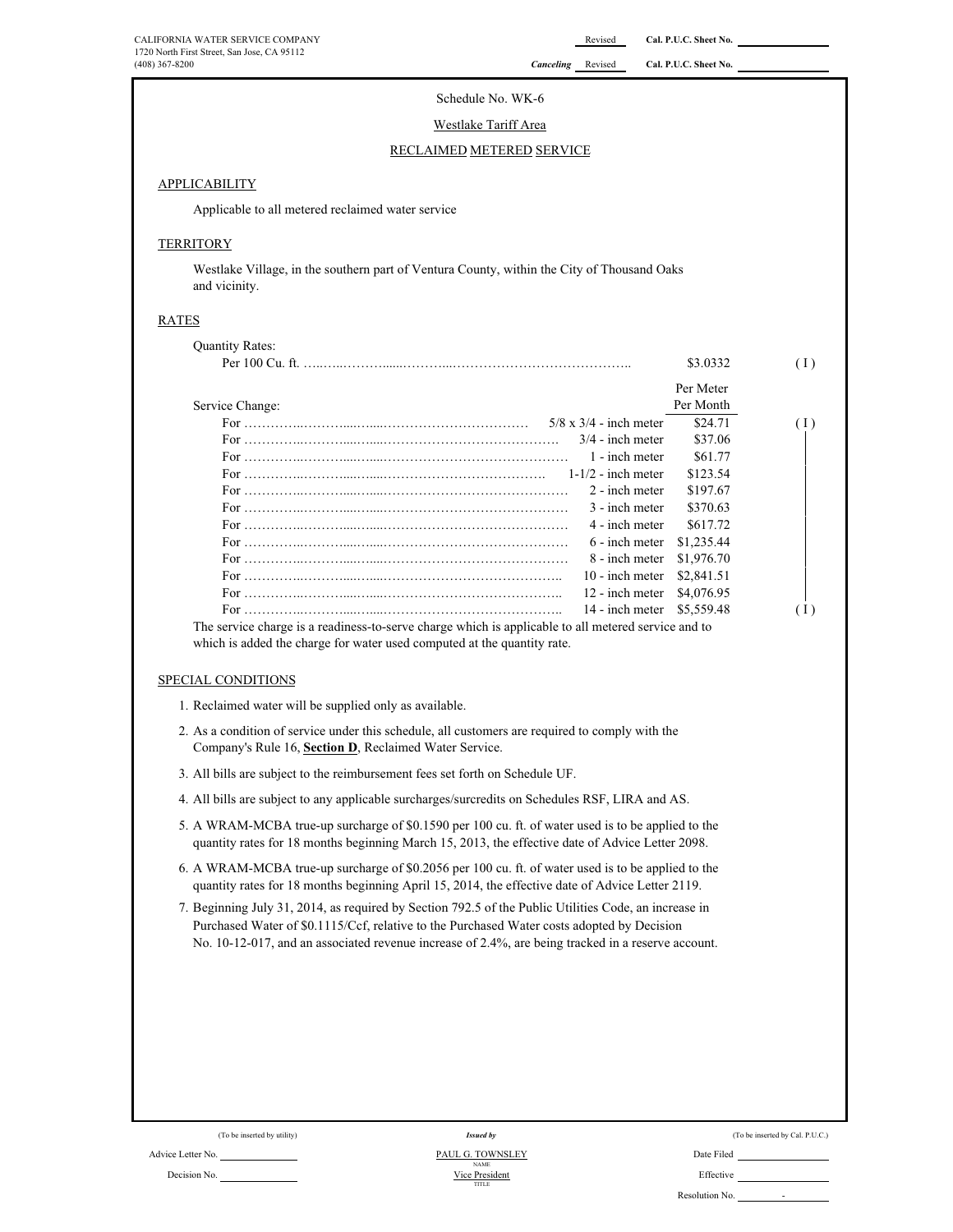CALIFORNIA WATER SERVICE COMPANY
1720 North First Street, San Jose, CA 95112
(408) 367-8200

Revised Cal. P.U.C. Sheet No.
*Canceling* Revised Cal. P.U.C. Sheet No.

Schedule No. WK-6

Westlake Tariff Area

RECLAIMED METERED SERVICE

## APPLICABILITY

Applicable to all metered reclaimed water service

## TERRITORY

Westlake Village, in the southern part of Ventura County, within the City of Thousand Oaks and vicinity.

## RATES

Quantity Rates:

| | | |
|---|---|---|
| Per 100 Cu. ft. | $3.0332 | (I) |

| Service Change: | | Per Meter Per Month | |
|---|---|---|---|
| For | 5/8 x 3/4 - inch meter | $24.71 | (I) |
| For | 3/4 - inch meter | $37.06 | |
| For | 1 - inch meter | $61.77 | |
| For | 1-1/2 - inch meter | $123.54 | |
| For | 2 - inch meter | $197.67 | |
| For | 3 - inch meter | $370.63 | |
| For | 4 - inch meter | $617.72 | |
| For | 6 - inch meter | $1,235.44 | |
| For | 8 - inch meter | $1,976.70 | |
| For | 10 - inch meter | $2,841.51 | |
| For | 12 - inch meter | $4,076.95 | |
| For | 14 - inch meter | $5,559.48 | (I) |

The service charge is a readiness-to-serve charge which is applicable to all metered service and to which is added the charge for water used computed at the quantity rate.

## SPECIAL CONDITIONS

1. Reclaimed water will be supplied only as available.
2. As a condition of service under this schedule, all customers are required to comply with the Company's Rule 16, **Section D**, Reclaimed Water Service.
3. All bills are subject to the reimbursement fees set forth on Schedule UF.
4. All bills are subject to any applicable surcharges/surcredits on Schedules RSF, LIRA and AS.
5. A WRAM-MCBA true-up surcharge of $0.1590 per 100 cu. ft. of water used is to be applied to the quantity rates for 18 months beginning March 15, 2013, the effective date of Advice Letter 2098.
6. A WRAM-MCBA true-up surcharge of $0.2056 per 100 cu. ft. of water used is to be applied to the quantity rates for 18 months beginning April 15, 2014, the effective date of Advice Letter 2119.
7. Beginning July 31, 2014, as required by Section 792.5 of the Public Utilities Code, an increase in Purchased Water of $0.1115/Ccf, relative to the Purchased Water costs adopted by Decision No. 10-12-017, and an associated revenue increase of 2.4%, are being tracked in a reserve account.

(To be inserted by utility) | *Issued by* | (To be inserted by Cal. P.U.C.)

Advice Letter No. | PAUL G. TOWNSLEY (NAME) | Date Filed

Decision No. | Vice President (TITLE) | Effective

Resolution No. -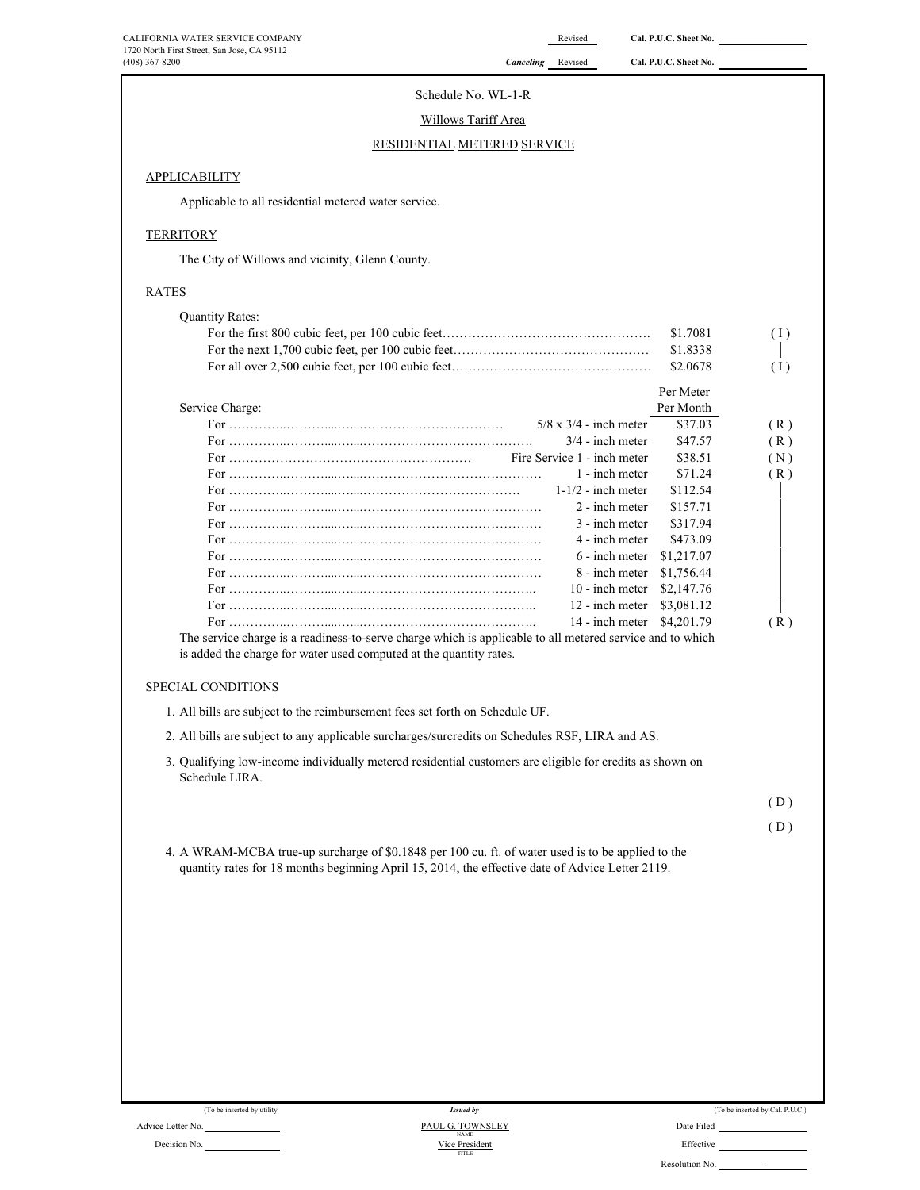CALIFORNIA WATER SERVICE COMPANY
1720 North First Street, San Jose, CA 95112
(408) 367-8200

Revised — Cal. P.U.C. Sheet No.
Canceling Revised — Cal. P.U.C. Sheet No.

Schedule No. WL-1-R

Willows Tariff Area

RESIDENTIAL METERED SERVICE

## APPLICABILITY

Applicable to all residential metered water service.

## TERRITORY

The City of Willows and vicinity, Glenn County.

## RATES

Quantity Rates:

| | | |
|---|---|---|
| For the first 800 cubic feet, per 100 cubic feet | $1.7081 | (I) |
| For the next 1,700 cubic feet, per 100 cubic feet | $1.8338 | \| |
| For all over 2,500 cubic feet, per 100 cubic feet | $2.0678 | (I) |

| Service Charge: | | Per Meter Per Month | |
|---|---|---|---|
| For | 5/8 x 3/4 - inch meter | $37.03 | (R) |
| For | 3/4 - inch meter | $47.57 | (R) |
| For | Fire Service 1 - inch meter | $38.51 | (N) |
| For | 1 - inch meter | $71.24 | (R) |
| For | 1-1/2 - inch meter | $112.54 | \| |
| For | 2 - inch meter | $157.71 | \| |
| For | 3 - inch meter | $317.94 | \| |
| For | 4 - inch meter | $473.09 | \| |
| For | 6 - inch meter | $1,217.07 | \| |
| For | 8 - inch meter | $1,756.44 | \| |
| For | 10 - inch meter | $2,147.76 | \| |
| For | 12 - inch meter | $3,081.12 | \| |
| For | 14 - inch meter | $4,201.79 | (R) |

The service charge is a readiness-to-serve charge which is applicable to all metered service and to which is added the charge for water used computed at the quantity rates.

## SPECIAL CONDITIONS

1. All bills are subject to the reimbursement fees set forth on Schedule UF.
2. All bills are subject to any applicable surcharges/surcredits on Schedules RSF, LIRA and AS.
3. Qualifying low-income individually metered residential customers are eligible for credits as shown on Schedule LIRA.

(D)

(D)

4. A WRAM-MCBA true-up surcharge of $0.1848 per 100 cu. ft. of water used is to be applied to the quantity rates for 18 months beginning April 15, 2014, the effective date of Advice Letter 2119.

(To be inserted by utility) — Issued by — (To be inserted by Cal. P.U.C.)

Advice Letter No. — PAUL G. TOWNSLEY (NAME) — Date Filed

Decision No. — Vice President (TITLE) — Effective

Resolution No. -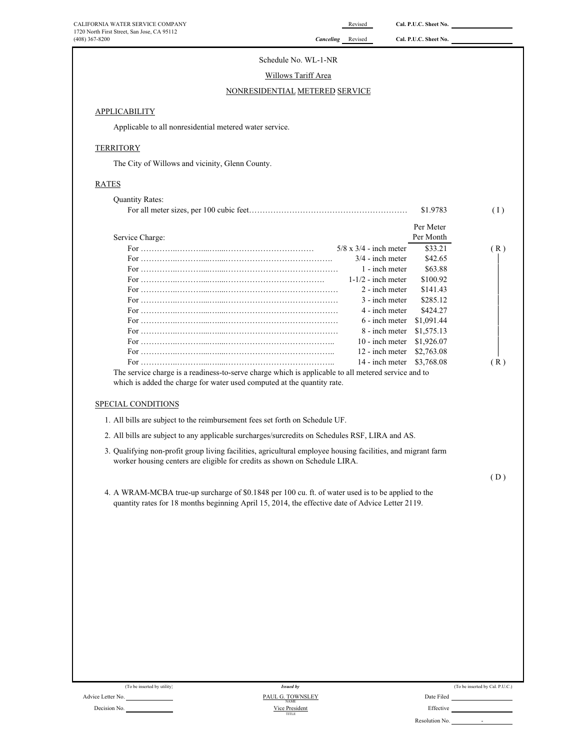CALIFORNIA WATER SERVICE COMPANY
1720 North First Street, San Jose, CA 95112
(408) 367-8200

Revised Cal. P.U.C. Sheet No.
*Canceling* Revised Cal. P.U.C. Sheet No.

Schedule No. WL-1-NR

Willows Tariff Area

NONRESIDENTIAL METERED SERVICE

## APPLICABILITY

Applicable to all nonresidential metered water service.

## TERRITORY

The City of Willows and vicinity, Glenn County.

## RATES

Quantity Rates:

| | | |
|---|---|---|
| For all meter sizes, per 100 cubic feet…………………………………………………… | $1.9783 | (I) |

| Service Charge: | | Per Meter Per Month | |
|---|---|---|---|
| For ………………………………………………… | 5/8 x 3/4 - inch meter | $33.21 | (R) |
| For ………………………………………………… | 3/4 - inch meter | $42.65 | |
| For ………………………………………………… | 1 - inch meter | $63.88 | |
| For ………………………………………………… | 1-1/2 - inch meter | $100.92 | |
| For ………………………………………………… | 2 - inch meter | $141.43 | |
| For ………………………………………………… | 3 - inch meter | $285.12 | |
| For ………………………………………………… | 4 - inch meter | $424.27 | |
| For ………………………………………………… | 6 - inch meter | $1,091.44 | |
| For ………………………………………………… | 8 - inch meter | $1,575.13 | |
| For ………………………………………………… | 10 - inch meter | $1,926.07 | |
| For ………………………………………………… | 12 - inch meter | $2,763.08 | |
| For ………………………………………………… | 14 - inch meter | $3,768.08 | (R) |

The service charge is a readiness-to-serve charge which is applicable to all metered service and to which is added the charge for water used computed at the quantity rate.

## SPECIAL CONDITIONS

1. All bills are subject to the reimbursement fees set forth on Schedule UF.
2. All bills are subject to any applicable surcharges/surcredits on Schedules RSF, LIRA and AS.
3. Qualifying non-profit group living facilities, agricultural employee housing facilities, and migrant farm worker housing centers are eligible for credits as shown on Schedule LIRA.

(D)

4. A WRAM-MCBA true-up surcharge of $0.1848 per 100 cu. ft. of water used is to be applied to the quantity rates for 18 months beginning April 15, 2014, the effective date of Advice Letter 2119.

(To be inserted by utility) Advice Letter No. Decision No.

*Issued by* PAUL G. TOWNSLEY (NAME) Vice President (TITLE)

(To be inserted by Cal. P.U.C.) Date Filed Effective Resolution No. -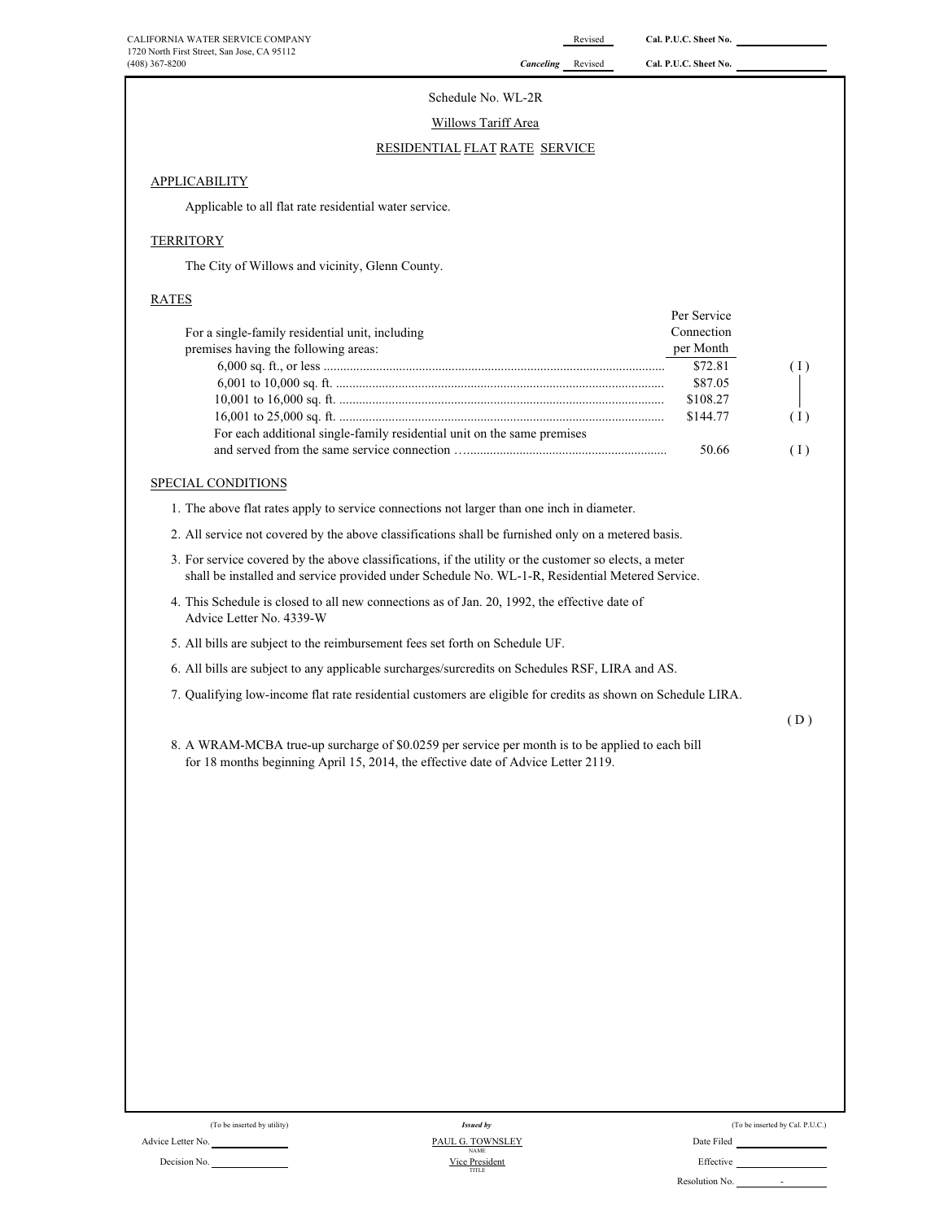CALIFORNIA WATER SERVICE COMPANY
1720 North First Street, San Jose, CA 95112
(408) 367-8200

Revised Cal. P.U.C. Sheet No.

*Canceling* Revised Cal. P.U.C. Sheet No.

Schedule No. WL-2R

Willows Tariff Area

RESIDENTIAL FLAT RATE SERVICE

## APPLICABILITY

Applicable to all flat rate residential water service.

## TERRITORY

The City of Willows and vicinity, Glenn County.

## RATES

| For a single-family residential unit, including premises having the following areas: | Per Service Connection per Month | |
|---|---|---|
| 6,000 sq. ft., or less | $72.81 | ( I ) |
| 6,001 to 10,000 sq. ft. | $87.05 | │ |
| 10,001 to 16,000 sq. ft. | $108.27 | │ |
| 16,001 to 25,000 sq. ft. | $144.77 | ( I ) |
| For each additional single-family residential unit on the same premises and served from the same service connection | 50.66 | ( I ) |

## SPECIAL CONDITIONS

1. The above flat rates apply to service connections not larger than one inch in diameter.
2. All service not covered by the above classifications shall be furnished only on a metered basis.
3. For service covered by the above classifications, if the utility or the customer so elects, a meter shall be installed and service provided under Schedule No. WL-1-R, Residential Metered Service.
4. This Schedule is closed to all new connections as of Jan. 20, 1992, the effective date of Advice Letter No. 4339-W
5. All bills are subject to the reimbursement fees set forth on Schedule UF.
6. All bills are subject to any applicable surcharges/surcredits on Schedules RSF, LIRA and AS.
7. Qualifying low-income flat rate residential customers are eligible for credits as shown on Schedule LIRA.

( D )

8. A WRAM-MCBA true-up surcharge of $0.0259 per service per month is to be applied to each bill for 18 months beginning April 15, 2014, the effective date of Advice Letter 2119.

(To be inserted by utility)
Advice Letter No.
Decision No.

*Issued by*
PAUL G. TOWNSLEY
NAME
Vice President
TITLE

(To be inserted by Cal. P.U.C.)
Date Filed
Effective
Resolution No. -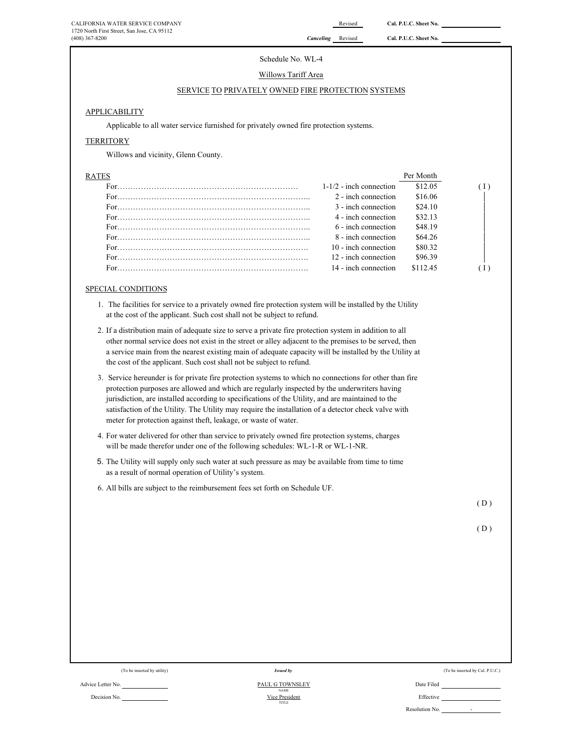CALIFORNIA WATER SERVICE COMPANY
1720 North First Street, San Jose, CA 95112
(408) 367-8200

Revised Cal. P.U.C. Sheet No.
Canceling Revised Cal. P.U.C. Sheet No.

Schedule No. WL-4

Willows Tariff Area

SERVICE TO PRIVATELY OWNED FIRE PROTECTION SYSTEMS

## APPLICABILITY

Applicable to all water service furnished for privately owned fire protection systems.

## TERRITORY

Willows and vicinity, Glenn County.

## RATES

| | | Per Month | |
|---|---|---|---|
| For……………………………………………………………… | 1-1/2 - inch connection | $12.05 | ( I ) |
| For………………………………………………………………….. | 2 - inch connection | $16.06 | │ |
| For………………………………………………………………….. | 3 - inch connection | $24.10 | │ |
| For………………………………………………………………….. | 4 - inch connection | $32.13 | │ |
| For………………………………………………………………….. | 6 - inch connection | $48.19 | │ |
| For………………………………………………………………….. | 8 - inch connection | $64.26 | │ |
| For…………………………………………………………………. | 10 - inch connection | $80.32 | │ |
| For…………………………………………………………………. | 12 - inch connection | $96.39 | │ |
| For…………………………………………………………………. | 14 - inch connection | $112.45 | ( I ) |

## SPECIAL CONDITIONS

1. The facilities for service to a privately owned fire protection system will be installed by the Utility at the cost of the applicant. Such cost shall not be subject to refund.
2. If a distribution main of adequate size to serve a private fire protection system in addition to all other normal service does not exist in the street or alley adjacent to the premises to be served, then a service main from the nearest existing main of adequate capacity will be installed by the Utility at the cost of the applicant. Such cost shall not be subject to refund.
3. Service hereunder is for private fire protection systems to which no connections for other than fire protection purposes are allowed and which are regularly inspected by the underwriters having jurisdiction, are installed according to specifications of the Utility, and are maintained to the satisfaction of the Utility. The Utility may require the installation of a detector check valve with meter for protection against theft, leakage, or waste of water.
4. For water delivered for other than service to privately owned fire protection systems, charges will be made therefor under one of the following schedules: WL-1-R or WL-1-NR.
5. The Utility will supply only such water at such pressure as may be available from time to time as a result of normal operation of Utility's system.
6. All bills are subject to the reimbursement fees set forth on Schedule UF.

( D )

( D )

(To be inserted by utility) | *Issued by* | (To be inserted by Cal. P.U.C.)

Advice Letter No. | PAUL G TOWNSLEY (NAME) | Date Filed

Decision No. | Vice President (TITLE) | Effective

Resolution No. -